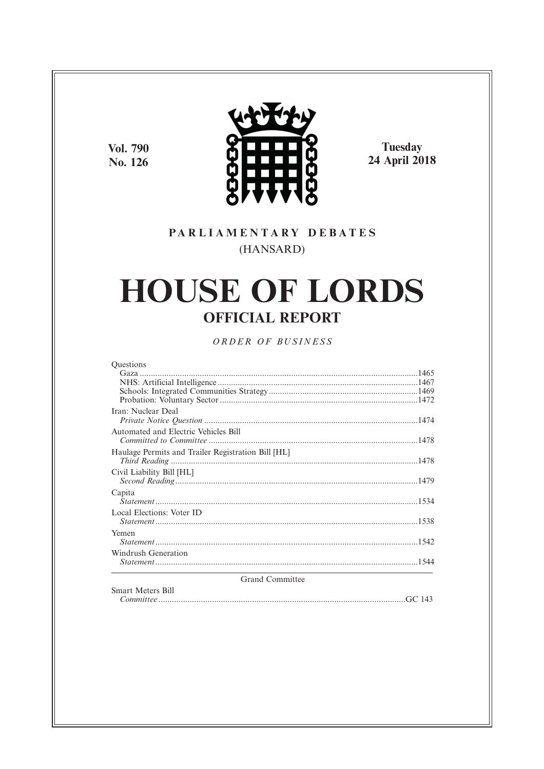Vol. 790
No. 126

Tuesday
24 April 2018

PARLIAMENTARY DEBATES
(HANSARD)

# HOUSE OF LORDS

## OFFICIAL REPORT

*ORDER OF BUSINESS*

Questions
Gaza ....................1465
NHS: Artificial Intelligence ....................1467
Schools: Integrated Communities Strategy ....................1469
Probation: Voluntary Sector ....................1472

Iran: Nuclear Deal
*Private Notice Question* ....................1474

Automated and Electric Vehicles Bill
*Committed to Committee* ....................1478

Haulage Permits and Trailer Registration Bill [HL]
*Third Reading* ....................1478

Civil Liability Bill [HL]
*Second Reading* ....................1479

Capita
*Statement* ....................1534

Local Elections: Voter ID
*Statement* ....................1538

Yemen
*Statement* ....................1542

Windrush Generation
*Statement* ....................1544

Grand Committee

Smart Meters Bill
*Committee* ....................GC 143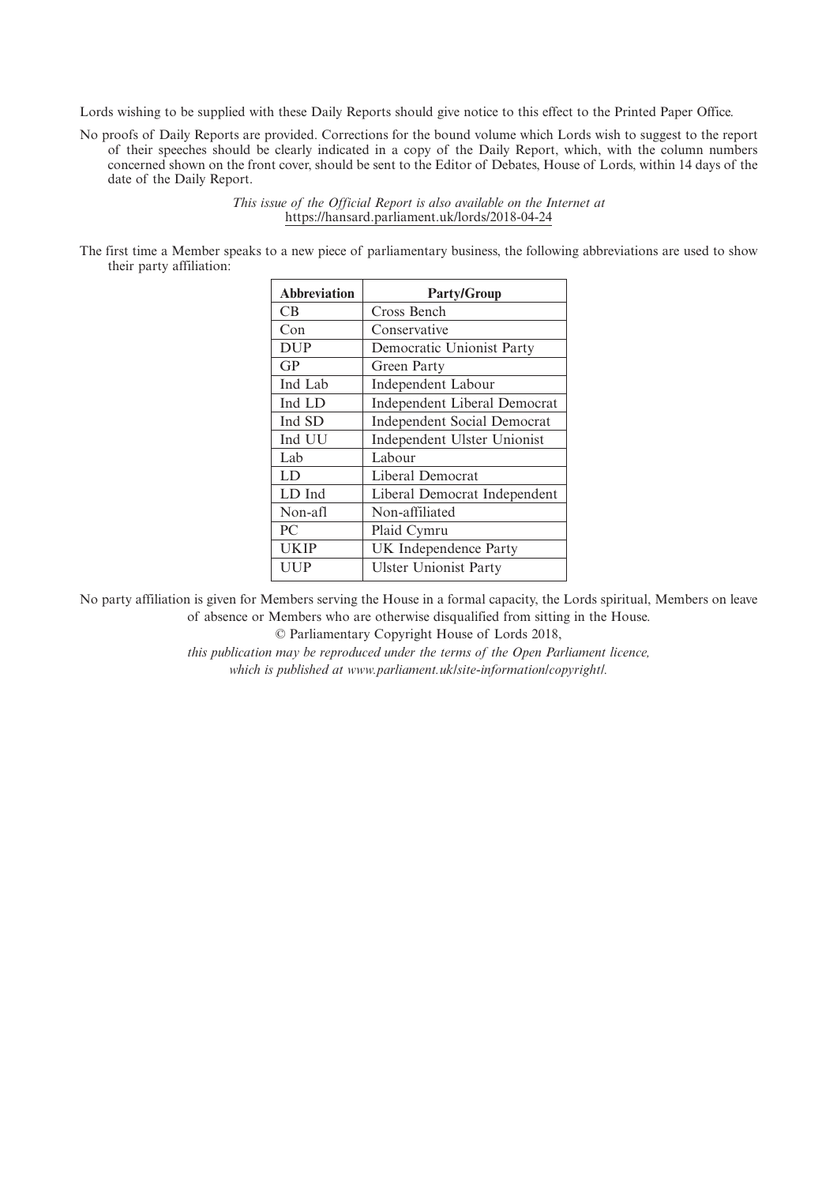Lords wishing to be supplied with these Daily Reports should give notice to this effect to the Printed Paper Office.

No proofs of Daily Reports are provided. Corrections for the bound volume which Lords wish to suggest to the report of their speeches should be clearly indicated in a copy of the Daily Report, which, with the column numbers concerned shown on the front cover, should be sent to the Editor of Debates, House of Lords, within 14 days of the date of the Daily Report.

*This issue of the Official Report is also available on the Internet at* https://hansard.parliament.uk/lords/2018-04-24

The first time a Member speaks to a new piece of parliamentary business, the following abbreviations are used to show their party affiliation:

| Abbreviation | Party/Group |
|---|---|
| CB | Cross Bench |
| Con | Conservative |
| DUP | Democratic Unionist Party |
| GP | Green Party |
| Ind Lab | Independent Labour |
| Ind LD | Independent Liberal Democrat |
| Ind SD | Independent Social Democrat |
| Ind UU | Independent Ulster Unionist |
| Lab | Labour |
| LD | Liberal Democrat |
| LD Ind | Liberal Democrat Independent |
| Non-afl | Non-affiliated |
| PC | Plaid Cymru |
| UKIP | UK Independence Party |
| UUP | Ulster Unionist Party |

No party affiliation is given for Members serving the House in a formal capacity, the Lords spiritual, Members on leave of absence or Members who are otherwise disqualified from sitting in the House.

© Parliamentary Copyright House of Lords 2018,

*this publication may be reproduced under the terms of the Open Parliament licence, which is published at www.parliament.uk/site-information/copyright/.*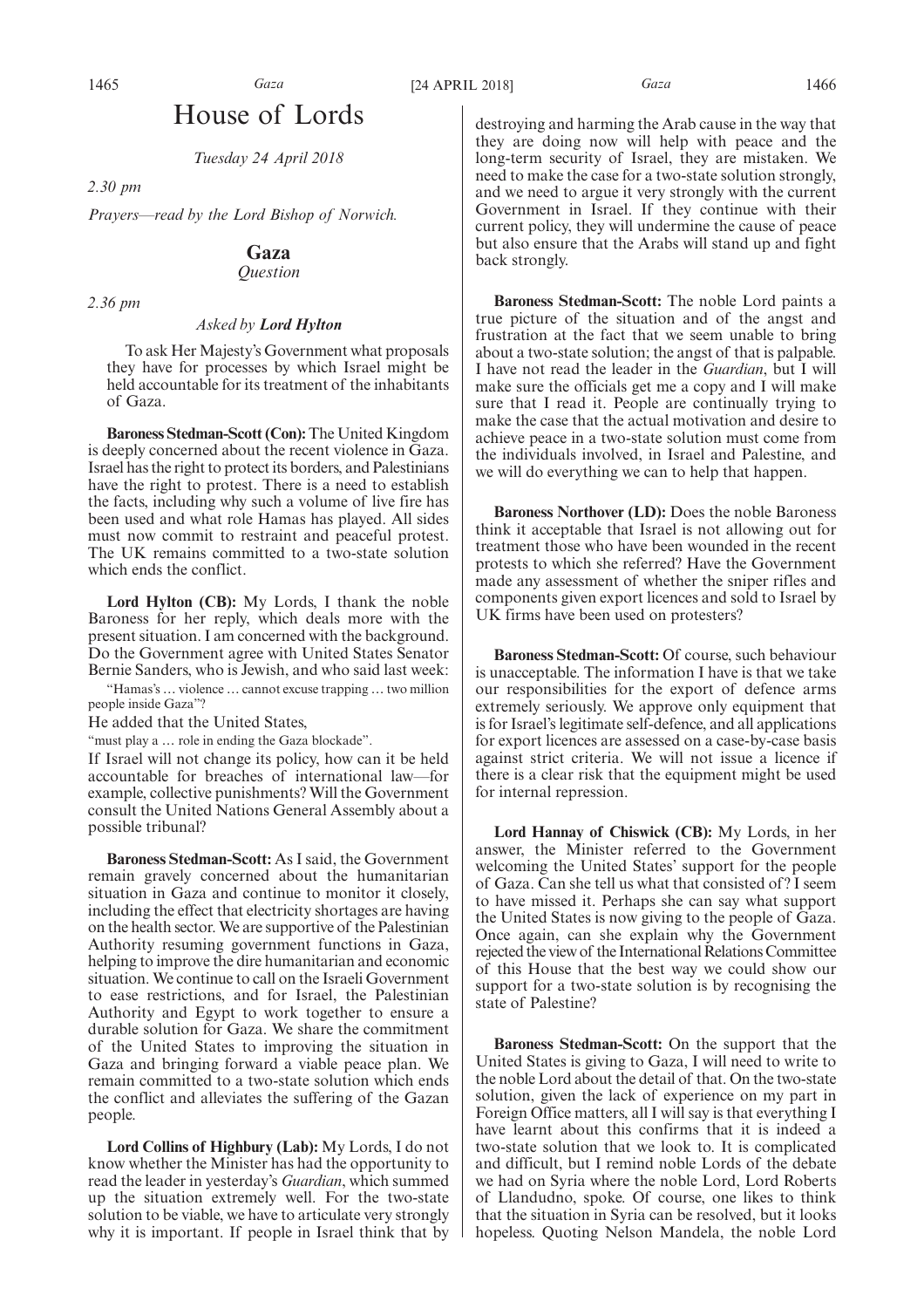# House of Lords

*Tuesday 24 April 2018*

*2.30 pm*

*Prayers—read by the Lord Bishop of Norwich.*

## Gaza

*Question*

*2.36 pm*

*Asked by **Lord Hylton***

To ask Her Majesty's Government what proposals they have for processes by which Israel might be held accountable for its treatment of the inhabitants of Gaza.

**Baroness Stedman-Scott (Con):** The United Kingdom is deeply concerned about the recent violence in Gaza. Israel has the right to protect its borders, and Palestinians have the right to protest. There is a need to establish the facts, including why such a volume of live fire has been used and what role Hamas has played. All sides must now commit to restraint and peaceful protest. The UK remains committed to a two-state solution which ends the conflict.

**Lord Hylton (CB):** My Lords, I thank the noble Baroness for her reply, which deals more with the present situation. I am concerned with the background. Do the Government agree with United States Senator Bernie Sanders, who is Jewish, and who said last week:

"Hamas's … violence … cannot excuse trapping … two million people inside Gaza"?

He added that the United States,

"must play a … role in ending the Gaza blockade".

If Israel will not change its policy, how can it be held accountable for breaches of international law—for example, collective punishments? Will the Government consult the United Nations General Assembly about a possible tribunal?

**Baroness Stedman-Scott:** As I said, the Government remain gravely concerned about the humanitarian situation in Gaza and continue to monitor it closely, including the effect that electricity shortages are having on the health sector. We are supportive of the Palestinian Authority resuming government functions in Gaza, helping to improve the dire humanitarian and economic situation. We continue to call on the Israeli Government to ease restrictions, and for Israel, the Palestinian Authority and Egypt to work together to ensure a durable solution for Gaza. We share the commitment of the United States to improving the situation in Gaza and bringing forward a viable peace plan. We remain committed to a two-state solution which ends the conflict and alleviates the suffering of the Gazan people.

**Lord Collins of Highbury (Lab):** My Lords, I do not know whether the Minister has had the opportunity to read the leader in yesterday's *Guardian*, which summed up the situation extremely well. For the two-state solution to be viable, we have to articulate very strongly why it is important. If people in Israel think that by destroying and harming the Arab cause in the way that they are doing now will help with peace and the long-term security of Israel, they are mistaken. We need to make the case for a two-state solution strongly, and we need to argue it very strongly with the current Government in Israel. If they continue with their current policy, they will undermine the cause of peace but also ensure that the Arabs will stand up and fight back strongly.

**Baroness Stedman-Scott:** The noble Lord paints a true picture of the situation and of the angst and frustration at the fact that we seem unable to bring about a two-state solution; the angst of that is palpable. I have not read the leader in the *Guardian*, but I will make sure the officials get me a copy and I will make sure that I read it. People are continually trying to make the case that the actual motivation and desire to achieve peace in a two-state solution must come from the individuals involved, in Israel and Palestine, and we will do everything we can to help that happen.

**Baroness Northover (LD):** Does the noble Baroness think it acceptable that Israel is not allowing out for treatment those who have been wounded in the recent protests to which she referred? Have the Government made any assessment of whether the sniper rifles and components given export licences and sold to Israel by UK firms have been used on protesters?

**Baroness Stedman-Scott:** Of course, such behaviour is unacceptable. The information I have is that we take our responsibilities for the export of defence arms extremely seriously. We approve only equipment that is for Israel's legitimate self-defence, and all applications for export licences are assessed on a case-by-case basis against strict criteria. We will not issue a licence if there is a clear risk that the equipment might be used for internal repression.

**Lord Hannay of Chiswick (CB):** My Lords, in her answer, the Minister referred to the Government welcoming the United States' support for the people of Gaza. Can she tell us what that consisted of? I seem to have missed it. Perhaps she can say what support the United States is now giving to the people of Gaza. Once again, can she explain why the Government rejected the view of the International Relations Committee of this House that the best way we could show our support for a two-state solution is by recognising the state of Palestine?

**Baroness Stedman-Scott:** On the support that the United States is giving to Gaza, I will need to write to the noble Lord about the detail of that. On the two-state solution, given the lack of experience on my part in Foreign Office matters, all I will say is that everything I have learnt about this confirms that it is indeed a two-state solution that we look to. It is complicated and difficult, but I remind noble Lords of the debate we had on Syria where the noble Lord, Lord Roberts of Llandudno, spoke. Of course, one likes to think that the situation in Syria can be resolved, but it looks hopeless. Quoting Nelson Mandela, the noble Lord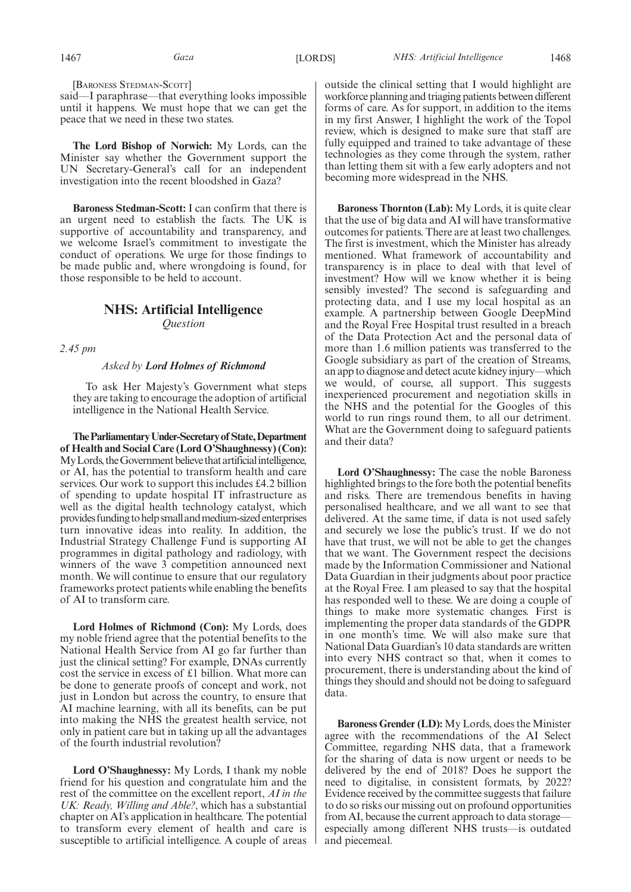[BARONESS STEDMAN-SCOTT]

said—I paraphrase—that everything looks impossible until it happens. We must hope that we can get the peace that we need in these two states.

**The Lord Bishop of Norwich:** My Lords, can the Minister say whether the Government support the UN Secretary-General's call for an independent investigation into the recent bloodshed in Gaza?

**Baroness Stedman-Scott:** I can confirm that there is an urgent need to establish the facts. The UK is supportive of accountability and transparency, and we welcome Israel's commitment to investigate the conduct of operations. We urge for those findings to be made public and, where wrongdoing is found, for those responsible to be held to account.

## NHS: Artificial Intelligence

*Question*

*2.45 pm*

*Asked by* ***Lord Holmes of Richmond***

To ask Her Majesty's Government what steps they are taking to encourage the adoption of artificial intelligence in the National Health Service.

**The Parliamentary Under-Secretary of State, Department of Health and Social Care (Lord O'Shaughnessy) (Con):** My Lords, the Government believe that artificial intelligence, or AI, has the potential to transform health and care services. Our work to support this includes £4.2 billion of spending to update hospital IT infrastructure as well as the digital health technology catalyst, which provides funding to help small and medium-sized enterprises turn innovative ideas into reality. In addition, the Industrial Strategy Challenge Fund is supporting AI programmes in digital pathology and radiology, with winners of the wave 3 competition announced next month. We will continue to ensure that our regulatory frameworks protect patients while enabling the benefits of AI to transform care.

**Lord Holmes of Richmond (Con):** My Lords, does my noble friend agree that the potential benefits to the National Health Service from AI go far further than just the clinical setting? For example, DNAs currently cost the service in excess of £1 billion. What more can be done to generate proofs of concept and work, not just in London but across the country, to ensure that AI machine learning, with all its benefits, can be put into making the NHS the greatest health service, not only in patient care but in taking up all the advantages of the fourth industrial revolution?

**Lord O'Shaughnessy:** My Lords, I thank my noble friend for his question and congratulate him and the rest of the committee on the excellent report, *AI in the UK: Ready, Willing and Able?*, which has a substantial chapter on AI's application in healthcare. The potential to transform every element of health and care is susceptible to artificial intelligence. A couple of areas outside the clinical setting that I would highlight are workforce planning and triaging patients between different forms of care. As for support, in addition to the items in my first Answer, I highlight the work of the Topol review, which is designed to make sure that staff are fully equipped and trained to take advantage of these technologies as they come through the system, rather than letting them sit with a few early adopters and not becoming more widespread in the NHS.

**Baroness Thornton (Lab):** My Lords, it is quite clear that the use of big data and AI will have transformative outcomes for patients. There are at least two challenges. The first is investment, which the Minister has already mentioned. What framework of accountability and transparency is in place to deal with that level of investment? How will we know whether it is being sensibly invested? The second is safeguarding and protecting data, and I use my local hospital as an example. A partnership between Google DeepMind and the Royal Free Hospital trust resulted in a breach of the Data Protection Act and the personal data of more than 1.6 million patients was transferred to the Google subsidiary as part of the creation of Streams, an app to diagnose and detect acute kidney injury—which we would, of course, all support. This suggests inexperienced procurement and negotiation skills in the NHS and the potential for the Googles of this world to run rings round them, to all our detriment. What are the Government doing to safeguard patients and their data?

**Lord O'Shaughnessy:** The case the noble Baroness highlighted brings to the fore both the potential benefits and risks. There are tremendous benefits in having personalised healthcare, and we all want to see that delivered. At the same time, if data is not used safely and securely we lose the public's trust. If we do not have that trust, we will not be able to get the changes that we want. The Government respect the decisions made by the Information Commissioner and National Data Guardian in their judgments about poor practice at the Royal Free. I am pleased to say that the hospital has responded well to these. We are doing a couple of things to make more systematic changes. First is implementing the proper data standards of the GDPR in one month's time. We will also make sure that National Data Guardian's 10 data standards are written into every NHS contract so that, when it comes to procurement, there is understanding about the kind of things they should and should not be doing to safeguard data.

**Baroness Grender (LD):** My Lords, does the Minister agree with the recommendations of the AI Select Committee, regarding NHS data, that a framework for the sharing of data is now urgent or needs to be delivered by the end of 2018? Does he support the need to digitalise, in consistent formats, by 2022? Evidence received by the committee suggests that failure to do so risks our missing out on profound opportunities from AI, because the current approach to data storage—especially among different NHS trusts—is outdated and piecemeal.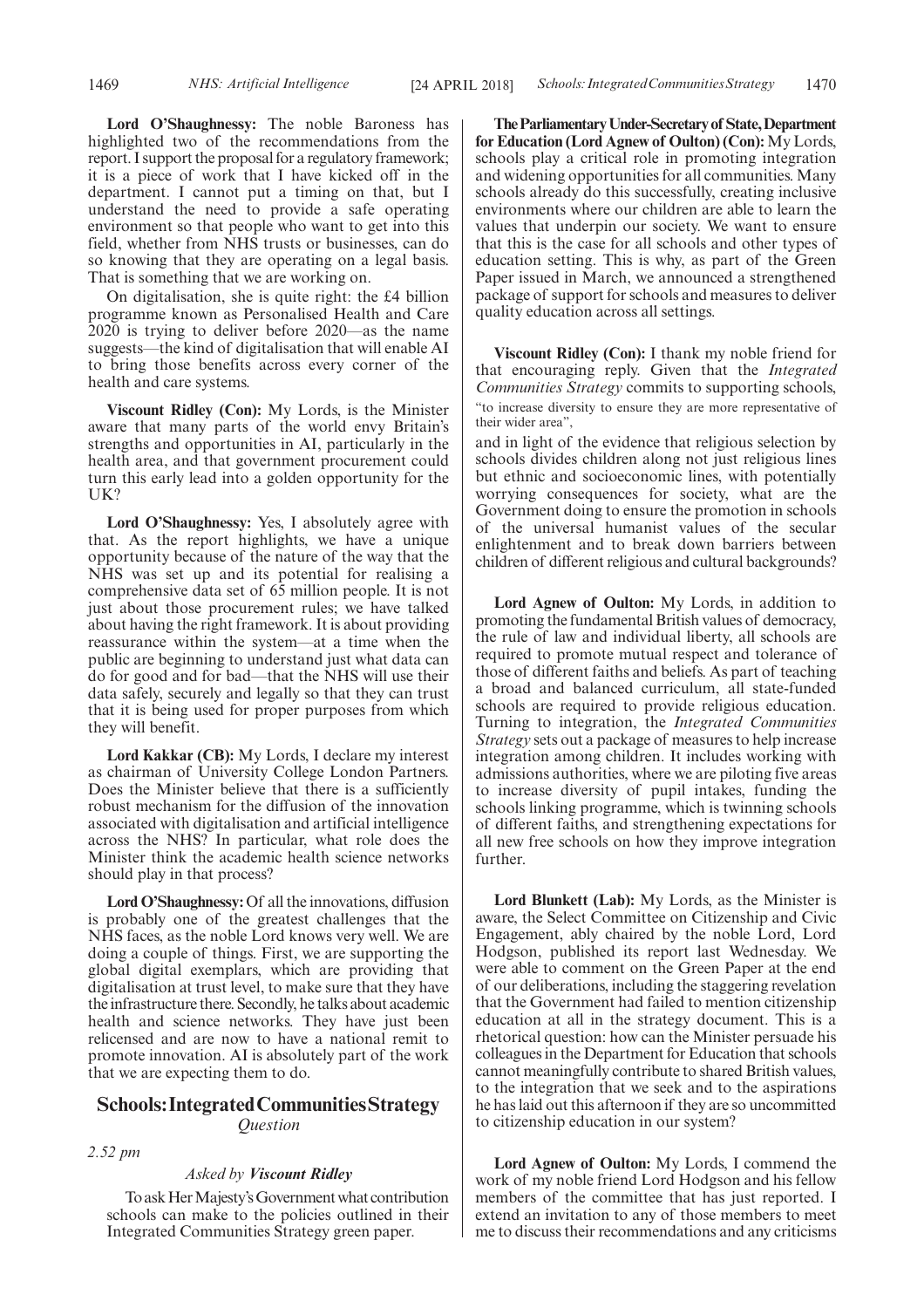**Lord O'Shaughnessy:** The noble Baroness has highlighted two of the recommendations from the report. I support the proposal for a regulatory framework; it is a piece of work that I have kicked off in the department. I cannot put a timing on that, but I understand the need to provide a safe operating environment so that people who want to get into this field, whether from NHS trusts or businesses, can do so knowing that they are operating on a legal basis. That is something that we are working on.

On digitalisation, she is quite right: the £4 billion programme known as Personalised Health and Care 2020 is trying to deliver before 2020—as the name suggests—the kind of digitalisation that will enable AI to bring those benefits across every corner of the health and care systems.

**Viscount Ridley (Con):** My Lords, is the Minister aware that many parts of the world envy Britain's strengths and opportunities in AI, particularly in the health area, and that government procurement could turn this early lead into a golden opportunity for the UK?

**Lord O'Shaughnessy:** Yes, I absolutely agree with that. As the report highlights, we have a unique opportunity because of the nature of the way that the NHS was set up and its potential for realising a comprehensive data set of 65 million people. It is not just about those procurement rules; we have talked about having the right framework. It is about providing reassurance within the system—at a time when the public are beginning to understand just what data can do for good and for bad—that the NHS will use their data safely, securely and legally so that they can trust that it is being used for proper purposes from which they will benefit.

**Lord Kakkar (CB):** My Lords, I declare my interest as chairman of University College London Partners. Does the Minister believe that there is a sufficiently robust mechanism for the diffusion of the innovation associated with digitalisation and artificial intelligence across the NHS? In particular, what role does the Minister think the academic health science networks should play in that process?

**Lord O'Shaughnessy:** Of all the innovations, diffusion is probably one of the greatest challenges that the NHS faces, as the noble Lord knows very well. We are doing a couple of things. First, we are supporting the global digital exemplars, which are providing that digitalisation at trust level, to make sure that they have the infrastructure there. Secondly, he talks about academic health and science networks. They have just been relicensed and are now to have a national remit to promote innovation. AI is absolutely part of the work that we are expecting them to do.

## Schools: Integrated Communities Strategy

*Question*

*2.52 pm*

*Asked by* ***Viscount Ridley***

To ask Her Majesty's Government what contribution schools can make to the policies outlined in their Integrated Communities Strategy green paper.

**The Parliamentary Under-Secretary of State, Department for Education (Lord Agnew of Oulton) (Con):** My Lords, schools play a critical role in promoting integration and widening opportunities for all communities. Many schools already do this successfully, creating inclusive environments where our children are able to learn the values that underpin our society. We want to ensure that this is the case for all schools and other types of education setting. This is why, as part of the Green Paper issued in March, we announced a strengthened package of support for schools and measures to deliver quality education across all settings.

**Viscount Ridley (Con):** I thank my noble friend for that encouraging reply. Given that the *Integrated Communities Strategy* commits to supporting schools,

"to increase diversity to ensure they are more representative of their wider area",

and in light of the evidence that religious selection by schools divides children along not just religious lines but ethnic and socioeconomic lines, with potentially worrying consequences for society, what are the Government doing to ensure the promotion in schools of the universal humanist values of the secular enlightenment and to break down barriers between children of different religious and cultural backgrounds?

**Lord Agnew of Oulton:** My Lords, in addition to promoting the fundamental British values of democracy, the rule of law and individual liberty, all schools are required to promote mutual respect and tolerance of those of different faiths and beliefs. As part of teaching a broad and balanced curriculum, all state-funded schools are required to provide religious education. Turning to integration, the *Integrated Communities Strategy* sets out a package of measures to help increase integration among children. It includes working with admissions authorities, where we are piloting five areas to increase diversity of pupil intakes, funding the schools linking programme, which is twinning schools of different faiths, and strengthening expectations for all new free schools on how they improve integration further.

**Lord Blunkett (Lab):** My Lords, as the Minister is aware, the Select Committee on Citizenship and Civic Engagement, ably chaired by the noble Lord, Lord Hodgson, published its report last Wednesday. We were able to comment on the Green Paper at the end of our deliberations, including the staggering revelation that the Government had failed to mention citizenship education at all in the strategy document. This is a rhetorical question: how can the Minister persuade his colleagues in the Department for Education that schools cannot meaningfully contribute to shared British values, to the integration that we seek and to the aspirations he has laid out this afternoon if they are so uncommitted to citizenship education in our system?

**Lord Agnew of Oulton:** My Lords, I commend the work of my noble friend Lord Hodgson and his fellow members of the committee that has just reported. I extend an invitation to any of those members to meet me to discuss their recommendations and any criticisms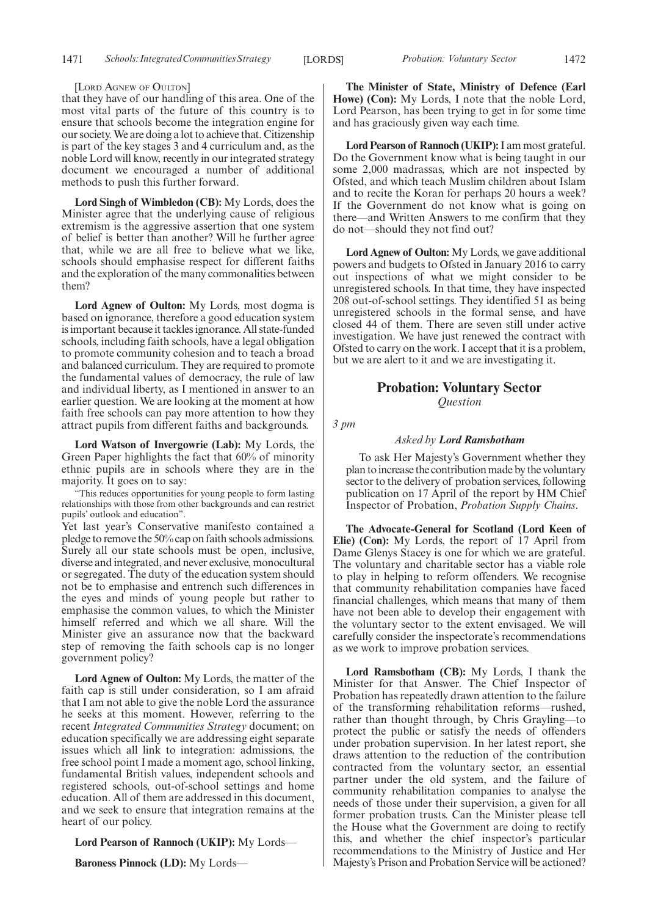[LORD AGNEW OF OULTON]

that they have of our handling of this area. One of the most vital parts of the future of this country is to ensure that schools become the integration engine for our society. We are doing a lot to achieve that. Citizenship is part of the key stages 3 and 4 curriculum and, as the noble Lord will know, recently in our integrated strategy document we encouraged a number of additional methods to push this further forward.

**Lord Singh of Wimbledon (CB):** My Lords, does the Minister agree that the underlying cause of religious extremism is the aggressive assertion that one system of belief is better than another? Will he further agree that, while we are all free to believe what we like, schools should emphasise respect for different faiths and the exploration of the many commonalities between them?

**Lord Agnew of Oulton:** My Lords, most dogma is based on ignorance, therefore a good education system is important because it tackles ignorance. All state-funded schools, including faith schools, have a legal obligation to promote community cohesion and to teach a broad and balanced curriculum. They are required to promote the fundamental values of democracy, the rule of law and individual liberty, as I mentioned in answer to an earlier question. We are looking at the moment at how faith free schools can pay more attention to how they attract pupils from different faiths and backgrounds.

**Lord Watson of Invergowrie (Lab):** My Lords, the Green Paper highlights the fact that 60% of minority ethnic pupils are in schools where they are in the majority. It goes on to say:

"This reduces opportunities for young people to form lasting relationships with those from other backgrounds and can restrict pupils' outlook and education".

Yet last year's Conservative manifesto contained a pledge to remove the 50% cap on faith schools admissions. Surely all our state schools must be open, inclusive, diverse and integrated, and never exclusive, monocultural or segregated. The duty of the education system should not be to emphasise and entrench such differences in the eyes and minds of young people but rather to emphasise the common values, to which the Minister himself referred and which we all share. Will the Minister give an assurance now that the backward step of removing the faith schools cap is no longer government policy?

**Lord Agnew of Oulton:** My Lords, the matter of the faith cap is still under consideration, so I am afraid that I am not able to give the noble Lord the assurance he seeks at this moment. However, referring to the recent *Integrated Communities Strategy* document; on education specifically we are addressing eight separate issues which all link to integration: admissions, the free school point I made a moment ago, school linking, fundamental British values, independent schools and registered schools, out-of-school settings and home education. All of them are addressed in this document, and we seek to ensure that integration remains at the heart of our policy.

**Lord Pearson of Rannoch (UKIP):** My Lords—

**Baroness Pinnock (LD):** My Lords—

**The Minister of State, Ministry of Defence (Earl Howe) (Con):** My Lords, I note that the noble Lord, Lord Pearson, has been trying to get in for some time and has graciously given way each time.

**Lord Pearson of Rannoch (UKIP):** I am most grateful. Do the Government know what is being taught in our some 2,000 madrassas, which are not inspected by Ofsted, and which teach Muslim children about Islam and to recite the Koran for perhaps 20 hours a week? If the Government do not know what is going on there—and Written Answers to me confirm that they do not—should they not find out?

**Lord Agnew of Oulton:** My Lords, we gave additional powers and budgets to Ofsted in January 2016 to carry out inspections of what we might consider to be unregistered schools. In that time, they have inspected 208 out-of-school settings. They identified 51 as being unregistered schools in the formal sense, and have closed 44 of them. There are seven still under active investigation. We have just renewed the contract with Ofsted to carry on the work. I accept that it is a problem, but we are alert to it and we are investigating it.

## Probation: Voluntary Sector

*Question*

*3 pm*

*Asked by* ***Lord Ramsbotham***

To ask Her Majesty's Government whether they plan to increase the contribution made by the voluntary sector to the delivery of probation services, following publication on 17 April of the report by HM Chief Inspector of Probation, *Probation Supply Chains*.

**The Advocate-General for Scotland (Lord Keen of Elie) (Con):** My Lords, the report of 17 April from Dame Glenys Stacey is one for which we are grateful. The voluntary and charitable sector has a viable role to play in helping to reform offenders. We recognise that community rehabilitation companies have faced financial challenges, which means that many of them have not been able to develop their engagement with the voluntary sector to the extent envisaged. We will carefully consider the inspectorate's recommendations as we work to improve probation services.

**Lord Ramsbotham (CB):** My Lords, I thank the Minister for that Answer. The Chief Inspector of Probation has repeatedly drawn attention to the failure of the transforming rehabilitation reforms—rushed, rather than thought through, by Chris Grayling—to protect the public or satisfy the needs of offenders under probation supervision. In her latest report, she draws attention to the reduction of the contribution contracted from the voluntary sector, an essential partner under the old system, and the failure of community rehabilitation companies to analyse the needs of those under their supervision, a given for all former probation trusts. Can the Minister please tell the House what the Government are doing to rectify this, and whether the chief inspector's particular recommendations to the Ministry of Justice and Her Majesty's Prison and Probation Service will be actioned?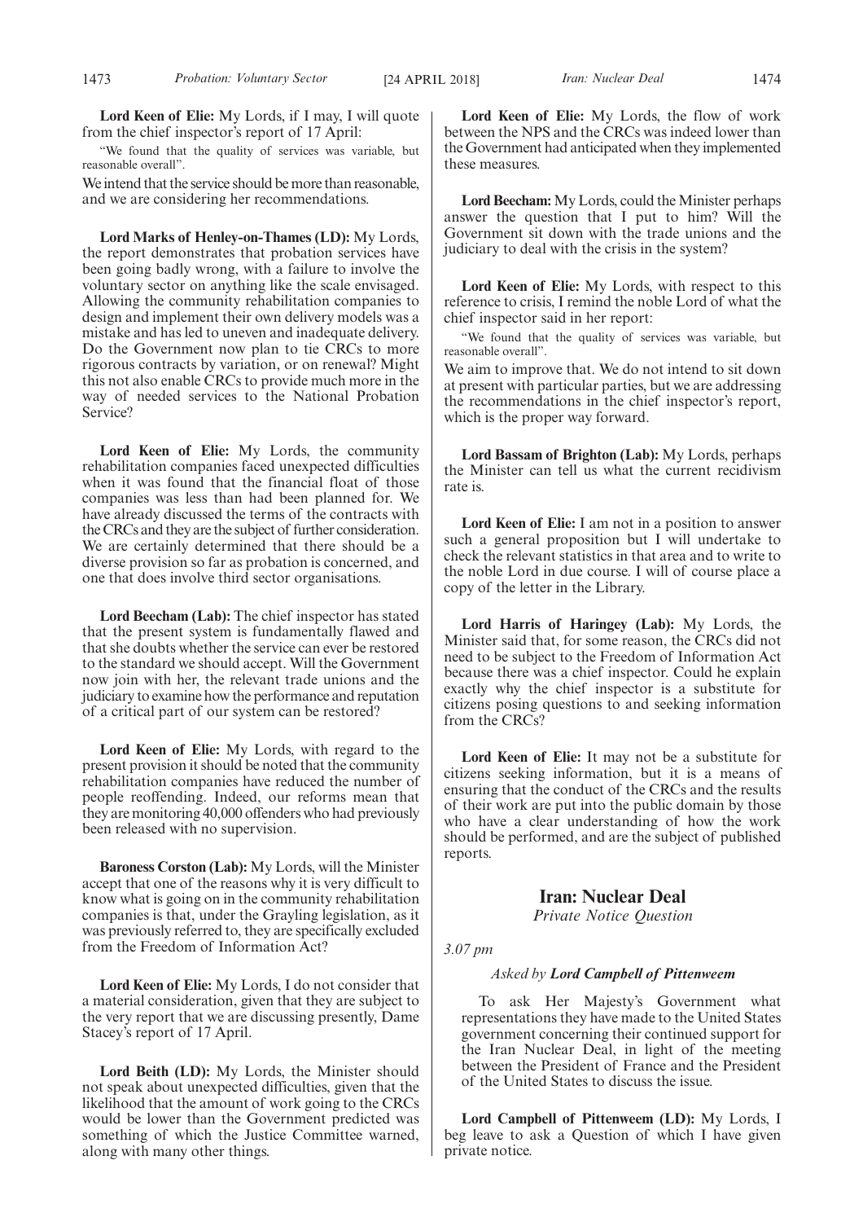**Lord Keen of Elie:** My Lords, if I may, I will quote from the chief inspector's report of 17 April:

"We found that the quality of services was variable, but reasonable overall".

We intend that the service should be more than reasonable, and we are considering her recommendations.

**Lord Marks of Henley-on-Thames (LD):** My Lords, the report demonstrates that probation services have been going badly wrong, with a failure to involve the voluntary sector on anything like the scale envisaged. Allowing the community rehabilitation companies to design and implement their own delivery models was a mistake and has led to uneven and inadequate delivery. Do the Government now plan to tie CRCs to more rigorous contracts by variation, or on renewal? Might this not also enable CRCs to provide much more in the way of needed services to the National Probation Service?

**Lord Keen of Elie:** My Lords, the community rehabilitation companies faced unexpected difficulties when it was found that the financial float of those companies was less than had been planned for. We have already discussed the terms of the contracts with the CRCs and they are the subject of further consideration. We are certainly determined that there should be a diverse provision so far as probation is concerned, and one that does involve third sector organisations.

**Lord Beecham (Lab):** The chief inspector has stated that the present system is fundamentally flawed and that she doubts whether the service can ever be restored to the standard we should accept. Will the Government now join with her, the relevant trade unions and the judiciary to examine how the performance and reputation of a critical part of our system can be restored?

**Lord Keen of Elie:** My Lords, with regard to the present provision it should be noted that the community rehabilitation companies have reduced the number of people reoffending. Indeed, our reforms mean that they are monitoring 40,000 offenders who had previously been released with no supervision.

**Baroness Corston (Lab):** My Lords, will the Minister accept that one of the reasons why it is very difficult to know what is going on in the community rehabilitation companies is that, under the Grayling legislation, as it was previously referred to, they are specifically excluded from the Freedom of Information Act?

**Lord Keen of Elie:** My Lords, I do not consider that a material consideration, given that they are subject to the very report that we are discussing presently, Dame Stacey's report of 17 April.

**Lord Beith (LD):** My Lords, the Minister should not speak about unexpected difficulties, given that the likelihood that the amount of work going to the CRCs would be lower than the Government predicted was something of which the Justice Committee warned, along with many other things.

**Lord Keen of Elie:** My Lords, the flow of work between the NPS and the CRCs was indeed lower than the Government had anticipated when they implemented these measures.

**Lord Beecham:** My Lords, could the Minister perhaps answer the question that I put to him? Will the Government sit down with the trade unions and the judiciary to deal with the crisis in the system?

**Lord Keen of Elie:** My Lords, with respect to this reference to crisis, I remind the noble Lord of what the chief inspector said in her report:

"We found that the quality of services was variable, but reasonable overall".

We aim to improve that. We do not intend to sit down at present with particular parties, but we are addressing the recommendations in the chief inspector's report, which is the proper way forward.

**Lord Bassam of Brighton (Lab):** My Lords, perhaps the Minister can tell us what the current recidivism rate is.

**Lord Keen of Elie:** I am not in a position to answer such a general proposition but I will undertake to check the relevant statistics in that area and to write to the noble Lord in due course. I will of course place a copy of the letter in the Library.

**Lord Harris of Haringey (Lab):** My Lords, the Minister said that, for some reason, the CRCs did not need to be subject to the Freedom of Information Act because there was a chief inspector. Could he explain exactly why the chief inspector is a substitute for citizens posing questions to and seeking information from the CRCs?

**Lord Keen of Elie:** It may not be a substitute for citizens seeking information, but it is a means of ensuring that the conduct of the CRCs and the results of their work are put into the public domain by those who have a clear understanding of how the work should be performed, and are the subject of published reports.

## Iran: Nuclear Deal

*Private Notice Question*

*3.07 pm*

*Asked by* ***Lord Campbell of Pittenweem***

To ask Her Majesty's Government what representations they have made to the United States government concerning their continued support for the Iran Nuclear Deal, in light of the meeting between the President of France and the President of the United States to discuss the issue.

**Lord Campbell of Pittenweem (LD):** My Lords, I beg leave to ask a Question of which I have given private notice.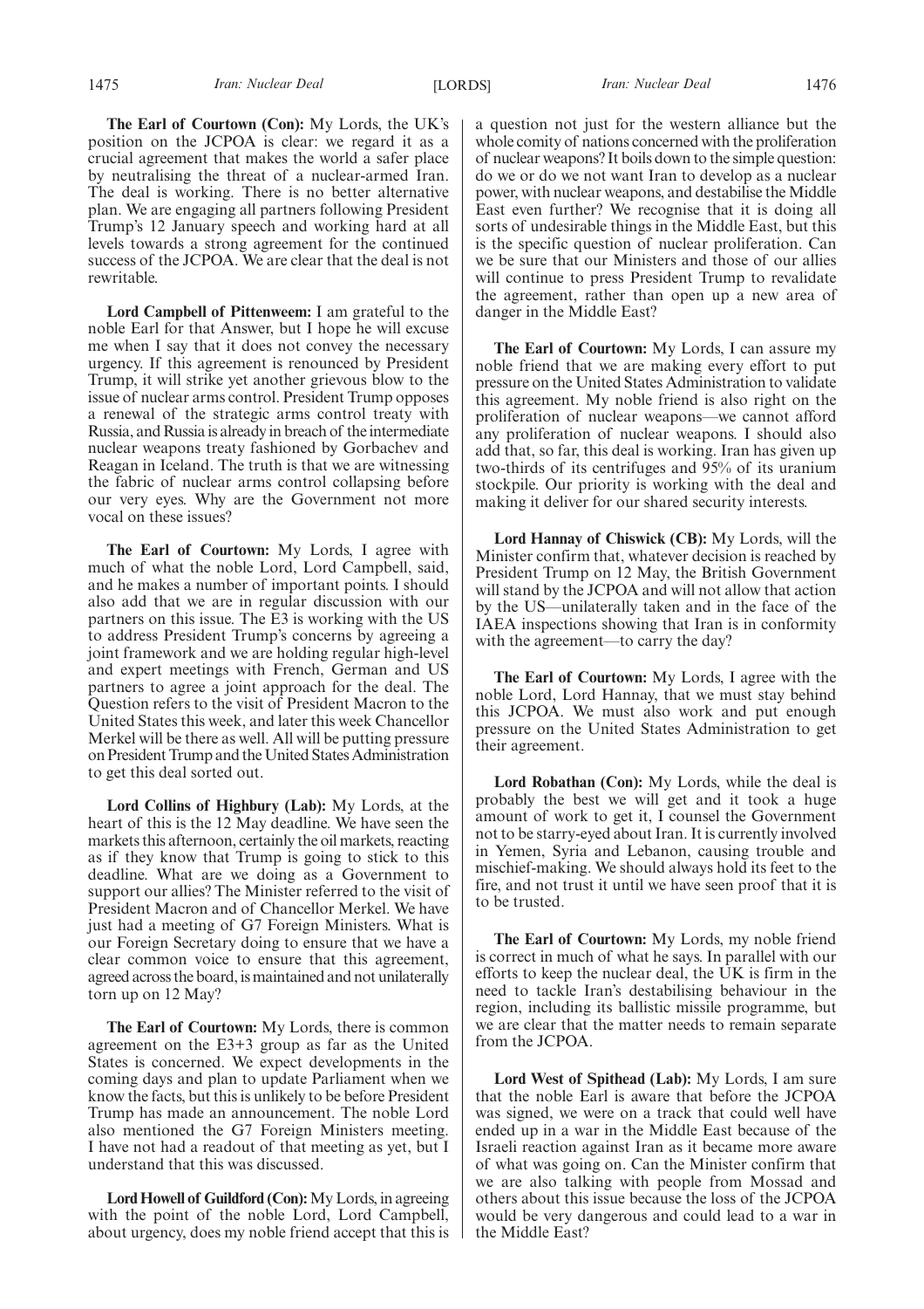**The Earl of Courtown (Con):** My Lords, the UK's position on the JCPOA is clear: we regard it as a crucial agreement that makes the world a safer place by neutralising the threat of a nuclear-armed Iran. The deal is working. There is no better alternative plan. We are engaging all partners following President Trump's 12 January speech and working hard at all levels towards a strong agreement for the continued success of the JCPOA. We are clear that the deal is not rewritable.

**Lord Campbell of Pittenweem:** I am grateful to the noble Earl for that Answer, but I hope he will excuse me when I say that it does not convey the necessary urgency. If this agreement is renounced by President Trump, it will strike yet another grievous blow to the issue of nuclear arms control. President Trump opposes a renewal of the strategic arms control treaty with Russia, and Russia is already in breach of the intermediate nuclear weapons treaty fashioned by Gorbachev and Reagan in Iceland. The truth is that we are witnessing the fabric of nuclear arms control collapsing before our very eyes. Why are the Government not more vocal on these issues?

**The Earl of Courtown:** My Lords, I agree with much of what the noble Lord, Lord Campbell, said, and he makes a number of important points. I should also add that we are in regular discussion with our partners on this issue. The E3 is working with the US to address President Trump's concerns by agreeing a joint framework and we are holding regular high-level and expert meetings with French, German and US partners to agree a joint approach for the deal. The Question refers to the visit of President Macron to the United States this week, and later this week Chancellor Merkel will be there as well. All will be putting pressure on President Trump and the United States Administration to get this deal sorted out.

**Lord Collins of Highbury (Lab):** My Lords, at the heart of this is the 12 May deadline. We have seen the markets this afternoon, certainly the oil markets, reacting as if they know that Trump is going to stick to this deadline. What are we doing as a Government to support our allies? The Minister referred to the visit of President Macron and of Chancellor Merkel. We have just had a meeting of G7 Foreign Ministers. What is our Foreign Secretary doing to ensure that we have a clear common voice to ensure that this agreement, agreed across the board, is maintained and not unilaterally torn up on 12 May?

**The Earl of Courtown:** My Lords, there is common agreement on the E3+3 group as far as the United States is concerned. We expect developments in the coming days and plan to update Parliament when we know the facts, but this is unlikely to be before President Trump has made an announcement. The noble Lord also mentioned the G7 Foreign Ministers meeting. I have not had a readout of that meeting as yet, but I understand that this was discussed.

**Lord Howell of Guildford (Con):** My Lords, in agreeing with the point of the noble Lord, Lord Campbell, about urgency, does my noble friend accept that this is a question not just for the western alliance but the whole comity of nations concerned with the proliferation of nuclear weapons? It boils down to the simple question: do we or do we not want Iran to develop as a nuclear power, with nuclear weapons, and destabilise the Middle East even further? We recognise that it is doing all sorts of undesirable things in the Middle East, but this is the specific question of nuclear proliferation. Can we be sure that our Ministers and those of our allies will continue to press President Trump to revalidate the agreement, rather than open up a new area of danger in the Middle East?

**The Earl of Courtown:** My Lords, I can assure my noble friend that we are making every effort to put pressure on the United States Administration to validate this agreement. My noble friend is also right on the proliferation of nuclear weapons—we cannot afford any proliferation of nuclear weapons. I should also add that, so far, this deal is working. Iran has given up two-thirds of its centrifuges and 95% of its uranium stockpile. Our priority is working with the deal and making it deliver for our shared security interests.

**Lord Hannay of Chiswick (CB):** My Lords, will the Minister confirm that, whatever decision is reached by President Trump on 12 May, the British Government will stand by the JCPOA and will not allow that action by the US—unilaterally taken and in the face of the IAEA inspections showing that Iran is in conformity with the agreement—to carry the day?

**The Earl of Courtown:** My Lords, I agree with the noble Lord, Lord Hannay, that we must stay behind this JCPOA. We must also work and put enough pressure on the United States Administration to get their agreement.

**Lord Robathan (Con):** My Lords, while the deal is probably the best we will get and it took a huge amount of work to get it, I counsel the Government not to be starry-eyed about Iran. It is currently involved in Yemen, Syria and Lebanon, causing trouble and mischief-making. We should always hold its feet to the fire, and not trust it until we have seen proof that it is to be trusted.

**The Earl of Courtown:** My Lords, my noble friend is correct in much of what he says. In parallel with our efforts to keep the nuclear deal, the UK is firm in the need to tackle Iran's destabilising behaviour in the region, including its ballistic missile programme, but we are clear that the matter needs to remain separate from the JCPOA.

**Lord West of Spithead (Lab):** My Lords, I am sure that the noble Earl is aware that before the JCPOA was signed, we were on a track that could well have ended up in a war in the Middle East because of the Israeli reaction against Iran as it became more aware of what was going on. Can the Minister confirm that we are also talking with people from Mossad and others about this issue because the loss of the JCPOA would be very dangerous and could lead to a war in the Middle East?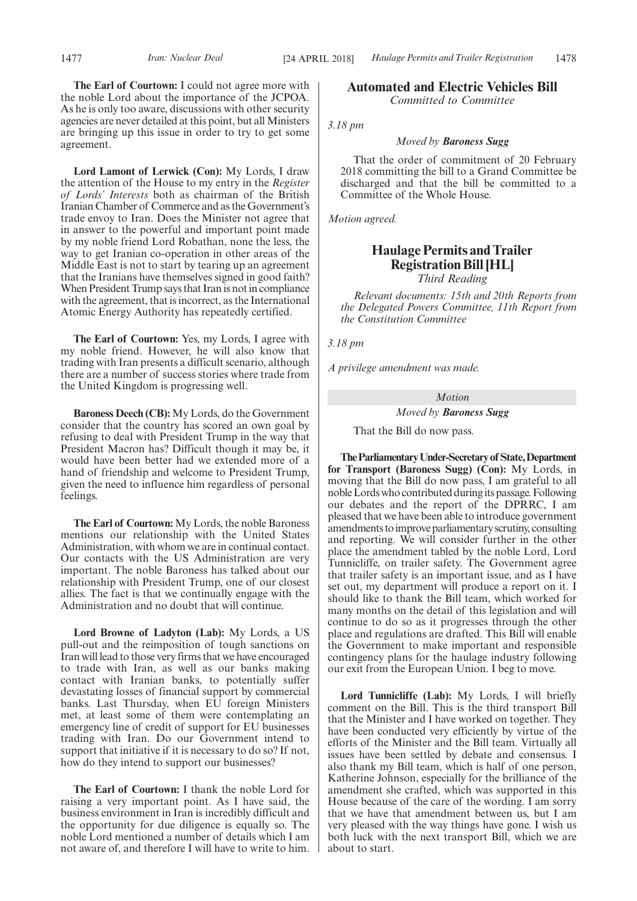**The Earl of Courtown:** I could not agree more with the noble Lord about the importance of the JCPOA. As he is only too aware, discussions with other security agencies are never detailed at this point, but all Ministers are bringing up this issue in order to try to get some agreement.

**Lord Lamont of Lerwick (Con):** My Lords, I draw the attention of the House to my entry in the *Register of Lords' Interests* both as chairman of the British Iranian Chamber of Commerce and as the Government's trade envoy to Iran. Does the Minister not agree that in answer to the powerful and important point made by my noble friend Lord Robathan, none the less, the way to get Iranian co-operation in other areas of the Middle East is not to start by tearing up an agreement that the Iranians have themselves signed in good faith? When President Trump says that Iran is not in compliance with the agreement, that is incorrect, as the International Atomic Energy Authority has repeatedly certified.

**The Earl of Courtown:** Yes, my Lords, I agree with my noble friend. However, he will also know that trading with Iran presents a difficult scenario, although there are a number of success stories where trade from the United Kingdom is progressing well.

**Baroness Deech (CB):** My Lords, do the Government consider that the country has scored an own goal by refusing to deal with President Trump in the way that President Macron has? Difficult though it may be, it would have been better had we extended more of a hand of friendship and welcome to President Trump, given the need to influence him regardless of personal feelings.

**The Earl of Courtown:** My Lords, the noble Baroness mentions our relationship with the United States Administration, with whom we are in continual contact. Our contacts with the US Administration are very important. The noble Baroness has talked about our relationship with President Trump, one of our closest allies. The fact is that we continually engage with the Administration and no doubt that will continue.

**Lord Browne of Ladyton (Lab):** My Lords, a US pull-out and the reimposition of tough sanctions on Iran will lead to those very firms that we have encouraged to trade with Iran, as well as our banks making contact with Iranian banks, to potentially suffer devastating losses of financial support by commercial banks. Last Thursday, when EU foreign Ministers met, at least some of them were contemplating an emergency line of credit of support for EU businesses trading with Iran. Do our Government intend to support that initiative if it is necessary to do so? If not, how do they intend to support our businesses?

**The Earl of Courtown:** I thank the noble Lord for raising a very important point. As I have said, the business environment in Iran is incredibly difficult and the opportunity for due diligence is equally so. The noble Lord mentioned a number of details which I am not aware of, and therefore I will have to write to him.

## Automated and Electric Vehicles Bill

*Committed to Committee*

*3.18 pm*

*Moved by **Baroness Sugg***

That the order of commitment of 20 February 2018 committing the bill to a Grand Committee be discharged and that the bill be committed to a Committee of the Whole House.

*Motion agreed.*

## Haulage Permits and Trailer Registration Bill [HL]

*Third Reading*

*Relevant documents: 15th and 20th Reports from the Delegated Powers Committee, 11th Report from the Constitution Committee*

*3.18 pm*

*A privilege amendment was made.*

*Motion*

*Moved by **Baroness Sugg***

That the Bill do now pass.

**The Parliamentary Under-Secretary of State, Department for Transport (Baroness Sugg) (Con):** My Lords, in moving that the Bill do now pass, I am grateful to all noble Lords who contributed during its passage. Following our debates and the report of the DPRRC, I am pleased that we have been able to introduce government amendments to improve parliamentary scrutiny, consulting and reporting. We will consider further in the other place the amendment tabled by the noble Lord, Lord Tunnicliffe, on trailer safety. The Government agree that trailer safety is an important issue, and as I have set out, my department will produce a report on it. I should like to thank the Bill team, which worked for many months on the detail of this legislation and will continue to do so as it progresses through the other place and regulations are drafted. This Bill will enable the Government to make important and responsible contingency plans for the haulage industry following our exit from the European Union. I beg to move.

**Lord Tunnicliffe (Lab):** My Lords, I will briefly comment on the Bill. This is the third transport Bill that the Minister and I have worked on together. They have been conducted very efficiently by virtue of the efforts of the Minister and the Bill team. Virtually all issues have been settled by debate and consensus. I also thank my Bill team, which is half of one person, Katherine Johnson, especially for the brilliance of the amendment she crafted, which was supported in this House because of the care of the wording. I am sorry that we have that amendment between us, but I am very pleased with the way things have gone. I wish us both luck with the next transport Bill, which we are about to start.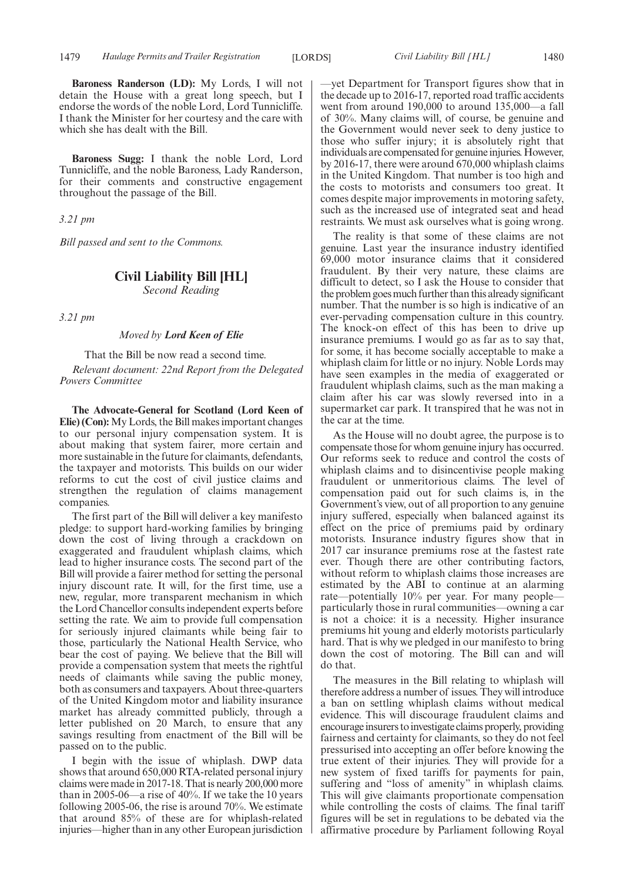**Baroness Randerson (LD):** My Lords, I will not detain the House with a great long speech, but I endorse the words of the noble Lord, Lord Tunnicliffe. I thank the Minister for her courtesy and the care with which she has dealt with the Bill.

**Baroness Sugg:** I thank the noble Lord, Lord Tunnicliffe, and the noble Baroness, Lady Randerson, for their comments and constructive engagement throughout the passage of the Bill.

*3.21 pm*

*Bill passed and sent to the Commons.*

## Civil Liability Bill [HL]

*Second Reading*

*3.21 pm*

*Moved by* ***Lord Keen of Elie***

That the Bill be now read a second time.

*Relevant document: 22nd Report from the Delegated Powers Committee*

**The Advocate-General for Scotland (Lord Keen of Elie) (Con):** My Lords, the Bill makes important changes to our personal injury compensation system. It is about making that system fairer, more certain and more sustainable in the future for claimants, defendants, the taxpayer and motorists. This builds on our wider reforms to cut the cost of civil justice claims and strengthen the regulation of claims management companies.

The first part of the Bill will deliver a key manifesto pledge: to support hard-working families by bringing down the cost of living through a crackdown on exaggerated and fraudulent whiplash claims, which lead to higher insurance costs. The second part of the Bill will provide a fairer method for setting the personal injury discount rate. It will, for the first time, use a new, regular, more transparent mechanism in which the Lord Chancellor consults independent experts before setting the rate. We aim to provide full compensation for seriously injured claimants while being fair to those, particularly the National Health Service, who bear the cost of paying. We believe that the Bill will provide a compensation system that meets the rightful needs of claimants while saving the public money, both as consumers and taxpayers. About three-quarters of the United Kingdom motor and liability insurance market has already committed publicly, through a letter published on 20 March, to ensure that any savings resulting from enactment of the Bill will be passed on to the public.

I begin with the issue of whiplash. DWP data shows that around 650,000 RTA-related personal injury claims were made in 2017-18. That is nearly 200,000 more than in 2005-06—a rise of 40%. If we take the 10 years following 2005-06, the rise is around 70%. We estimate that around 85% of these are for whiplash-related injuries—higher than in any other European jurisdiction—yet Department for Transport figures show that in the decade up to 2016-17, reported road traffic accidents went from around 190,000 to around 135,000—a fall of 30%. Many claims will, of course, be genuine and the Government would never seek to deny justice to those who suffer injury; it is absolutely right that individuals are compensated for genuine injuries. However, by 2016-17, there were around 670,000 whiplash claims in the United Kingdom. That number is too high and the costs to motorists and consumers too great. It comes despite major improvements in motoring safety, such as the increased use of integrated seat and head restraints. We must ask ourselves what is going wrong.

The reality is that some of these claims are not genuine. Last year the insurance industry identified 69,000 motor insurance claims that it considered fraudulent. By their very nature, these claims are difficult to detect, so I ask the House to consider that the problem goes much further than this already significant number. That the number is so high is indicative of an ever-pervading compensation culture in this country. The knock-on effect of this has been to drive up insurance premiums. I would go as far as to say that, for some, it has become socially acceptable to make a whiplash claim for little or no injury. Noble Lords may have seen examples in the media of exaggerated or fraudulent whiplash claims, such as the man making a claim after his car was slowly reversed into in a supermarket car park. It transpired that he was not in the car at the time.

As the House will no doubt agree, the purpose is to compensate those for whom genuine injury has occurred. Our reforms seek to reduce and control the costs of whiplash claims and to disincentivise people making fraudulent or unmeritorious claims. The level of compensation paid out for such claims is, in the Government's view, out of all proportion to any genuine injury suffered, especially when balanced against its effect on the price of premiums paid by ordinary motorists. Insurance industry figures show that in 2017 car insurance premiums rose at the fastest rate ever. Though there are other contributing factors, without reform to whiplash claims those increases are estimated by the ABI to continue at an alarming rate—potentially 10% per year. For many people—particularly those in rural communities—owning a car is not a choice: it is a necessity. Higher insurance premiums hit young and elderly motorists particularly hard. That is why we pledged in our manifesto to bring down the cost of motoring. The Bill can and will do that.

The measures in the Bill relating to whiplash will therefore address a number of issues. They will introduce a ban on settling whiplash claims without medical evidence. This will discourage fraudulent claims and encourage insurers to investigate claims properly, providing fairness and certainty for claimants, so they do not feel pressurised into accepting an offer before knowing the true extent of their injuries. They will provide for a new system of fixed tariffs for payments for pain, suffering and "loss of amenity" in whiplash claims. This will give claimants proportionate compensation while controlling the costs of claims. The final tariff figures will be set in regulations to be debated via the affirmative procedure by Parliament following Royal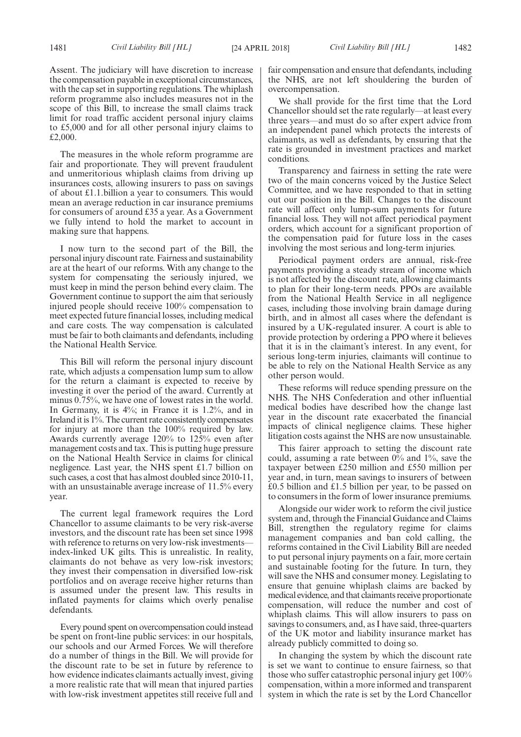Assent. The judiciary will have discretion to increase the compensation payable in exceptional circumstances, with the cap set in supporting regulations. The whiplash reform programme also includes measures not in the scope of this Bill, to increase the small claims track limit for road traffic accident personal injury claims to £5,000 and for all other personal injury claims to £2,000.

The measures in the whole reform programme are fair and proportionate. They will prevent fraudulent and unmeritorious whiplash claims from driving up insurances costs, allowing insurers to pass on savings of about £1.1.billion a year to consumers. This would mean an average reduction in car insurance premiums for consumers of around £35 a year. As a Government we fully intend to hold the market to account in making sure that happens.

I now turn to the second part of the Bill, the personal injury discount rate. Fairness and sustainability are at the heart of our reforms. With any change to the system for compensating the seriously injured, we must keep in mind the person behind every claim. The Government continue to support the aim that seriously injured people should receive 100% compensation to meet expected future financial losses, including medical and care costs. The way compensation is calculated must be fair to both claimants and defendants, including the National Health Service.

This Bill will reform the personal injury discount rate, which adjusts a compensation lump sum to allow for the return a claimant is expected to receive by investing it over the period of the award. Currently at minus 0.75%, we have one of lowest rates in the world. In Germany, it is 4%; in France it is 1.2%, and in Ireland it is 1%. The current rate consistently compensates for injury at more than the 100% required by law. Awards currently average 120% to 125% even after management costs and tax. This is putting huge pressure on the National Health Service in claims for clinical negligence. Last year, the NHS spent £1.7 billion on such cases, a cost that has almost doubled since 2010-11, with an unsustainable average increase of 11.5% every year.

The current legal framework requires the Lord Chancellor to assume claimants to be very risk-averse investors, and the discount rate has been set since 1998 with reference to returns on very low-risk investments—index-linked UK gilts. This is unrealistic. In reality, claimants do not behave as very low-risk investors; they invest their compensation in diversified low-risk portfolios and on average receive higher returns than is assumed under the present law. This results in inflated payments for claims which overly penalise defendants.

Every pound spent on overcompensation could instead be spent on front-line public services: in our hospitals, our schools and our Armed Forces. We will therefore do a number of things in the Bill. We will provide for the discount rate to be set in future by reference to how evidence indicates claimants actually invest, giving a more realistic rate that will mean that injured parties with low-risk investment appetites still receive full and fair compensation and ensure that defendants, including the NHS, are not left shouldering the burden of overcompensation.

We shall provide for the first time that the Lord Chancellor should set the rate regularly—at least every three years—and must do so after expert advice from an independent panel which protects the interests of claimants, as well as defendants, by ensuring that the rate is grounded in investment practices and market conditions.

Transparency and fairness in setting the rate were two of the main concerns voiced by the Justice Select Committee, and we have responded to that in setting out our position in the Bill. Changes to the discount rate will affect only lump-sum payments for future financial loss. They will not affect periodical payment orders, which account for a significant proportion of the compensation paid for future loss in the cases involving the most serious and long-term injuries.

Periodical payment orders are annual, risk-free payments providing a steady stream of income which is not affected by the discount rate, allowing claimants to plan for their long-term needs. PPOs are available from the National Health Service in all negligence cases, including those involving brain damage during birth, and in almost all cases where the defendant is insured by a UK-regulated insurer. A court is able to provide protection by ordering a PPO where it believes that it is in the claimant's interest. In any event, for serious long-term injuries, claimants will continue to be able to rely on the National Health Service as any other person would.

These reforms will reduce spending pressure on the NHS. The NHS Confederation and other influential medical bodies have described how the change last year in the discount rate exacerbated the financial impacts of clinical negligence claims. These higher litigation costs against the NHS are now unsustainable.

This fairer approach to setting the discount rate could, assuming a rate between 0% and 1%, save the taxpayer between £250 million and £550 million per year and, in turn, mean savings to insurers of between £0.5 billion and £1.5 billion per year, to be passed on to consumers in the form of lower insurance premiums.

Alongside our wider work to reform the civil justice system and, through the Financial Guidance and Claims Bill, strengthen the regulatory regime for claims management companies and ban cold calling, the reforms contained in the Civil Liability Bill are needed to put personal injury payments on a fair, more certain and sustainable footing for the future. In turn, they will save the NHS and consumer money. Legislating to ensure that genuine whiplash claims are backed by medical evidence, and that claimants receive proportionate compensation, will reduce the number and cost of whiplash claims. This will allow insurers to pass on savings to consumers, and, as I have said, three-quarters of the UK motor and liability insurance market has already publicly committed to doing so.

In changing the system by which the discount rate is set we want to continue to ensure fairness, so that those who suffer catastrophic personal injury get 100% compensation, within a more informed and transparent system in which the rate is set by the Lord Chancellor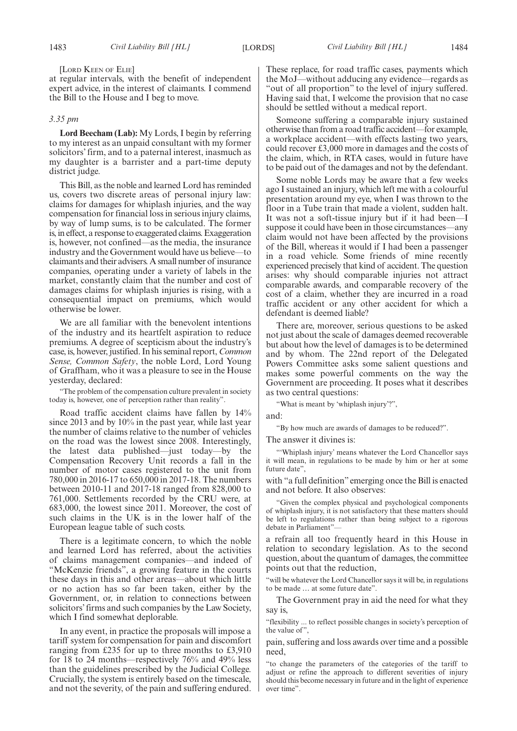[LORD KEEN OF ELIE]

at regular intervals, with the benefit of independent expert advice, in the interest of claimants. I commend the Bill to the House and I beg to move.

*3.35 pm*

**Lord Beecham (Lab):** My Lords, I begin by referring to my interest as an unpaid consultant with my former solicitors' firm, and to a paternal interest, inasmuch as my daughter is a barrister and a part-time deputy district judge.

This Bill, as the noble and learned Lord has reminded us, covers two discrete areas of personal injury law: claims for damages for whiplash injuries, and the way compensation for financial loss in serious injury claims, by way of lump sums, is to be calculated. The former is, in effect, a response to exaggerated claims. Exaggeration is, however, not confined—as the media, the insurance industry and the Government would have us believe—to claimants and their advisers. A small number of insurance companies, operating under a variety of labels in the market, constantly claim that the number and cost of damages claims for whiplash injuries is rising, with a consequential impact on premiums, which would otherwise be lower.

We are all familiar with the benevolent intentions of the industry and its heartfelt aspiration to reduce premiums. A degree of scepticism about the industry's case, is, however, justified. In his seminal report, *Common Sense, Common Safety*, the noble Lord, Lord Young of Graffham, who it was a pleasure to see in the House yesterday, declared:

"The problem of the compensation culture prevalent in society today is, however, one of perception rather than reality".

Road traffic accident claims have fallen by 14% since 2013 and by 10% in the past year, while last year the number of claims relative to the number of vehicles on the road was the lowest since 2008. Interestingly, the latest data published—just today—by the Compensation Recovery Unit records a fall in the number of motor cases registered to the unit from 780,000 in 2016-17 to 650,000 in 2017-18. The numbers between 2010-11 and 2017-18 ranged from 828,000 to 761,000. Settlements recorded by the CRU were, at 683,000, the lowest since 2011. Moreover, the cost of such claims in the UK is in the lower half of the European league table of such costs.

There is a legitimate concern, to which the noble and learned Lord has referred, about the activities of claims management companies—and indeed of "McKenzie friends", a growing feature in the courts these days in this and other areas—about which little or no action has so far been taken, either by the Government, or, in relation to connections between solicitors' firms and such companies by the Law Society, which I find somewhat deplorable.

In any event, in practice the proposals will impose a tariff system for compensation for pain and discomfort ranging from £235 for up to three months to £3,910 for 18 to 24 months—respectively 76% and 49% less than the guidelines prescribed by the Judicial College. Crucially, the system is entirely based on the timescale, and not the severity, of the pain and suffering endured. These replace, for road traffic cases, payments which the MoJ—without adducing any evidence—regards as "out of all proportion" to the level of injury suffered. Having said that, I welcome the provision that no case should be settled without a medical report.

Someone suffering a comparable injury sustained otherwise than from a road traffic accident—for example, a workplace accident—with effects lasting two years, could recover £3,000 more in damages and the costs of the claim, which, in RTA cases, would in future have to be paid out of the damages and not by the defendant.

Some noble Lords may be aware that a few weeks ago I sustained an injury, which left me with a colourful presentation around my eye, when I was thrown to the floor in a Tube train that made a violent, sudden halt. It was not a soft-tissue injury but if it had been—I suppose it could have been in those circumstances—any claim would not have been affected by the provisions of the Bill, whereas it would if I had been a passenger in a road vehicle. Some friends of mine recently experienced precisely that kind of accident. The question arises: why should comparable injuries not attract comparable awards, and comparable recovery of the cost of a claim, whether they are incurred in a road traffic accident or any other accident for which a defendant is deemed liable?

There are, moreover, serious questions to be asked not just about the scale of damages deemed recoverable but about how the level of damages is to be determined and by whom. The 22nd report of the Delegated Powers Committee asks some salient questions and makes some powerful comments on the way the Government are proceeding. It poses what it describes as two central questions:

"What is meant by 'whiplash injury'?",

and:

"By how much are awards of damages to be reduced?".

The answer it divines is:

"'Whiplash injury' means whatever the Lord Chancellor says it will mean, in regulations to be made by him or her at some future date",

with "a full definition" emerging once the Bill is enacted and not before. It also observes:

"Given the complex physical and psychological components of whiplash injury, it is not satisfactory that these matters should be left to regulations rather than being subject to a rigorous debate in Parliament"—

a refrain all too frequently heard in this House in relation to secondary legislation. As to the second question, about the quantum of damages, the committee points out that the reduction,

"will be whatever the Lord Chancellor says it will be, in regulations to be made … at some future date".

The Government pray in aid the need for what they say is,

"flexibility ... to reflect possible changes in society's perception of the value of",

pain, suffering and loss awards over time and a possible need,

"to change the parameters of the categories of the tariff to adjust or refine the approach to different severities of injury should this become necessary in future and in the light of experience over time".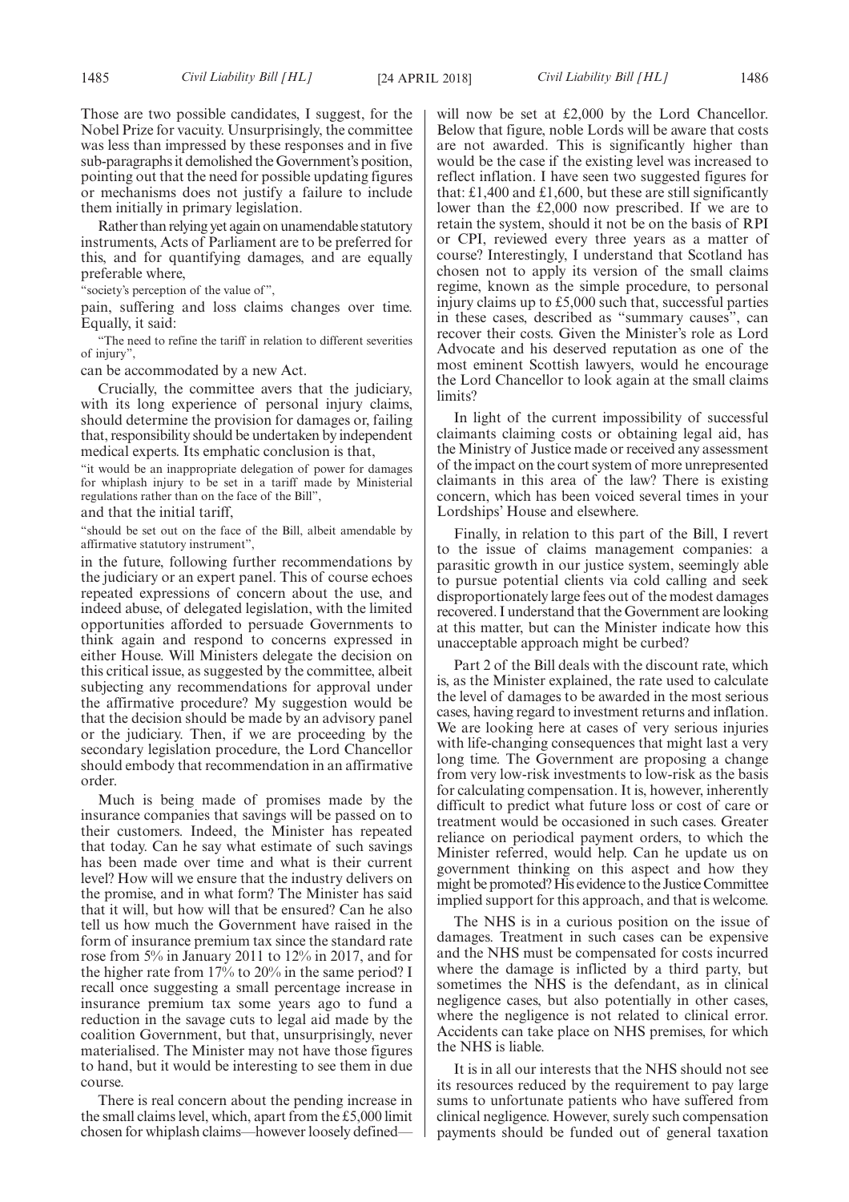Those are two possible candidates, I suggest, for the Nobel Prize for vacuity. Unsurprisingly, the committee was less than impressed by these responses and in five sub-paragraphs it demolished the Government's position, pointing out that the need for possible updating figures or mechanisms does not justify a failure to include them initially in primary legislation.

Rather than relying yet again on unamendable statutory instruments, Acts of Parliament are to be preferred for this, and for quantifying damages, and are equally preferable where,

"society's perception of the value of",

pain, suffering and loss claims changes over time. Equally, it said:

"The need to refine the tariff in relation to different severities of injury",

can be accommodated by a new Act.

Crucially, the committee avers that the judiciary, with its long experience of personal injury claims, should determine the provision for damages or, failing that, responsibility should be undertaken by independent medical experts. Its emphatic conclusion is that,

"it would be an inappropriate delegation of power for damages for whiplash injury to be set in a tariff made by Ministerial regulations rather than on the face of the Bill",

and that the initial tariff,

"should be set out on the face of the Bill, albeit amendable by affirmative statutory instrument",

in the future, following further recommendations by the judiciary or an expert panel. This of course echoes repeated expressions of concern about the use, and indeed abuse, of delegated legislation, with the limited opportunities afforded to persuade Governments to think again and respond to concerns expressed in either House. Will Ministers delegate the decision on this critical issue, as suggested by the committee, albeit subjecting any recommendations for approval under the affirmative procedure? My suggestion would be that the decision should be made by an advisory panel or the judiciary. Then, if we are proceeding by the secondary legislation procedure, the Lord Chancellor should embody that recommendation in an affirmative order.

Much is being made of promises made by the insurance companies that savings will be passed on to their customers. Indeed, the Minister has repeated that today. Can he say what estimate of such savings has been made over time and what is their current level? How will we ensure that the industry delivers on the promise, and in what form? The Minister has said that it will, but how will that be ensured? Can he also tell us how much the Government have raised in the form of insurance premium tax since the standard rate rose from 5% in January 2011 to 12% in 2017, and for the higher rate from 17% to 20% in the same period? I recall once suggesting a small percentage increase in insurance premium tax some years ago to fund a reduction in the savage cuts to legal aid made by the coalition Government, but that, unsurprisingly, never materialised. The Minister may not have those figures to hand, but it would be interesting to see them in due course.

There is real concern about the pending increase in the small claims level, which, apart from the £5,000 limit chosen for whiplash claims—however loosely defined—will now be set at £2,000 by the Lord Chancellor. Below that figure, noble Lords will be aware that costs are not awarded. This is significantly higher than would be the case if the existing level was increased to reflect inflation. I have seen two suggested figures for that: £1,400 and £1,600, but these are still significantly lower than the £2,000 now prescribed. If we are to retain the system, should it not be on the basis of RPI or CPI, reviewed every three years as a matter of course? Interestingly, I understand that Scotland has chosen not to apply its version of the small claims regime, known as the simple procedure, to personal injury claims up to £5,000 such that, successful parties in these cases, described as "summary causes", can recover their costs. Given the Minister's role as Lord Advocate and his deserved reputation as one of the most eminent Scottish lawyers, would he encourage the Lord Chancellor to look again at the small claims limits?

In light of the current impossibility of successful claimants claiming costs or obtaining legal aid, has the Ministry of Justice made or received any assessment of the impact on the court system of more unrepresented claimants in this area of the law? There is existing concern, which has been voiced several times in your Lordships' House and elsewhere.

Finally, in relation to this part of the Bill, I revert to the issue of claims management companies: a parasitic growth in our justice system, seemingly able to pursue potential clients via cold calling and seek disproportionately large fees out of the modest damages recovered. I understand that the Government are looking at this matter, but can the Minister indicate how this unacceptable approach might be curbed?

Part 2 of the Bill deals with the discount rate, which is, as the Minister explained, the rate used to calculate the level of damages to be awarded in the most serious cases, having regard to investment returns and inflation. We are looking here at cases of very serious injuries with life-changing consequences that might last a very long time. The Government are proposing a change from very low-risk investments to low-risk as the basis for calculating compensation. It is, however, inherently difficult to predict what future loss or cost of care or treatment would be occasioned in such cases. Greater reliance on periodical payment orders, to which the Minister referred, would help. Can he update us on government thinking on this aspect and how they might be promoted? His evidence to the Justice Committee implied support for this approach, and that is welcome.

The NHS is in a curious position on the issue of damages. Treatment in such cases can be expensive and the NHS must be compensated for costs incurred where the damage is inflicted by a third party, but sometimes the NHS is the defendant, as in clinical negligence cases, but also potentially in other cases, where the negligence is not related to clinical error. Accidents can take place on NHS premises, for which the NHS is liable.

It is in all our interests that the NHS should not see its resources reduced by the requirement to pay large sums to unfortunate patients who have suffered from clinical negligence. However, surely such compensation payments should be funded out of general taxation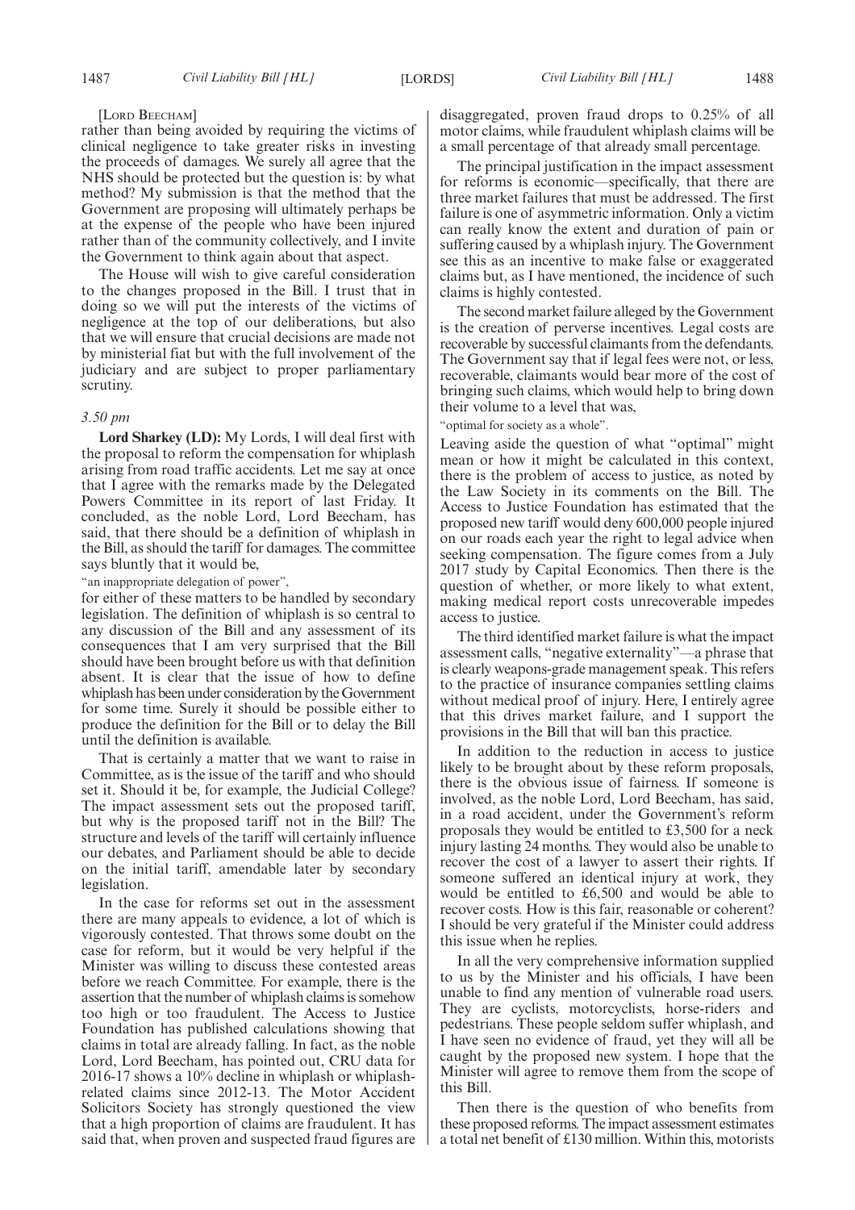[LORD BEECHAM]

rather than being avoided by requiring the victims of clinical negligence to take greater risks in investing the proceeds of damages. We surely all agree that the NHS should be protected but the question is: by what method? My submission is that the method that the Government are proposing will ultimately perhaps be at the expense of the people who have been injured rather than of the community collectively, and I invite the Government to think again about that aspect.

The House will wish to give careful consideration to the changes proposed in the Bill. I trust that in doing so we will put the interests of the victims of negligence at the top of our deliberations, but also that we will ensure that crucial decisions are made not by ministerial fiat but with the full involvement of the judiciary and are subject to proper parliamentary scrutiny.

*3.50 pm*

**Lord Sharkey (LD):** My Lords, I will deal first with the proposal to reform the compensation for whiplash arising from road traffic accidents. Let me say at once that I agree with the remarks made by the Delegated Powers Committee in its report of last Friday. It concluded, as the noble Lord, Lord Beecham, has said, that there should be a definition of whiplash in the Bill, as should the tariff for damages. The committee says bluntly that it would be,

"an inappropriate delegation of power",

for either of these matters to be handled by secondary legislation. The definition of whiplash is so central to any discussion of the Bill and any assessment of its consequences that I am very surprised that the Bill should have been brought before us with that definition absent. It is clear that the issue of how to define whiplash has been under consideration by the Government for some time. Surely it should be possible either to produce the definition for the Bill or to delay the Bill until the definition is available.

That is certainly a matter that we want to raise in Committee, as is the issue of the tariff and who should set it. Should it be, for example, the Judicial College? The impact assessment sets out the proposed tariff, but why is the proposed tariff not in the Bill? The structure and levels of the tariff will certainly influence our debates, and Parliament should be able to decide on the initial tariff, amendable later by secondary legislation.

In the case for reforms set out in the assessment there are many appeals to evidence, a lot of which is vigorously contested. That throws some doubt on the case for reform, but it would be very helpful if the Minister was willing to discuss these contested areas before we reach Committee. For example, there is the assertion that the number of whiplash claims is somehow too high or too fraudulent. The Access to Justice Foundation has published calculations showing that claims in total are already falling. In fact, as the noble Lord, Lord Beecham, has pointed out, CRU data for 2016-17 shows a 10% decline in whiplash or whiplash-related claims since 2012-13. The Motor Accident Solicitors Society has strongly questioned the view that a high proportion of claims are fraudulent. It has said that, when proven and suspected fraud figures are disaggregated, proven fraud drops to 0.25% of all motor claims, while fraudulent whiplash claims will be a small percentage of that already small percentage.

The principal justification in the impact assessment for reforms is economic—specifically, that there are three market failures that must be addressed. The first failure is one of asymmetric information. Only a victim can really know the extent and duration of pain or suffering caused by a whiplash injury. The Government see this as an incentive to make false or exaggerated claims but, as I have mentioned, the incidence of such claims is highly contested.

The second market failure alleged by the Government is the creation of perverse incentives. Legal costs are recoverable by successful claimants from the defendants. The Government say that if legal fees were not, or less, recoverable, claimants would bear more of the cost of bringing such claims, which would help to bring down their volume to a level that was,

"optimal for society as a whole".

Leaving aside the question of what "optimal" might mean or how it might be calculated in this context, there is the problem of access to justice, as noted by the Law Society in its comments on the Bill. The Access to Justice Foundation has estimated that the proposed new tariff would deny 600,000 people injured on our roads each year the right to legal advice when seeking compensation. The figure comes from a July 2017 study by Capital Economics. Then there is the question of whether, or more likely to what extent, making medical report costs unrecoverable impedes access to justice.

The third identified market failure is what the impact assessment calls, "negative externality"—a phrase that is clearly weapons-grade management speak. This refers to the practice of insurance companies settling claims without medical proof of injury. Here, I entirely agree that this drives market failure, and I support the provisions in the Bill that will ban this practice.

In addition to the reduction in access to justice likely to be brought about by these reform proposals, there is the obvious issue of fairness. If someone is involved, as the noble Lord, Lord Beecham, has said, in a road accident, under the Government's reform proposals they would be entitled to £3,500 for a neck injury lasting 24 months. They would also be unable to recover the cost of a lawyer to assert their rights. If someone suffered an identical injury at work, they would be entitled to £6,500 and would be able to recover costs. How is this fair, reasonable or coherent? I should be very grateful if the Minister could address this issue when he replies.

In all the very comprehensive information supplied to us by the Minister and his officials, I have been unable to find any mention of vulnerable road users. They are cyclists, motorcyclists, horse-riders and pedestrians. These people seldom suffer whiplash, and I have seen no evidence of fraud, yet they will all be caught by the proposed new system. I hope that the Minister will agree to remove them from the scope of this Bill.

Then there is the question of who benefits from these proposed reforms. The impact assessment estimates a total net benefit of £130 million. Within this, motorists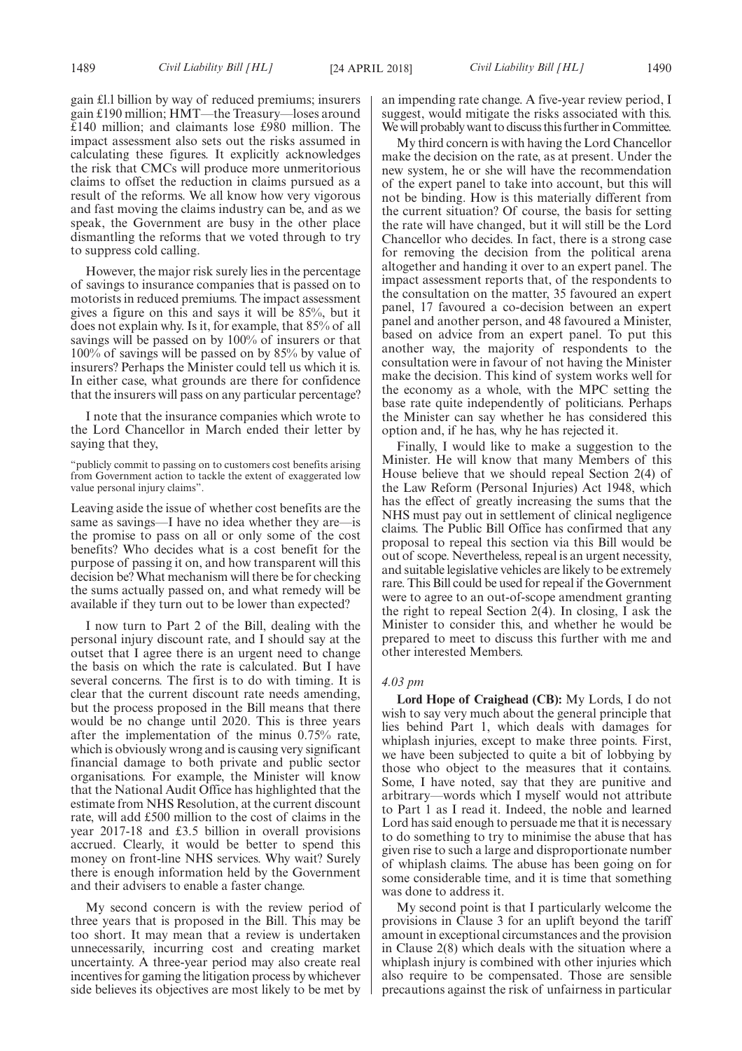gain £1.1 billion by way of reduced premiums; insurers gain £190 million; HMT—the Treasury—loses around £140 million; and claimants lose £980 million. The impact assessment also sets out the risks assumed in calculating these figures. It explicitly acknowledges the risk that CMCs will produce more unmeritorious claims to offset the reduction in claims pursued as a result of the reforms. We all know how very vigorous and fast moving the claims industry can be, and as we speak, the Government are busy in the other place dismantling the reforms that we voted through to try to suppress cold calling.

However, the major risk surely lies in the percentage of savings to insurance companies that is passed on to motorists in reduced premiums. The impact assessment gives a figure on this and says it will be 85%, but it does not explain why. Is it, for example, that 85% of all savings will be passed on by 100% of insurers or that 100% of savings will be passed on by 85% by value of insurers? Perhaps the Minister could tell us which it is. In either case, what grounds are there for confidence that the insurers will pass on any particular percentage?

I note that the insurance companies which wrote to the Lord Chancellor in March ended their letter by saying that they,

"publicly commit to passing on to customers cost benefits arising from Government action to tackle the extent of exaggerated low value personal injury claims".

Leaving aside the issue of whether cost benefits are the same as savings—I have no idea whether they are—is the promise to pass on all or only some of the cost benefits? Who decides what is a cost benefit for the purpose of passing it on, and how transparent will this decision be? What mechanism will there be for checking the sums actually passed on, and what remedy will be available if they turn out to be lower than expected?

I now turn to Part 2 of the Bill, dealing with the personal injury discount rate, and I should say at the outset that I agree there is an urgent need to change the basis on which the rate is calculated. But I have several concerns. The first is to do with timing. It is clear that the current discount rate needs amending, but the process proposed in the Bill means that there would be no change until 2020. This is three years after the implementation of the minus 0.75% rate, which is obviously wrong and is causing very significant financial damage to both private and public sector organisations. For example, the Minister will know that the National Audit Office has highlighted that the estimate from NHS Resolution, at the current discount rate, will add £500 million to the cost of claims in the year 2017-18 and £3.5 billion in overall provisions accrued. Clearly, it would be better to spend this money on front-line NHS services. Why wait? Surely there is enough information held by the Government and their advisers to enable a faster change.

My second concern is with the review period of three years that is proposed in the Bill. This may be too short. It may mean that a review is undertaken unnecessarily, incurring cost and creating market uncertainty. A three-year period may also create real incentives for gaming the litigation process by whichever side believes its objectives are most likely to be met by an impending rate change. A five-year review period, I suggest, would mitigate the risks associated with this. We will probably want to discuss this further in Committee.

My third concern is with having the Lord Chancellor make the decision on the rate, as at present. Under the new system, he or she will have the recommendation of the expert panel to take into account, but this will not be binding. How is this materially different from the current situation? Of course, the basis for setting the rate will have changed, but it will still be the Lord Chancellor who decides. In fact, there is a strong case for removing the decision from the political arena altogether and handing it over to an expert panel. The impact assessment reports that, of the respondents to the consultation on the matter, 35 favoured an expert panel, 17 favoured a co-decision between an expert panel and another person, and 48 favoured a Minister, based on advice from an expert panel. To put this another way, the majority of respondents to the consultation were in favour of not having the Minister make the decision. This kind of system works well for the economy as a whole, with the MPC setting the base rate quite independently of politicians. Perhaps the Minister can say whether he has considered this option and, if he has, why he has rejected it.

Finally, I would like to make a suggestion to the Minister. He will know that many Members of this House believe that we should repeal Section 2(4) of the Law Reform (Personal Injuries) Act 1948, which has the effect of greatly increasing the sums that the NHS must pay out in settlement of clinical negligence claims. The Public Bill Office has confirmed that any proposal to repeal this section via this Bill would be out of scope. Nevertheless, repeal is an urgent necessity, and suitable legislative vehicles are likely to be extremely rare. This Bill could be used for repeal if the Government were to agree to an out-of-scope amendment granting the right to repeal Section 2(4). In closing, I ask the Minister to consider this, and whether he would be prepared to meet to discuss this further with me and other interested Members.

*4.03 pm*

**Lord Hope of Craighead (CB):** My Lords, I do not wish to say very much about the general principle that lies behind Part 1, which deals with damages for whiplash injuries, except to make three points. First, we have been subjected to quite a bit of lobbying by those who object to the measures that it contains. Some, I have noted, say that they are punitive and arbitrary—words which I myself would not attribute to Part 1 as I read it. Indeed, the noble and learned Lord has said enough to persuade me that it is necessary to do something to try to minimise the abuse that has given rise to such a large and disproportionate number of whiplash claims. The abuse has been going on for some considerable time, and it is time that something was done to address it.

My second point is that I particularly welcome the provisions in Clause 3 for an uplift beyond the tariff amount in exceptional circumstances and the provision in Clause 2(8) which deals with the situation where a whiplash injury is combined with other injuries which also require to be compensated. Those are sensible precautions against the risk of unfairness in particular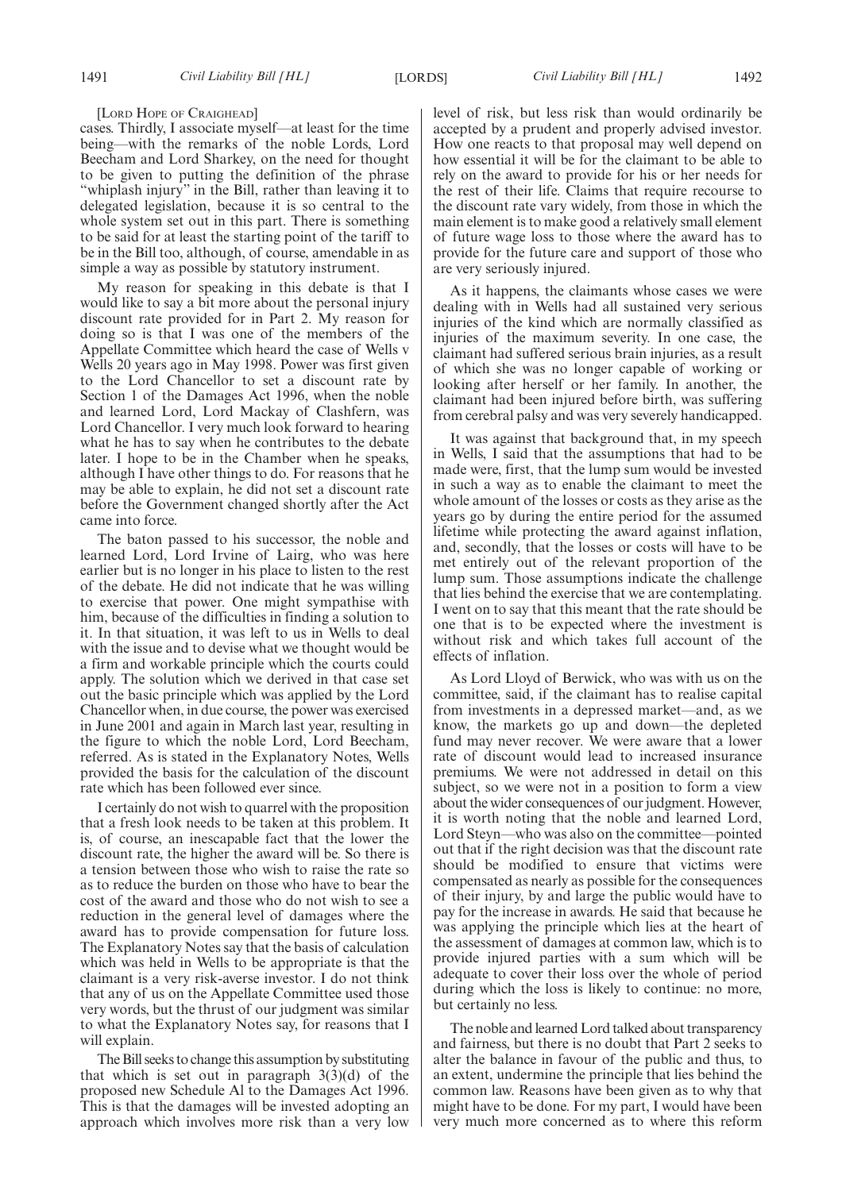[Lord Hope of Craighead]

cases. Thirdly, I associate myself—at least for the time being—with the remarks of the noble Lords, Lord Beecham and Lord Sharkey, on the need for thought to be given to putting the definition of the phrase "whiplash injury" in the Bill, rather than leaving it to delegated legislation, because it is so central to the whole system set out in this part. There is something to be said for at least the starting point of the tariff to be in the Bill too, although, of course, amendable in as simple a way as possible by statutory instrument.

My reason for speaking in this debate is that I would like to say a bit more about the personal injury discount rate provided for in Part 2. My reason for doing so is that I was one of the members of the Appellate Committee which heard the case of Wells v Wells 20 years ago in May 1998. Power was first given to the Lord Chancellor to set a discount rate by Section 1 of the Damages Act 1996, when the noble and learned Lord, Lord Mackay of Clashfern, was Lord Chancellor. I very much look forward to hearing what he has to say when he contributes to the debate later. I hope to be in the Chamber when he speaks, although I have other things to do. For reasons that he may be able to explain, he did not set a discount rate before the Government changed shortly after the Act came into force.

The baton passed to his successor, the noble and learned Lord, Lord Irvine of Lairg, who was here earlier but is no longer in his place to listen to the rest of the debate. He did not indicate that he was willing to exercise that power. One might sympathise with him, because of the difficulties in finding a solution to it. In that situation, it was left to us in Wells to deal with the issue and to devise what we thought would be a firm and workable principle which the courts could apply. The solution which we derived in that case set out the basic principle which was applied by the Lord Chancellor when, in due course, the power was exercised in June 2001 and again in March last year, resulting in the figure to which the noble Lord, Lord Beecham, referred. As is stated in the Explanatory Notes, Wells provided the basis for the calculation of the discount rate which has been followed ever since.

I certainly do not wish to quarrel with the proposition that a fresh look needs to be taken at this problem. It is, of course, an inescapable fact that the lower the discount rate, the higher the award will be. So there is a tension between those who wish to raise the rate so as to reduce the burden on those who have to bear the cost of the award and those who do not wish to see a reduction in the general level of damages where the award has to provide compensation for future loss. The Explanatory Notes say that the basis of calculation which was held in Wells to be appropriate is that the claimant is a very risk-averse investor. I do not think that any of us on the Appellate Committee used those very words, but the thrust of our judgment was similar to what the Explanatory Notes say, for reasons that I will explain.

The Bill seeks to change this assumption by substituting that which is set out in paragraph 3(3)(d) of the proposed new Schedule A1 to the Damages Act 1996. This is that the damages will be invested adopting an approach which involves more risk than a very low level of risk, but less risk than would ordinarily be accepted by a prudent and properly advised investor. How one reacts to that proposal may well depend on how essential it will be for the claimant to be able to rely on the award to provide for his or her needs for the rest of their life. Claims that require recourse to the discount rate vary widely, from those in which the main element is to make good a relatively small element of future wage loss to those where the award has to provide for the future care and support of those who are very seriously injured.

As it happens, the claimants whose cases we were dealing with in Wells had all sustained very serious injuries of the kind which are normally classified as injuries of the maximum severity. In one case, the claimant had suffered serious brain injuries, as a result of which she was no longer capable of working or looking after herself or her family. In another, the claimant had been injured before birth, was suffering from cerebral palsy and was very severely handicapped.

It was against that background that, in my speech in Wells, I said that the assumptions that had to be made were, first, that the lump sum would be invested in such a way as to enable the claimant to meet the whole amount of the losses or costs as they arise as the years go by during the entire period for the assumed lifetime while protecting the award against inflation, and, secondly, that the losses or costs will have to be met entirely out of the relevant proportion of the lump sum. Those assumptions indicate the challenge that lies behind the exercise that we are contemplating. I went on to say that this meant that the rate should be one that is to be expected where the investment is without risk and which takes full account of the effects of inflation.

As Lord Lloyd of Berwick, who was with us on the committee, said, if the claimant has to realise capital from investments in a depressed market—and, as we know, the markets go up and down—the depleted fund may never recover. We were aware that a lower rate of discount would lead to increased insurance premiums. We were not addressed in detail on this subject, so we were not in a position to form a view about the wider consequences of our judgment. However, it is worth noting that the noble and learned Lord, Lord Steyn—who was also on the committee—pointed out that if the right decision was that the discount rate should be modified to ensure that victims were compensated as nearly as possible for the consequences of their injury, by and large the public would have to pay for the increase in awards. He said that because he was applying the principle which lies at the heart of the assessment of damages at common law, which is to provide injured parties with a sum which will be adequate to cover their loss over the whole of period during which the loss is likely to continue: no more, but certainly no less.

The noble and learned Lord talked about transparency and fairness, but there is no doubt that Part 2 seeks to alter the balance in favour of the public and thus, to an extent, undermine the principle that lies behind the common law. Reasons have been given as to why that might have to be done. For my part, I would have been very much more concerned as to where this reform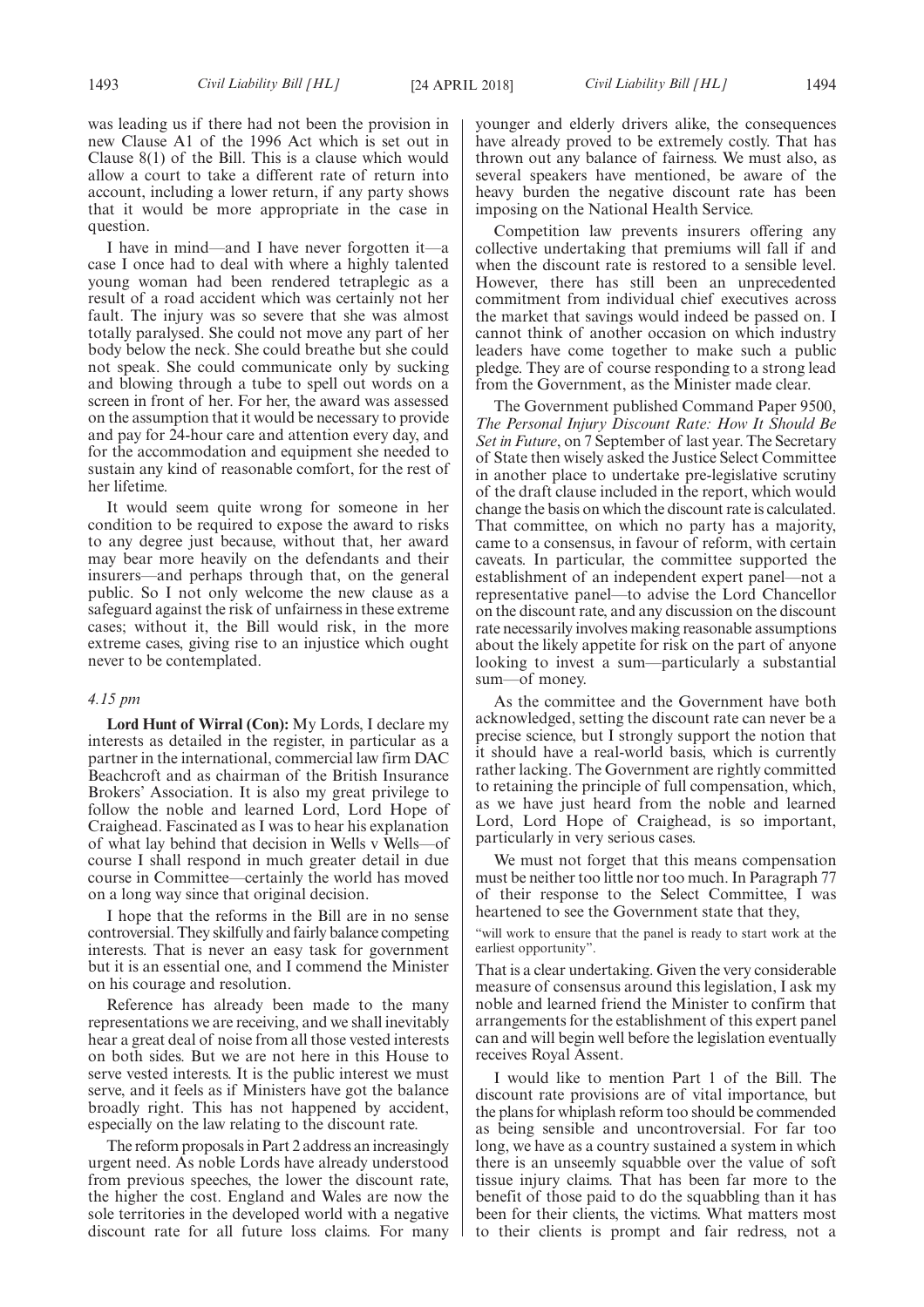was leading us if there had not been the provision in new Clause A1 of the 1996 Act which is set out in Clause 8(1) of the Bill. This is a clause which would allow a court to take a different rate of return into account, including a lower return, if any party shows that it would be more appropriate in the case in question.

I have in mind—and I have never forgotten it—a case I once had to deal with where a highly talented young woman had been rendered tetraplegic as a result of a road accident which was certainly not her fault. The injury was so severe that she was almost totally paralysed. She could not move any part of her body below the neck. She could breathe but she could not speak. She could communicate only by sucking and blowing through a tube to spell out words on a screen in front of her. For her, the award was assessed on the assumption that it would be necessary to provide and pay for 24-hour care and attention every day, and for the accommodation and equipment she needed to sustain any kind of reasonable comfort, for the rest of her lifetime.

It would seem quite wrong for someone in her condition to be required to expose the award to risks to any degree just because, without that, her award may bear more heavily on the defendants and their insurers—and perhaps through that, on the general public. So I not only welcome the new clause as a safeguard against the risk of unfairness in these extreme cases; without it, the Bill would risk, in the more extreme cases, giving rise to an injustice which ought never to be contemplated.

*4.15 pm*

**Lord Hunt of Wirral (Con):** My Lords, I declare my interests as detailed in the register, in particular as a partner in the international, commercial law firm DAC Beachcroft and as chairman of the British Insurance Brokers' Association. It is also my great privilege to follow the noble and learned Lord, Lord Hope of Craighead. Fascinated as I was to hear his explanation of what lay behind that decision in Wells v Wells—of course I shall respond in much greater detail in due course in Committee—certainly the world has moved on a long way since that original decision.

I hope that the reforms in the Bill are in no sense controversial. They skilfully and fairly balance competing interests. That is never an easy task for government but it is an essential one, and I commend the Minister on his courage and resolution.

Reference has already been made to the many representations we are receiving, and we shall inevitably hear a great deal of noise from all those vested interests on both sides. But we are not here in this House to serve vested interests. It is the public interest we must serve, and it feels as if Ministers have got the balance broadly right. This has not happened by accident, especially on the law relating to the discount rate.

The reform proposals in Part 2 address an increasingly urgent need. As noble Lords have already understood from previous speeches, the lower the discount rate, the higher the cost. England and Wales are now the sole territories in the developed world with a negative discount rate for all future loss claims. For many younger and elderly drivers alike, the consequences have already proved to be extremely costly. That has thrown out any balance of fairness. We must also, as several speakers have mentioned, be aware of the heavy burden the negative discount rate has been imposing on the National Health Service.

Competition law prevents insurers offering any collective undertaking that premiums will fall if and when the discount rate is restored to a sensible level. However, there has still been an unprecedented commitment from individual chief executives across the market that savings would indeed be passed on. I cannot think of another occasion on which industry leaders have come together to make such a public pledge. They are of course responding to a strong lead from the Government, as the Minister made clear.

The Government published Command Paper 9500, *The Personal Injury Discount Rate: How It Should Be Set in Future*, on 7 September of last year. The Secretary of State then wisely asked the Justice Select Committee in another place to undertake pre-legislative scrutiny of the draft clause included in the report, which would change the basis on which the discount rate is calculated. That committee, on which no party has a majority, came to a consensus, in favour of reform, with certain caveats. In particular, the committee supported the establishment of an independent expert panel—not a representative panel—to advise the Lord Chancellor on the discount rate, and any discussion on the discount rate necessarily involves making reasonable assumptions about the likely appetite for risk on the part of anyone looking to invest a sum—particularly a substantial sum—of money.

As the committee and the Government have both acknowledged, setting the discount rate can never be a precise science, but I strongly support the notion that it should have a real-world basis, which is currently rather lacking. The Government are rightly committed to retaining the principle of full compensation, which, as we have just heard from the noble and learned Lord, Lord Hope of Craighead, is so important, particularly in very serious cases.

We must not forget that this means compensation must be neither too little nor too much. In Paragraph 77 of their response to the Select Committee, I was heartened to see the Government state that they,

"will work to ensure that the panel is ready to start work at the earliest opportunity".

That is a clear undertaking. Given the very considerable measure of consensus around this legislation, I ask my noble and learned friend the Minister to confirm that arrangements for the establishment of this expert panel can and will begin well before the legislation eventually receives Royal Assent.

I would like to mention Part 1 of the Bill. The discount rate provisions are of vital importance, but the plans for whiplash reform too should be commended as being sensible and uncontroversial. For far too long, we have as a country sustained a system in which there is an unseemly squabble over the value of soft tissue injury claims. That has been far more to the benefit of those paid to do the squabbling than it has been for their clients, the victims. What matters most to their clients is prompt and fair redress, not a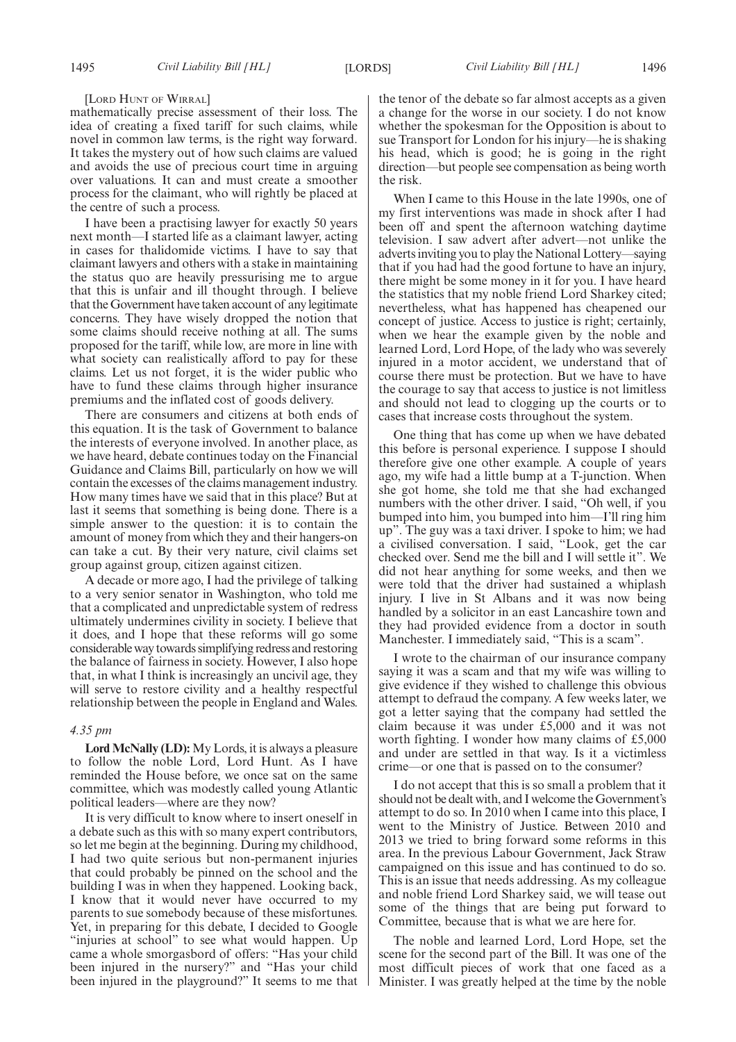[LORD HUNT OF WIRRAL]

mathematically precise assessment of their loss. The idea of creating a fixed tariff for such claims, while novel in common law terms, is the right way forward. It takes the mystery out of how such claims are valued and avoids the use of precious court time in arguing over valuations. It can and must create a smoother process for the claimant, who will rightly be placed at the centre of such a process.

I have been a practising lawyer for exactly 50 years next month—I started life as a claimant lawyer, acting in cases for thalidomide victims. I have to say that claimant lawyers and others with a stake in maintaining the status quo are heavily pressurising me to argue that this is unfair and ill thought through. I believe that the Government have taken account of any legitimate concerns. They have wisely dropped the notion that some claims should receive nothing at all. The sums proposed for the tariff, while low, are more in line with what society can realistically afford to pay for these claims. Let us not forget, it is the wider public who have to fund these claims through higher insurance premiums and the inflated cost of goods delivery.

There are consumers and citizens at both ends of this equation. It is the task of Government to balance the interests of everyone involved. In another place, as we have heard, debate continues today on the Financial Guidance and Claims Bill, particularly on how we will contain the excesses of the claims management industry. How many times have we said that in this place? But at last it seems that something is being done. There is a simple answer to the question: it is to contain the amount of money from which they and their hangers-on can take a cut. By their very nature, civil claims set group against group, citizen against citizen.

A decade or more ago, I had the privilege of talking to a very senior senator in Washington, who told me that a complicated and unpredictable system of redress ultimately undermines civility in society. I believe that it does, and I hope that these reforms will go some considerable way towards simplifying redress and restoring the balance of fairness in society. However, I also hope that, in what I think is increasingly an uncivil age, they will serve to restore civility and a healthy respectful relationship between the people in England and Wales.

*4.35 pm*

**Lord McNally (LD):** My Lords, it is always a pleasure to follow the noble Lord, Lord Hunt. As I have reminded the House before, we once sat on the same committee, which was modestly called young Atlantic political leaders—where are they now?

It is very difficult to know where to insert oneself in a debate such as this with so many expert contributors, so let me begin at the beginning. During my childhood, I had two quite serious but non-permanent injuries that could probably be pinned on the school and the building I was in when they happened. Looking back, I know that it would never have occurred to my parents to sue somebody because of these misfortunes. Yet, in preparing for this debate, I decided to Google "injuries at school" to see what would happen. Up came a whole smorgasbord of offers: "Has your child been injured in the nursery?" and "Has your child been injured in the playground?" It seems to me that the tenor of the debate so far almost accepts as a given a change for the worse in our society. I do not know whether the spokesman for the Opposition is about to sue Transport for London for his injury—he is shaking his head, which is good; he is going in the right direction—but people see compensation as being worth the risk.

When I came to this House in the late 1990s, one of my first interventions was made in shock after I had been off and spent the afternoon watching daytime television. I saw advert after advert—not unlike the adverts inviting you to play the National Lottery—saying that if you had had the good fortune to have an injury, there might be some money in it for you. I have heard the statistics that my noble friend Lord Sharkey cited; nevertheless, what has happened has cheapened our concept of justice. Access to justice is right; certainly, when we hear the example given by the noble and learned Lord, Lord Hope, of the lady who was severely injured in a motor accident, we understand that of course there must be protection. But we have to have the courage to say that access to justice is not limitless and should not lead to clogging up the courts or to cases that increase costs throughout the system.

One thing that has come up when we have debated this before is personal experience. I suppose I should therefore give one other example. A couple of years ago, my wife had a little bump at a T-junction. When she got home, she told me that she had exchanged numbers with the other driver. I said, "Oh well, if you bumped into him, you bumped into him—I'll ring him up". The guy was a taxi driver. I spoke to him; we had a civilised conversation. I said, "Look, get the car checked over. Send me the bill and I will settle it". We did not hear anything for some weeks, and then we were told that the driver had sustained a whiplash injury. I live in St Albans and it was now being handled by a solicitor in an east Lancashire town and they had provided evidence from a doctor in south Manchester. I immediately said, "This is a scam".

I wrote to the chairman of our insurance company saying it was a scam and that my wife was willing to give evidence if they wished to challenge this obvious attempt to defraud the company. A few weeks later, we got a letter saying that the company had settled the claim because it was under £5,000 and it was not worth fighting. I wonder how many claims of £5,000 and under are settled in that way. Is it a victimless crime—or one that is passed on to the consumer?

I do not accept that this is so small a problem that it should not be dealt with, and I welcome the Government's attempt to do so. In 2010 when I came into this place, I went to the Ministry of Justice. Between 2010 and 2013 we tried to bring forward some reforms in this area. In the previous Labour Government, Jack Straw campaigned on this issue and has continued to do so. This is an issue that needs addressing. As my colleague and noble friend Lord Sharkey said, we will tease out some of the things that are being put forward to Committee, because that is what we are here for.

The noble and learned Lord, Lord Hope, set the scene for the second part of the Bill. It was one of the most difficult pieces of work that one faced as a Minister. I was greatly helped at the time by the noble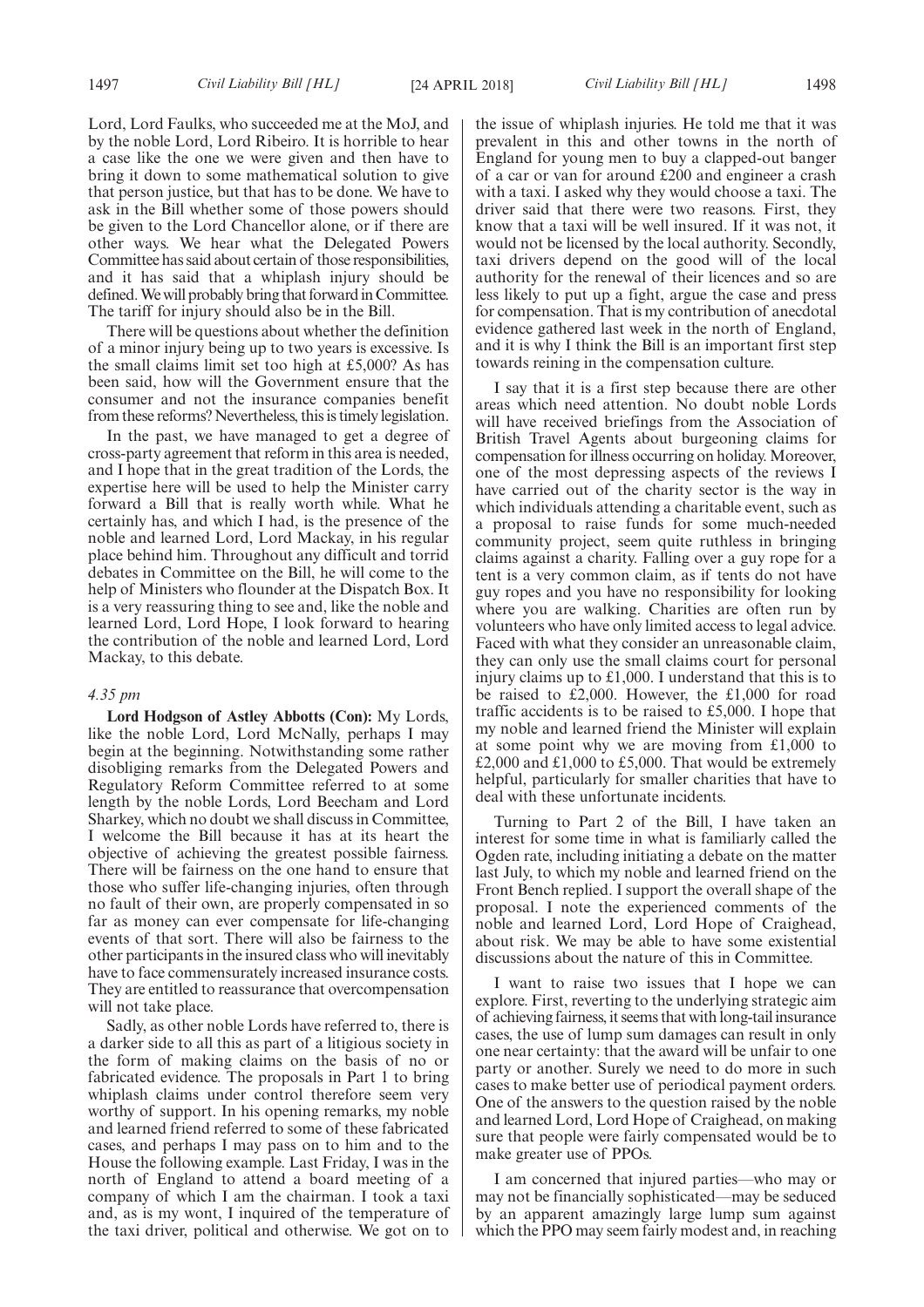Lord, Lord Faulks, who succeeded me at the MoJ, and by the noble Lord, Lord Ribeiro. It is horrible to hear a case like the one we were given and then have to bring it down to some mathematical solution to give that person justice, but that has to be done. We have to ask in the Bill whether some of those powers should be given to the Lord Chancellor alone, or if there are other ways. We hear what the Delegated Powers Committee has said about certain of those responsibilities, and it has said that a whiplash injury should be defined. We will probably bring that forward in Committee. The tariff for injury should also be in the Bill.

There will be questions about whether the definition of a minor injury being up to two years is excessive. Is the small claims limit set too high at £5,000? As has been said, how will the Government ensure that the consumer and not the insurance companies benefit from these reforms? Nevertheless, this is timely legislation.

In the past, we have managed to get a degree of cross-party agreement that reform in this area is needed, and I hope that in the great tradition of the Lords, the expertise here will be used to help the Minister carry forward a Bill that is really worth while. What he certainly has, and which I had, is the presence of the noble and learned Lord, Lord Mackay, in his regular place behind him. Throughout any difficult and torrid debates in Committee on the Bill, he will come to the help of Ministers who flounder at the Dispatch Box. It is a very reassuring thing to see and, like the noble and learned Lord, Lord Hope, I look forward to hearing the contribution of the noble and learned Lord, Lord Mackay, to this debate.

*4.35 pm*

**Lord Hodgson of Astley Abbotts (Con):** My Lords, like the noble Lord, Lord McNally, perhaps I may begin at the beginning. Notwithstanding some rather disobliging remarks from the Delegated Powers and Regulatory Reform Committee referred to at some length by the noble Lords, Lord Beecham and Lord Sharkey, which no doubt we shall discuss in Committee, I welcome the Bill because it has at its heart the objective of achieving the greatest possible fairness. There will be fairness on the one hand to ensure that those who suffer life-changing injuries, often through no fault of their own, are properly compensated in so far as money can ever compensate for life-changing events of that sort. There will also be fairness to the other participants in the insured class who will inevitably have to face commensurately increased insurance costs. They are entitled to reassurance that overcompensation will not take place.

Sadly, as other noble Lords have referred to, there is a darker side to all this as part of a litigious society in the form of making claims on the basis of no or fabricated evidence. The proposals in Part 1 to bring whiplash claims under control therefore seem very worthy of support. In his opening remarks, my noble and learned friend referred to some of these fabricated cases, and perhaps I may pass on to him and to the House the following example. Last Friday, I was in the north of England to attend a board meeting of a company of which I am the chairman. I took a taxi and, as is my wont, I inquired of the temperature of the taxi driver, political and otherwise. We got on to the issue of whiplash injuries. He told me that it was prevalent in this and other towns in the north of England for young men to buy a clapped-out banger of a car or van for around £200 and engineer a crash with a taxi. I asked why they would choose a taxi. The driver said that there were two reasons. First, they know that a taxi will be well insured. If it was not, it would not be licensed by the local authority. Secondly, taxi drivers depend on the good will of the local authority for the renewal of their licences and so are less likely to put up a fight, argue the case and press for compensation. That is my contribution of anecdotal evidence gathered last week in the north of England, and it is why I think the Bill is an important first step towards reining in the compensation culture.

I say that it is a first step because there are other areas which need attention. No doubt noble Lords will have received briefings from the Association of British Travel Agents about burgeoning claims for compensation for illness occurring on holiday. Moreover, one of the most depressing aspects of the reviews I have carried out of the charity sector is the way in which individuals attending a charitable event, such as a proposal to raise funds for some much-needed community project, seem quite ruthless in bringing claims against a charity. Falling over a guy rope for a tent is a very common claim, as if tents do not have guy ropes and you have no responsibility for looking where you are walking. Charities are often run by volunteers who have only limited access to legal advice. Faced with what they consider an unreasonable claim, they can only use the small claims court for personal injury claims up to £1,000. I understand that this is to be raised to £2,000. However, the £1,000 for road traffic accidents is to be raised to £5,000. I hope that my noble and learned friend the Minister will explain at some point why we are moving from £1,000 to £2,000 and £1,000 to £5,000. That would be extremely helpful, particularly for smaller charities that have to deal with these unfortunate incidents.

Turning to Part 2 of the Bill, I have taken an interest for some time in what is familiarly called the Ogden rate, including initiating a debate on the matter last July, to which my noble and learned friend on the Front Bench replied. I support the overall shape of the proposal. I note the experienced comments of the noble and learned Lord, Lord Hope of Craighead, about risk. We may be able to have some existential discussions about the nature of this in Committee.

I want to raise two issues that I hope we can explore. First, reverting to the underlying strategic aim of achieving fairness, it seems that with long-tail insurance cases, the use of lump sum damages can result in only one near certainty: that the award will be unfair to one party or another. Surely we need to do more in such cases to make better use of periodical payment orders. One of the answers to the question raised by the noble and learned Lord, Lord Hope of Craighead, on making sure that people were fairly compensated would be to make greater use of PPOs.

I am concerned that injured parties—who may or may not be financially sophisticated—may be seduced by an apparent amazingly large lump sum against which the PPO may seem fairly modest and, in reaching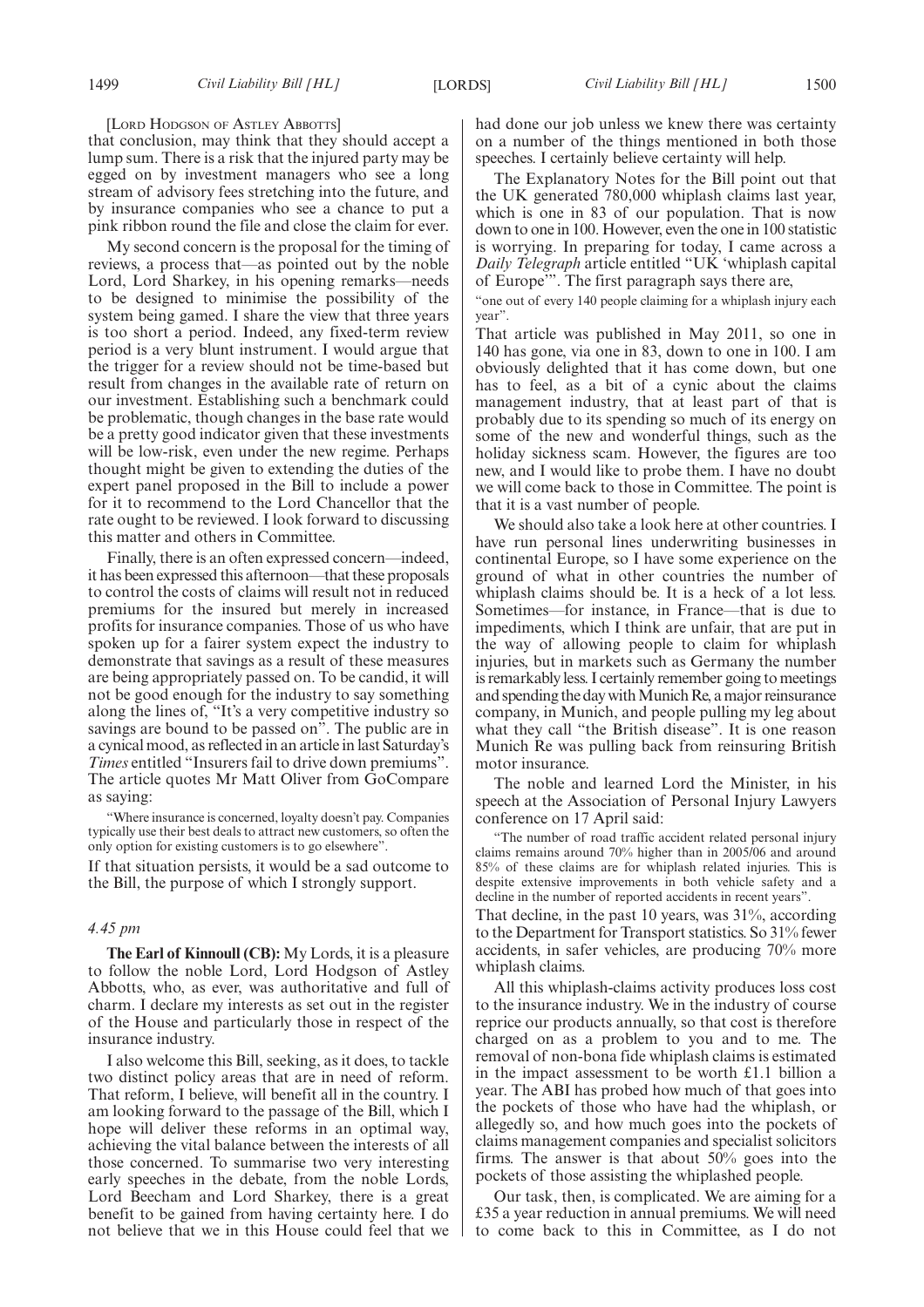[LORD HODGSON OF ASTLEY ABBOTTS]

that conclusion, may think that they should accept a lump sum. There is a risk that the injured party may be egged on by investment managers who see a long stream of advisory fees stretching into the future, and by insurance companies who see a chance to put a pink ribbon round the file and close the claim for ever.

My second concern is the proposal for the timing of reviews, a process that—as pointed out by the noble Lord, Lord Sharkey, in his opening remarks—needs to be designed to minimise the possibility of the system being gamed. I share the view that three years is too short a period. Indeed, any fixed-term review period is a very blunt instrument. I would argue that the trigger for a review should not be time-based but result from changes in the available rate of return on our investment. Establishing such a benchmark could be problematic, though changes in the base rate would be a pretty good indicator given that these investments will be low-risk, even under the new regime. Perhaps thought might be given to extending the duties of the expert panel proposed in the Bill to include a power for it to recommend to the Lord Chancellor that the rate ought to be reviewed. I look forward to discussing this matter and others in Committee.

Finally, there is an often expressed concern—indeed, it has been expressed this afternoon—that these proposals to control the costs of claims will result not in reduced premiums for the insured but merely in increased profits for insurance companies. Those of us who have spoken up for a fairer system expect the industry to demonstrate that savings as a result of these measures are being appropriately passed on. To be candid, it will not be good enough for the industry to say something along the lines of, "It's a very competitive industry so savings are bound to be passed on". The public are in a cynical mood, as reflected in an article in last Saturday's *Times* entitled "Insurers fail to drive down premiums". The article quotes Mr Matt Oliver from GoCompare as saying:

"Where insurance is concerned, loyalty doesn't pay. Companies typically use their best deals to attract new customers, so often the only option for existing customers is to go elsewhere".

If that situation persists, it would be a sad outcome to the Bill, the purpose of which I strongly support.

*4.45 pm*

**The Earl of Kinnoull (CB):** My Lords, it is a pleasure to follow the noble Lord, Lord Hodgson of Astley Abbotts, who, as ever, was authoritative and full of charm. I declare my interests as set out in the register of the House and particularly those in respect of the insurance industry.

I also welcome this Bill, seeking, as it does, to tackle two distinct policy areas that are in need of reform. That reform, I believe, will benefit all in the country. I am looking forward to the passage of the Bill, which I hope will deliver these reforms in an optimal way, achieving the vital balance between the interests of all those concerned. To summarise two very interesting early speeches in the debate, from the noble Lords, Lord Beecham and Lord Sharkey, there is a great benefit to be gained from having certainty here. I do not believe that we in this House could feel that we had done our job unless we knew there was certainty on a number of the things mentioned in both those speeches. I certainly believe certainty will help.

The Explanatory Notes for the Bill point out that the UK generated 780,000 whiplash claims last year, which is one in 83 of our population. That is now down to one in 100. However, even the one in 100 statistic is worrying. In preparing for today, I came across a *Daily Telegraph* article entitled "UK 'whiplash capital of Europe'". The first paragraph says there are,

"one out of every 140 people claiming for a whiplash injury each year".

That article was published in May 2011, so one in 140 has gone, via one in 83, down to one in 100. I am obviously delighted that it has come down, but one has to feel, as a bit of a cynic about the claims management industry, that at least part of that is probably due to its spending so much of its energy on some of the new and wonderful things, such as the holiday sickness scam. However, the figures are too new, and I would like to probe them. I have no doubt we will come back to those in Committee. The point is that it is a vast number of people.

We should also take a look here at other countries. I have run personal lines underwriting businesses in continental Europe, so I have some experience on the ground of what in other countries the number of whiplash claims should be. It is a heck of a lot less. Sometimes—for instance, in France—that is due to impediments, which I think are unfair, that are put in the way of allowing people to claim for whiplash injuries, but in markets such as Germany the number is remarkably less. I certainly remember going to meetings and spending the day with Munich Re, a major reinsurance company, in Munich, and people pulling my leg about what they call "the British disease". It is one reason Munich Re was pulling back from reinsuring British motor insurance.

The noble and learned Lord the Minister, in his speech at the Association of Personal Injury Lawyers conference on 17 April said:

"The number of road traffic accident related personal injury claims remains around 70% higher than in 2005/06 and around 85% of these claims are for whiplash related injuries. This is despite extensive improvements in both vehicle safety and a decline in the number of reported accidents in recent years".

That decline, in the past 10 years, was 31%, according to the Department for Transport statistics. So 31% fewer accidents, in safer vehicles, are producing 70% more whiplash claims.

All this whiplash-claims activity produces loss cost to the insurance industry. We in the industry of course reprice our products annually, so that cost is therefore charged on as a problem to you and to me. The removal of non-bona fide whiplash claims is estimated in the impact assessment to be worth £1.1 billion a year. The ABI has probed how much of that goes into the pockets of those who have had the whiplash, or allegedly so, and how much goes into the pockets of claims management companies and specialist solicitors firms. The answer is that about 50% goes into the pockets of those assisting the whiplashed people.

Our task, then, is complicated. We are aiming for a £35 a year reduction in annual premiums. We will need to come back to this in Committee, as I do not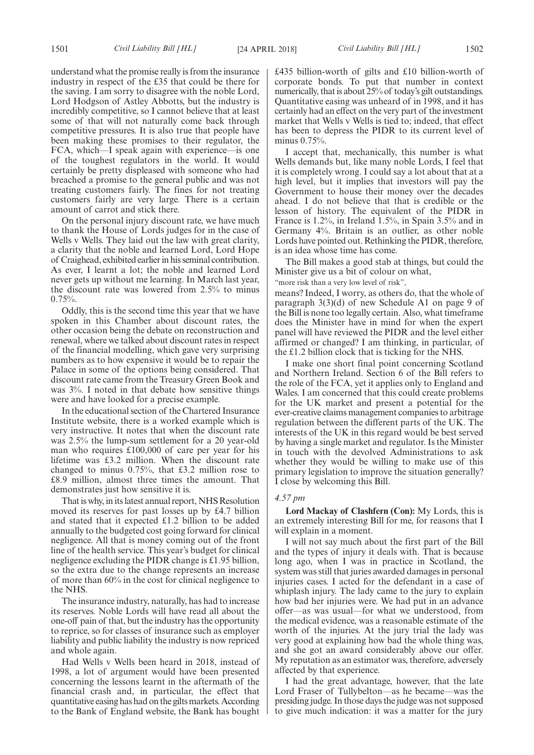understand what the promise really is from the insurance industry in respect of the £35 that could be there for the saving. I am sorry to disagree with the noble Lord, Lord Hodgson of Astley Abbotts, but the industry is incredibly competitive, so I cannot believe that at least some of that will not naturally come back through competitive pressures. It is also true that people have been making these promises to their regulator, the FCA, which—I speak again with experience—is one of the toughest regulators in the world. It would certainly be pretty displeased with someone who had breached a promise to the general public and was not treating customers fairly. The fines for not treating customers fairly are very large. There is a certain amount of carrot and stick there.

On the personal injury discount rate, we have much to thank the House of Lords judges for in the case of Wells v Wells. They laid out the law with great clarity, a clarity that the noble and learned Lord, Lord Hope of Craighead, exhibited earlier in his seminal contribution. As ever, I learnt a lot; the noble and learned Lord never gets up without me learning. In March last year, the discount rate was lowered from 2.5% to minus 0.75%.

Oddly, this is the second time this year that we have spoken in this Chamber about discount rates, the other occasion being the debate on reconstruction and renewal, where we talked about discount rates in respect of the financial modelling, which gave very surprising numbers as to how expensive it would be to repair the Palace in some of the options being considered. That discount rate came from the Treasury Green Book and was 3%. I noted in that debate how sensitive things were and have looked for a precise example.

In the educational section of the Chartered Insurance Institute website, there is a worked example which is very instructive. It notes that when the discount rate was 2.5% the lump-sum settlement for a 20 year-old man who requires £100,000 of care per year for his lifetime was £3.2 million. When the discount rate changed to minus 0.75%, that £3.2 million rose to £8.9 million, almost three times the amount. That demonstrates just how sensitive it is.

That is why, in its latest annual report, NHS Resolution moved its reserves for past losses up by £4.7 billion and stated that it expected £1.2 billion to be added annually to the budgeted cost going forward for clinical negligence. All that is money coming out of the front line of the health service. This year's budget for clinical negligence excluding the PIDR change is £1.95 billion, so the extra due to the change represents an increase of more than 60% in the cost for clinical negligence to the NHS.

The insurance industry, naturally, has had to increase its reserves. Noble Lords will have read all about the one-off pain of that, but the industry has the opportunity to reprice, so for classes of insurance such as employer liability and public liability the industry is now repriced and whole again.

Had Wells v Wells been heard in 2018, instead of 1998, a lot of argument would have been presented concerning the lessons learnt in the aftermath of the financial crash and, in particular, the effect that quantitative easing has had on the gilts markets. According to the Bank of England website, the Bank has bought £435 billion-worth of gilts and £10 billion-worth of corporate bonds. To put that number in context numerically, that is about 25% of today's gilt outstandings. Quantitative easing was unheard of in 1998, and it has certainly had an effect on the very part of the investment market that Wells v Wells is tied to; indeed, that effect has been to depress the PIDR to its current level of minus 0.75%.

I accept that, mechanically, this number is what Wells demands but, like many noble Lords, I feel that it is completely wrong. I could say a lot about that at a high level, but it implies that investors will pay the Government to house their money over the decades ahead. I do not believe that that is credible or the lesson of history. The equivalent of the PIDR in France is 1.2%, in Ireland 1.5%, in Spain 3.5% and in Germany 4%. Britain is an outlier, as other noble Lords have pointed out. Rethinking the PIDR, therefore, is an idea whose time has come.

The Bill makes a good stab at things, but could the Minister give us a bit of colour on what,

"more risk than a very low level of risk",

means? Indeed, I worry, as others do, that the whole of paragraph 3(3)(d) of new Schedule A1 on page 9 of the Bill is none too legally certain. Also, what timeframe does the Minister have in mind for when the expert panel will have reviewed the PIDR and the level either affirmed or changed? I am thinking, in particular, of the £1.2 billion clock that is ticking for the NHS.

I make one short final point concerning Scotland and Northern Ireland. Section 6 of the Bill refers to the role of the FCA, yet it applies only to England and Wales. I am concerned that this could create problems for the UK market and present a potential for the ever-creative claims management companies to arbitrage regulation between the different parts of the UK. The interests of the UK in this regard would be best served by having a single market and regulator. Is the Minister in touch with the devolved Administrations to ask whether they would be willing to make use of this primary legislation to improve the situation generally? I close by welcoming this Bill.

*4.57 pm*

**Lord Mackay of Clashfern (Con):** My Lords, this is an extremely interesting Bill for me, for reasons that I will explain in a moment.

I will not say much about the first part of the Bill and the types of injury it deals with. That is because long ago, when I was in practice in Scotland, the system was still that juries awarded damages in personal injuries cases. I acted for the defendant in a case of whiplash injury. The lady came to the jury to explain how bad her injuries were. We had put in an advance offer—as was usual—for what we understood, from the medical evidence, was a reasonable estimate of the worth of the injuries. At the jury trial the lady was very good at explaining how bad the whole thing was, and she got an award considerably above our offer. My reputation as an estimator was, therefore, adversely affected by that experience.

I had the great advantage, however, that the late Lord Fraser of Tullybelton—as he became—was the presiding judge. In those days the judge was not supposed to give much indication: it was a matter for the jury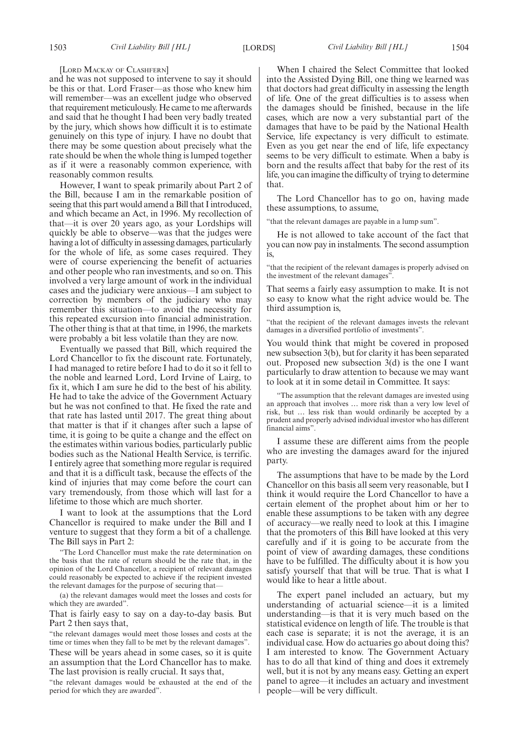[LORD MACKAY OF CLASHFERN]

and he was not supposed to intervene to say it should be this or that. Lord Fraser—as those who knew him will remember—was an excellent judge who observed that requirement meticulously. He came to me afterwards and said that he thought I had been very badly treated by the jury, which shows how difficult it is to estimate genuinely on this type of injury. I have no doubt that there may be some question about precisely what the rate should be when the whole thing is lumped together as if it were a reasonably common experience, with reasonably common results.

However, I want to speak primarily about Part 2 of the Bill, because I am in the remarkable position of seeing that this part would amend a Bill that I introduced, and which became an Act, in 1996. My recollection of that—it is over 20 years ago, as your Lordships will quickly be able to observe—was that the judges were having a lot of difficulty in assessing damages, particularly for the whole of life, as some cases required. They were of course experiencing the benefit of actuaries and other people who ran investments, and so on. This involved a very large amount of work in the individual cases and the judiciary were anxious—I am subject to correction by members of the judiciary who may remember this situation—to avoid the necessity for this repeated excursion into financial administration. The other thing is that at that time, in 1996, the markets were probably a bit less volatile than they are now.

Eventually we passed that Bill, which required the Lord Chancellor to fix the discount rate. Fortunately, I had managed to retire before I had to do it so it fell to the noble and learned Lord, Lord Irvine of Lairg, to fix it, which I am sure he did to the best of his ability. He had to take the advice of the Government Actuary but he was not confined to that. He fixed the rate and that rate has lasted until 2017. The great thing about that matter is that if it changes after such a lapse of time, it is going to be quite a change and the effect on the estimates within various bodies, particularly public bodies such as the National Health Service, is terrific. I entirely agree that something more regular is required and that it is a difficult task, because the effects of the kind of injuries that may come before the court can vary tremendously, from those which will last for a lifetime to those which are much shorter.

I want to look at the assumptions that the Lord Chancellor is required to make under the Bill and I venture to suggest that they form a bit of a challenge. The Bill says in Part 2:

"The Lord Chancellor must make the rate determination on the basis that the rate of return should be the rate that, in the opinion of the Lord Chancellor, a recipient of relevant damages could reasonably be expected to achieve if the recipient invested the relevant damages for the purpose of securing that—

(a) the relevant damages would meet the losses and costs for which they are awarded".

That is fairly easy to say on a day-to-day basis. But Part 2 then says that,

"the relevant damages would meet those losses and costs at the time or times when they fall to be met by the relevant damages".

These will be years ahead in some cases, so it is quite an assumption that the Lord Chancellor has to make. The last provision is really crucial. It says that,

"the relevant damages would be exhausted at the end of the period for which they are awarded".

When I chaired the Select Committee that looked into the Assisted Dying Bill, one thing we learned was that doctors had great difficulty in assessing the length of life. One of the great difficulties is to assess when the damages should be finished, because in the life cases, which are now a very substantial part of the damages that have to be paid by the National Health Service, life expectancy is very difficult to estimate. Even as you get near the end of life, life expectancy seems to be very difficult to estimate. When a baby is born and the results affect that baby for the rest of its life, you can imagine the difficulty of trying to determine that.

The Lord Chancellor has to go on, having made these assumptions, to assume,

"that the relevant damages are payable in a lump sum".

He is not allowed to take account of the fact that you can now pay in instalments. The second assumption is,

"that the recipient of the relevant damages is properly advised on the investment of the relevant damages".

That seems a fairly easy assumption to make. It is not so easy to know what the right advice would be. The third assumption is,

"that the recipient of the relevant damages invests the relevant damages in a diversified portfolio of investments".

You would think that might be covered in proposed new subsection 3(b), but for clarity it has been separated out. Proposed new subsection 3(d) is the one I want particularly to draw attention to because we may want to look at it in some detail in Committee. It says:

"The assumption that the relevant damages are invested using an approach that involves … more risk than a very low level of risk, but … less risk than would ordinarily be accepted by a prudent and properly advised individual investor who has different financial aims".

I assume these are different aims from the people who are investing the damages award for the injured party.

The assumptions that have to be made by the Lord Chancellor on this basis all seem very reasonable, but I think it would require the Lord Chancellor to have a certain element of the prophet about him or her to enable these assumptions to be taken with any degree of accuracy—we really need to look at this. I imagine that the promoters of this Bill have looked at this very carefully and if it is going to be accurate from the point of view of awarding damages, these conditions have to be fulfilled. The difficulty about it is how you satisfy yourself that that will be true. That is what I would like to hear a little about.

The expert panel included an actuary, but my understanding of actuarial science—it is a limited understanding—is that it is very much based on the statistical evidence on length of life. The trouble is that each case is separate; it is not the average, it is an individual case. How do actuaries go about doing this? I am interested to know. The Government Actuary has to do all that kind of thing and does it extremely well, but it is not by any means easy. Getting an expert panel to agree—it includes an actuary and investment people—will be very difficult.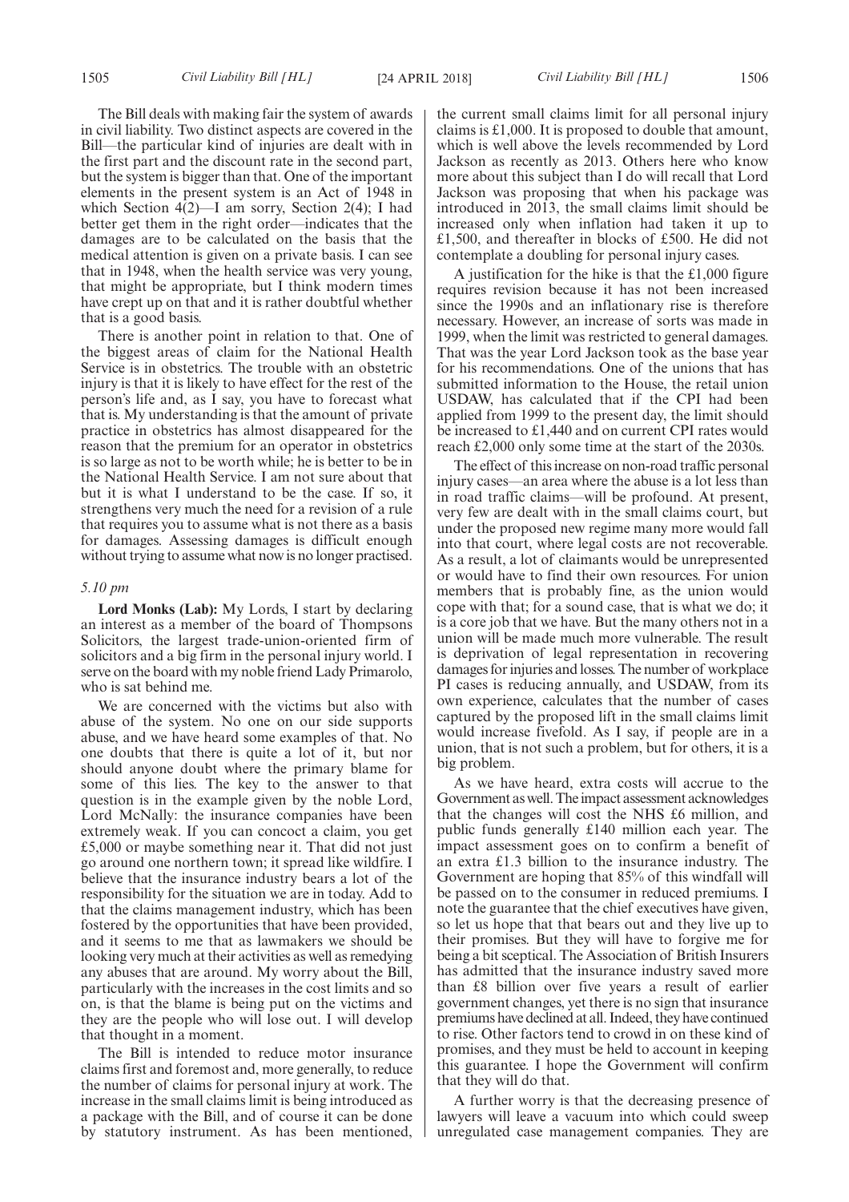The Bill deals with making fair the system of awards in civil liability. Two distinct aspects are covered in the Bill—the particular kind of injuries are dealt with in the first part and the discount rate in the second part, but the system is bigger than that. One of the important elements in the present system is an Act of 1948 in which Section 4(2)—I am sorry, Section 2(4); I had better get them in the right order—indicates that the damages are to be calculated on the basis that the medical attention is given on a private basis. I can see that in 1948, when the health service was very young, that might be appropriate, but I think modern times have crept up on that and it is rather doubtful whether that is a good basis.

There is another point in relation to that. One of the biggest areas of claim for the National Health Service is in obstetrics. The trouble with an obstetric injury is that it is likely to have effect for the rest of the person's life and, as I say, you have to forecast what that is. My understanding is that the amount of private practice in obstetrics has almost disappeared for the reason that the premium for an operator in obstetrics is so large as not to be worth while; he is better to be in the National Health Service. I am not sure about that but it is what I understand to be the case. If so, it strengthens very much the need for a revision of a rule that requires you to assume what is not there as a basis for damages. Assessing damages is difficult enough without trying to assume what now is no longer practised.

*5.10 pm*

**Lord Monks (Lab):** My Lords, I start by declaring an interest as a member of the board of Thompsons Solicitors, the largest trade-union-oriented firm of solicitors and a big firm in the personal injury world. I serve on the board with my noble friend Lady Primarolo, who is sat behind me.

We are concerned with the victims but also with abuse of the system. No one on our side supports abuse, and we have heard some examples of that. No one doubts that there is quite a lot of it, but nor should anyone doubt where the primary blame for some of this lies. The key to the answer to that question is in the example given by the noble Lord, Lord McNally: the insurance companies have been extremely weak. If you can concoct a claim, you get £5,000 or maybe something near it. That did not just go around one northern town; it spread like wildfire. I believe that the insurance industry bears a lot of the responsibility for the situation we are in today. Add to that the claims management industry, which has been fostered by the opportunities that have been provided, and it seems to me that as lawmakers we should be looking very much at their activities as well as remedying any abuses that are around. My worry about the Bill, particularly with the increases in the cost limits and so on, is that the blame is being put on the victims and they are the people who will lose out. I will develop that thought in a moment.

The Bill is intended to reduce motor insurance claims first and foremost and, more generally, to reduce the number of claims for personal injury at work. The increase in the small claims limit is being introduced as a package with the Bill, and of course it can be done by statutory instrument. As has been mentioned, the current small claims limit for all personal injury claims is £1,000. It is proposed to double that amount, which is well above the levels recommended by Lord Jackson as recently as 2013. Others here who know more about this subject than I do will recall that Lord Jackson was proposing that when his package was introduced in 2013, the small claims limit should be increased only when inflation had taken it up to £1,500, and thereafter in blocks of £500. He did not contemplate a doubling for personal injury cases.

A justification for the hike is that the £1,000 figure requires revision because it has not been increased since the 1990s and an inflationary rise is therefore necessary. However, an increase of sorts was made in 1999, when the limit was restricted to general damages. That was the year Lord Jackson took as the base year for his recommendations. One of the unions that has submitted information to the House, the retail union USDAW, has calculated that if the CPI had been applied from 1999 to the present day, the limit should be increased to £1,440 and on current CPI rates would reach £2,000 only some time at the start of the 2030s.

The effect of this increase on non-road traffic personal injury cases—an area where the abuse is a lot less than in road traffic claims—will be profound. At present, very few are dealt with in the small claims court, but under the proposed new regime many more would fall into that court, where legal costs are not recoverable. As a result, a lot of claimants would be unrepresented or would have to find their own resources. For union members that is probably fine, as the union would cope with that; for a sound case, that is what we do; it is a core job that we have. But the many others not in a union will be made much more vulnerable. The result is deprivation of legal representation in recovering damages for injuries and losses. The number of workplace PI cases is reducing annually, and USDAW, from its own experience, calculates that the number of cases captured by the proposed lift in the small claims limit would increase fivefold. As I say, if people are in a union, that is not such a problem, but for others, it is a big problem.

As we have heard, extra costs will accrue to the Government as well. The impact assessment acknowledges that the changes will cost the NHS £6 million, and public funds generally £140 million each year. The impact assessment goes on to confirm a benefit of an extra £1.3 billion to the insurance industry. The Government are hoping that 85% of this windfall will be passed on to the consumer in reduced premiums. I note the guarantee that the chief executives have given, so let us hope that that bears out and they live up to their promises. But they will have to forgive me for being a bit sceptical. The Association of British Insurers has admitted that the insurance industry saved more than £8 billion over five years a result of earlier government changes, yet there is no sign that insurance premiums have declined at all. Indeed, they have continued to rise. Other factors tend to crowd in on these kind of promises, and they must be held to account in keeping this guarantee. I hope the Government will confirm that they will do that.

A further worry is that the decreasing presence of lawyers will leave a vacuum into which could sweep unregulated case management companies. They are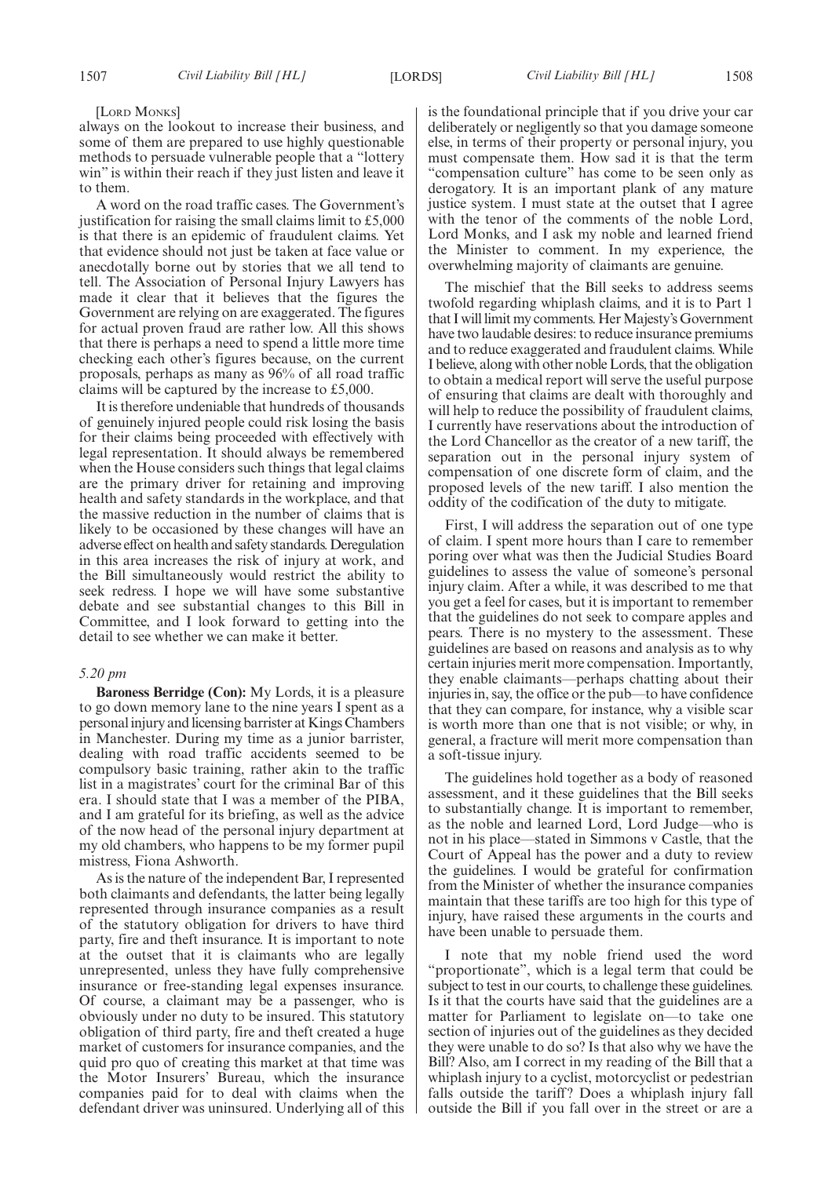[LORD MONKS]

always on the lookout to increase their business, and some of them are prepared to use highly questionable methods to persuade vulnerable people that a "lottery win" is within their reach if they just listen and leave it to them.

A word on the road traffic cases. The Government's justification for raising the small claims limit to £5,000 is that there is an epidemic of fraudulent claims. Yet that evidence should not just be taken at face value or anecdotally borne out by stories that we all tend to tell. The Association of Personal Injury Lawyers has made it clear that it believes that the figures the Government are relying on are exaggerated. The figures for actual proven fraud are rather low. All this shows that there is perhaps a need to spend a little more time checking each other's figures because, on the current proposals, perhaps as many as 96% of all road traffic claims will be captured by the increase to £5,000.

It is therefore undeniable that hundreds of thousands of genuinely injured people could risk losing the basis for their claims being proceeded with effectively with legal representation. It should always be remembered when the House considers such things that legal claims are the primary driver for retaining and improving health and safety standards in the workplace, and that the massive reduction in the number of claims that is likely to be occasioned by these changes will have an adverse effect on health and safety standards. Deregulation in this area increases the risk of injury at work, and the Bill simultaneously would restrict the ability to seek redress. I hope we will have some substantive debate and see substantial changes to this Bill in Committee, and I look forward to getting into the detail to see whether we can make it better.

*5.20 pm*

**Baroness Berridge (Con):** My Lords, it is a pleasure to go down memory lane to the nine years I spent as a personal injury and licensing barrister at Kings Chambers in Manchester. During my time as a junior barrister, dealing with road traffic accidents seemed to be compulsory basic training, rather akin to the traffic list in a magistrates' court for the criminal Bar of this era. I should state that I was a member of the PIBA, and I am grateful for its briefing, as well as the advice of the now head of the personal injury department at my old chambers, who happens to be my former pupil mistress, Fiona Ashworth.

As is the nature of the independent Bar, I represented both claimants and defendants, the latter being legally represented through insurance companies as a result of the statutory obligation for drivers to have third party, fire and theft insurance. It is important to note at the outset that it is claimants who are legally unrepresented, unless they have fully comprehensive insurance or free-standing legal expenses insurance. Of course, a claimant may be a passenger, who is obviously under no duty to be insured. This statutory obligation of third party, fire and theft created a huge market of customers for insurance companies, and the quid pro quo of creating this market at that time was the Motor Insurers' Bureau, which the insurance companies paid for to deal with claims when the defendant driver was uninsured. Underlying all of this is the foundational principle that if you drive your car deliberately or negligently so that you damage someone else, in terms of their property or personal injury, you must compensate them. How sad it is that the term "compensation culture" has come to be seen only as derogatory. It is an important plank of any mature justice system. I must state at the outset that I agree with the tenor of the comments of the noble Lord, Lord Monks, and I ask my noble and learned friend the Minister to comment. In my experience, the overwhelming majority of claimants are genuine.

The mischief that the Bill seeks to address seems twofold regarding whiplash claims, and it is to Part 1 that I will limit my comments. Her Majesty's Government have two laudable desires: to reduce insurance premiums and to reduce exaggerated and fraudulent claims. While I believe, along with other noble Lords, that the obligation to obtain a medical report will serve the useful purpose of ensuring that claims are dealt with thoroughly and will help to reduce the possibility of fraudulent claims, I currently have reservations about the introduction of the Lord Chancellor as the creator of a new tariff, the separation out in the personal injury system of compensation of one discrete form of claim, and the proposed levels of the new tariff. I also mention the oddity of the codification of the duty to mitigate.

First, I will address the separation out of one type of claim. I spent more hours than I care to remember poring over what was then the Judicial Studies Board guidelines to assess the value of someone's personal injury claim. After a while, it was described to me that you get a feel for cases, but it is important to remember that the guidelines do not seek to compare apples and pears. There is no mystery to the assessment. These guidelines are based on reasons and analysis as to why certain injuries merit more compensation. Importantly, they enable claimants—perhaps chatting about their injuries in, say, the office or the pub—to have confidence that they can compare, for instance, why a visible scar is worth more than one that is not visible; or why, in general, a fracture will merit more compensation than a soft-tissue injury.

The guidelines hold together as a body of reasoned assessment, and it these guidelines that the Bill seeks to substantially change. It is important to remember, as the noble and learned Lord, Lord Judge—who is not in his place—stated in Simmons v Castle, that the Court of Appeal has the power and a duty to review the guidelines. I would be grateful for confirmation from the Minister of whether the insurance companies maintain that these tariffs are too high for this type of injury, have raised these arguments in the courts and have been unable to persuade them.

I note that my noble friend used the word "proportionate", which is a legal term that could be subject to test in our courts, to challenge these guidelines. Is it that the courts have said that the guidelines are a matter for Parliament to legislate on—to take one section of injuries out of the guidelines as they decided they were unable to do so? Is that also why we have the Bill? Also, am I correct in my reading of the Bill that a whiplash injury to a cyclist, motorcyclist or pedestrian falls outside the tariff? Does a whiplash injury fall outside the Bill if you fall over in the street or are a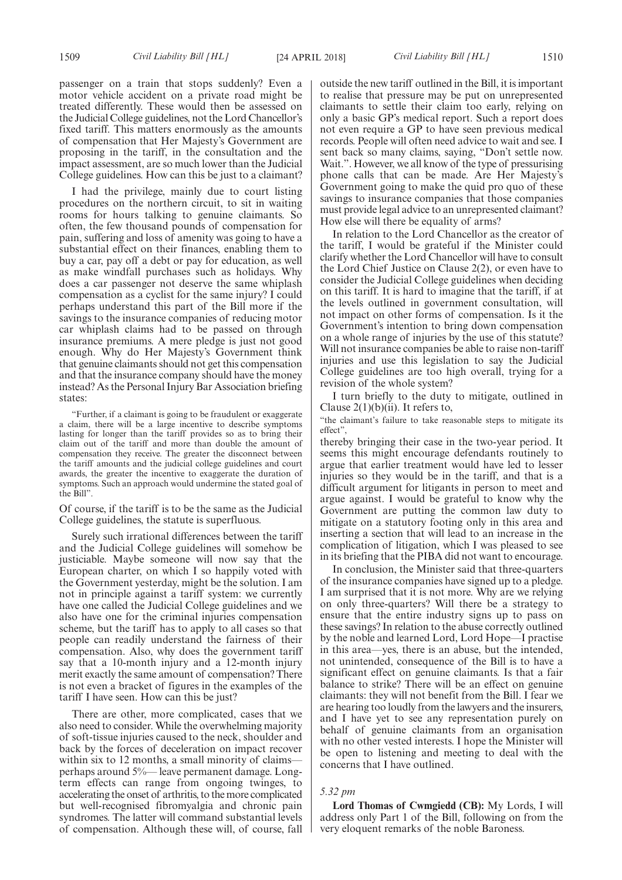passenger on a train that stops suddenly? Even a motor vehicle accident on a private road might be treated differently. These would then be assessed on the Judicial College guidelines, not the Lord Chancellor's fixed tariff. This matters enormously as the amounts of compensation that Her Majesty's Government are proposing in the tariff, in the consultation and the impact assessment, are so much lower than the Judicial College guidelines. How can this be just to a claimant?

I had the privilege, mainly due to court listing procedures on the northern circuit, to sit in waiting rooms for hours talking to genuine claimants. So often, the few thousand pounds of compensation for pain, suffering and loss of amenity was going to have a substantial effect on their finances, enabling them to buy a car, pay off a debt or pay for education, as well as make windfall purchases such as holidays. Why does a car passenger not deserve the same whiplash compensation as a cyclist for the same injury? I could perhaps understand this part of the Bill more if the savings to the insurance companies of reducing motor car whiplash claims had to be passed on through insurance premiums. A mere pledge is just not good enough. Why do Her Majesty's Government think that genuine claimants should not get this compensation and that the insurance company should have the money instead? As the Personal Injury Bar Association briefing states:

"Further, if a claimant is going to be fraudulent or exaggerate a claim, there will be a large incentive to describe symptoms lasting for longer than the tariff provides so as to bring their claim out of the tariff and more than double the amount of compensation they receive. The greater the disconnect between the tariff amounts and the judicial college guidelines and court awards, the greater the incentive to exaggerate the duration of symptoms. Such an approach would undermine the stated goal of the Bill".

Of course, if the tariff is to be the same as the Judicial College guidelines, the statute is superfluous.

Surely such irrational differences between the tariff and the Judicial College guidelines will somehow be justiciable. Maybe someone will now say that the European charter, on which I so happily voted with the Government yesterday, might be the solution. I am not in principle against a tariff system: we currently have one called the Judicial College guidelines and we also have one for the criminal injuries compensation scheme, but the tariff has to apply to all cases so that people can readily understand the fairness of their compensation. Also, why does the government tariff say that a 10-month injury and a 12-month injury merit exactly the same amount of compensation? There is not even a bracket of figures in the examples of the tariff I have seen. How can this be just?

There are other, more complicated, cases that we also need to consider. While the overwhelming majority of soft-tissue injuries caused to the neck, shoulder and back by the forces of deceleration on impact recover within six to 12 months, a small minority of claims—perhaps around 5%— leave permanent damage. Long-term effects can range from ongoing twinges, to accelerating the onset of arthritis, to the more complicated but well-recognised fibromyalgia and chronic pain syndromes. The latter will command substantial levels of compensation. Although these will, of course, fall outside the new tariff outlined in the Bill, it is important to realise that pressure may be put on unrepresented claimants to settle their claim too early, relying on only a basic GP's medical report. Such a report does not even require a GP to have seen previous medical records. People will often need advice to wait and see. I sent back so many claims, saying, "Don't settle now. Wait.". However, we all know of the type of pressurising phone calls that can be made. Are Her Majesty's Government going to make the quid pro quo of these savings to insurance companies that those companies must provide legal advice to an unrepresented claimant? How else will there be equality of arms?

In relation to the Lord Chancellor as the creator of the tariff, I would be grateful if the Minister could clarify whether the Lord Chancellor will have to consult the Lord Chief Justice on Clause 2(2), or even have to consider the Judicial College guidelines when deciding on this tariff. It is hard to imagine that the tariff, if at the levels outlined in government consultation, will not impact on other forms of compensation. Is it the Government's intention to bring down compensation on a whole range of injuries by the use of this statute? Will not insurance companies be able to raise non-tariff injuries and use this legislation to say the Judicial College guidelines are too high overall, trying for a revision of the whole system?

I turn briefly to the duty to mitigate, outlined in Clause 2(1)(b)(ii). It refers to,

"the claimant's failure to take reasonable steps to mitigate its effect",

thereby bringing their case in the two-year period. It seems this might encourage defendants routinely to argue that earlier treatment would have led to lesser injuries so they would be in the tariff, and that is a difficult argument for litigants in person to meet and argue against. I would be grateful to know why the Government are putting the common law duty to mitigate on a statutory footing only in this area and inserting a section that will lead to an increase in the complication of litigation, which I was pleased to see in its briefing that the PIBA did not want to encourage.

In conclusion, the Minister said that three-quarters of the insurance companies have signed up to a pledge. I am surprised that it is not more. Why are we relying on only three-quarters? Will there be a strategy to ensure that the entire industry signs up to pass on these savings? In relation to the abuse correctly outlined by the noble and learned Lord, Lord Hope—I practise in this area—yes, there is an abuse, but the intended, not unintended, consequence of the Bill is to have a significant effect on genuine claimants. Is that a fair balance to strike? There will be an effect on genuine claimants: they will not benefit from the Bill. I fear we are hearing too loudly from the lawyers and the insurers, and I have yet to see any representation purely on behalf of genuine claimants from an organisation with no other vested interests. I hope the Minister will be open to listening and meeting to deal with the concerns that I have outlined.

*5.32 pm*

**Lord Thomas of Cwmgiedd (CB):** My Lords, I will address only Part 1 of the Bill, following on from the very eloquent remarks of the noble Baroness.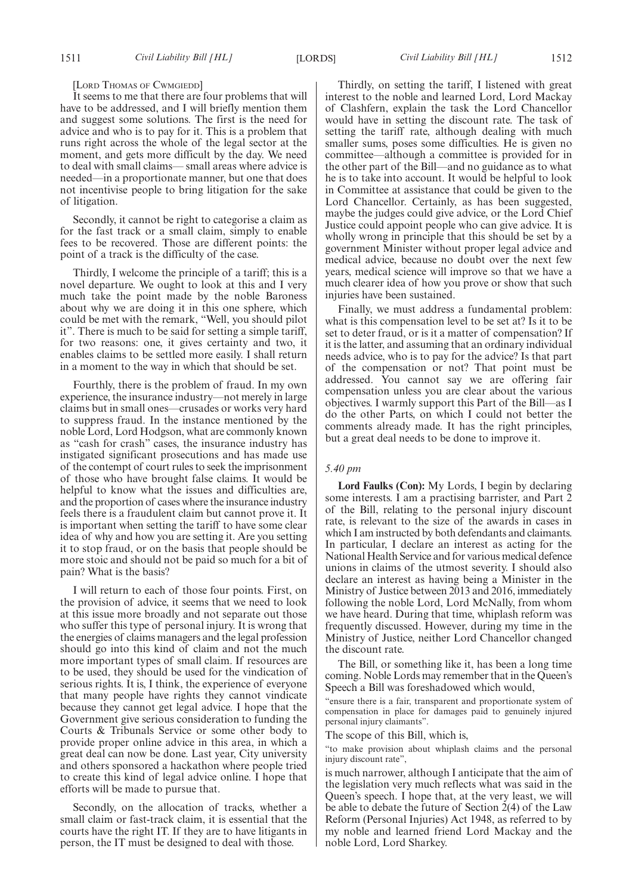[LORD THOMAS OF CWMGIEDD]

It seems to me that there are four problems that will have to be addressed, and I will briefly mention them and suggest some solutions. The first is the need for advice and who is to pay for it. This is a problem that runs right across the whole of the legal sector at the moment, and gets more difficult by the day. We need to deal with small claims— small areas where advice is needed—in a proportionate manner, but one that does not incentivise people to bring litigation for the sake of litigation.

Secondly, it cannot be right to categorise a claim as for the fast track or a small claim, simply to enable fees to be recovered. Those are different points: the point of a track is the difficulty of the case.

Thirdly, I welcome the principle of a tariff; this is a novel departure. We ought to look at this and I very much take the point made by the noble Baroness about why we are doing it in this one sphere, which could be met with the remark, "Well, you should pilot it". There is much to be said for setting a simple tariff, for two reasons: one, it gives certainty and two, it enables claims to be settled more easily. I shall return in a moment to the way in which that should be set.

Fourthly, there is the problem of fraud. In my own experience, the insurance industry—not merely in large claims but in small ones—crusades or works very hard to suppress fraud. In the instance mentioned by the noble Lord, Lord Hodgson, what are commonly known as "cash for crash" cases, the insurance industry has instigated significant prosecutions and has made use of the contempt of court rules to seek the imprisonment of those who have brought false claims. It would be helpful to know what the issues and difficulties are, and the proportion of cases where the insurance industry feels there is a fraudulent claim but cannot prove it. It is important when setting the tariff to have some clear idea of why and how you are setting it. Are you setting it to stop fraud, or on the basis that people should be more stoic and should not be paid so much for a bit of pain? What is the basis?

I will return to each of those four points. First, on the provision of advice, it seems that we need to look at this issue more broadly and not separate out those who suffer this type of personal injury. It is wrong that the energies of claims managers and the legal profession should go into this kind of claim and not the much more important types of small claim. If resources are to be used, they should be used for the vindication of serious rights. It is, I think, the experience of everyone that many people have rights they cannot vindicate because they cannot get legal advice. I hope that the Government give serious consideration to funding the Courts & Tribunals Service or some other body to provide proper online advice in this area, in which a great deal can now be done. Last year, City university and others sponsored a hackathon where people tried to create this kind of legal advice online. I hope that efforts will be made to pursue that.

Secondly, on the allocation of tracks, whether a small claim or fast-track claim, it is essential that the courts have the right IT. If they are to have litigants in person, the IT must be designed to deal with those.

Thirdly, on setting the tariff, I listened with great interest to the noble and learned Lord, Lord Mackay of Clashfern, explain the task the Lord Chancellor would have in setting the discount rate. The task of setting the tariff rate, although dealing with much smaller sums, poses some difficulties. He is given no committee—although a committee is provided for in the other part of the Bill—and no guidance as to what he is to take into account. It would be helpful to look in Committee at assistance that could be given to the Lord Chancellor. Certainly, as has been suggested, maybe the judges could give advice, or the Lord Chief Justice could appoint people who can give advice. It is wholly wrong in principle that this should be set by a government Minister without proper legal advice and medical advice, because no doubt over the next few years, medical science will improve so that we have a much clearer idea of how you prove or show that such injuries have been sustained.

Finally, we must address a fundamental problem: what is this compensation level to be set at? Is it to be set to deter fraud, or is it a matter of compensation? If it is the latter, and assuming that an ordinary individual needs advice, who is to pay for the advice? Is that part of the compensation or not? That point must be addressed. You cannot say we are offering fair compensation unless you are clear about the various objectives. I warmly support this Part of the Bill—as I do the other Parts, on which I could not better the comments already made. It has the right principles, but a great deal needs to be done to improve it.

*5.40 pm*

**Lord Faulks (Con):** My Lords, I begin by declaring some interests. I am a practising barrister, and Part 2 of the Bill, relating to the personal injury discount rate, is relevant to the size of the awards in cases in which I am instructed by both defendants and claimants. In particular, I declare an interest as acting for the National Health Service and for various medical defence unions in claims of the utmost severity. I should also declare an interest as having being a Minister in the Ministry of Justice between 2013 and 2016, immediately following the noble Lord, Lord McNally, from whom we have heard. During that time, whiplash reform was frequently discussed. However, during my time in the Ministry of Justice, neither Lord Chancellor changed the discount rate.

The Bill, or something like it, has been a long time coming. Noble Lords may remember that in the Queen's Speech a Bill was foreshadowed which would,

"ensure there is a fair, transparent and proportionate system of compensation in place for damages paid to genuinely injured personal injury claimants".

The scope of this Bill, which is,

"to make provision about whiplash claims and the personal injury discount rate",

is much narrower, although I anticipate that the aim of the legislation very much reflects what was said in the Queen's speech. I hope that, at the very least, we will be able to debate the future of Section 2(4) of the Law Reform (Personal Injuries) Act 1948, as referred to by my noble and learned friend Lord Mackay and the noble Lord, Lord Sharkey.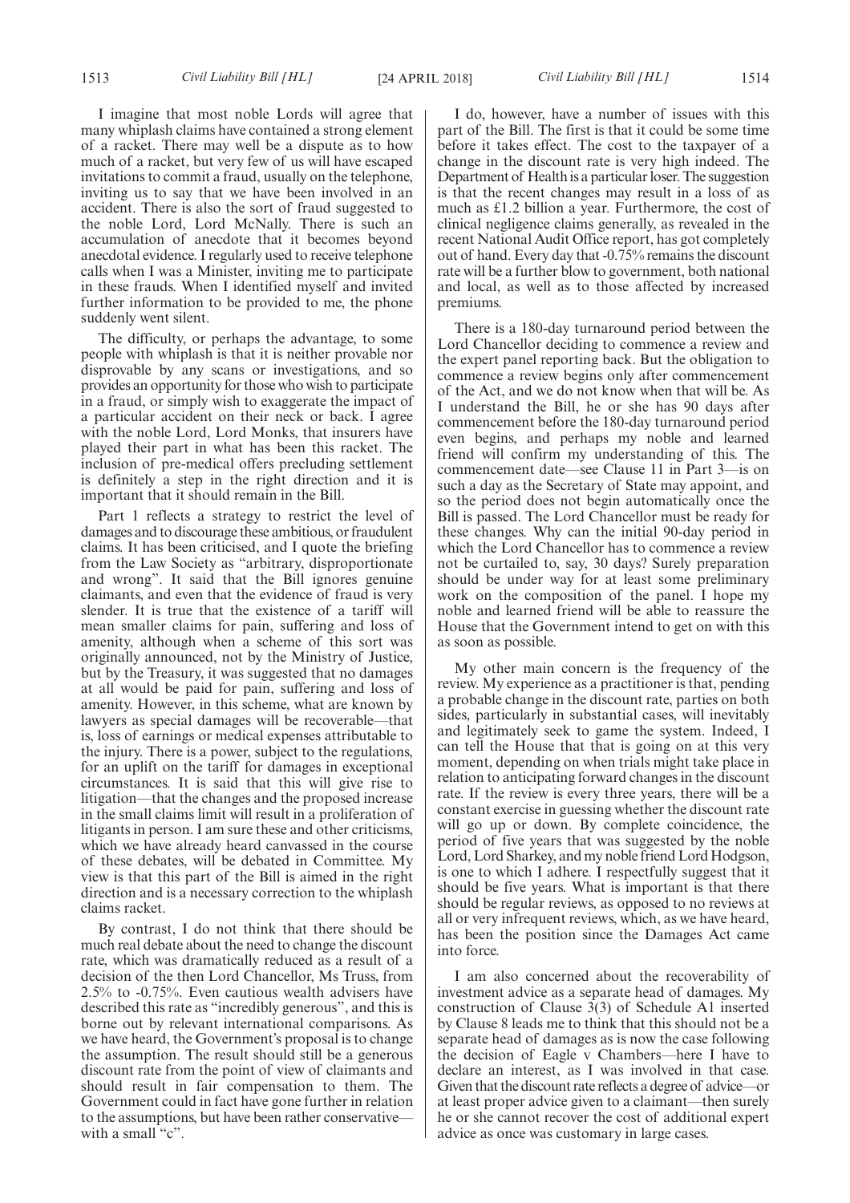I imagine that most noble Lords will agree that many whiplash claims have contained a strong element of a racket. There may well be a dispute as to how much of a racket, but very few of us will have escaped invitations to commit a fraud, usually on the telephone, inviting us to say that we have been involved in an accident. There is also the sort of fraud suggested to the noble Lord, Lord McNally. There is such an accumulation of anecdote that it becomes beyond anecdotal evidence. I regularly used to receive telephone calls when I was a Minister, inviting me to participate in these frauds. When I identified myself and invited further information to be provided to me, the phone suddenly went silent.

The difficulty, or perhaps the advantage, to some people with whiplash is that it is neither provable nor disprovable by any scans or investigations, and so provides an opportunity for those who wish to participate in a fraud, or simply wish to exaggerate the impact of a particular accident on their neck or back. I agree with the noble Lord, Lord Monks, that insurers have played their part in what has been this racket. The inclusion of pre-medical offers precluding settlement is definitely a step in the right direction and it is important that it should remain in the Bill.

Part 1 reflects a strategy to restrict the level of damages and to discourage these ambitious, or fraudulent claims. It has been criticised, and I quote the briefing from the Law Society as "arbitrary, disproportionate and wrong". It said that the Bill ignores genuine claimants, and even that the evidence of fraud is very slender. It is true that the existence of a tariff will mean smaller claims for pain, suffering and loss of amenity, although when a scheme of this sort was originally announced, not by the Ministry of Justice, but by the Treasury, it was suggested that no damages at all would be paid for pain, suffering and loss of amenity. However, in this scheme, what are known by lawyers as special damages will be recoverable—that is, loss of earnings or medical expenses attributable to the injury. There is a power, subject to the regulations, for an uplift on the tariff for damages in exceptional circumstances. It is said that this will give rise to litigation—that the changes and the proposed increase in the small claims limit will result in a proliferation of litigants in person. I am sure these and other criticisms, which we have already heard canvassed in the course of these debates, will be debated in Committee. My view is that this part of the Bill is aimed in the right direction and is a necessary correction to the whiplash claims racket.

By contrast, I do not think that there should be much real debate about the need to change the discount rate, which was dramatically reduced as a result of a decision of the then Lord Chancellor, Ms Truss, from 2.5% to -0.75%. Even cautious wealth advisers have described this rate as "incredibly generous", and this is borne out by relevant international comparisons. As we have heard, the Government's proposal is to change the assumption. The result should still be a generous discount rate from the point of view of claimants and should result in fair compensation to them. The Government could in fact have gone further in relation to the assumptions, but have been rather conservative—with a small "c".

I do, however, have a number of issues with this part of the Bill. The first is that it could be some time before it takes effect. The cost to the taxpayer of a change in the discount rate is very high indeed. The Department of Health is a particular loser. The suggestion is that the recent changes may result in a loss of as much as £1.2 billion a year. Furthermore, the cost of clinical negligence claims generally, as revealed in the recent National Audit Office report, has got completely out of hand. Every day that -0.75% remains the discount rate will be a further blow to government, both national and local, as well as to those affected by increased premiums.

There is a 180-day turnaround period between the Lord Chancellor deciding to commence a review and the expert panel reporting back. But the obligation to commence a review begins only after commencement of the Act, and we do not know when that will be. As I understand the Bill, he or she has 90 days after commencement before the 180-day turnaround period even begins, and perhaps my noble and learned friend will confirm my understanding of this. The commencement date—see Clause 11 in Part 3—is on such a day as the Secretary of State may appoint, and so the period does not begin automatically once the Bill is passed. The Lord Chancellor must be ready for these changes. Why can the initial 90-day period in which the Lord Chancellor has to commence a review not be curtailed to, say, 30 days? Surely preparation should be under way for at least some preliminary work on the composition of the panel. I hope my noble and learned friend will be able to reassure the House that the Government intend to get on with this as soon as possible.

My other main concern is the frequency of the review. My experience as a practitioner is that, pending a probable change in the discount rate, parties on both sides, particularly in substantial cases, will inevitably and legitimately seek to game the system. Indeed, I can tell the House that that is going on at this very moment, depending on when trials might take place in relation to anticipating forward changes in the discount rate. If the review is every three years, there will be a constant exercise in guessing whether the discount rate will go up or down. By complete coincidence, the period of five years that was suggested by the noble Lord, Lord Sharkey, and my noble friend Lord Hodgson, is one to which I adhere. I respectfully suggest that it should be five years. What is important is that there should be regular reviews, as opposed to no reviews at all or very infrequent reviews, which, as we have heard, has been the position since the Damages Act came into force.

I am also concerned about the recoverability of investment advice as a separate head of damages. My construction of Clause 3(3) of Schedule A1 inserted by Clause 8 leads me to think that this should not be a separate head of damages as is now the case following the decision of Eagle v Chambers—here I have to declare an interest, as I was involved in that case. Given that the discount rate reflects a degree of advice—or at least proper advice given to a claimant—then surely he or she cannot recover the cost of additional expert advice as once was customary in large cases.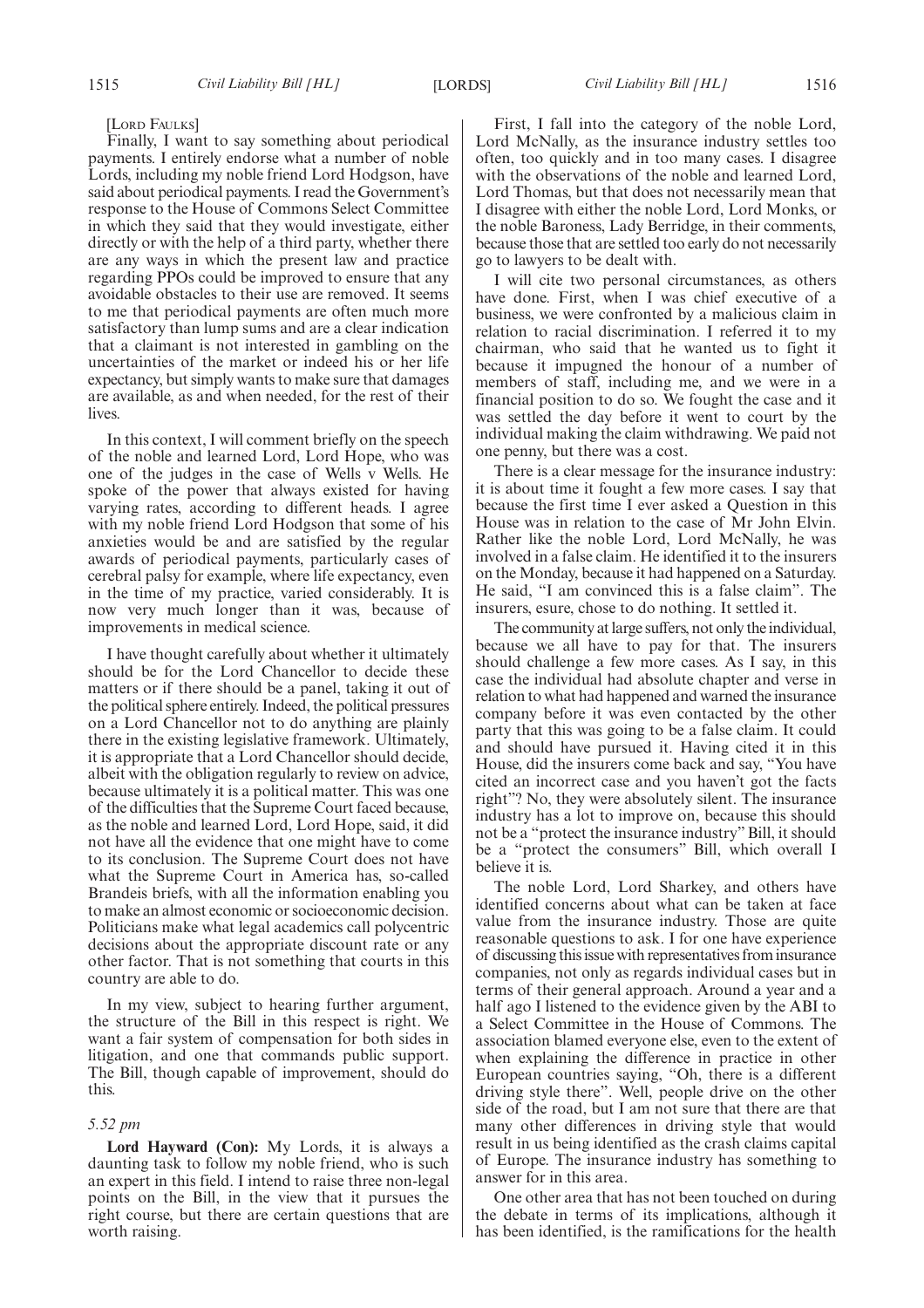[Lord Faulks]

Finally, I want to say something about periodical payments. I entirely endorse what a number of noble Lords, including my noble friend Lord Hodgson, have said about periodical payments. I read the Government's response to the House of Commons Select Committee in which they said that they would investigate, either directly or with the help of a third party, whether there are any ways in which the present law and practice regarding PPOs could be improved to ensure that any avoidable obstacles to their use are removed. It seems to me that periodical payments are often much more satisfactory than lump sums and are a clear indication that a claimant is not interested in gambling on the uncertainties of the market or indeed his or her life expectancy, but simply wants to make sure that damages are available, as and when needed, for the rest of their lives.

In this context, I will comment briefly on the speech of the noble and learned Lord, Lord Hope, who was one of the judges in the case of Wells v Wells. He spoke of the power that always existed for having varying rates, according to different heads. I agree with my noble friend Lord Hodgson that some of his anxieties would be and are satisfied by the regular awards of periodical payments, particularly cases of cerebral palsy for example, where life expectancy, even in the time of my practice, varied considerably. It is now very much longer than it was, because of improvements in medical science.

I have thought carefully about whether it ultimately should be for the Lord Chancellor to decide these matters or if there should be a panel, taking it out of the political sphere entirely. Indeed, the political pressures on a Lord Chancellor not to do anything are plainly there in the existing legislative framework. Ultimately, it is appropriate that a Lord Chancellor should decide, albeit with the obligation regularly to review on advice, because ultimately it is a political matter. This was one of the difficulties that the Supreme Court faced because, as the noble and learned Lord, Lord Hope, said, it did not have all the evidence that one might have to come to its conclusion. The Supreme Court does not have what the Supreme Court in America has, so-called Brandeis briefs, with all the information enabling you to make an almost economic or socioeconomic decision. Politicians make what legal academics call polycentric decisions about the appropriate discount rate or any other factor. That is not something that courts in this country are able to do.

In my view, subject to hearing further argument, the structure of the Bill in this respect is right. We want a fair system of compensation for both sides in litigation, and one that commands public support. The Bill, though capable of improvement, should do this.

*5.52 pm*

**Lord Hayward (Con):** My Lords, it is always a daunting task to follow my noble friend, who is such an expert in this field. I intend to raise three non-legal points on the Bill, in the view that it pursues the right course, but there are certain questions that are worth raising.

First, I fall into the category of the noble Lord, Lord McNally, as the insurance industry settles too often, too quickly and in too many cases. I disagree with the observations of the noble and learned Lord, Lord Thomas, but that does not necessarily mean that I disagree with either the noble Lord, Lord Monks, or the noble Baroness, Lady Berridge, in their comments, because those that are settled too early do not necessarily go to lawyers to be dealt with.

I will cite two personal circumstances, as others have done. First, when I was chief executive of a business, we were confronted by a malicious claim in relation to racial discrimination. I referred it to my chairman, who said that he wanted us to fight it because it impugned the honour of a number of members of staff, including me, and we were in a financial position to do so. We fought the case and it was settled the day before it went to court by the individual making the claim withdrawing. We paid not one penny, but there was a cost.

There is a clear message for the insurance industry: it is about time it fought a few more cases. I say that because the first time I ever asked a Question in this House was in relation to the case of Mr John Elvin. Rather like the noble Lord, Lord McNally, he was involved in a false claim. He identified it to the insurers on the Monday, because it had happened on a Saturday. He said, "I am convinced this is a false claim". The insurers, esure, chose to do nothing. It settled it.

The community at large suffers, not only the individual, because we all have to pay for that. The insurers should challenge a few more cases. As I say, in this case the individual had absolute chapter and verse in relation to what had happened and warned the insurance company before it was even contacted by the other party that this was going to be a false claim. It could and should have pursued it. Having cited it in this House, did the insurers come back and say, "You have cited an incorrect case and you haven't got the facts right"? No, they were absolutely silent. The insurance industry has a lot to improve on, because this should not be a "protect the insurance industry" Bill, it should be a "protect the consumers" Bill, which overall I believe it is.

The noble Lord, Lord Sharkey, and others have identified concerns about what can be taken at face value from the insurance industry. Those are quite reasonable questions to ask. I for one have experience of discussing this issue with representatives from insurance companies, not only as regards individual cases but in terms of their general approach. Around a year and a half ago I listened to the evidence given by the ABI to a Select Committee in the House of Commons. The association blamed everyone else, even to the extent of when explaining the difference in practice in other European countries saying, "Oh, there is a different driving style there". Well, people drive on the other side of the road, but I am not sure that there are that many other differences in driving style that would result in us being identified as the crash claims capital of Europe. The insurance industry has something to answer for in this area.

One other area that has not been touched on during the debate in terms of its implications, although it has been identified, is the ramifications for the health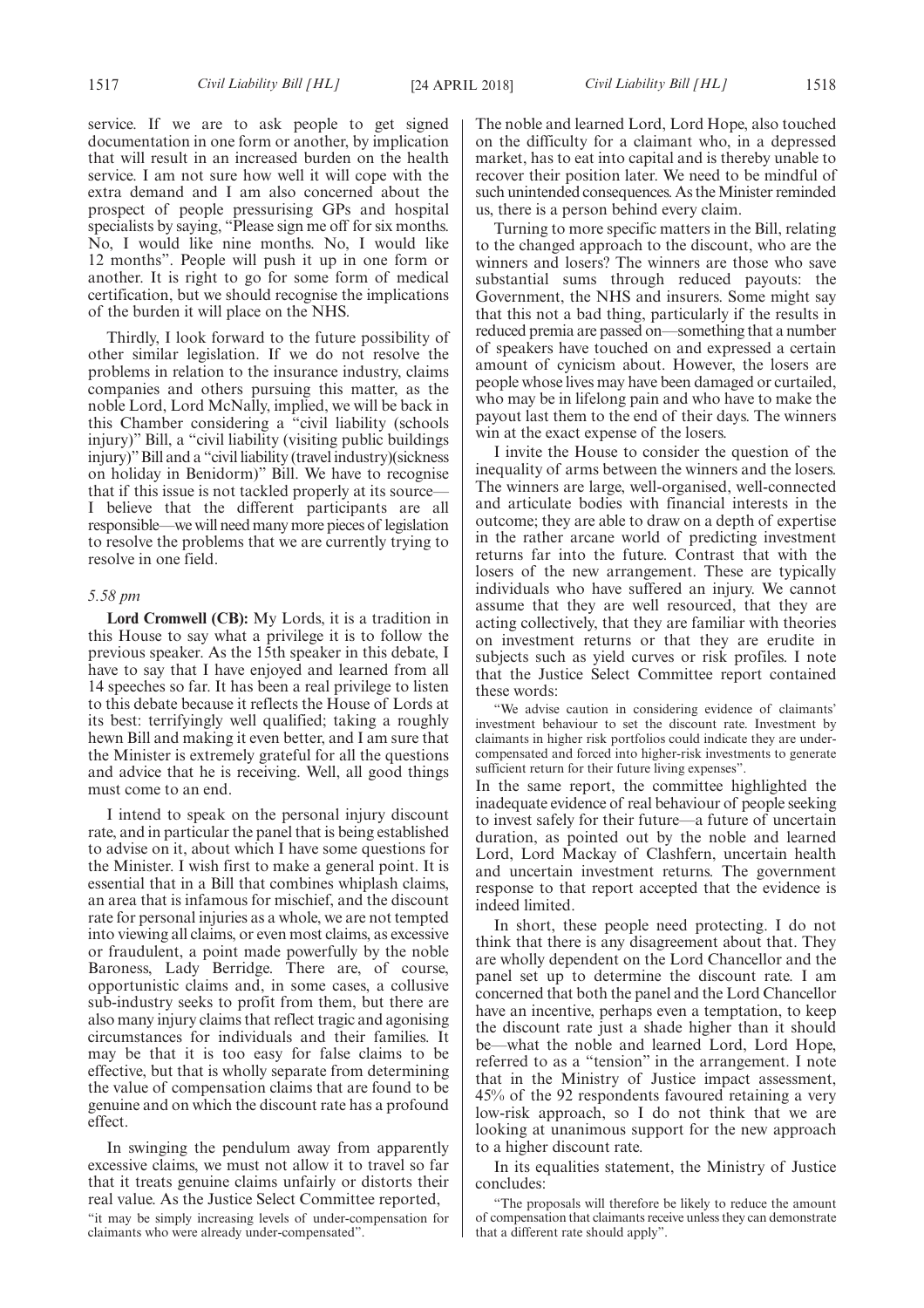service. If we are to ask people to get signed documentation in one form or another, by implication that will result in an increased burden on the health service. I am not sure how well it will cope with the extra demand and I am also concerned about the prospect of people pressurising GPs and hospital specialists by saying, "Please sign me off for six months. No, I would like nine months. No, I would like 12 months". People will push it up in one form or another. It is right to go for some form of medical certification, but we should recognise the implications of the burden it will place on the NHS.

Thirdly, I look forward to the future possibility of other similar legislation. If we do not resolve the problems in relation to the insurance industry, claims companies and others pursuing this matter, as the noble Lord, Lord McNally, implied, we will be back in this Chamber considering a "civil liability (schools injury)" Bill, a "civil liability (visiting public buildings injury)" Bill and a "civil liability (travel industry)(sickness on holiday in Benidorm)" Bill. We have to recognise that if this issue is not tackled properly at its source—I believe that the different participants are all responsible—we will need many more pieces of legislation to resolve the problems that we are currently trying to resolve in one field.

*5.58 pm*

**Lord Cromwell (CB):** My Lords, it is a tradition in this House to say what a privilege it is to follow the previous speaker. As the 15th speaker in this debate, I have to say that I have enjoyed and learned from all 14 speeches so far. It has been a real privilege to listen to this debate because it reflects the House of Lords at its best: terrifyingly well qualified; taking a roughly hewn Bill and making it even better, and I am sure that the Minister is extremely grateful for all the questions and advice that he is receiving. Well, all good things must come to an end.

I intend to speak on the personal injury discount rate, and in particular the panel that is being established to advise on it, about which I have some questions for the Minister. I wish first to make a general point. It is essential that in a Bill that combines whiplash claims, an area that is infamous for mischief, and the discount rate for personal injuries as a whole, we are not tempted into viewing all claims, or even most claims, as excessive or fraudulent, a point made powerfully by the noble Baroness, Lady Berridge. There are, of course, opportunistic claims and, in some cases, a collusive sub-industry seeks to profit from them, but there are also many injury claims that reflect tragic and agonising circumstances for individuals and their families. It may be that it is too easy for false claims to be effective, but that is wholly separate from determining the value of compensation claims that are found to be genuine and on which the discount rate has a profound effect.

In swinging the pendulum away from apparently excessive claims, we must not allow it to travel so far that it treats genuine claims unfairly or distorts their real value. As the Justice Select Committee reported,

"it may be simply increasing levels of under-compensation for claimants who were already under-compensated".

The noble and learned Lord, Lord Hope, also touched on the difficulty for a claimant who, in a depressed market, has to eat into capital and is thereby unable to recover their position later. We need to be mindful of such unintended consequences. As the Minister reminded us, there is a person behind every claim.

Turning to more specific matters in the Bill, relating to the changed approach to the discount, who are the winners and losers? The winners are those who save substantial sums through reduced payouts: the Government, the NHS and insurers. Some might say that this not a bad thing, particularly if the results in reduced premia are passed on—something that a number of speakers have touched on and expressed a certain amount of cynicism about. However, the losers are people whose lives may have been damaged or curtailed, who may be in lifelong pain and who have to make the payout last them to the end of their days. The winners win at the exact expense of the losers.

I invite the House to consider the question of the inequality of arms between the winners and the losers. The winners are large, well-organised, well-connected and articulate bodies with financial interests in the outcome; they are able to draw on a depth of expertise in the rather arcane world of predicting investment returns far into the future. Contrast that with the losers of the new arrangement. These are typically individuals who have suffered an injury. We cannot assume that they are well resourced, that they are acting collectively, that they are familiar with theories on investment returns or that they are erudite in subjects such as yield curves or risk profiles. I note that the Justice Select Committee report contained these words:

"We advise caution in considering evidence of claimants' investment behaviour to set the discount rate. Investment by claimants in higher risk portfolios could indicate they are under-compensated and forced into higher-risk investments to generate sufficient return for their future living expenses".

In the same report, the committee highlighted the inadequate evidence of real behaviour of people seeking to invest safely for their future—a future of uncertain duration, as pointed out by the noble and learned Lord, Lord Mackay of Clashfern, uncertain health and uncertain investment returns. The government response to that report accepted that the evidence is indeed limited.

In short, these people need protecting. I do not think that there is any disagreement about that. They are wholly dependent on the Lord Chancellor and the panel set up to determine the discount rate. I am concerned that both the panel and the Lord Chancellor have an incentive, perhaps even a temptation, to keep the discount rate just a shade higher than it should be—what the noble and learned Lord, Lord Hope, referred to as a "tension" in the arrangement. I note that in the Ministry of Justice impact assessment, 45% of the 92 respondents favoured retaining a very low-risk approach, so I do not think that we are looking at unanimous support for the new approach to a higher discount rate.

In its equalities statement, the Ministry of Justice concludes:

"The proposals will therefore be likely to reduce the amount of compensation that claimants receive unless they can demonstrate that a different rate should apply".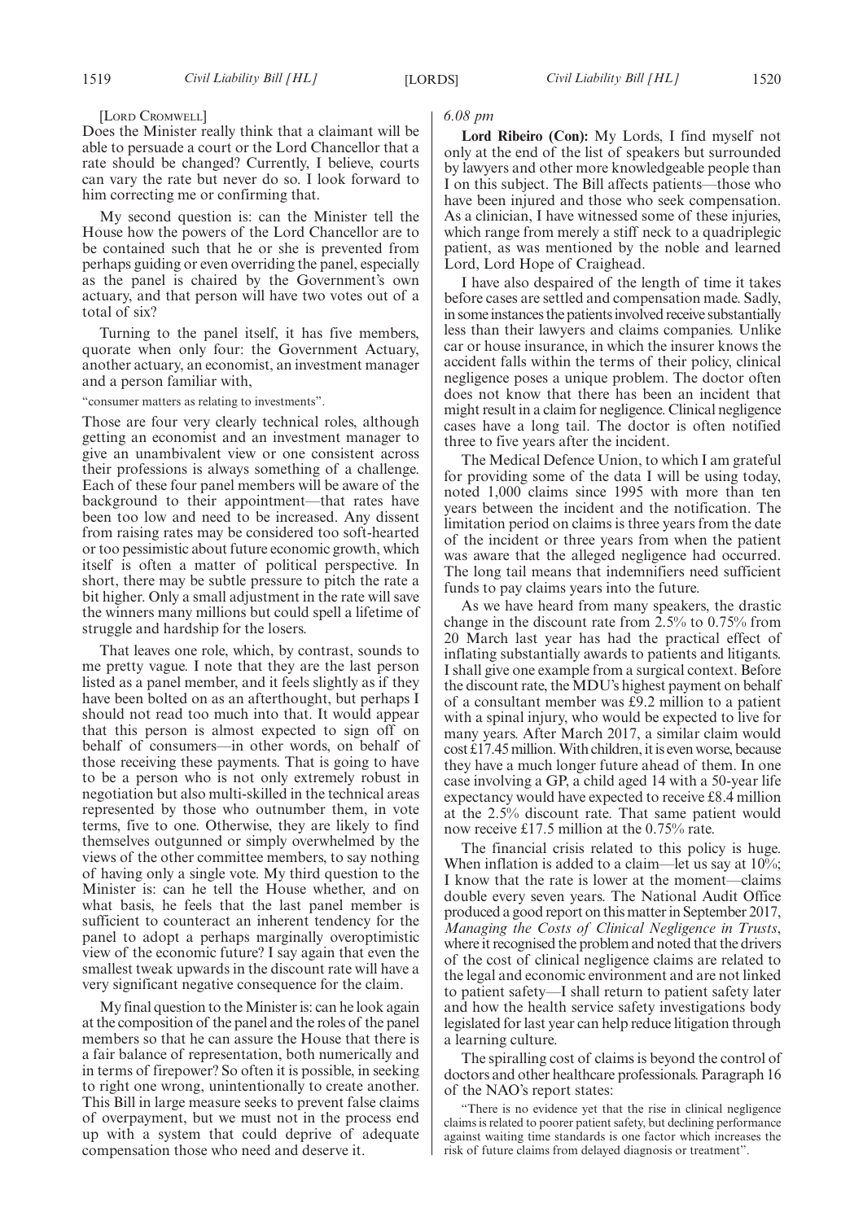[LORD CROMWELL]

Does the Minister really think that a claimant will be able to persuade a court or the Lord Chancellor that a rate should be changed? Currently, I believe, courts can vary the rate but never do so. I look forward to him correcting me or confirming that.

My second question is: can the Minister tell the House how the powers of the Lord Chancellor are to be contained such that he or she is prevented from perhaps guiding or even overriding the panel, especially as the panel is chaired by the Government's own actuary, and that person will have two votes out of a total of six?

Turning to the panel itself, it has five members, quorate when only four: the Government Actuary, another actuary, an economist, an investment manager and a person familiar with,

"consumer matters as relating to investments".

Those are four very clearly technical roles, although getting an economist and an investment manager to give an unambivalent view or one consistent across their professions is always something of a challenge. Each of these four panel members will be aware of the background to their appointment—that rates have been too low and need to be increased. Any dissent from raising rates may be considered too soft-hearted or too pessimistic about future economic growth, which itself is often a matter of political perspective. In short, there may be subtle pressure to pitch the rate a bit higher. Only a small adjustment in the rate will save the winners many millions but could spell a lifetime of struggle and hardship for the losers.

That leaves one role, which, by contrast, sounds to me pretty vague. I note that they are the last person listed as a panel member, and it feels slightly as if they have been bolted on as an afterthought, but perhaps I should not read too much into that. It would appear that this person is almost expected to sign off on behalf of consumers—in other words, on behalf of those receiving these payments. That is going to have to be a person who is not only extremely robust in negotiation but also multi-skilled in the technical areas represented by those who outnumber them, in vote terms, five to one. Otherwise, they are likely to find themselves outgunned or simply overwhelmed by the views of the other committee members, to say nothing of having only a single vote. My third question to the Minister is: can he tell the House whether, and on what basis, he feels that the last panel member is sufficient to counteract an inherent tendency for the panel to adopt a perhaps marginally overoptimistic view of the economic future? I say again that even the smallest tweak upwards in the discount rate will have a very significant negative consequence for the claim.

My final question to the Minister is: can he look again at the composition of the panel and the roles of the panel members so that he can assure the House that there is a fair balance of representation, both numerically and in terms of firepower? So often it is possible, in seeking to right one wrong, unintentionally to create another. This Bill in large measure seeks to prevent false claims of overpayment, but we must not in the process end up with a system that could deprive of adequate compensation those who need and deserve it.

*6.08 pm*

**Lord Ribeiro (Con):** My Lords, I find myself not only at the end of the list of speakers but surrounded by lawyers and other more knowledgeable people than I on this subject. The Bill affects patients—those who have been injured and those who seek compensation. As a clinician, I have witnessed some of these injuries, which range from merely a stiff neck to a quadriplegic patient, as was mentioned by the noble and learned Lord, Lord Hope of Craighead.

I have also despaired of the length of time it takes before cases are settled and compensation made. Sadly, in some instances the patients involved receive substantially less than their lawyers and claims companies. Unlike car or house insurance, in which the insurer knows the accident falls within the terms of their policy, clinical negligence poses a unique problem. The doctor often does not know that there has been an incident that might result in a claim for negligence. Clinical negligence cases have a long tail. The doctor is often notified three to five years after the incident.

The Medical Defence Union, to which I am grateful for providing some of the data I will be using today, noted 1,000 claims since 1995 with more than ten years between the incident and the notification. The limitation period on claims is three years from the date of the incident or three years from when the patient was aware that the alleged negligence had occurred. The long tail means that indemnifiers need sufficient funds to pay claims years into the future.

As we have heard from many speakers, the drastic change in the discount rate from 2.5% to 0.75% from 20 March last year has had the practical effect of inflating substantially awards to patients and litigants. I shall give one example from a surgical context. Before the discount rate, the MDU's highest payment on behalf of a consultant member was £9.2 million to a patient with a spinal injury, who would be expected to live for many years. After March 2017, a similar claim would cost £17.45 million. With children, it is even worse, because they have a much longer future ahead of them. In one case involving a GP, a child aged 14 with a 50-year life expectancy would have expected to receive £8.4 million at the 2.5% discount rate. That same patient would now receive £17.5 million at the 0.75% rate.

The financial crisis related to this policy is huge. When inflation is added to a claim—let us say at 10%; I know that the rate is lower at the moment—claims double every seven years. The National Audit Office produced a good report on this matter in September 2017, *Managing the Costs of Clinical Negligence in Trusts*, where it recognised the problem and noted that the drivers of the cost of clinical negligence claims are related to the legal and economic environment and are not linked to patient safety—I shall return to patient safety later and how the health service safety investigations body legislated for last year can help reduce litigation through a learning culture.

The spiralling cost of claims is beyond the control of doctors and other healthcare professionals. Paragraph 16 of the NAO's report states:

"There is no evidence yet that the rise in clinical negligence claims is related to poorer patient safety, but declining performance against waiting time standards is one factor which increases the risk of future claims from delayed diagnosis or treatment".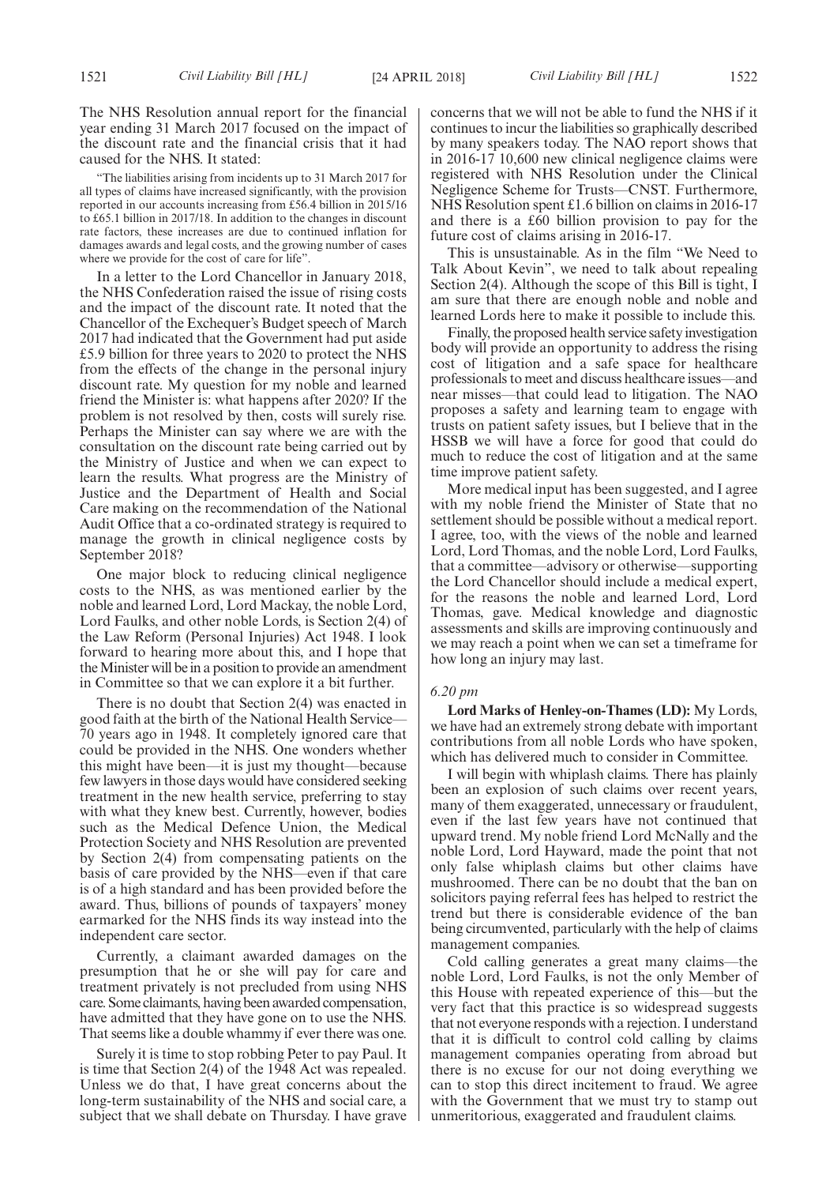The NHS Resolution annual report for the financial year ending 31 March 2017 focused on the impact of the discount rate and the financial crisis that it had caused for the NHS. It stated:

"The liabilities arising from incidents up to 31 March 2017 for all types of claims have increased significantly, with the provision reported in our accounts increasing from £56.4 billion in 2015/16 to £65.1 billion in 2017/18. In addition to the changes in discount rate factors, these increases are due to continued inflation for damages awards and legal costs, and the growing number of cases where we provide for the cost of care for life".

In a letter to the Lord Chancellor in January 2018, the NHS Confederation raised the issue of rising costs and the impact of the discount rate. It noted that the Chancellor of the Exchequer's Budget speech of March 2017 had indicated that the Government had put aside £5.9 billion for three years to 2020 to protect the NHS from the effects of the change in the personal injury discount rate. My question for my noble and learned friend the Minister is: what happens after 2020? If the problem is not resolved by then, costs will surely rise. Perhaps the Minister can say where we are with the consultation on the discount rate being carried out by the Ministry of Justice and when we can expect to learn the results. What progress are the Ministry of Justice and the Department of Health and Social Care making on the recommendation of the National Audit Office that a co-ordinated strategy is required to manage the growth in clinical negligence costs by September 2018?

One major block to reducing clinical negligence costs to the NHS, as was mentioned earlier by the noble and learned Lord, Lord Mackay, the noble Lord, Lord Faulks, and other noble Lords, is Section 2(4) of the Law Reform (Personal Injuries) Act 1948. I look forward to hearing more about this, and I hope that the Minister will be in a position to provide an amendment in Committee so that we can explore it a bit further.

There is no doubt that Section 2(4) was enacted in good faith at the birth of the National Health Service—70 years ago in 1948. It completely ignored care that could be provided in the NHS. One wonders whether this might have been—it is just my thought—because few lawyers in those days would have considered seeking treatment in the new health service, preferring to stay with what they knew best. Currently, however, bodies such as the Medical Defence Union, the Medical Protection Society and NHS Resolution are prevented by Section 2(4) from compensating patients on the basis of care provided by the NHS—even if that care is of a high standard and has been provided before the award. Thus, billions of pounds of taxpayers' money earmarked for the NHS finds its way instead into the independent care sector.

Currently, a claimant awarded damages on the presumption that he or she will pay for care and treatment privately is not precluded from using NHS care. Some claimants, having been awarded compensation, have admitted that they have gone on to use the NHS. That seems like a double whammy if ever there was one.

Surely it is time to stop robbing Peter to pay Paul. It is time that Section 2(4) of the 1948 Act was repealed. Unless we do that, I have great concerns about the long-term sustainability of the NHS and social care, a subject that we shall debate on Thursday. I have grave concerns that we will not be able to fund the NHS if it continues to incur the liabilities so graphically described by many speakers today. The NAO report shows that in 2016-17 10,600 new clinical negligence claims were registered with NHS Resolution under the Clinical Negligence Scheme for Trusts—CNST. Furthermore, NHS Resolution spent £1.6 billion on claims in 2016-17 and there is a £60 billion provision to pay for the future cost of claims arising in 2016-17.

This is unsustainable. As in the film "We Need to Talk About Kevin", we need to talk about repealing Section 2(4). Although the scope of this Bill is tight, I am sure that there are enough noble and noble and learned Lords here to make it possible to include this.

Finally, the proposed health service safety investigation body will provide an opportunity to address the rising cost of litigation and a safe space for healthcare professionals to meet and discuss healthcare issues—and near misses—that could lead to litigation. The NAO proposes a safety and learning team to engage with trusts on patient safety issues, but I believe that in the HSSB we will have a force for good that could do much to reduce the cost of litigation and at the same time improve patient safety.

More medical input has been suggested, and I agree with my noble friend the Minister of State that no settlement should be possible without a medical report. I agree, too, with the views of the noble and learned Lord, Lord Thomas, and the noble Lord, Lord Faulks, that a committee—advisory or otherwise—supporting the Lord Chancellor should include a medical expert, for the reasons the noble and learned Lord, Lord Thomas, gave. Medical knowledge and diagnostic assessments and skills are improving continuously and we may reach a point when we can set a timeframe for how long an injury may last.

*6.20 pm*

**Lord Marks of Henley-on-Thames (LD):** My Lords, we have had an extremely strong debate with important contributions from all noble Lords who have spoken, which has delivered much to consider in Committee.

I will begin with whiplash claims. There has plainly been an explosion of such claims over recent years, many of them exaggerated, unnecessary or fraudulent, even if the last few years have not continued that upward trend. My noble friend Lord McNally and the noble Lord, Lord Hayward, made the point that not only false whiplash claims but other claims have mushroomed. There can be no doubt that the ban on solicitors paying referral fees has helped to restrict the trend but there is considerable evidence of the ban being circumvented, particularly with the help of claims management companies.

Cold calling generates a great many claims—the noble Lord, Lord Faulks, is not the only Member of this House with repeated experience of this—but the very fact that this practice is so widespread suggests that not everyone responds with a rejection. I understand that it is difficult to control cold calling by claims management companies operating from abroad but there is no excuse for our not doing everything we can to stop this direct incitement to fraud. We agree with the Government that we must try to stamp out unmeritorious, exaggerated and fraudulent claims.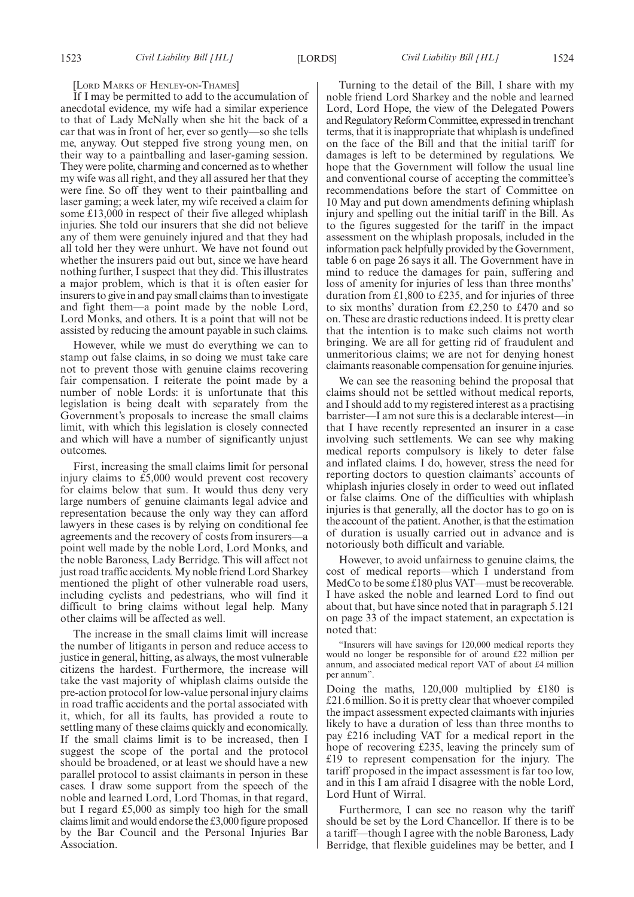[LORD MARKS OF HENLEY-ON-THAMES]

If I may be permitted to add to the accumulation of anecdotal evidence, my wife had a similar experience to that of Lady McNally when she hit the back of a car that was in front of her, ever so gently—so she tells me, anyway. Out stepped five strong young men, on their way to a paintballing and laser-gaming session. They were polite, charming and concerned as to whether my wife was all right, and they all assured her that they were fine. So off they went to their paintballing and laser gaming; a week later, my wife received a claim for some £13,000 in respect of their five alleged whiplash injuries. She told our insurers that she did not believe any of them were genuinely injured and that they had all told her they were unhurt. We have not found out whether the insurers paid out but, since we have heard nothing further, I suspect that they did. This illustrates a major problem, which is that it is often easier for insurers to give in and pay small claims than to investigate and fight them—a point made by the noble Lord, Lord Monks, and others. It is a point that will not be assisted by reducing the amount payable in such claims.

However, while we must do everything we can to stamp out false claims, in so doing we must take care not to prevent those with genuine claims recovering fair compensation. I reiterate the point made by a number of noble Lords: it is unfortunate that this legislation is being dealt with separately from the Government's proposals to increase the small claims limit, with which this legislation is closely connected and which will have a number of significantly unjust outcomes.

First, increasing the small claims limit for personal injury claims to £5,000 would prevent cost recovery for claims below that sum. It would thus deny very large numbers of genuine claimants legal advice and representation because the only way they can afford lawyers in these cases is by relying on conditional fee agreements and the recovery of costs from insurers—a point well made by the noble Lord, Lord Monks, and the noble Baroness, Lady Berridge. This will affect not just road traffic accidents. My noble friend Lord Sharkey mentioned the plight of other vulnerable road users, including cyclists and pedestrians, who will find it difficult to bring claims without legal help. Many other claims will be affected as well.

The increase in the small claims limit will increase the number of litigants in person and reduce access to justice in general, hitting, as always, the most vulnerable citizens the hardest. Furthermore, the increase will take the vast majority of whiplash claims outside the pre-action protocol for low-value personal injury claims in road traffic accidents and the portal associated with it, which, for all its faults, has provided a route to settling many of these claims quickly and economically. If the small claims limit is to be increased, then I suggest the scope of the portal and the protocol should be broadened, or at least we should have a new parallel protocol to assist claimants in person in these cases. I draw some support from the speech of the noble and learned Lord, Lord Thomas, in that regard, but I regard £5,000 as simply too high for the small claims limit and would endorse the £3,000 figure proposed by the Bar Council and the Personal Injuries Bar Association.

Turning to the detail of the Bill, I share with my noble friend Lord Sharkey and the noble and learned Lord, Lord Hope, the view of the Delegated Powers and Regulatory Reform Committee, expressed in trenchant terms, that it is inappropriate that whiplash is undefined on the face of the Bill and that the initial tariff for damages is left to be determined by regulations. We hope that the Government will follow the usual line and conventional course of accepting the committee's recommendations before the start of Committee on 10 May and put down amendments defining whiplash injury and spelling out the initial tariff in the Bill. As to the figures suggested for the tariff in the impact assessment on the whiplash proposals, included in the information pack helpfully provided by the Government, table 6 on page 26 says it all. The Government have in mind to reduce the damages for pain, suffering and loss of amenity for injuries of less than three months' duration from £1,800 to £235, and for injuries of three to six months' duration from £2,250 to £470 and so on. These are drastic reductions indeed. It is pretty clear that the intention is to make such claims not worth bringing. We are all for getting rid of fraudulent and unmeritorious claims; we are not for denying honest claimants reasonable compensation for genuine injuries.

We can see the reasoning behind the proposal that claims should not be settled without medical reports, and I should add to my registered interest as a practising barrister—I am not sure this is a declarable interest—in that I have recently represented an insurer in a case involving such settlements. We can see why making medical reports compulsory is likely to deter false and inflated claims. I do, however, stress the need for reporting doctors to question claimants' accounts of whiplash injuries closely in order to weed out inflated or false claims. One of the difficulties with whiplash injuries is that generally, all the doctor has to go on is the account of the patient. Another, is that the estimation of duration is usually carried out in advance and is notoriously both difficult and variable.

However, to avoid unfairness to genuine claims, the cost of medical reports—which I understand from MedCo to be some £180 plus VAT—must be recoverable. I have asked the noble and learned Lord to find out about that, but have since noted that in paragraph 5.121 on page 33 of the impact statement, an expectation is noted that:

> "Insurers will have savings for 120,000 medical reports they would no longer be responsible for of around £22 million per annum, and associated medical report VAT of about £4 million per annum".

Doing the maths, 120,000 multiplied by £180 is £21.6 million. So it is pretty clear that whoever compiled the impact assessment expected claimants with injuries likely to have a duration of less than three months to pay £216 including VAT for a medical report in the hope of recovering £235, leaving the princely sum of £19 to represent compensation for the injury. The tariff proposed in the impact assessment is far too low, and in this I am afraid I disagree with the noble Lord, Lord Hunt of Wirral.

Furthermore, I can see no reason why the tariff should be set by the Lord Chancellor. If there is to be a tariff—though I agree with the noble Baroness, Lady Berridge, that flexible guidelines may be better, and I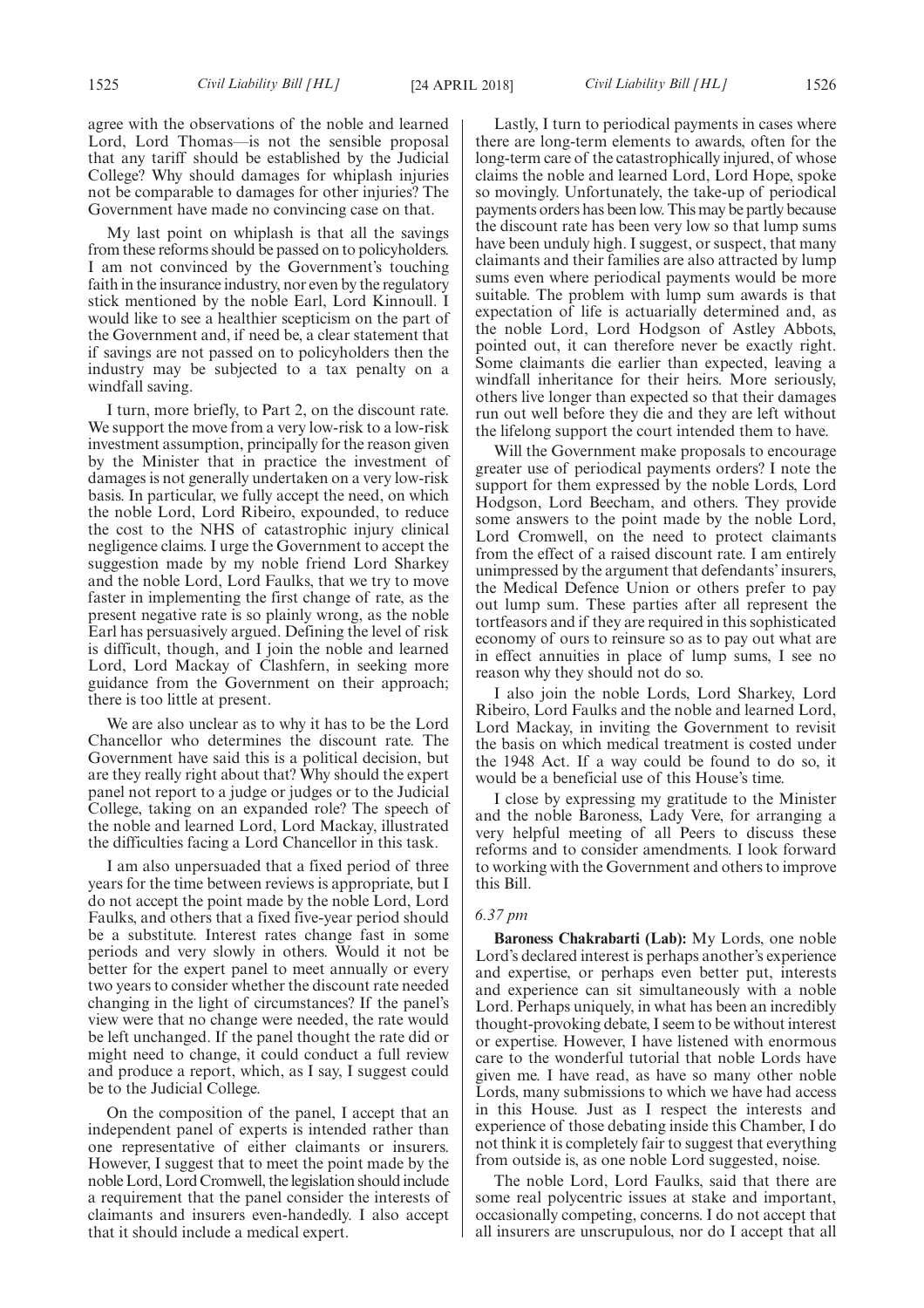agree with the observations of the noble and learned Lord, Lord Thomas—is not the sensible proposal that any tariff should be established by the Judicial College? Why should damages for whiplash injuries not be comparable to damages for other injuries? The Government have made no convincing case on that.

My last point on whiplash is that all the savings from these reforms should be passed on to policyholders. I am not convinced by the Government's touching faith in the insurance industry, nor even by the regulatory stick mentioned by the noble Earl, Lord Kinnoull. I would like to see a healthier scepticism on the part of the Government and, if need be, a clear statement that if savings are not passed on to policyholders then the industry may be subjected to a tax penalty on a windfall saving.

I turn, more briefly, to Part 2, on the discount rate. We support the move from a very low-risk to a low-risk investment assumption, principally for the reason given by the Minister that in practice the investment of damages is not generally undertaken on a very low-risk basis. In particular, we fully accept the need, on which the noble Lord, Lord Ribeiro, expounded, to reduce the cost to the NHS of catastrophic injury clinical negligence claims. I urge the Government to accept the suggestion made by my noble friend Lord Sharkey and the noble Lord, Lord Faulks, that we try to move faster in implementing the first change of rate, as the present negative rate is so plainly wrong, as the noble Earl has persuasively argued. Defining the level of risk is difficult, though, and I join the noble and learned Lord, Lord Mackay of Clashfern, in seeking more guidance from the Government on their approach; there is too little at present.

We are also unclear as to why it has to be the Lord Chancellor who determines the discount rate. The Government have said this is a political decision, but are they really right about that? Why should the expert panel not report to a judge or judges or to the Judicial College, taking on an expanded role? The speech of the noble and learned Lord, Lord Mackay, illustrated the difficulties facing a Lord Chancellor in this task.

I am also unpersuaded that a fixed period of three years for the time between reviews is appropriate, but I do not accept the point made by the noble Lord, Lord Faulks, and others that a fixed five-year period should be a substitute. Interest rates change fast in some periods and very slowly in others. Would it not be better for the expert panel to meet annually or every two years to consider whether the discount rate needed changing in the light of circumstances? If the panel's view were that no change were needed, the rate would be left unchanged. If the panel thought the rate did or might need to change, it could conduct a full review and produce a report, which, as I say, I suggest could be to the Judicial College.

On the composition of the panel, I accept that an independent panel of experts is intended rather than one representative of either claimants or insurers. However, I suggest that to meet the point made by the noble Lord, Lord Cromwell, the legislation should include a requirement that the panel consider the interests of claimants and insurers even-handedly. I also accept that it should include a medical expert.

Lastly, I turn to periodical payments in cases where there are long-term elements to awards, often for the long-term care of the catastrophically injured, of whose claims the noble and learned Lord, Lord Hope, spoke so movingly. Unfortunately, the take-up of periodical payments orders has been low. This may be partly because the discount rate has been very low so that lump sums have been unduly high. I suggest, or suspect, that many claimants and their families are also attracted by lump sums even where periodical payments would be more suitable. The problem with lump sum awards is that expectation of life is actuarially determined and, as the noble Lord, Lord Hodgson of Astley Abbots, pointed out, it can therefore never be exactly right. Some claimants die earlier than expected, leaving a windfall inheritance for their heirs. More seriously, others live longer than expected so that their damages run out well before they die and they are left without the lifelong support the court intended them to have.

Will the Government make proposals to encourage greater use of periodical payments orders? I note the support for them expressed by the noble Lords, Lord Hodgson, Lord Beecham, and others. They provide some answers to the point made by the noble Lord, Lord Cromwell, on the need to protect claimants from the effect of a raised discount rate. I am entirely unimpressed by the argument that defendants' insurers, the Medical Defence Union or others prefer to pay out lump sum. These parties after all represent the tortfeasors and if they are required in this sophisticated economy of ours to reinsure so as to pay out what are in effect annuities in place of lump sums, I see no reason why they should not do so.

I also join the noble Lords, Lord Sharkey, Lord Ribeiro, Lord Faulks and the noble and learned Lord, Lord Mackay, in inviting the Government to revisit the basis on which medical treatment is costed under the 1948 Act. If a way could be found to do so, it would be a beneficial use of this House's time.

I close by expressing my gratitude to the Minister and the noble Baroness, Lady Vere, for arranging a very helpful meeting of all Peers to discuss these reforms and to consider amendments. I look forward to working with the Government and others to improve this Bill.

*6.37 pm*

**Baroness Chakrabarti (Lab):** My Lords, one noble Lord's declared interest is perhaps another's experience and expertise, or perhaps even better put, interests and experience can sit simultaneously with a noble Lord. Perhaps uniquely, in what has been an incredibly thought-provoking debate, I seem to be without interest or expertise. However, I have listened with enormous care to the wonderful tutorial that noble Lords have given me. I have read, as have so many other noble Lords, many submissions to which we have had access in this House. Just as I respect the interests and experience of those debating inside this Chamber, I do not think it is completely fair to suggest that everything from outside is, as one noble Lord suggested, noise.

The noble Lord, Lord Faulks, said that there are some real polycentric issues at stake and important, occasionally competing, concerns. I do not accept that all insurers are unscrupulous, nor do I accept that all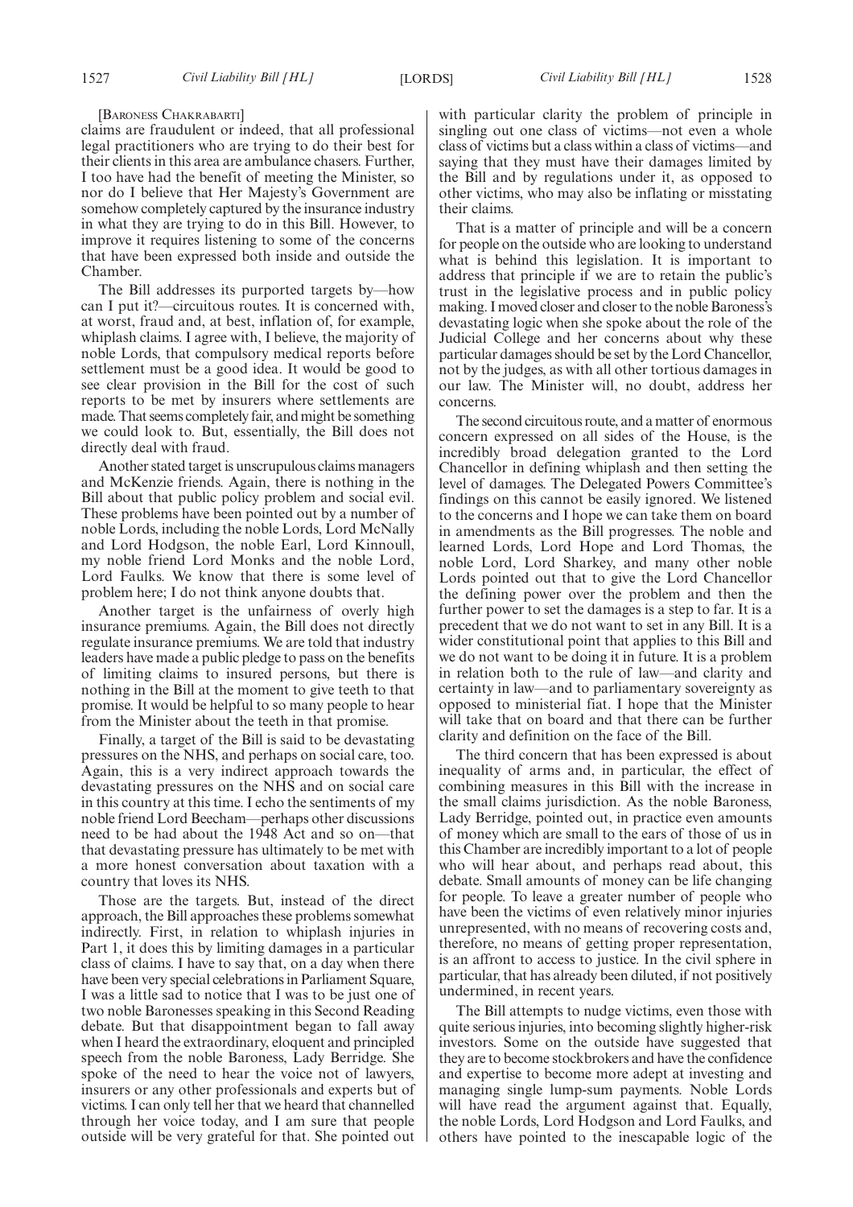[Baroness Chakrabarti]

claims are fraudulent or indeed, that all professional legal practitioners who are trying to do their best for their clients in this area are ambulance chasers. Further, I too have had the benefit of meeting the Minister, so nor do I believe that Her Majesty's Government are somehow completely captured by the insurance industry in what they are trying to do in this Bill. However, to improve it requires listening to some of the concerns that have been expressed both inside and outside the Chamber.

The Bill addresses its purported targets by—how can I put it?—circuitous routes. It is concerned with, at worst, fraud and, at best, inflation of, for example, whiplash claims. I agree with, I believe, the majority of noble Lords, that compulsory medical reports before settlement must be a good idea. It would be good to see clear provision in the Bill for the cost of such reports to be met by insurers where settlements are made. That seems completely fair, and might be something we could look to. But, essentially, the Bill does not directly deal with fraud.

Another stated target is unscrupulous claims managers and McKenzie friends. Again, there is nothing in the Bill about that public policy problem and social evil. These problems have been pointed out by a number of noble Lords, including the noble Lords, Lord McNally and Lord Hodgson, the noble Earl, Lord Kinnoull, my noble friend Lord Monks and the noble Lord, Lord Faulks. We know that there is some level of problem here; I do not think anyone doubts that.

Another target is the unfairness of overly high insurance premiums. Again, the Bill does not directly regulate insurance premiums. We are told that industry leaders have made a public pledge to pass on the benefits of limiting claims to insured persons, but there is nothing in the Bill at the moment to give teeth to that promise. It would be helpful to so many people to hear from the Minister about the teeth in that promise.

Finally, a target of the Bill is said to be devastating pressures on the NHS, and perhaps on social care, too. Again, this is a very indirect approach towards the devastating pressures on the NHS and on social care in this country at this time. I echo the sentiments of my noble friend Lord Beecham—perhaps other discussions need to be had about the 1948 Act and so on—that that devastating pressure has ultimately to be met with a more honest conversation about taxation with a country that loves its NHS.

Those are the targets. But, instead of the direct approach, the Bill approaches these problems somewhat indirectly. First, in relation to whiplash injuries in Part 1, it does this by limiting damages in a particular class of claims. I have to say that, on a day when there have been very special celebrations in Parliament Square, I was a little sad to notice that I was to be just one of two noble Baronesses speaking in this Second Reading debate. But that disappointment began to fall away when I heard the extraordinary, eloquent and principled speech from the noble Baroness, Lady Berridge. She spoke of the need to hear the voice not of lawyers, insurers or any other professionals and experts but of victims. I can only tell her that we heard that channelled through her voice today, and I am sure that people outside will be very grateful for that. She pointed out with particular clarity the problem of principle in singling out one class of victims—not even a whole class of victims but a class within a class of victims—and saying that they must have their damages limited by the Bill and by regulations under it, as opposed to other victims, who may also be inflating or misstating their claims.

That is a matter of principle and will be a concern for people on the outside who are looking to understand what is behind this legislation. It is important to address that principle if we are to retain the public's trust in the legislative process and in public policy making. I moved closer and closer to the noble Baroness's devastating logic when she spoke about the role of the Judicial College and her concerns about why these particular damages should be set by the Lord Chancellor, not by the judges, as with all other tortious damages in our law. The Minister will, no doubt, address her concerns.

The second circuitous route, and a matter of enormous concern expressed on all sides of the House, is the incredibly broad delegation granted to the Lord Chancellor in defining whiplash and then setting the level of damages. The Delegated Powers Committee's findings on this cannot be easily ignored. We listened to the concerns and I hope we can take them on board in amendments as the Bill progresses. The noble and learned Lords, Lord Hope and Lord Thomas, the noble Lord, Lord Sharkey, and many other noble Lords pointed out that to give the Lord Chancellor the defining power over the problem and then the further power to set the damages is a step to far. It is a precedent that we do not want to set in any Bill. It is a wider constitutional point that applies to this Bill and we do not want to be doing it in future. It is a problem in relation both to the rule of law—and clarity and certainty in law—and to parliamentary sovereignty as opposed to ministerial fiat. I hope that the Minister will take that on board and that there can be further clarity and definition on the face of the Bill.

The third concern that has been expressed is about inequality of arms and, in particular, the effect of combining measures in this Bill with the increase in the small claims jurisdiction. As the noble Baroness, Lady Berridge, pointed out, in practice even amounts of money which are small to the ears of those of us in this Chamber are incredibly important to a lot of people who will hear about, and perhaps read about, this debate. Small amounts of money can be life changing for people. To leave a greater number of people who have been the victims of even relatively minor injuries unrepresented, with no means of recovering costs and, therefore, no means of getting proper representation, is an affront to access to justice. In the civil sphere in particular, that has already been diluted, if not positively undermined, in recent years.

The Bill attempts to nudge victims, even those with quite serious injuries, into becoming slightly higher-risk investors. Some on the outside have suggested that they are to become stockbrokers and have the confidence and expertise to become more adept at investing and managing single lump-sum payments. Noble Lords will have read the argument against that. Equally, the noble Lords, Lord Hodgson and Lord Faulks, and others have pointed to the inescapable logic of the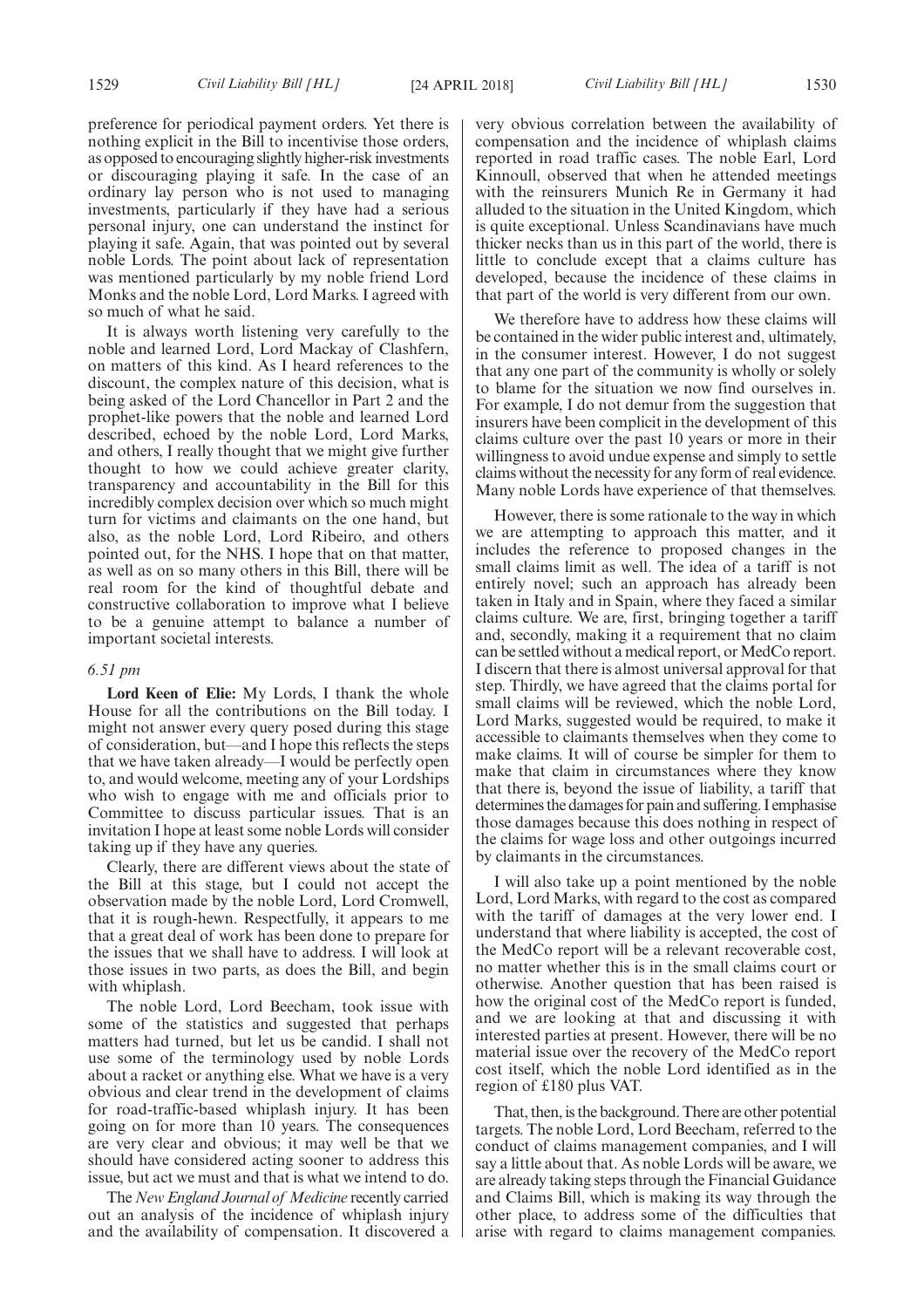preference for periodical payment orders. Yet there is nothing explicit in the Bill to incentivise those orders, as opposed to encouraging slightly higher-risk investments or discouraging playing it safe. In the case of an ordinary lay person who is not used to managing investments, particularly if they have had a serious personal injury, one can understand the instinct for playing it safe. Again, that was pointed out by several noble Lords. The point about lack of representation was mentioned particularly by my noble friend Lord Monks and the noble Lord, Lord Marks. I agreed with so much of what he said.

It is always worth listening very carefully to the noble and learned Lord, Lord Mackay of Clashfern, on matters of this kind. As I heard references to the discount, the complex nature of this decision, what is being asked of the Lord Chancellor in Part 2 and the prophet-like powers that the noble and learned Lord described, echoed by the noble Lord, Lord Marks, and others, I really thought that we might give further thought to how we could achieve greater clarity, transparency and accountability in the Bill for this incredibly complex decision over which so much might turn for victims and claimants on the one hand, but also, as the noble Lord, Lord Ribeiro, and others pointed out, for the NHS. I hope that on that matter, as well as on so many others in this Bill, there will be real room for the kind of thoughtful debate and constructive collaboration to improve what I believe to be a genuine attempt to balance a number of important societal interests.

*6.51 pm*

**Lord Keen of Elie:** My Lords, I thank the whole House for all the contributions on the Bill today. I might not answer every query posed during this stage of consideration, but—and I hope this reflects the steps that we have taken already—I would be perfectly open to, and would welcome, meeting any of your Lordships who wish to engage with me and officials prior to Committee to discuss particular issues. That is an invitation I hope at least some noble Lords will consider taking up if they have any queries.

Clearly, there are different views about the state of the Bill at this stage, but I could not accept the observation made by the noble Lord, Lord Cromwell, that it is rough-hewn. Respectfully, it appears to me that a great deal of work has been done to prepare for the issues that we shall have to address. I will look at those issues in two parts, as does the Bill, and begin with whiplash.

The noble Lord, Lord Beecham, took issue with some of the statistics and suggested that perhaps matters had turned, but let us be candid. I shall not use some of the terminology used by noble Lords about a racket or anything else. What we have is a very obvious and clear trend in the development of claims for road-traffic-based whiplash injury. It has been going on for more than 10 years. The consequences are very clear and obvious; it may well be that we should have considered acting sooner to address this issue, but act we must and that is what we intend to do.

The *New England Journal of Medicine* recently carried out an analysis of the incidence of whiplash injury and the availability of compensation. It discovered a very obvious correlation between the availability of compensation and the incidence of whiplash claims reported in road traffic cases. The noble Earl, Lord Kinnoull, observed that when he attended meetings with the reinsurers Munich Re in Germany it had alluded to the situation in the United Kingdom, which is quite exceptional. Unless Scandinavians have much thicker necks than us in this part of the world, there is little to conclude except that a claims culture has developed, because the incidence of these claims in that part of the world is very different from our own.

We therefore have to address how these claims will be contained in the wider public interest and, ultimately, in the consumer interest. However, I do not suggest that any one part of the community is wholly or solely to blame for the situation we now find ourselves in. For example, I do not demur from the suggestion that insurers have been complicit in the development of this claims culture over the past 10 years or more in their willingness to avoid undue expense and simply to settle claims without the necessity for any form of real evidence. Many noble Lords have experience of that themselves.

However, there is some rationale to the way in which we are attempting to approach this matter, and it includes the reference to proposed changes in the small claims limit as well. The idea of a tariff is not entirely novel; such an approach has already been taken in Italy and in Spain, where they faced a similar claims culture. We are, first, bringing together a tariff and, secondly, making it a requirement that no claim can be settled without a medical report, or MedCo report. I discern that there is almost universal approval for that step. Thirdly, we have agreed that the claims portal for small claims will be reviewed, which the noble Lord, Lord Marks, suggested would be required, to make it accessible to claimants themselves when they come to make claims. It will of course be simpler for them to make that claim in circumstances where they know that there is, beyond the issue of liability, a tariff that determines the damages for pain and suffering. I emphasise those damages because this does nothing in respect of the claims for wage loss and other outgoings incurred by claimants in the circumstances.

I will also take up a point mentioned by the noble Lord, Lord Marks, with regard to the cost as compared with the tariff of damages at the very lower end. I understand that where liability is accepted, the cost of the MedCo report will be a relevant recoverable cost, no matter whether this is in the small claims court or otherwise. Another question that has been raised is how the original cost of the MedCo report is funded, and we are looking at that and discussing it with interested parties at present. However, there will be no material issue over the recovery of the MedCo report cost itself, which the noble Lord identified as in the region of £180 plus VAT.

That, then, is the background. There are other potential targets. The noble Lord, Lord Beecham, referred to the conduct of claims management companies, and I will say a little about that. As noble Lords will be aware, we are already taking steps through the Financial Guidance and Claims Bill, which is making its way through the other place, to address some of the difficulties that arise with regard to claims management companies.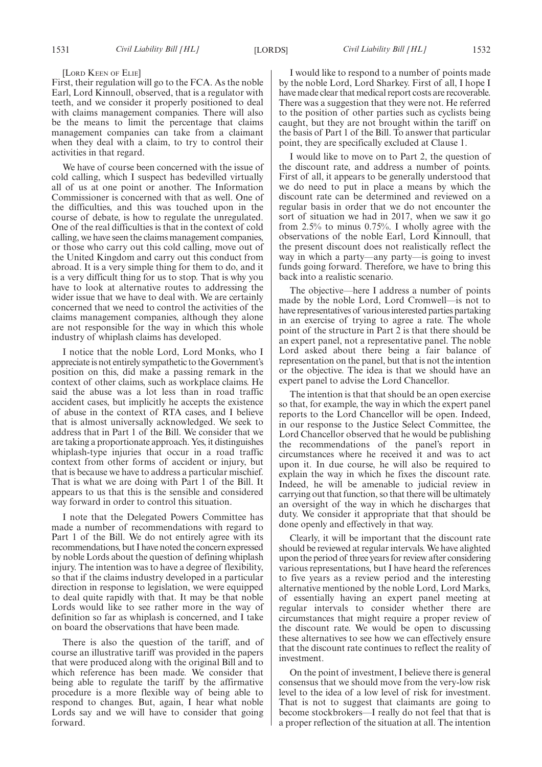[LORD KEEN OF ELIE]

First, their regulation will go to the FCA. As the noble Earl, Lord Kinnoull, observed, that is a regulator with teeth, and we consider it properly positioned to deal with claims management companies. There will also be the means to limit the percentage that claims management companies can take from a claimant when they deal with a claim, to try to control their activities in that regard.

We have of course been concerned with the issue of cold calling, which I suspect has bedevilled virtually all of us at one point or another. The Information Commissioner is concerned with that as well. One of the difficulties, and this was touched upon in the course of debate, is how to regulate the unregulated. One of the real difficulties is that in the context of cold calling, we have seen the claims management companies, or those who carry out this cold calling, move out of the United Kingdom and carry out this conduct from abroad. It is a very simple thing for them to do, and it is a very difficult thing for us to stop. That is why you have to look at alternative routes to addressing the wider issue that we have to deal with. We are certainly concerned that we need to control the activities of the claims management companies, although they alone are not responsible for the way in which this whole industry of whiplash claims has developed.

I notice that the noble Lord, Lord Monks, who I appreciate is not entirely sympathetic to the Government's position on this, did make a passing remark in the context of other claims, such as workplace claims. He said the abuse was a lot less than in road traffic accident cases, but implicitly he accepts the existence of abuse in the context of RTA cases, and I believe that is almost universally acknowledged. We seek to address that in Part 1 of the Bill. We consider that we are taking a proportionate approach. Yes, it distinguishes whiplash-type injuries that occur in a road traffic context from other forms of accident or injury, but that is because we have to address a particular mischief. That is what we are doing with Part 1 of the Bill. It appears to us that this is the sensible and considered way forward in order to control this situation.

I note that the Delegated Powers Committee has made a number of recommendations with regard to Part 1 of the Bill. We do not entirely agree with its recommendations, but I have noted the concern expressed by noble Lords about the question of defining whiplash injury. The intention was to have a degree of flexibility, so that if the claims industry developed in a particular direction in response to legislation, we were equipped to deal quite rapidly with that. It may be that noble Lords would like to see rather more in the way of definition so far as whiplash is concerned, and I take on board the observations that have been made.

There is also the question of the tariff, and of course an illustrative tariff was provided in the papers that were produced along with the original Bill and to which reference has been made. We consider that being able to regulate the tariff by the affirmative procedure is a more flexible way of being able to respond to changes. But, again, I hear what noble Lords say and we will have to consider that going forward.

I would like to respond to a number of points made by the noble Lord, Lord Sharkey. First of all, I hope I have made clear that medical report costs are recoverable. There was a suggestion that they were not. He referred to the position of other parties such as cyclists being caught, but they are not brought within the tariff on the basis of Part 1 of the Bill. To answer that particular point, they are specifically excluded at Clause 1.

I would like to move on to Part 2, the question of the discount rate, and address a number of points. First of all, it appears to be generally understood that we do need to put in place a means by which the discount rate can be determined and reviewed on a regular basis in order that we do not encounter the sort of situation we had in 2017, when we saw it go from 2.5% to minus 0.75%. I wholly agree with the observations of the noble Earl, Lord Kinnoull, that the present discount does not realistically reflect the way in which a party—any party—is going to invest funds going forward. Therefore, we have to bring this back into a realistic scenario.

The objective—here I address a number of points made by the noble Lord, Lord Cromwell—is not to have representatives of various interested parties partaking in an exercise of trying to agree a rate. The whole point of the structure in Part 2 is that there should be an expert panel, not a representative panel. The noble Lord asked about there being a fair balance of representation on the panel, but that is not the intention or the objective. The idea is that we should have an expert panel to advise the Lord Chancellor.

The intention is that that should be an open exercise so that, for example, the way in which the expert panel reports to the Lord Chancellor will be open. Indeed, in our response to the Justice Select Committee, the Lord Chancellor observed that he would be publishing the recommendations of the panel's report in circumstances where he received it and was to act upon it. In due course, he will also be required to explain the way in which he fixes the discount rate. Indeed, he will be amenable to judicial review in carrying out that function, so that there will be ultimately an oversight of the way in which he discharges that duty. We consider it appropriate that that should be done openly and effectively in that way.

Clearly, it will be important that the discount rate should be reviewed at regular intervals. We have alighted upon the period of three years for review after considering various representations, but I have heard the references to five years as a review period and the interesting alternative mentioned by the noble Lord, Lord Marks, of essentially having an expert panel meeting at regular intervals to consider whether there are circumstances that might require a proper review of the discount rate. We would be open to discussing these alternatives to see how we can effectively ensure that the discount rate continues to reflect the reality of investment.

On the point of investment, I believe there is general consensus that we should move from the very-low risk level to the idea of a low level of risk for investment. That is not to suggest that claimants are going to become stockbrokers—I really do not feel that that is a proper reflection of the situation at all. The intention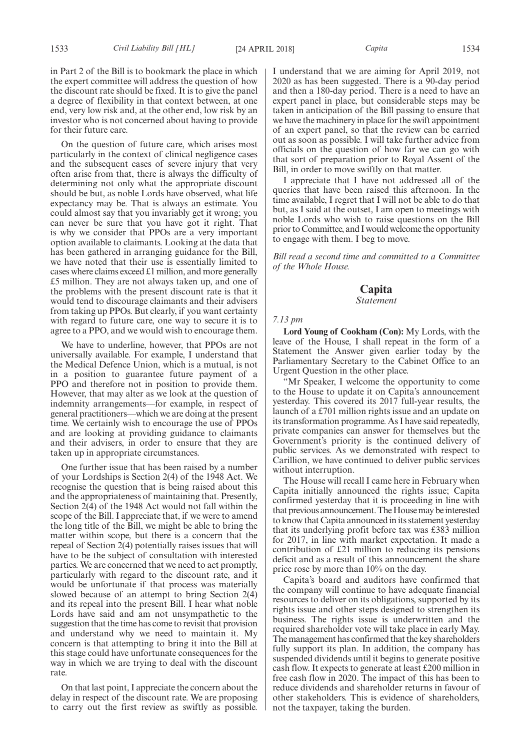in Part 2 of the Bill is to bookmark the place in which the expert committee will address the question of how the discount rate should be fixed. It is to give the panel a degree of flexibility in that context between, at one end, very low risk and, at the other end, low risk by an investor who is not concerned about having to provide for their future care.

On the question of future care, which arises most particularly in the context of clinical negligence cases and the subsequent cases of severe injury that very often arise from that, there is always the difficulty of determining not only what the appropriate discount should be but, as noble Lords have observed, what life expectancy may be. That is always an estimate. You could almost say that you invariably get it wrong; you can never be sure that you have got it right. That is why we consider that PPOs are a very important option available to claimants. Looking at the data that has been gathered in arranging guidance for the Bill, we have noted that their use is essentially limited to cases where claims exceed £1 million, and more generally £5 million. They are not always taken up, and one of the problems with the present discount rate is that it would tend to discourage claimants and their advisers from taking up PPOs. But clearly, if you want certainty with regard to future care, one way to secure it is to agree to a PPO, and we would wish to encourage them.

We have to underline, however, that PPOs are not universally available. For example, I understand that the Medical Defence Union, which is a mutual, is not in a position to guarantee future payment of a PPO and therefore not in position to provide them. However, that may alter as we look at the question of indemnity arrangements—for example, in respect of general practitioners—which we are doing at the present time. We certainly wish to encourage the use of PPOs and are looking at providing guidance to claimants and their advisers, in order to ensure that they are taken up in appropriate circumstances.

One further issue that has been raised by a number of your Lordships is Section 2(4) of the 1948 Act. We recognise the question that is being raised about this and the appropriateness of maintaining that. Presently, Section 2(4) of the 1948 Act would not fall within the scope of the Bill. I appreciate that, if we were to amend the long title of the Bill, we might be able to bring the matter within scope, but there is a concern that the repeal of Section 2(4) potentially raises issues that will have to be the subject of consultation with interested parties. We are concerned that we need to act promptly, particularly with regard to the discount rate, and it would be unfortunate if that process was materially slowed because of an attempt to bring Section 2(4) and its repeal into the present Bill. I hear what noble Lords have said and am not unsympathetic to the suggestion that the time has come to revisit that provision and understand why we need to maintain it. My concern is that attempting to bring it into the Bill at this stage could have unfortunate consequences for the way in which we are trying to deal with the discount rate.

On that last point, I appreciate the concern about the delay in respect of the discount rate. We are proposing to carry out the first review as swiftly as possible. I understand that we are aiming for April 2019, not 2020 as has been suggested. There is a 90-day period and then a 180-day period. There is a need to have an expert panel in place, but considerable steps may be taken in anticipation of the Bill passing to ensure that we have the machinery in place for the swift appointment of an expert panel, so that the review can be carried out as soon as possible. I will take further advice from officials on the question of how far we can go with that sort of preparation prior to Royal Assent of the Bill, in order to move swiftly on that matter.

I appreciate that I have not addressed all of the queries that have been raised this afternoon. In the time available, I regret that I will not be able to do that but, as I said at the outset, I am open to meetings with noble Lords who wish to raise questions on the Bill prior to Committee, and I would welcome the opportunity to engage with them. I beg to move.

*Bill read a second time and committed to a Committee of the Whole House.*

## Capita

*Statement*

*7.13 pm*

**Lord Young of Cookham (Con):** My Lords, with the leave of the House, I shall repeat in the form of a Statement the Answer given earlier today by the Parliamentary Secretary to the Cabinet Office to an Urgent Question in the other place.

"Mr Speaker, I welcome the opportunity to come to the House to update it on Capita's announcement yesterday. This covered its 2017 full-year results, the launch of a £701 million rights issue and an update on its transformation programme. As I have said repeatedly, private companies can answer for themselves but the Government's priority is the continued delivery of public services. As we demonstrated with respect to Carillion, we have continued to deliver public services without interruption.

The House will recall I came here in February when Capita initially announced the rights issue; Capita confirmed yesterday that it is proceeding in line with that previous announcement. The House may be interested to know that Capita announced in its statement yesterday that its underlying profit before tax was £383 million for 2017, in line with market expectation. It made a contribution of £21 million to reducing its pensions deficit and as a result of this announcement the share price rose by more than 10% on the day.

Capita's board and auditors have confirmed that the company will continue to have adequate financial resources to deliver on its obligations, supported by its rights issue and other steps designed to strengthen its business. The rights issue is underwritten and the required shareholder vote will take place in early May. The management has confirmed that the key shareholders fully support its plan. In addition, the company has suspended dividends until it begins to generate positive cash flow. It expects to generate at least £200 million in free cash flow in 2020. The impact of this has been to reduce dividends and shareholder returns in favour of other stakeholders. This is evidence of shareholders, not the taxpayer, taking the burden.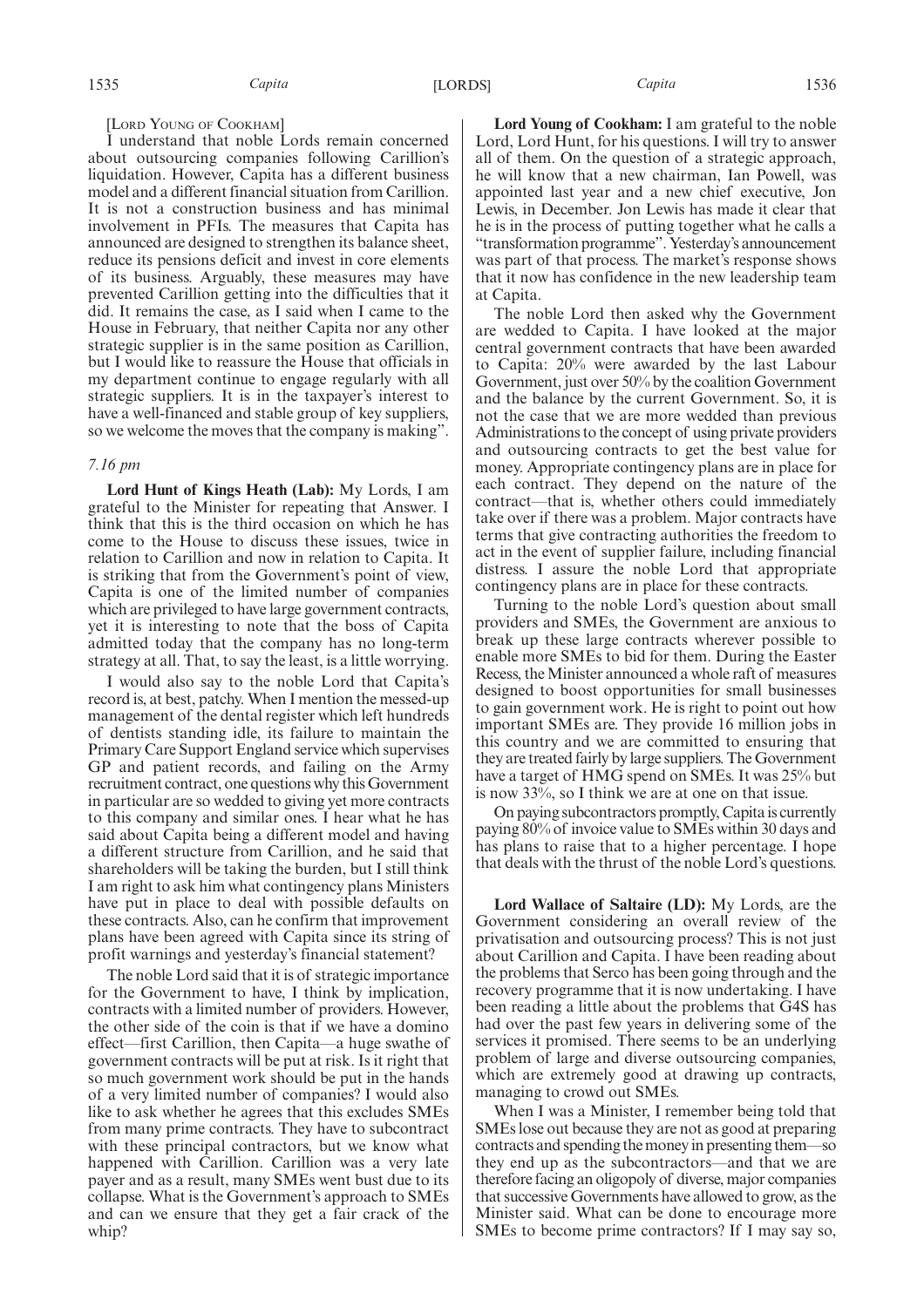[Lord Young of Cookham]

I understand that noble Lords remain concerned about outsourcing companies following Carillion's liquidation. However, Capita has a different business model and a different financial situation from Carillion. It is not a construction business and has minimal involvement in PFIs. The measures that Capita has announced are designed to strengthen its balance sheet, reduce its pensions deficit and invest in core elements of its business. Arguably, these measures may have prevented Carillion getting into the difficulties that it did. It remains the case, as I said when I came to the House in February, that neither Capita nor any other strategic supplier is in the same position as Carillion, but I would like to reassure the House that officials in my department continue to engage regularly with all strategic suppliers. It is in the taxpayer's interest to have a well-financed and stable group of key suppliers, so we welcome the moves that the company is making".

*7.16 pm*

**Lord Hunt of Kings Heath (Lab):** My Lords, I am grateful to the Minister for repeating that Answer. I think that this is the third occasion on which he has come to the House to discuss these issues, twice in relation to Carillion and now in relation to Capita. It is striking that from the Government's point of view, Capita is one of the limited number of companies which are privileged to have large government contracts, yet it is interesting to note that the boss of Capita admitted today that the company has no long-term strategy at all. That, to say the least, is a little worrying.

I would also say to the noble Lord that Capita's record is, at best, patchy. When I mention the messed-up management of the dental register which left hundreds of dentists standing idle, its failure to maintain the Primary Care Support England service which supervises GP and patient records, and failing on the Army recruitment contract, one questions why this Government in particular are so wedded to giving yet more contracts to this company and similar ones. I hear what he has said about Capita being a different model and having a different structure from Carillion, and he said that shareholders will be taking the burden, but I still think I am right to ask him what contingency plans Ministers have put in place to deal with possible defaults on these contracts. Also, can he confirm that improvement plans have been agreed with Capita since its string of profit warnings and yesterday's financial statement?

The noble Lord said that it is of strategic importance for the Government to have, I think by implication, contracts with a limited number of providers. However, the other side of the coin is that if we have a domino effect—first Carillion, then Capita—a huge swathe of government contracts will be put at risk. Is it right that so much government work should be put in the hands of a very limited number of companies? I would also like to ask whether he agrees that this excludes SMEs from many prime contracts. They have to subcontract with these principal contractors, but we know what happened with Carillion. Carillion was a very late payer and as a result, many SMEs went bust due to its collapse. What is the Government's approach to SMEs and can we ensure that they get a fair crack of the whip?

**Lord Young of Cookham:** I am grateful to the noble Lord, Lord Hunt, for his questions. I will try to answer all of them. On the question of a strategic approach, he will know that a new chairman, Ian Powell, was appointed last year and a new chief executive, Jon Lewis, in December. Jon Lewis has made it clear that he is in the process of putting together what he calls a "transformation programme". Yesterday's announcement was part of that process. The market's response shows that it now has confidence in the new leadership team at Capita.

The noble Lord then asked why the Government are wedded to Capita. I have looked at the major central government contracts that have been awarded to Capita: 20% were awarded by the last Labour Government, just over 50% by the coalition Government and the balance by the current Government. So, it is not the case that we are more wedded than previous Administrations to the concept of using private providers and outsourcing contracts to get the best value for money. Appropriate contingency plans are in place for each contract. They depend on the nature of the contract—that is, whether others could immediately take over if there was a problem. Major contracts have terms that give contracting authorities the freedom to act in the event of supplier failure, including financial distress. I assure the noble Lord that appropriate contingency plans are in place for these contracts.

Turning to the noble Lord's question about small providers and SMEs, the Government are anxious to break up these large contracts wherever possible to enable more SMEs to bid for them. During the Easter Recess, the Minister announced a whole raft of measures designed to boost opportunities for small businesses to gain government work. He is right to point out how important SMEs are. They provide 16 million jobs in this country and we are committed to ensuring that they are treated fairly by large suppliers. The Government have a target of HMG spend on SMEs. It was 25% but is now 33%, so I think we are at one on that issue.

On paying subcontractors promptly, Capita is currently paying 80% of invoice value to SMEs within 30 days and has plans to raise that to a higher percentage. I hope that deals with the thrust of the noble Lord's questions.

**Lord Wallace of Saltaire (LD):** My Lords, are the Government considering an overall review of the privatisation and outsourcing process? This is not just about Carillion and Capita. I have been reading about the problems that Serco has been going through and the recovery programme that it is now undertaking. I have been reading a little about the problems that G4S has had over the past few years in delivering some of the services it promised. There seems to be an underlying problem of large and diverse outsourcing companies, which are extremely good at drawing up contracts, managing to crowd out SMEs.

When I was a Minister, I remember being told that SMEs lose out because they are not as good at preparing contracts and spending the money in presenting them—so they end up as the subcontractors—and that we are therefore facing an oligopoly of diverse, major companies that successive Governments have allowed to grow, as the Minister said. What can be done to encourage more SMEs to become prime contractors? If I may say so,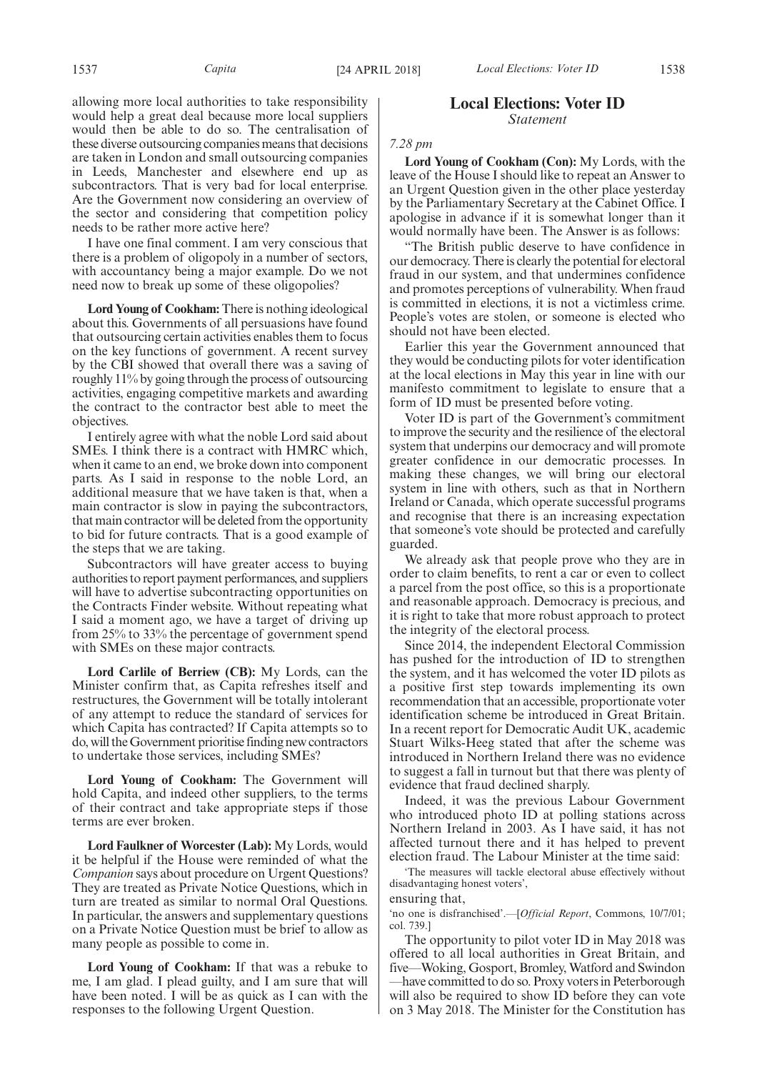allowing more local authorities to take responsibility would help a great deal because more local suppliers would then be able to do so. The centralisation of these diverse outsourcing companies means that decisions are taken in London and small outsourcing companies in Leeds, Manchester and elsewhere end up as subcontractors. That is very bad for local enterprise. Are the Government now considering an overview of the sector and considering that competition policy needs to be rather more active here?

I have one final comment. I am very conscious that there is a problem of oligopoly in a number of sectors, with accountancy being a major example. Do we not need now to break up some of these oligopolies?

**Lord Young of Cookham:** There is nothing ideological about this. Governments of all persuasions have found that outsourcing certain activities enables them to focus on the key functions of government. A recent survey by the CBI showed that overall there was a saving of roughly 11% by going through the process of outsourcing activities, engaging competitive markets and awarding the contract to the contractor best able to meet the objectives.

I entirely agree with what the noble Lord said about SMEs. I think there is a contract with HMRC which, when it came to an end, we broke down into component parts. As I said in response to the noble Lord, an additional measure that we have taken is that, when a main contractor is slow in paying the subcontractors, that main contractor will be deleted from the opportunity to bid for future contracts. That is a good example of the steps that we are taking.

Subcontractors will have greater access to buying authorities to report payment performances, and suppliers will have to advertise subcontracting opportunities on the Contracts Finder website. Without repeating what I said a moment ago, we have a target of driving up from 25% to 33% the percentage of government spend with SMEs on these major contracts.

**Lord Carlile of Berriew (CB):** My Lords, can the Minister confirm that, as Capita refreshes itself and restructures, the Government will be totally intolerant of any attempt to reduce the standard of services for which Capita has contracted? If Capita attempts so to do, will the Government prioritise finding new contractors to undertake those services, including SMEs?

**Lord Young of Cookham:** The Government will hold Capita, and indeed other suppliers, to the terms of their contract and take appropriate steps if those terms are ever broken.

**Lord Faulkner of Worcester (Lab):** My Lords, would it be helpful if the House were reminded of what the *Companion* says about procedure on Urgent Questions? They are treated as Private Notice Questions, which in turn are treated as similar to normal Oral Questions. In particular, the answers and supplementary questions on a Private Notice Question must be brief to allow as many people as possible to come in.

**Lord Young of Cookham:** If that was a rebuke to me, I am glad. I plead guilty, and I am sure that will have been noted. I will be as quick as I can with the responses to the following Urgent Question.

## Local Elections: Voter ID

*Statement*

*7.28 pm*

**Lord Young of Cookham (Con):** My Lords, with the leave of the House I should like to repeat an Answer to an Urgent Question given in the other place yesterday by the Parliamentary Secretary at the Cabinet Office. I apologise in advance if it is somewhat longer than it would normally have been. The Answer is as follows:

"The British public deserve to have confidence in our democracy. There is clearly the potential for electoral fraud in our system, and that undermines confidence and promotes perceptions of vulnerability. When fraud is committed in elections, it is not a victimless crime. People's votes are stolen, or someone is elected who should not have been elected.

Earlier this year the Government announced that they would be conducting pilots for voter identification at the local elections in May this year in line with our manifesto commitment to legislate to ensure that a form of ID must be presented before voting.

Voter ID is part of the Government's commitment to improve the security and the resilience of the electoral system that underpins our democracy and will promote greater confidence in our democratic processes. In making these changes, we will bring our electoral system in line with others, such as that in Northern Ireland or Canada, which operate successful programs and recognise that there is an increasing expectation that someone's vote should be protected and carefully guarded.

We already ask that people prove who they are in order to claim benefits, to rent a car or even to collect a parcel from the post office, so this is a proportionate and reasonable approach. Democracy is precious, and it is right to take that more robust approach to protect the integrity of the electoral process.

Since 2014, the independent Electoral Commission has pushed for the introduction of ID to strengthen the system, and it has welcomed the voter ID pilots as a positive first step towards implementing its own recommendation that an accessible, proportionate voter identification scheme be introduced in Great Britain. In a recent report for Democratic Audit UK, academic Stuart Wilks-Heeg stated that after the scheme was introduced in Northern Ireland there was no evidence to suggest a fall in turnout but that there was plenty of evidence that fraud declined sharply.

Indeed, it was the previous Labour Government who introduced photo ID at polling stations across Northern Ireland in 2003. As I have said, it has not affected turnout there and it has helped to prevent election fraud. The Labour Minister at the time said:

'The measures will tackle electoral abuse effectively without disadvantaging honest voters',

ensuring that,

'no one is disfranchised'.—[*Official Report*, Commons, 10/7/01; col. 739.]

The opportunity to pilot voter ID in May 2018 was offered to all local authorities in Great Britain, and five—Woking, Gosport, Bromley, Watford and Swindon—have committed to do so. Proxy voters in Peterborough will also be required to show ID before they can vote on 3 May 2018. The Minister for the Constitution has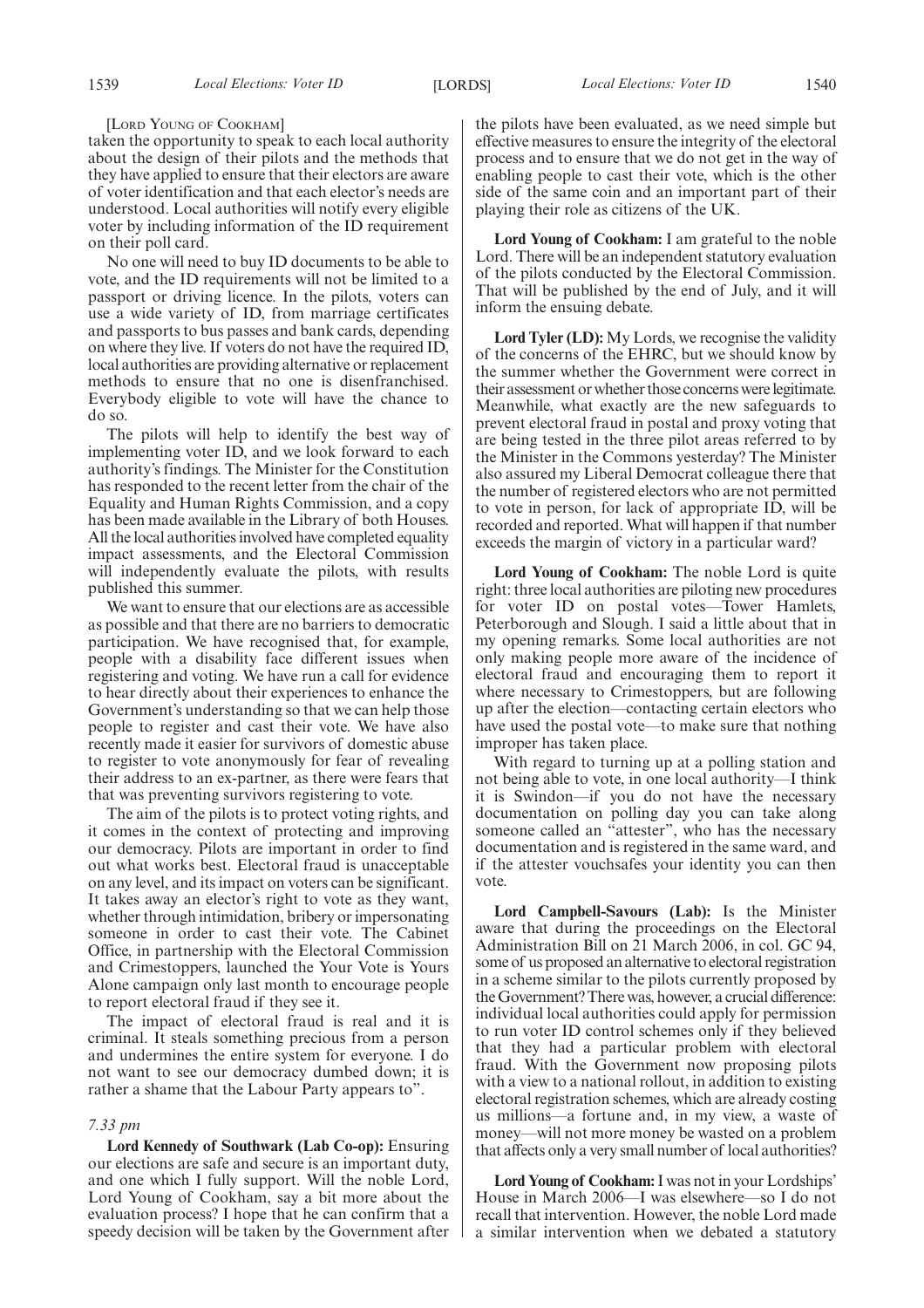[LORD YOUNG OF COOKHAM]

taken the opportunity to speak to each local authority about the design of their pilots and the methods that they have applied to ensure that their electors are aware of voter identification and that each elector's needs are understood. Local authorities will notify every eligible voter by including information of the ID requirement on their poll card.

No one will need to buy ID documents to be able to vote, and the ID requirements will not be limited to a passport or driving licence. In the pilots, voters can use a wide variety of ID, from marriage certificates and passports to bus passes and bank cards, depending on where they live. If voters do not have the required ID, local authorities are providing alternative or replacement methods to ensure that no one is disenfranchised. Everybody eligible to vote will have the chance to do so.

The pilots will help to identify the best way of implementing voter ID, and we look forward to each authority's findings. The Minister for the Constitution has responded to the recent letter from the chair of the Equality and Human Rights Commission, and a copy has been made available in the Library of both Houses. All the local authorities involved have completed equality impact assessments, and the Electoral Commission will independently evaluate the pilots, with results published this summer.

We want to ensure that our elections are as accessible as possible and that there are no barriers to democratic participation. We have recognised that, for example, people with a disability face different issues when registering and voting. We have run a call for evidence to hear directly about their experiences to enhance the Government's understanding so that we can help those people to register and cast their vote. We have also recently made it easier for survivors of domestic abuse to register to vote anonymously for fear of revealing their address to an ex-partner, as there were fears that that was preventing survivors registering to vote.

The aim of the pilots is to protect voting rights, and it comes in the context of protecting and improving our democracy. Pilots are important in order to find out what works best. Electoral fraud is unacceptable on any level, and its impact on voters can be significant. It takes away an elector's right to vote as they want, whether through intimidation, bribery or impersonating someone in order to cast their vote. The Cabinet Office, in partnership with the Electoral Commission and Crimestoppers, launched the Your Vote is Yours Alone campaign only last month to encourage people to report electoral fraud if they see it.

The impact of electoral fraud is real and it is criminal. It steals something precious from a person and undermines the entire system for everyone. I do not want to see our democracy dumbed down; it is rather a shame that the Labour Party appears to".

*7.33 pm*

**Lord Kennedy of Southwark (Lab Co-op):** Ensuring our elections are safe and secure is an important duty, and one which I fully support. Will the noble Lord, Lord Young of Cookham, say a bit more about the evaluation process? I hope that he can confirm that a speedy decision will be taken by the Government after the pilots have been evaluated, as we need simple but effective measures to ensure the integrity of the electoral process and to ensure that we do not get in the way of enabling people to cast their vote, which is the other side of the same coin and an important part of their playing their role as citizens of the UK.

**Lord Young of Cookham:** I am grateful to the noble Lord. There will be an independent statutory evaluation of the pilots conducted by the Electoral Commission. That will be published by the end of July, and it will inform the ensuing debate.

**Lord Tyler (LD):** My Lords, we recognise the validity of the concerns of the EHRC, but we should know by the summer whether the Government were correct in their assessment or whether those concerns were legitimate. Meanwhile, what exactly are the new safeguards to prevent electoral fraud in postal and proxy voting that are being tested in the three pilot areas referred to by the Minister in the Commons yesterday? The Minister also assured my Liberal Democrat colleague there that the number of registered electors who are not permitted to vote in person, for lack of appropriate ID, will be recorded and reported. What will happen if that number exceeds the margin of victory in a particular ward?

**Lord Young of Cookham:** The noble Lord is quite right: three local authorities are piloting new procedures for voter ID on postal votes—Tower Hamlets, Peterborough and Slough. I said a little about that in my opening remarks. Some local authorities are not only making people more aware of the incidence of electoral fraud and encouraging them to report it where necessary to Crimestoppers, but are following up after the election—contacting certain electors who have used the postal vote—to make sure that nothing improper has taken place.

With regard to turning up at a polling station and not being able to vote, in one local authority—I think it is Swindon—if you do not have the necessary documentation on polling day you can take along someone called an "attester", who has the necessary documentation and is registered in the same ward, and if the attester vouchsafes your identity you can then vote.

**Lord Campbell-Savours (Lab):** Is the Minister aware that during the proceedings on the Electoral Administration Bill on 21 March 2006, in col. GC 94, some of us proposed an alternative to electoral registration in a scheme similar to the pilots currently proposed by the Government? There was, however, a crucial difference: individual local authorities could apply for permission to run voter ID control schemes only if they believed that they had a particular problem with electoral fraud. With the Government now proposing pilots with a view to a national rollout, in addition to existing electoral registration schemes, which are already costing us millions—a fortune and, in my view, a waste of money—will not more money be wasted on a problem that affects only a very small number of local authorities?

**Lord Young of Cookham:** I was not in your Lordships' House in March 2006—I was elsewhere—so I do not recall that intervention. However, the noble Lord made a similar intervention when we debated a statutory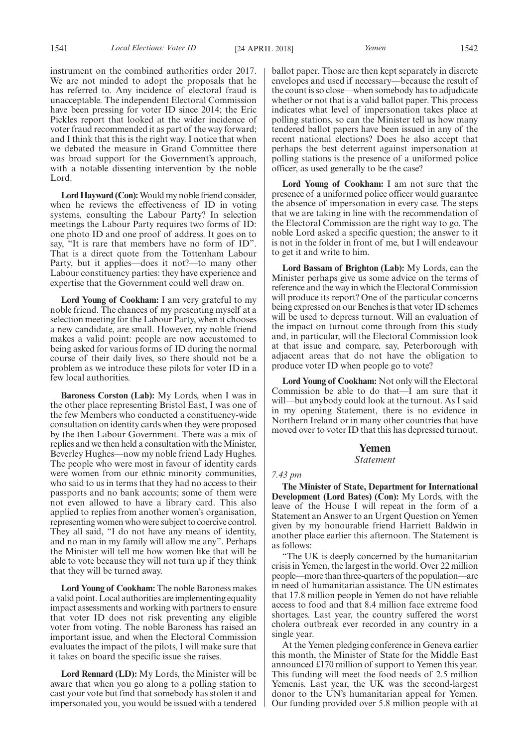instrument on the combined authorities order 2017. We are not minded to adopt the proposals that he has referred to. Any incidence of electoral fraud is unacceptable. The independent Electoral Commission have been pressing for voter ID since 2014; the Eric Pickles report that looked at the wider incidence of voter fraud recommended it as part of the way forward; and I think that this is the right way. I notice that when we debated the measure in Grand Committee there was broad support for the Government's approach, with a notable dissenting intervention by the noble Lord.

**Lord Hayward (Con):** Would my noble friend consider, when he reviews the effectiveness of ID in voting systems, consulting the Labour Party? In selection meetings the Labour Party requires two forms of ID: one photo ID and one proof of address. It goes on to say, "It is rare that members have no form of ID". That is a direct quote from the Tottenham Labour Party, but it applies—does it not?—to many other Labour constituency parties: they have experience and expertise that the Government could well draw on.

**Lord Young of Cookham:** I am very grateful to my noble friend. The chances of my presenting myself at a selection meeting for the Labour Party, when it chooses a new candidate, are small. However, my noble friend makes a valid point: people are now accustomed to being asked for various forms of ID during the normal course of their daily lives, so there should not be a problem as we introduce these pilots for voter ID in a few local authorities.

**Baroness Corston (Lab):** My Lords, when I was in the other place representing Bristol East, I was one of the few Members who conducted a constituency-wide consultation on identity cards when they were proposed by the then Labour Government. There was a mix of replies and we then held a consultation with the Minister, Beverley Hughes—now my noble friend Lady Hughes. The people who were most in favour of identity cards were women from our ethnic minority communities, who said to us in terms that they had no access to their passports and no bank accounts; some of them were not even allowed to have a library card. This also applied to replies from another women's organisation, representing women who were subject to coercive control. They all said, "I do not have any means of identity, and no man in my family will allow me any". Perhaps the Minister will tell me how women like that will be able to vote because they will not turn up if they think that they will be turned away.

**Lord Young of Cookham:** The noble Baroness makes a valid point. Local authorities are implementing equality impact assessments and working with partners to ensure that voter ID does not risk preventing any eligible voter from voting. The noble Baroness has raised an important issue, and when the Electoral Commission evaluates the impact of the pilots, I will make sure that it takes on board the specific issue she raises.

**Lord Rennard (LD):** My Lords, the Minister will be aware that when you go along to a polling station to cast your vote but find that somebody has stolen it and impersonated you, you would be issued with a tendered ballot paper. Those are then kept separately in discrete envelopes and used if necessary—because the result of the count is so close—when somebody has to adjudicate whether or not that is a valid ballot paper. This process indicates what level of impersonation takes place at polling stations, so can the Minister tell us how many tendered ballot papers have been issued in any of the recent national elections? Does he also accept that perhaps the best deterrent against impersonation at polling stations is the presence of a uniformed police officer, as used generally to be the case?

**Lord Young of Cookham:** I am not sure that the presence of a uniformed police officer would guarantee the absence of impersonation in every case. The steps that we are taking in line with the recommendation of the Electoral Commission are the right way to go. The noble Lord asked a specific question; the answer to it is not in the folder in front of me, but I will endeavour to get it and write to him.

**Lord Bassam of Brighton (Lab):** My Lords, can the Minister perhaps give us some advice on the terms of reference and the way in which the Electoral Commission will produce its report? One of the particular concerns being expressed on our Benches is that voter ID schemes will be used to depress turnout. Will an evaluation of the impact on turnout come through from this study and, in particular, will the Electoral Commission look at that issue and compare, say, Peterborough with adjacent areas that do not have the obligation to produce voter ID when people go to vote?

**Lord Young of Cookham:** Not only will the Electoral Commission be able to do that—I am sure that it will—but anybody could look at the turnout. As I said in my opening Statement, there is no evidence in Northern Ireland or in many other countries that have moved over to voter ID that this has depressed turnout.

## Yemen

*Statement*

*7.43 pm*

**The Minister of State, Department for International Development (Lord Bates) (Con):** My Lords, with the leave of the House I will repeat in the form of a Statement an Answer to an Urgent Question on Yemen given by my honourable friend Harriett Baldwin in another place earlier this afternoon. The Statement is as follows:

"The UK is deeply concerned by the humanitarian crisis in Yemen, the largest in the world. Over 22 million people—more than three-quarters of the population—are in need of humanitarian assistance. The UN estimates that 17.8 million people in Yemen do not have reliable access to food and that 8.4 million face extreme food shortages. Last year, the country suffered the worst cholera outbreak ever recorded in any country in a single year.

At the Yemen pledging conference in Geneva earlier this month, the Minister of State for the Middle East announced £170 million of support to Yemen this year. This funding will meet the food needs of 2.5 million Yemenis. Last year, the UK was the second-largest donor to the UN's humanitarian appeal for Yemen. Our funding provided over 5.8 million people with at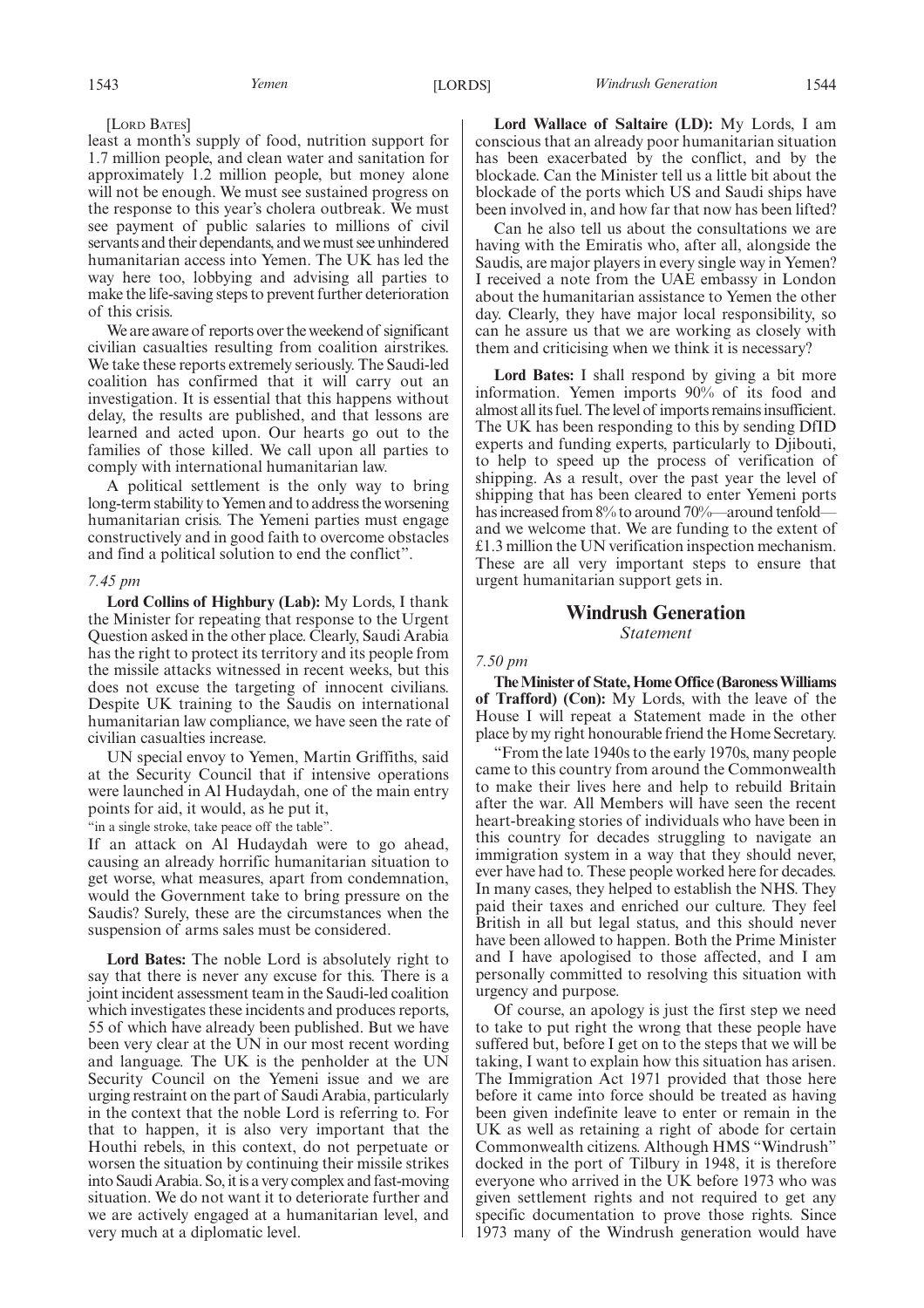[Lord Bates]

least a month's supply of food, nutrition support for 1.7 million people, and clean water and sanitation for approximately 1.2 million people, but money alone will not be enough. We must see sustained progress on the response to this year's cholera outbreak. We must see payment of public salaries to millions of civil servants and their dependants, and we must see unhindered humanitarian access into Yemen. The UK has led the way here too, lobbying and advising all parties to make the life-saving steps to prevent further deterioration of this crisis.

We are aware of reports over the weekend of significant civilian casualties resulting from coalition airstrikes. We take these reports extremely seriously. The Saudi-led coalition has confirmed that it will carry out an investigation. It is essential that this happens without delay, the results are published, and that lessons are learned and acted upon. Our hearts go out to the families of those killed. We call upon all parties to comply with international humanitarian law.

A political settlement is the only way to bring long-term stability to Yemen and to address the worsening humanitarian crisis. The Yemeni parties must engage constructively and in good faith to overcome obstacles and find a political solution to end the conflict".

*7.45 pm*

**Lord Collins of Highbury (Lab):** My Lords, I thank the Minister for repeating that response to the Urgent Question asked in the other place. Clearly, Saudi Arabia has the right to protect its territory and its people from the missile attacks witnessed in recent weeks, but this does not excuse the targeting of innocent civilians. Despite UK training to the Saudis on international humanitarian law compliance, we have seen the rate of civilian casualties increase.

UN special envoy to Yemen, Martin Griffiths, said at the Security Council that if intensive operations were launched in Al Hudaydah, one of the main entry points for aid, it would, as he put it,

"in a single stroke, take peace off the table".

If an attack on Al Hudaydah were to go ahead, causing an already horrific humanitarian situation to get worse, what measures, apart from condemnation, would the Government take to bring pressure on the Saudis? Surely, these are the circumstances when the suspension of arms sales must be considered.

**Lord Bates:** The noble Lord is absolutely right to say that there is never any excuse for this. There is a joint incident assessment team in the Saudi-led coalition which investigates these incidents and produces reports, 55 of which have already been published. But we have been very clear at the UN in our most recent wording and language. The UK is the penholder at the UN Security Council on the Yemeni issue and we are urging restraint on the part of Saudi Arabia, particularly in the context that the noble Lord is referring to. For that to happen, it is also very important that the Houthi rebels, in this context, do not perpetuate or worsen the situation by continuing their missile strikes into Saudi Arabia. So, it is a very complex and fast-moving situation. We do not want it to deteriorate further and we are actively engaged at a humanitarian level, and very much at a diplomatic level.

**Lord Wallace of Saltaire (LD):** My Lords, I am conscious that an already poor humanitarian situation has been exacerbated by the conflict, and by the blockade. Can the Minister tell us a little bit about the blockade of the ports which US and Saudi ships have been involved in, and how far that now has been lifted?

Can he also tell us about the consultations we are having with the Emiratis who, after all, alongside the Saudis, are major players in every single way in Yemen? I received a note from the UAE embassy in London about the humanitarian assistance to Yemen the other day. Clearly, they have major local responsibility, so can he assure us that we are working as closely with them and criticising when we think it is necessary?

**Lord Bates:** I shall respond by giving a bit more information. Yemen imports 90% of its food and almost all its fuel. The level of imports remains insufficient. The UK has been responding to this by sending DfID experts and funding experts, particularly to Djibouti, to help to speed up the process of verification of shipping. As a result, over the past year the level of shipping that has been cleared to enter Yemeni ports has increased from 8% to around 70%—around tenfold—and we welcome that. We are funding to the extent of £1.3 million the UN verification inspection mechanism. These are all very important steps to ensure that urgent humanitarian support gets in.

## Windrush Generation

*Statement*

*7.50 pm*

**The Minister of State, Home Office (Baroness Williams of Trafford) (Con):** My Lords, with the leave of the House I will repeat a Statement made in the other place by my right honourable friend the Home Secretary.

"From the late 1940s to the early 1970s, many people came to this country from around the Commonwealth to make their lives here and help to rebuild Britain after the war. All Members will have seen the recent heart-breaking stories of individuals who have been in this country for decades struggling to navigate an immigration system in a way that they should never, ever have had to. These people worked here for decades. In many cases, they helped to establish the NHS. They paid their taxes and enriched our culture. They feel British in all but legal status, and this should never have been allowed to happen. Both the Prime Minister and I have apologised to those affected, and I am personally committed to resolving this situation with urgency and purpose.

Of course, an apology is just the first step we need to take to put right the wrong that these people have suffered but, before I get on to the steps that we will be taking, I want to explain how this situation has arisen. The Immigration Act 1971 provided that those here before it came into force should be treated as having been given indefinite leave to enter or remain in the UK as well as retaining a right of abode for certain Commonwealth citizens. Although HMS "Windrush" docked in the port of Tilbury in 1948, it is therefore everyone who arrived in the UK before 1973 who was given settlement rights and not required to get any specific documentation to prove those rights. Since 1973 many of the Windrush generation would have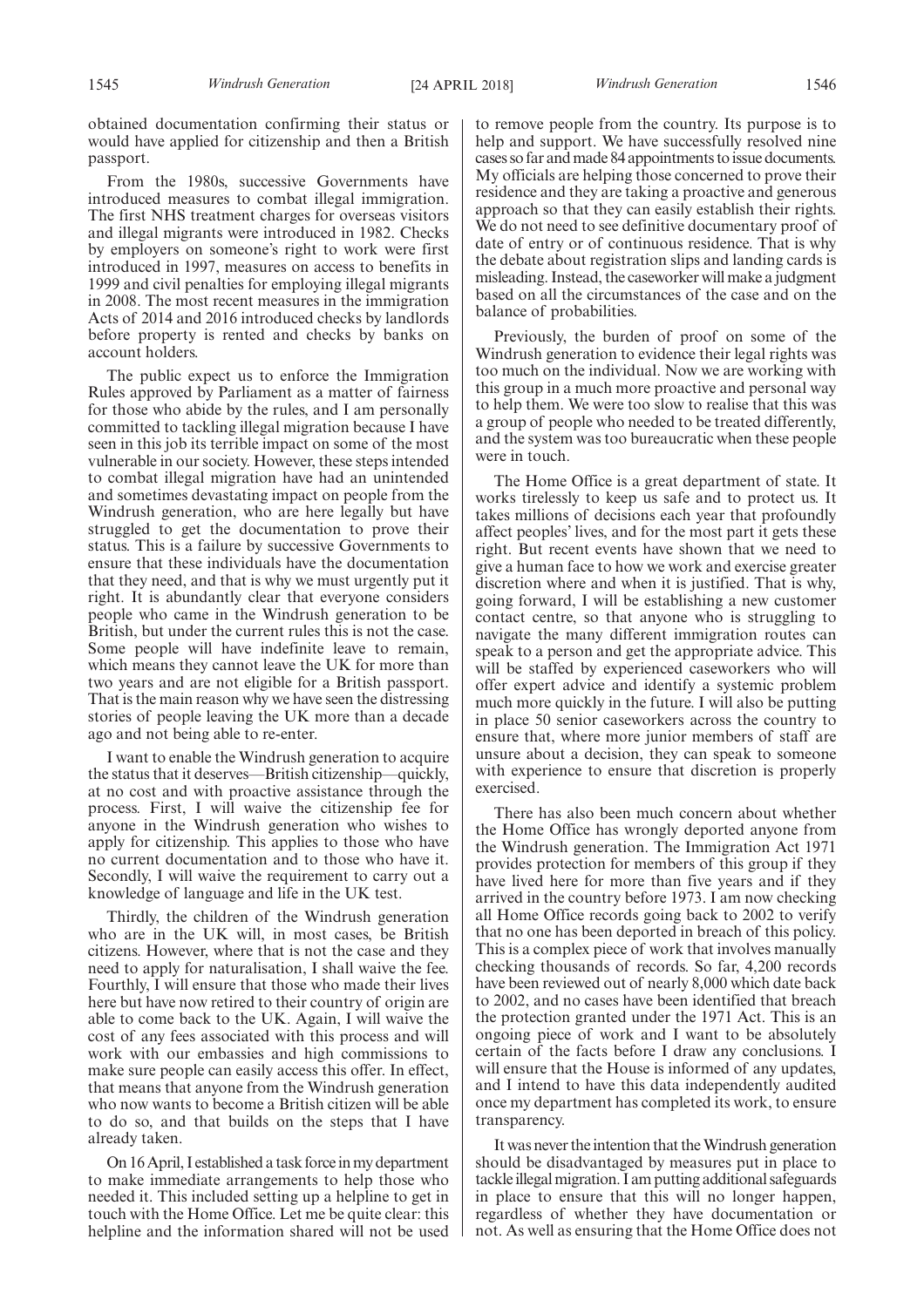obtained documentation confirming their status or would have applied for citizenship and then a British passport.

From the 1980s, successive Governments have introduced measures to combat illegal immigration. The first NHS treatment charges for overseas visitors and illegal migrants were introduced in 1982. Checks by employers on someone's right to work were first introduced in 1997, measures on access to benefits in 1999 and civil penalties for employing illegal migrants in 2008. The most recent measures in the immigration Acts of 2014 and 2016 introduced checks by landlords before property is rented and checks by banks on account holders.

The public expect us to enforce the Immigration Rules approved by Parliament as a matter of fairness for those who abide by the rules, and I am personally committed to tackling illegal migration because I have seen in this job its terrible impact on some of the most vulnerable in our society. However, these steps intended to combat illegal migration have had an unintended and sometimes devastating impact on people from the Windrush generation, who are here legally but have struggled to get the documentation to prove their status. This is a failure by successive Governments to ensure that these individuals have the documentation that they need, and that is why we must urgently put it right. It is abundantly clear that everyone considers people who came in the Windrush generation to be British, but under the current rules this is not the case. Some people will have indefinite leave to remain, which means they cannot leave the UK for more than two years and are not eligible for a British passport. That is the main reason why we have seen the distressing stories of people leaving the UK more than a decade ago and not being able to re-enter.

I want to enable the Windrush generation to acquire the status that it deserves—British citizenship—quickly, at no cost and with proactive assistance through the process. First, I will waive the citizenship fee for anyone in the Windrush generation who wishes to apply for citizenship. This applies to those who have no current documentation and to those who have it. Secondly, I will waive the requirement to carry out a knowledge of language and life in the UK test.

Thirdly, the children of the Windrush generation who are in the UK will, in most cases, be British citizens. However, where that is not the case and they need to apply for naturalisation, I shall waive the fee. Fourthly, I will ensure that those who made their lives here but have now retired to their country of origin are able to come back to the UK. Again, I will waive the cost of any fees associated with this process and will work with our embassies and high commissions to make sure people can easily access this offer. In effect, that means that anyone from the Windrush generation who now wants to become a British citizen will be able to do so, and that builds on the steps that I have already taken.

On 16 April, I established a task force in my department to make immediate arrangements to help those who needed it. This included setting up a helpline to get in touch with the Home Office. Let me be quite clear: this helpline and the information shared will not be used to remove people from the country. Its purpose is to help and support. We have successfully resolved nine cases so far and made 84 appointments to issue documents. My officials are helping those concerned to prove their residence and they are taking a proactive and generous approach so that they can easily establish their rights. We do not need to see definitive documentary proof of date of entry or of continuous residence. That is why the debate about registration slips and landing cards is misleading. Instead, the caseworker will make a judgment based on all the circumstances of the case and on the balance of probabilities.

Previously, the burden of proof on some of the Windrush generation to evidence their legal rights was too much on the individual. Now we are working with this group in a much more proactive and personal way to help them. We were too slow to realise that this was a group of people who needed to be treated differently, and the system was too bureaucratic when these people were in touch.

The Home Office is a great department of state. It works tirelessly to keep us safe and to protect us. It takes millions of decisions each year that profoundly affect peoples' lives, and for the most part it gets these right. But recent events have shown that we need to give a human face to how we work and exercise greater discretion where and when it is justified. That is why, going forward, I will be establishing a new customer contact centre, so that anyone who is struggling to navigate the many different immigration routes can speak to a person and get the appropriate advice. This will be staffed by experienced caseworkers who will offer expert advice and identify a systemic problem much more quickly in the future. I will also be putting in place 50 senior caseworkers across the country to ensure that, where more junior members of staff are unsure about a decision, they can speak to someone with experience to ensure that discretion is properly exercised.

There has also been much concern about whether the Home Office has wrongly deported anyone from the Windrush generation. The Immigration Act 1971 provides protection for members of this group if they have lived here for more than five years and if they arrived in the country before 1973. I am now checking all Home Office records going back to 2002 to verify that no one has been deported in breach of this policy. This is a complex piece of work that involves manually checking thousands of records. So far, 4,200 records have been reviewed out of nearly 8,000 which date back to 2002, and no cases have been identified that breach the protection granted under the 1971 Act. This is an ongoing piece of work and I want to be absolutely certain of the facts before I draw any conclusions. I will ensure that the House is informed of any updates, and I intend to have this data independently audited once my department has completed its work, to ensure transparency.

It was never the intention that the Windrush generation should be disadvantaged by measures put in place to tackle illegal migration. I am putting additional safeguards in place to ensure that this will no longer happen, regardless of whether they have documentation or not. As well as ensuring that the Home Office does not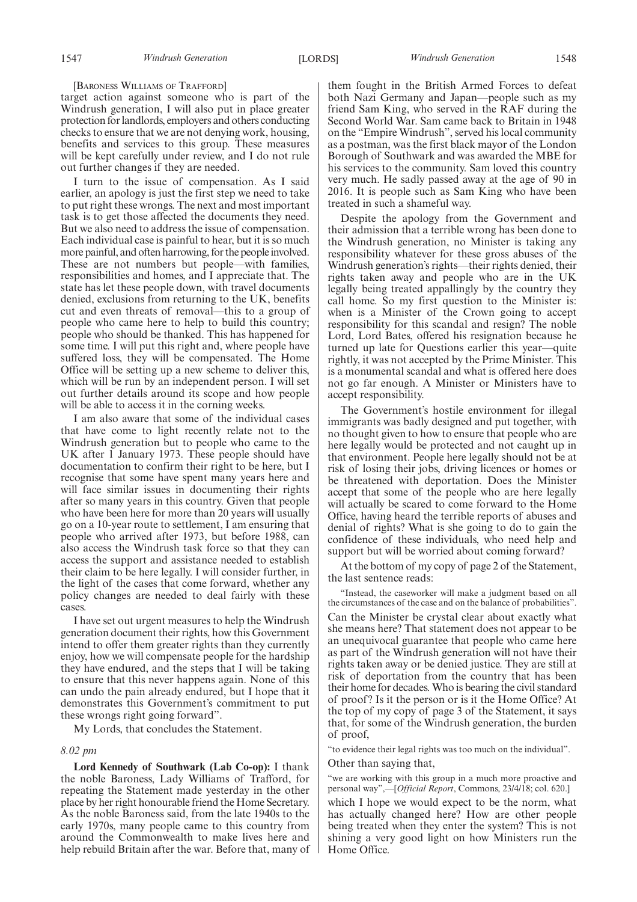[BARONESS WILLIAMS OF TRAFFORD]

target action against someone who is part of the Windrush generation, I will also put in place greater protection for landlords, employers and others conducting checks to ensure that we are not denying work, housing, benefits and services to this group. These measures will be kept carefully under review, and I do not rule out further changes if they are needed.

I turn to the issue of compensation. As I said earlier, an apology is just the first step we need to take to put right these wrongs. The next and most important task is to get those affected the documents they need. But we also need to address the issue of compensation. Each individual case is painful to hear, but it is so much more painful, and often harrowing, for the people involved. These are not numbers but people—with families, responsibilities and homes, and I appreciate that. The state has let these people down, with travel documents denied, exclusions from returning to the UK, benefits cut and even threats of removal—this to a group of people who came here to help to build this country; people who should be thanked. This has happened for some time. I will put this right and, where people have suffered loss, they will be compensated. The Home Office will be setting up a new scheme to deliver this, which will be run by an independent person. I will set out further details around its scope and how people will be able to access it in the corning weeks.

I am also aware that some of the individual cases that have come to light recently relate not to the Windrush generation but to people who came to the UK after 1 January 1973. These people should have documentation to confirm their right to be here, but I recognise that some have spent many years here and will face similar issues in documenting their rights after so many years in this country. Given that people who have been here for more than 20 years will usually go on a 10-year route to settlement, I am ensuring that people who arrived after 1973, but before 1988, can also access the Windrush task force so that they can access the support and assistance needed to establish their claim to be here legally. I will consider further, in the light of the cases that come forward, whether any policy changes are needed to deal fairly with these cases.

I have set out urgent measures to help the Windrush generation document their rights, how this Government intend to offer them greater rights than they currently enjoy, how we will compensate people for the hardship they have endured, and the steps that I will be taking to ensure that this never happens again. None of this can undo the pain already endured, but I hope that it demonstrates this Government's commitment to put these wrongs right going forward".

My Lords, that concludes the Statement.

*8.02 pm*

**Lord Kennedy of Southwark (Lab Co-op):** I thank the noble Baroness, Lady Williams of Trafford, for repeating the Statement made yesterday in the other place by her right honourable friend the Home Secretary. As the noble Baroness said, from the late 1940s to the early 1970s, many people came to this country from around the Commonwealth to make lives here and help rebuild Britain after the war. Before that, many of them fought in the British Armed Forces to defeat both Nazi Germany and Japan—people such as my friend Sam King, who served in the RAF during the Second World War. Sam came back to Britain in 1948 on the "Empire Windrush", served his local community as a postman, was the first black mayor of the London Borough of Southwark and was awarded the MBE for his services to the community. Sam loved this country very much. He sadly passed away at the age of 90 in 2016. It is people such as Sam King who have been treated in such a shameful way.

Despite the apology from the Government and their admission that a terrible wrong has been done to the Windrush generation, no Minister is taking any responsibility whatever for these gross abuses of the Windrush generation's rights—their rights denied, their rights taken away and people who are in the UK legally being treated appallingly by the country they call home. So my first question to the Minister is: when is a Minister of the Crown going to accept responsibility for this scandal and resign? The noble Lord, Lord Bates, offered his resignation because he turned up late for Questions earlier this year—quite rightly, it was not accepted by the Prime Minister. This is a monumental scandal and what is offered here does not go far enough. A Minister or Ministers have to accept responsibility.

The Government's hostile environment for illegal immigrants was badly designed and put together, with no thought given to how to ensure that people who are here legally would be protected and not caught up in that environment. People here legally should not be at risk of losing their jobs, driving licences or homes or be threatened with deportation. Does the Minister accept that some of the people who are here legally will actually be scared to come forward to the Home Office, having heard the terrible reports of abuses and denial of rights? What is she going to do to gain the confidence of these individuals, who need help and support but will be worried about coming forward?

At the bottom of my copy of page 2 of the Statement, the last sentence reads:

"Instead, the caseworker will make a judgment based on all the circumstances of the case and on the balance of probabilities".

Can the Minister be crystal clear about exactly what she means here? That statement does not appear to be an unequivocal guarantee that people who came here as part of the Windrush generation will not have their rights taken away or be denied justice. They are still at risk of deportation from the country that has been their home for decades. Who is bearing the civil standard of proof? Is it the person or is it the Home Office? At the top of my copy of page 3 of the Statement, it says that, for some of the Windrush generation, the burden of proof,

"to evidence their legal rights was too much on the individual".

Other than saying that,

"we are working with this group in a much more proactive and personal way",—[*Official Report*, Commons, 23/4/18; col. 620.]

which I hope we would expect to be the norm, what has actually changed here? How are other people being treated when they enter the system? This is not shining a very good light on how Ministers run the Home Office.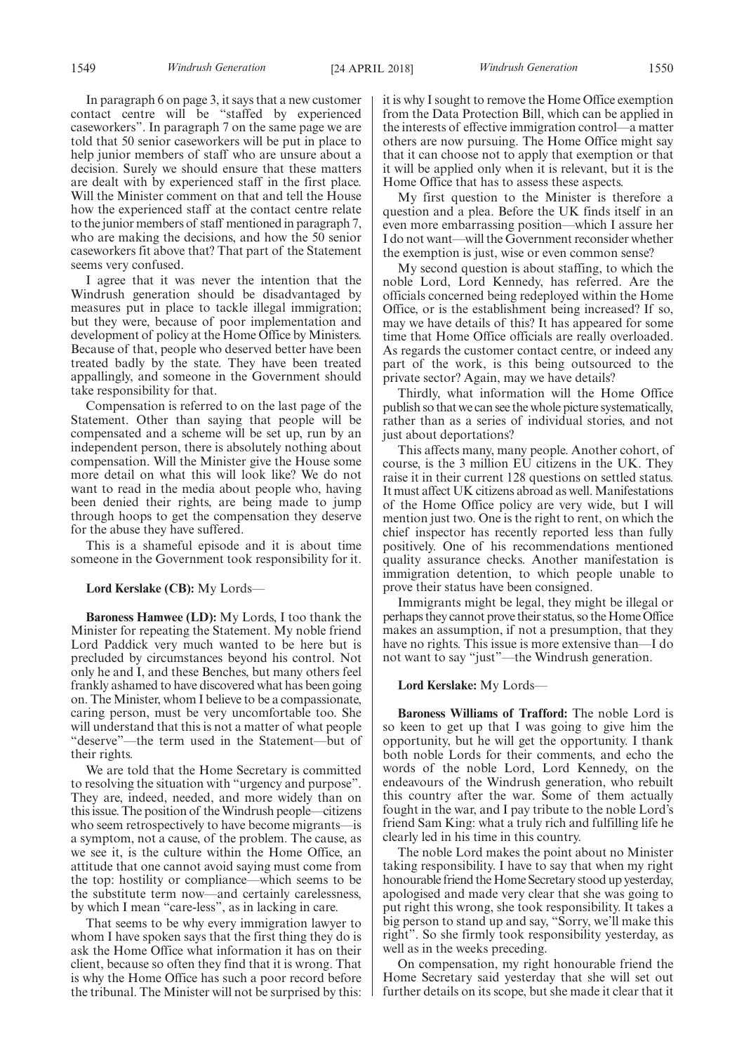In paragraph 6 on page 3, it says that a new customer contact centre will be "staffed by experienced caseworkers". In paragraph 7 on the same page we are told that 50 senior caseworkers will be put in place to help junior members of staff who are unsure about a decision. Surely we should ensure that these matters are dealt with by experienced staff in the first place. Will the Minister comment on that and tell the House how the experienced staff at the contact centre relate to the junior members of staff mentioned in paragraph 7, who are making the decisions, and how the 50 senior caseworkers fit above that? That part of the Statement seems very confused.

I agree that it was never the intention that the Windrush generation should be disadvantaged by measures put in place to tackle illegal immigration; but they were, because of poor implementation and development of policy at the Home Office by Ministers. Because of that, people who deserved better have been treated badly by the state. They have been treated appallingly, and someone in the Government should take responsibility for that.

Compensation is referred to on the last page of the Statement. Other than saying that people will be compensated and a scheme will be set up, run by an independent person, there is absolutely nothing about compensation. Will the Minister give the House some more detail on what this will look like? We do not want to read in the media about people who, having been denied their rights, are being made to jump through hoops to get the compensation they deserve for the abuse they have suffered.

This is a shameful episode and it is about time someone in the Government took responsibility for it.

**Lord Kerslake (CB):** My Lords—

**Baroness Hamwee (LD):** My Lords, I too thank the Minister for repeating the Statement. My noble friend Lord Paddick very much wanted to be here but is precluded by circumstances beyond his control. Not only he and I, and these Benches, but many others feel frankly ashamed to have discovered what has been going on. The Minister, whom I believe to be a compassionate, caring person, must be very uncomfortable too. She will understand that this is not a matter of what people "deserve"—the term used in the Statement—but of their rights.

We are told that the Home Secretary is committed to resolving the situation with "urgency and purpose". They are, indeed, needed, and more widely than on this issue. The position of the Windrush people—citizens who seem retrospectively to have become migrants—is a symptom, not a cause, of the problem. The cause, as we see it, is the culture within the Home Office, an attitude that one cannot avoid saying must come from the top: hostility or compliance—which seems to be the substitute term now—and certainly carelessness, by which I mean "care-less", as in lacking in care.

That seems to be why every immigration lawyer to whom I have spoken says that the first thing they do is ask the Home Office what information it has on their client, because so often they find that it is wrong. That is why the Home Office has such a poor record before the tribunal. The Minister will not be surprised by this: it is why I sought to remove the Home Office exemption from the Data Protection Bill, which can be applied in the interests of effective immigration control—a matter others are now pursuing. The Home Office might say that it can choose not to apply that exemption or that it will be applied only when it is relevant, but it is the Home Office that has to assess these aspects.

My first question to the Minister is therefore a question and a plea. Before the UK finds itself in an even more embarrassing position—which I assure her I do not want—will the Government reconsider whether the exemption is just, wise or even common sense?

My second question is about staffing, to which the noble Lord, Lord Kennedy, has referred. Are the officials concerned being redeployed within the Home Office, or is the establishment being increased? If so, may we have details of this? It has appeared for some time that Home Office officials are really overloaded. As regards the customer contact centre, or indeed any part of the work, is this being outsourced to the private sector? Again, may we have details?

Thirdly, what information will the Home Office publish so that we can see the whole picture systematically, rather than as a series of individual stories, and not just about deportations?

This affects many, many people. Another cohort, of course, is the 3 million EU citizens in the UK. They raise it in their current 128 questions on settled status. It must affect UK citizens abroad as well. Manifestations of the Home Office policy are very wide, but I will mention just two. One is the right to rent, on which the chief inspector has recently reported less than fully positively. One of his recommendations mentioned quality assurance checks. Another manifestation is immigration detention, to which people unable to prove their status have been consigned.

Immigrants might be legal, they might be illegal or perhaps they cannot prove their status, so the Home Office makes an assumption, if not a presumption, that they have no rights. This issue is more extensive than—I do not want to say "just"—the Windrush generation.

**Lord Kerslake:** My Lords—

**Baroness Williams of Trafford:** The noble Lord is so keen to get up that I was going to give him the opportunity, but he will get the opportunity. I thank both noble Lords for their comments, and echo the words of the noble Lord, Lord Kennedy, on the endeavours of the Windrush generation, who rebuilt this country after the war. Some of them actually fought in the war, and I pay tribute to the noble Lord's friend Sam King: what a truly rich and fulfilling life he clearly led in his time in this country.

The noble Lord makes the point about no Minister taking responsibility. I have to say that when my right honourable friend the Home Secretary stood up yesterday, apologised and made very clear that she was going to put right this wrong, she took responsibility. It takes a big person to stand up and say, "Sorry, we'll make this right". So she firmly took responsibility yesterday, as well as in the weeks preceding.

On compensation, my right honourable friend the Home Secretary said yesterday that she will set out further details on its scope, but she made it clear that it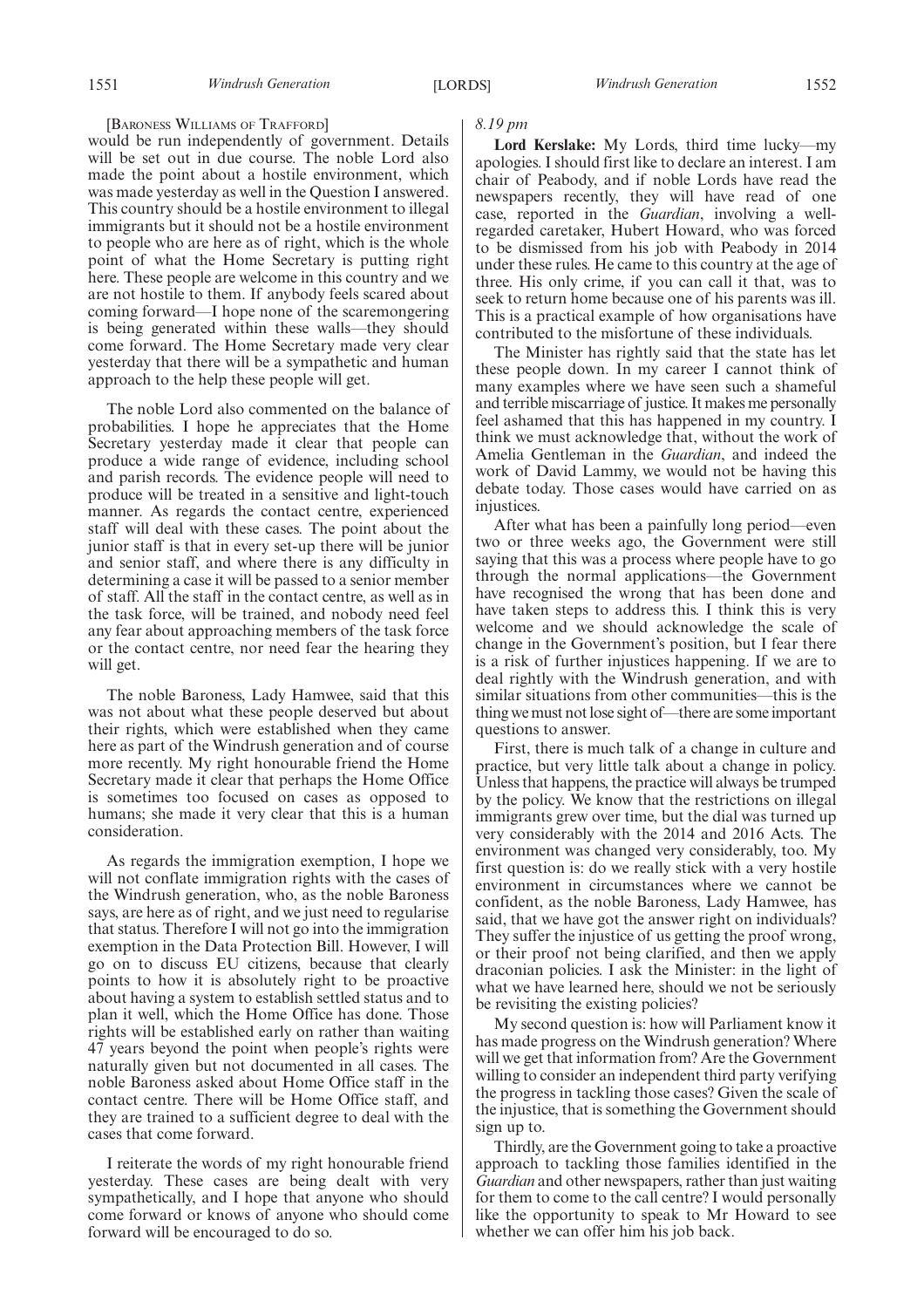[BARONESS WILLIAMS OF TRAFFORD]

would be run independently of government. Details will be set out in due course. The noble Lord also made the point about a hostile environment, which was made yesterday as well in the Question I answered. This country should be a hostile environment to illegal immigrants but it should not be a hostile environment to people who are here as of right, which is the whole point of what the Home Secretary is putting right here. These people are welcome in this country and we are not hostile to them. If anybody feels scared about coming forward—I hope none of the scaremongering is being generated within these walls—they should come forward. The Home Secretary made very clear yesterday that there will be a sympathetic and human approach to the help these people will get.

The noble Lord also commented on the balance of probabilities. I hope he appreciates that the Home Secretary yesterday made it clear that people can produce a wide range of evidence, including school and parish records. The evidence people will need to produce will be treated in a sensitive and light-touch manner. As regards the contact centre, experienced staff will deal with these cases. The point about the junior staff is that in every set-up there will be junior and senior staff, and where there is any difficulty in determining a case it will be passed to a senior member of staff. All the staff in the contact centre, as well as in the task force, will be trained, and nobody need feel any fear about approaching members of the task force or the contact centre, nor need fear the hearing they will get.

The noble Baroness, Lady Hamwee, said that this was not about what these people deserved but about their rights, which were established when they came here as part of the Windrush generation and of course more recently. My right honourable friend the Home Secretary made it clear that perhaps the Home Office is sometimes too focused on cases as opposed to humans; she made it very clear that this is a human consideration.

As regards the immigration exemption, I hope we will not conflate immigration rights with the cases of the Windrush generation, who, as the noble Baroness says, are here as of right, and we just need to regularise that status. Therefore I will not go into the immigration exemption in the Data Protection Bill. However, I will go on to discuss EU citizens, because that clearly points to how it is absolutely right to be proactive about having a system to establish settled status and to plan it well, which the Home Office has done. Those rights will be established early on rather than waiting 47 years beyond the point when people's rights were naturally given but not documented in all cases. The noble Baroness asked about Home Office staff in the contact centre. There will be Home Office staff, and they are trained to a sufficient degree to deal with the cases that come forward.

I reiterate the words of my right honourable friend yesterday. These cases are being dealt with very sympathetically, and I hope that anyone who should come forward or knows of anyone who should come forward will be encouraged to do so.

*8.19 pm*

**Lord Kerslake:** My Lords, third time lucky—my apologies. I should first like to declare an interest. I am chair of Peabody, and if noble Lords have read the newspapers recently, they will have read of one case, reported in the *Guardian*, involving a well-regarded caretaker, Hubert Howard, who was forced to be dismissed from his job with Peabody in 2014 under these rules. He came to this country at the age of three. His only crime, if you can call it that, was to seek to return home because one of his parents was ill. This is a practical example of how organisations have contributed to the misfortune of these individuals.

The Minister has rightly said that the state has let these people down. In my career I cannot think of many examples where we have seen such a shameful and terrible miscarriage of justice. It makes me personally feel ashamed that this has happened in my country. I think we must acknowledge that, without the work of Amelia Gentleman in the *Guardian*, and indeed the work of David Lammy, we would not be having this debate today. Those cases would have carried on as injustices.

After what has been a painfully long period—even two or three weeks ago, the Government were still saying that this was a process where people have to go through the normal applications—the Government have recognised the wrong that has been done and have taken steps to address this. I think this is very welcome and we should acknowledge the scale of change in the Government's position, but I fear there is a risk of further injustices happening. If we are to deal rightly with the Windrush generation, and with similar situations from other communities—this is the thing we must not lose sight of—there are some important questions to answer.

First, there is much talk of a change in culture and practice, but very little talk about a change in policy. Unless that happens, the practice will always be trumped by the policy. We know that the restrictions on illegal immigrants grew over time, but the dial was turned up very considerably with the 2014 and 2016 Acts. The environment was changed very considerably, too. My first question is: do we really stick with a very hostile environment in circumstances where we cannot be confident, as the noble Baroness, Lady Hamwee, has said, that we have got the answer right on individuals? They suffer the injustice of us getting the proof wrong, or their proof not being clarified, and then we apply draconian policies. I ask the Minister: in the light of what we have learned here, should we not be seriously be revisiting the existing policies?

My second question is: how will Parliament know it has made progress on the Windrush generation? Where will we get that information from? Are the Government willing to consider an independent third party verifying the progress in tackling those cases? Given the scale of the injustice, that is something the Government should sign up to.

Thirdly, are the Government going to take a proactive approach to tackling those families identified in the *Guardian* and other newspapers, rather than just waiting for them to come to the call centre? I would personally like the opportunity to speak to Mr Howard to see whether we can offer him his job back.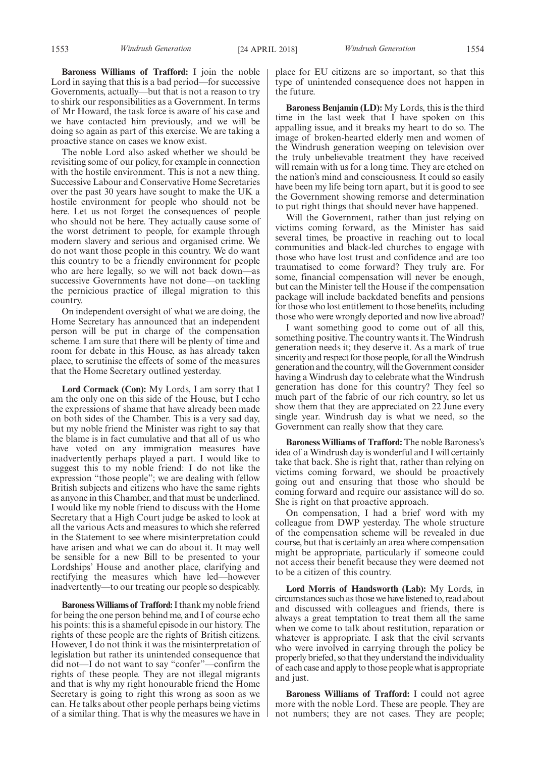**Baroness Williams of Trafford:** I join the noble Lord in saying that this is a bad period—for successive Governments, actually—but that is not a reason to try to shirk our responsibilities as a Government. In terms of Mr Howard, the task force is aware of his case and we have contacted him previously, and we will be doing so again as part of this exercise. We are taking a proactive stance on cases we know exist.

The noble Lord also asked whether we should be revisiting some of our policy, for example in connection with the hostile environment. This is not a new thing. Successive Labour and Conservative Home Secretaries over the past 30 years have sought to make the UK a hostile environment for people who should not be here. Let us not forget the consequences of people who should not be here. They actually cause some of the worst detriment to people, for example through modern slavery and serious and organised crime. We do not want those people in this country. We do want this country to be a friendly environment for people who are here legally, so we will not back down—as successive Governments have not done—on tackling the pernicious practice of illegal migration to this country.

On independent oversight of what we are doing, the Home Secretary has announced that an independent person will be put in charge of the compensation scheme. I am sure that there will be plenty of time and room for debate in this House, as has already taken place, to scrutinise the effects of some of the measures that the Home Secretary outlined yesterday.

**Lord Cormack (Con):** My Lords, I am sorry that I am the only one on this side of the House, but I echo the expressions of shame that have already been made on both sides of the Chamber. This is a very sad day, but my noble friend the Minister was right to say that the blame is in fact cumulative and that all of us who have voted on any immigration measures have inadvertently perhaps played a part. I would like to suggest this to my noble friend: I do not like the expression "those people"; we are dealing with fellow British subjects and citizens who have the same rights as anyone in this Chamber, and that must be underlined. I would like my noble friend to discuss with the Home Secretary that a High Court judge be asked to look at all the various Acts and measures to which she referred in the Statement to see where misinterpretation could have arisen and what we can do about it. It may well be sensible for a new Bill to be presented to your Lordships' House and another place, clarifying and rectifying the measures which have led—however inadvertently—to our treating our people so despicably.

**Baroness Williams of Trafford:** I thank my noble friend for being the one person behind me, and I of course echo his points: this is a shameful episode in our history. The rights of these people are the rights of British citizens. However, I do not think it was the misinterpretation of legislation but rather its unintended consequence that did not—I do not want to say "confer"—confirm the rights of these people. They are not illegal migrants and that is why my right honourable friend the Home Secretary is going to right this wrong as soon as we can. He talks about other people perhaps being victims of a similar thing. That is why the measures we have in place for EU citizens are so important, so that this type of unintended consequence does not happen in the future.

**Baroness Benjamin (LD):** My Lords, this is the third time in the last week that I have spoken on this appalling issue, and it breaks my heart to do so. The image of broken-hearted elderly men and women of the Windrush generation weeping on television over the truly unbelievable treatment they have received will remain with us for a long time. They are etched on the nation's mind and consciousness. It could so easily have been my life being torn apart, but it is good to see the Government showing remorse and determination to put right things that should never have happened.

Will the Government, rather than just relying on victims coming forward, as the Minister has said several times, be proactive in reaching out to local communities and black-led churches to engage with those who have lost trust and confidence and are too traumatised to come forward? They truly are. For some, financial compensation will never be enough, but can the Minister tell the House if the compensation package will include backdated benefits and pensions for those who lost entitlement to those benefits, including those who were wrongly deported and now live abroad?

I want something good to come out of all this, something positive. The country wants it. The Windrush generation needs it; they deserve it. As a mark of true sincerity and respect for those people, for all the Windrush generation and the country, will the Government consider having a Windrush day to celebrate what the Windrush generation has done for this country? They feel so much part of the fabric of our rich country, so let us show them that they are appreciated on 22 June every single year. Windrush day is what we need, so the Government can really show that they care.

**Baroness Williams of Trafford:** The noble Baroness's idea of a Windrush day is wonderful and I will certainly take that back. She is right that, rather than relying on victims coming forward, we should be proactively going out and ensuring that those who should be coming forward and require our assistance will do so. She is right on that proactive approach.

On compensation, I had a brief word with my colleague from DWP yesterday. The whole structure of the compensation scheme will be revealed in due course, but that is certainly an area where compensation might be appropriate, particularly if someone could not access their benefit because they were deemed not to be a citizen of this country.

**Lord Morris of Handsworth (Lab):** My Lords, in circumstances such as those we have listened to, read about and discussed with colleagues and friends, there is always a great temptation to treat them all the same when we come to talk about restitution, reparation or whatever is appropriate. I ask that the civil servants who were involved in carrying through the policy be properly briefed, so that they understand the individuality of each case and apply to those people what is appropriate and just.

**Baroness Williams of Trafford:** I could not agree more with the noble Lord. These are people. They are not numbers; they are not cases. They are people;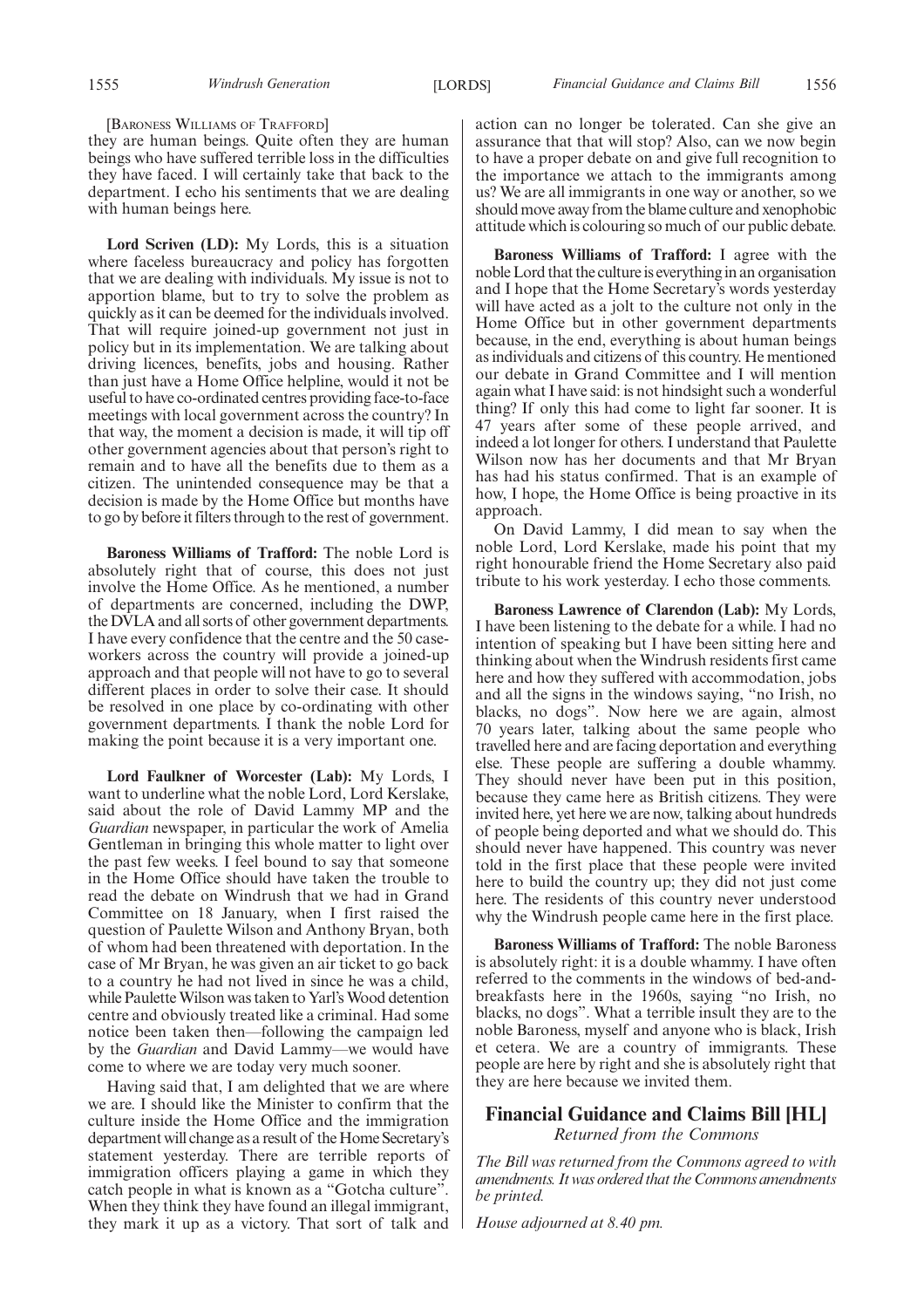[BARONESS WILLIAMS OF TRAFFORD]

they are human beings. Quite often they are human beings who have suffered terrible loss in the difficulties they have faced. I will certainly take that back to the department. I echo his sentiments that we are dealing with human beings here.

**Lord Scriven (LD):** My Lords, this is a situation where faceless bureaucracy and policy has forgotten that we are dealing with individuals. My issue is not to apportion blame, but to try to solve the problem as quickly as it can be deemed for the individuals involved. That will require joined-up government not just in policy but in its implementation. We are talking about driving licences, benefits, jobs and housing. Rather than just have a Home Office helpline, would it not be useful to have co-ordinated centres providing face-to-face meetings with local government across the country? In that way, the moment a decision is made, it will tip off other government agencies about that person's right to remain and to have all the benefits due to them as a citizen. The unintended consequence may be that a decision is made by the Home Office but months have to go by before it filters through to the rest of government.

**Baroness Williams of Trafford:** The noble Lord is absolutely right that of course, this does not just involve the Home Office. As he mentioned, a number of departments are concerned, including the DWP, the DVLA and all sorts of other government departments. I have every confidence that the centre and the 50 caseworkers across the country will provide a joined-up approach and that people will not have to go to several different places in order to solve their case. It should be resolved in one place by co-ordinating with other government departments. I thank the noble Lord for making the point because it is a very important one.

**Lord Faulkner of Worcester (Lab):** My Lords, I want to underline what the noble Lord, Lord Kerslake, said about the role of David Lammy MP and the *Guardian* newspaper, in particular the work of Amelia Gentleman in bringing this whole matter to light over the past few weeks. I feel bound to say that someone in the Home Office should have taken the trouble to read the debate on Windrush that we had in Grand Committee on 18 January, when I first raised the question of Paulette Wilson and Anthony Bryan, both of whom had been threatened with deportation. In the case of Mr Bryan, he was given an air ticket to go back to a country he had not lived in since he was a child, while Paulette Wilson was taken to Yarl's Wood detention centre and obviously treated like a criminal. Had some notice been taken then—following the campaign led by the *Guardian* and David Lammy—we would have come to where we are today very much sooner.

Having said that, I am delighted that we are where we are. I should like the Minister to confirm that the culture inside the Home Office and the immigration department will change as a result of the Home Secretary's statement yesterday. There are terrible reports of immigration officers playing a game in which they catch people in what is known as a "Gotcha culture". When they think they have found an illegal immigrant, they mark it up as a victory. That sort of talk and action can no longer be tolerated. Can she give an assurance that that will stop? Also, can we now begin to have a proper debate on and give full recognition to the importance we attach to the immigrants among us? We are all immigrants in one way or another, so we should move away from the blame culture and xenophobic attitude which is colouring so much of our public debate.

**Baroness Williams of Trafford:** I agree with the noble Lord that the culture is everything in an organisation and I hope that the Home Secretary's words yesterday will have acted as a jolt to the culture not only in the Home Office but in other government departments because, in the end, everything is about human beings as individuals and citizens of this country. He mentioned our debate in Grand Committee and I will mention again what I have said: is not hindsight such a wonderful thing? If only this had come to light far sooner. It is 47 years after some of these people arrived, and indeed a lot longer for others. I understand that Paulette Wilson now has her documents and that Mr Bryan has had his status confirmed. That is an example of how, I hope, the Home Office is being proactive in its approach.

On David Lammy, I did mean to say when the noble Lord, Lord Kerslake, made his point that my right honourable friend the Home Secretary also paid tribute to his work yesterday. I echo those comments.

**Baroness Lawrence of Clarendon (Lab):** My Lords, I have been listening to the debate for a while. I had no intention of speaking but I have been sitting here and thinking about when the Windrush residents first came here and how they suffered with accommodation, jobs and all the signs in the windows saying, "no Irish, no blacks, no dogs". Now here we are again, almost 70 years later, talking about the same people who travelled here and are facing deportation and everything else. These people are suffering a double whammy. They should never have been put in this position, because they came here as British citizens. They were invited here, yet here we are now, talking about hundreds of people being deported and what we should do. This should never have happened. This country was never told in the first place that these people were invited here to build the country up; they did not just come here. The residents of this country never understood why the Windrush people came here in the first place.

**Baroness Williams of Trafford:** The noble Baroness is absolutely right: it is a double whammy. I have often referred to the comments in the windows of bed-and-breakfasts here in the 1960s, saying "no Irish, no blacks, no dogs". What a terrible insult they are to the noble Baroness, myself and anyone who is black, Irish et cetera. We are a country of immigrants. These people are here by right and she is absolutely right that they are here because we invited them.

## Financial Guidance and Claims Bill [HL]

*Returned from the Commons*

*The Bill was returned from the Commons agreed to with amendments. It was ordered that the Commons amendments be printed.*

*House adjourned at 8.40 pm.*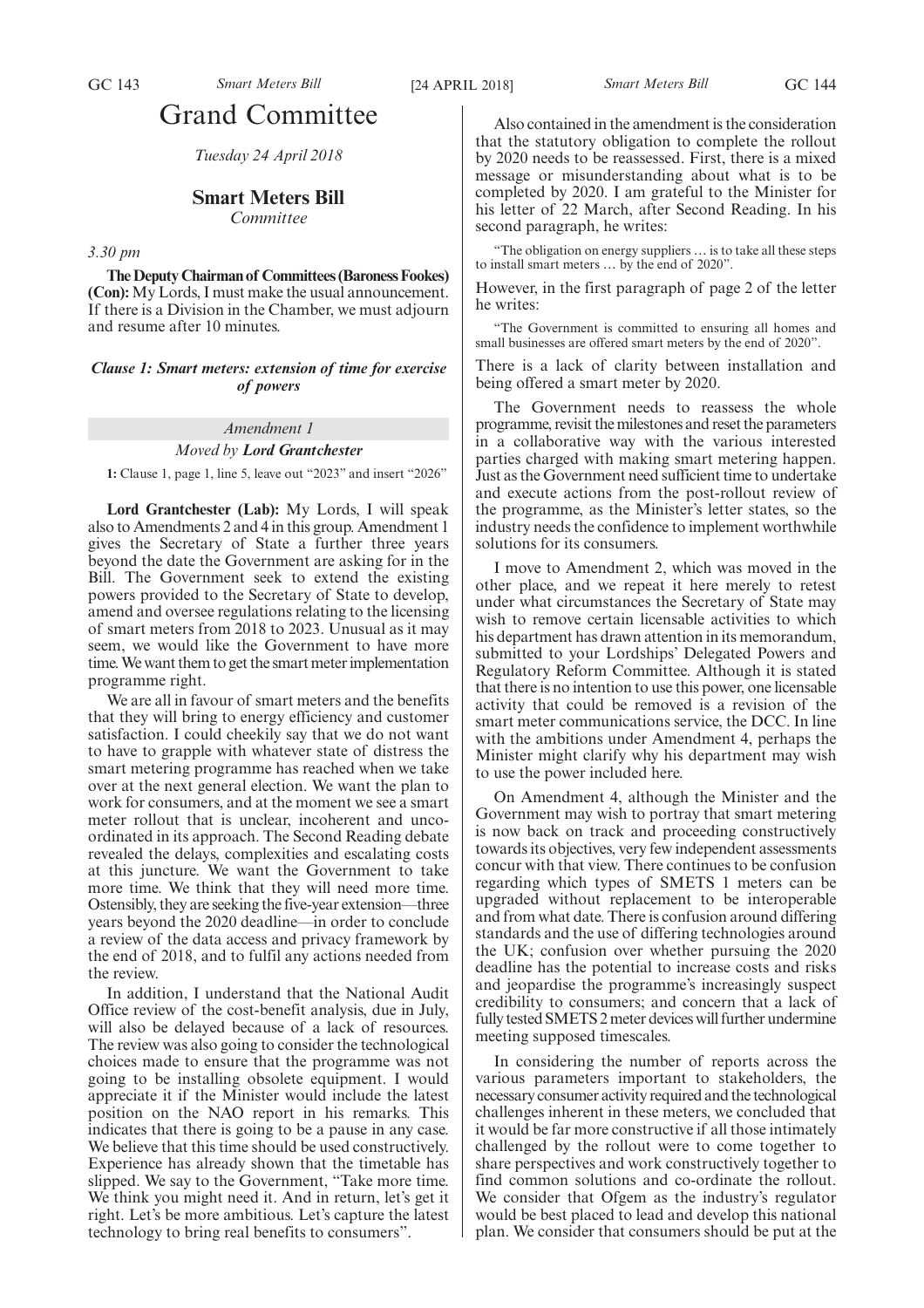# Grand Committee

*Tuesday 24 April 2018*

## Smart Meters Bill

*Committee*

*3.30 pm*

**The Deputy Chairman of Committees (Baroness Fookes) (Con):** My Lords, I must make the usual announcement. If there is a Division in the Chamber, we must adjourn and resume after 10 minutes.

### *Clause 1: Smart meters: extension of time for exercise of powers*

*Amendment 1*

*Moved by* ***Lord Grantchester***

**1:** Clause 1, page 1, line 5, leave out "2023" and insert "2026"

**Lord Grantchester (Lab):** My Lords, I will speak also to Amendments 2 and 4 in this group. Amendment 1 gives the Secretary of State a further three years beyond the date the Government are asking for in the Bill. The Government seek to extend the existing powers provided to the Secretary of State to develop, amend and oversee regulations relating to the licensing of smart meters from 2018 to 2023. Unusual as it may seem, we would like the Government to have more time. We want them to get the smart meter implementation programme right.

We are all in favour of smart meters and the benefits that they will bring to energy efficiency and customer satisfaction. I could cheekily say that we do not want to have to grapple with whatever state of distress the smart metering programme has reached when we take over at the next general election. We want the plan to work for consumers, and at the moment we see a smart meter rollout that is unclear, incoherent and uncoordinated in its approach. The Second Reading debate revealed the delays, complexities and escalating costs at this juncture. We want the Government to take more time. We think that they will need more time. Ostensibly, they are seeking the five-year extension—three years beyond the 2020 deadline—in order to conclude a review of the data access and privacy framework by the end of 2018, and to fulfil any actions needed from the review.

In addition, I understand that the National Audit Office review of the cost-benefit analysis, due in July, will also be delayed because of a lack of resources. The review was also going to consider the technological choices made to ensure that the programme was not going to be installing obsolete equipment. I would appreciate it if the Minister would include the latest position on the NAO report in his remarks. This indicates that there is going to be a pause in any case. We believe that this time should be used constructively. Experience has already shown that the timetable has slipped. We say to the Government, "Take more time. We think you might need it. And in return, let's get it right. Let's be more ambitious. Let's capture the latest technology to bring real benefits to consumers".

Also contained in the amendment is the consideration that the statutory obligation to complete the rollout by 2020 needs to be reassessed. First, there is a mixed message or misunderstanding about what is to be completed by 2020. I am grateful to the Minister for his letter of 22 March, after Second Reading. In his second paragraph, he writes:

"The obligation on energy suppliers … is to take all these steps to install smart meters … by the end of 2020".

However, in the first paragraph of page 2 of the letter he writes:

"The Government is committed to ensuring all homes and small businesses are offered smart meters by the end of 2020".

There is a lack of clarity between installation and being offered a smart meter by 2020.

The Government needs to reassess the whole programme, revisit the milestones and reset the parameters in a collaborative way with the various interested parties charged with making smart metering happen. Just as the Government need sufficient time to undertake and execute actions from the post-rollout review of the programme, as the Minister's letter states, so the industry needs the confidence to implement worthwhile solutions for its consumers.

I move to Amendment 2, which was moved in the other place, and we repeat it here merely to retest under what circumstances the Secretary of State may wish to remove certain licensable activities to which his department has drawn attention in its memorandum, submitted to your Lordships' Delegated Powers and Regulatory Reform Committee. Although it is stated that there is no intention to use this power, one licensable activity that could be removed is a revision of the smart meter communications service, the DCC. In line with the ambitions under Amendment 4, perhaps the Minister might clarify why his department may wish to use the power included here.

On Amendment 4, although the Minister and the Government may wish to portray that smart metering is now back on track and proceeding constructively towards its objectives, very few independent assessments concur with that view. There continues to be confusion regarding which types of SMETS 1 meters can be upgraded without replacement to be interoperable and from what date. There is confusion around differing standards and the use of differing technologies around the UK; confusion over whether pursuing the 2020 deadline has the potential to increase costs and risks and jeopardise the programme's increasingly suspect credibility to consumers; and concern that a lack of fully tested SMETS 2 meter devices will further undermine meeting supposed timescales.

In considering the number of reports across the various parameters important to stakeholders, the necessary consumer activity required and the technological challenges inherent in these meters, we concluded that it would be far more constructive if all those intimately challenged by the rollout were to come together to share perspectives and work constructively together to find common solutions and co-ordinate the rollout. We consider that Ofgem as the industry's regulator would be best placed to lead and develop this national plan. We consider that consumers should be put at the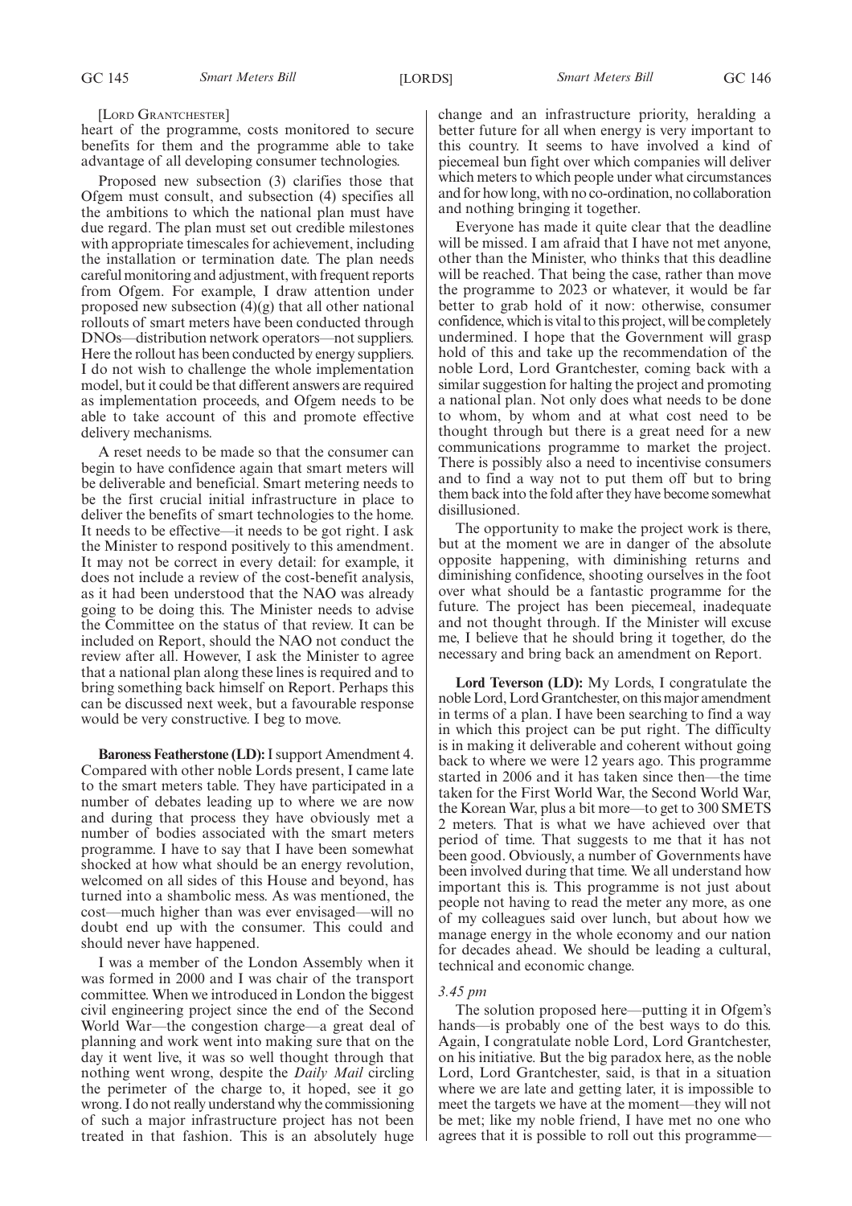[Lord Grantchester]

heart of the programme, costs monitored to secure benefits for them and the programme able to take advantage of all developing consumer technologies.

Proposed new subsection (3) clarifies those that Ofgem must consult, and subsection (4) specifies all the ambitions to which the national plan must have due regard. The plan must set out credible milestones with appropriate timescales for achievement, including the installation or termination date. The plan needs careful monitoring and adjustment, with frequent reports from Ofgem. For example, I draw attention under proposed new subsection (4)(g) that all other national rollouts of smart meters have been conducted through DNOs—distribution network operators—not suppliers. Here the rollout has been conducted by energy suppliers. I do not wish to challenge the whole implementation model, but it could be that different answers are required as implementation proceeds, and Ofgem needs to be able to take account of this and promote effective delivery mechanisms.

A reset needs to be made so that the consumer can begin to have confidence again that smart meters will be deliverable and beneficial. Smart metering needs to be the first crucial initial infrastructure in place to deliver the benefits of smart technologies to the home. It needs to be effective—it needs to be got right. I ask the Minister to respond positively to this amendment. It may not be correct in every detail: for example, it does not include a review of the cost-benefit analysis, as it had been understood that the NAO was already going to be doing this. The Minister needs to advise the Committee on the status of that review. It can be included on Report, should the NAO not conduct the review after all. However, I ask the Minister to agree that a national plan along these lines is required and to bring something back himself on Report. Perhaps this can be discussed next week, but a favourable response would be very constructive. I beg to move.

**Baroness Featherstone (LD):** I support Amendment 4. Compared with other noble Lords present, I came late to the smart meters table. They have participated in a number of debates leading up to where we are now and during that process they have obviously met a number of bodies associated with the smart meters programme. I have to say that I have been somewhat shocked at how what should be an energy revolution, welcomed on all sides of this House and beyond, has turned into a shambolic mess. As was mentioned, the cost—much higher than was ever envisaged—will no doubt end up with the consumer. This could and should never have happened.

I was a member of the London Assembly when it was formed in 2000 and I was chair of the transport committee. When we introduced in London the biggest civil engineering project since the end of the Second World War—the congestion charge—a great deal of planning and work went into making sure that on the day it went live, it was so well thought through that nothing went wrong, despite the *Daily Mail* circling the perimeter of the charge to, it hoped, see it go wrong. I do not really understand why the commissioning of such a major infrastructure project has not been treated in that fashion. This is an absolutely huge change and an infrastructure priority, heralding a better future for all when energy is very important to this country. It seems to have involved a kind of piecemeal bun fight over which companies will deliver which meters to which people under what circumstances and for how long, with no co-ordination, no collaboration and nothing bringing it together.

Everyone has made it quite clear that the deadline will be missed. I am afraid that I have not met anyone, other than the Minister, who thinks that this deadline will be reached. That being the case, rather than move the programme to 2023 or whatever, it would be far better to grab hold of it now: otherwise, consumer confidence, which is vital to this project, will be completely undermined. I hope that the Government will grasp hold of this and take up the recommendation of the noble Lord, Lord Grantchester, coming back with a similar suggestion for halting the project and promoting a national plan. Not only does what needs to be done to whom, by whom and at what cost need to be thought through but there is a great need for a new communications programme to market the project. There is possibly also a need to incentivise consumers and to find a way not to put them off but to bring them back into the fold after they have become somewhat disillusioned.

The opportunity to make the project work is there, but at the moment we are in danger of the absolute opposite happening, with diminishing returns and diminishing confidence, shooting ourselves in the foot over what should be a fantastic programme for the future. The project has been piecemeal, inadequate and not thought through. If the Minister will excuse me, I believe that he should bring it together, do the necessary and bring back an amendment on Report.

**Lord Teverson (LD):** My Lords, I congratulate the noble Lord, Lord Grantchester, on this major amendment in terms of a plan. I have been searching to find a way in which this project can be put right. The difficulty is in making it deliverable and coherent without going back to where we were 12 years ago. This programme started in 2006 and it has taken since then—the time taken for the First World War, the Second World War, the Korean War, plus a bit more—to get to 300 SMETS 2 meters. That is what we have achieved over that period of time. That suggests to me that it has not been good. Obviously, a number of Governments have been involved during that time. We all understand how important this is. This programme is not just about people not having to read the meter any more, as one of my colleagues said over lunch, but about how we manage energy in the whole economy and our nation for decades ahead. We should be leading a cultural, technical and economic change.

*3.45 pm*

The solution proposed here—putting it in Ofgem's hands—is probably one of the best ways to do this. Again, I congratulate noble Lord, Lord Grantchester, on his initiative. But the big paradox here, as the noble Lord, Lord Grantchester, said, is that in a situation where we are late and getting later, it is impossible to meet the targets we have at the moment—they will not be met; like my noble friend, I have met no one who agrees that it is possible to roll out this programme—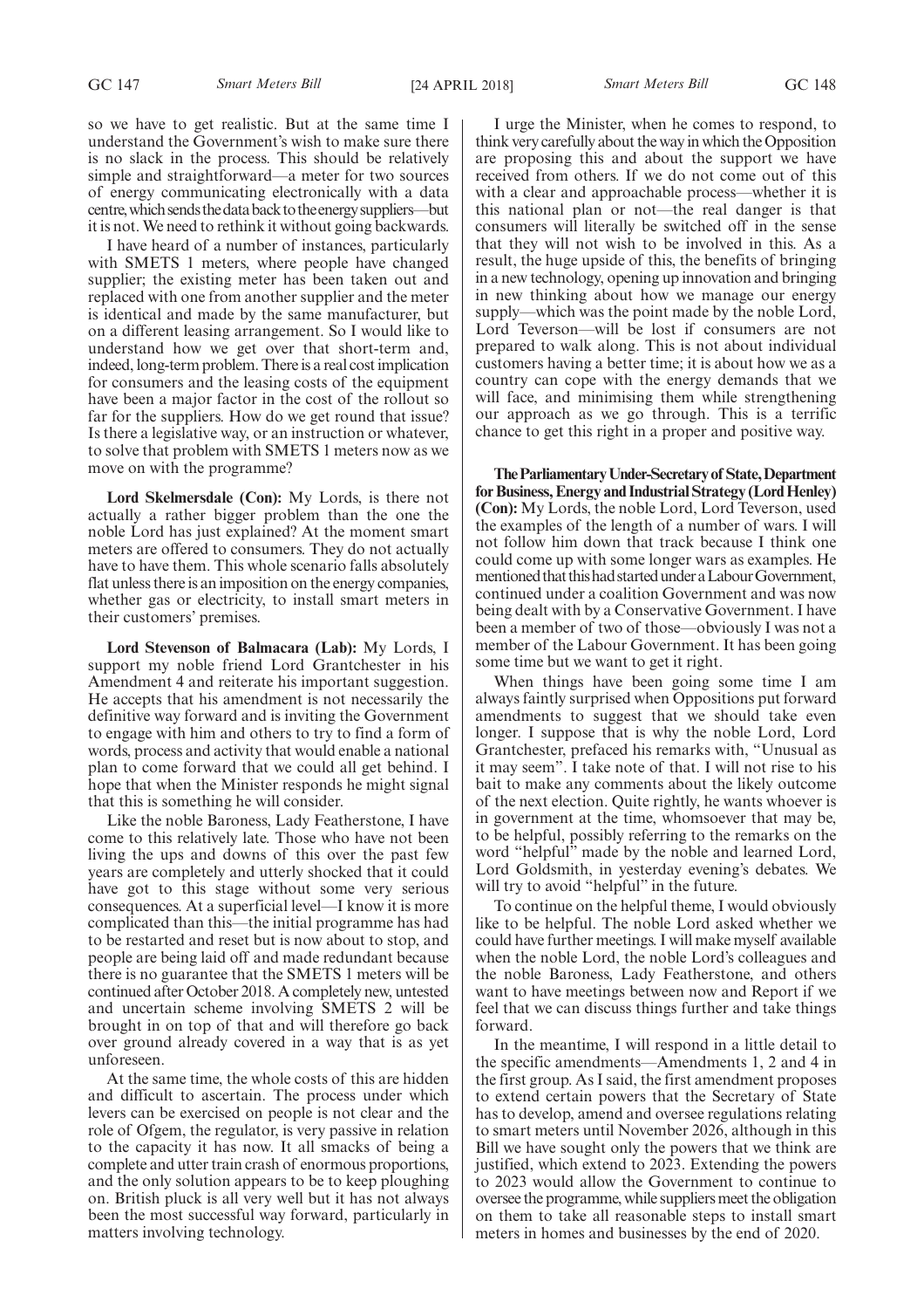so we have to get realistic. But at the same time I understand the Government's wish to make sure there is no slack in the process. This should be relatively simple and straightforward—a meter for two sources of energy communicating electronically with a data centre, which sends the data back to the energy suppliers—but it is not. We need to rethink it without going backwards.

I have heard of a number of instances, particularly with SMETS 1 meters, where people have changed supplier; the existing meter has been taken out and replaced with one from another supplier and the meter is identical and made by the same manufacturer, but on a different leasing arrangement. So I would like to understand how we get over that short-term and, indeed, long-term problem. There is a real cost implication for consumers and the leasing costs of the equipment have been a major factor in the cost of the rollout so far for the suppliers. How do we get round that issue? Is there a legislative way, or an instruction or whatever, to solve that problem with SMETS 1 meters now as we move on with the programme?

**Lord Skelmersdale (Con):** My Lords, is there not actually a rather bigger problem than the one the noble Lord has just explained? At the moment smart meters are offered to consumers. They do not actually have to have them. This whole scenario falls absolutely flat unless there is an imposition on the energy companies, whether gas or electricity, to install smart meters in their customers' premises.

**Lord Stevenson of Balmacara (Lab):** My Lords, I support my noble friend Lord Grantchester in his Amendment 4 and reiterate his important suggestion. He accepts that his amendment is not necessarily the definitive way forward and is inviting the Government to engage with him and others to try to find a form of words, process and activity that would enable a national plan to come forward that we could all get behind. I hope that when the Minister responds he might signal that this is something he will consider.

Like the noble Baroness, Lady Featherstone, I have come to this relatively late. Those who have not been living the ups and downs of this over the past few years are completely and utterly shocked that it could have got to this stage without some very serious consequences. At a superficial level—I know it is more complicated than this—the initial programme has had to be restarted and reset but is now about to stop, and people are being laid off and made redundant because there is no guarantee that the SMETS 1 meters will be continued after October 2018. A completely new, untested and uncertain scheme involving SMETS 2 will be brought in on top of that and will therefore go back over ground already covered in a way that is as yet unforeseen.

At the same time, the whole costs of this are hidden and difficult to ascertain. The process under which levers can be exercised on people is not clear and the role of Ofgem, the regulator, is very passive in relation to the capacity it has now. It all smacks of being a complete and utter train crash of enormous proportions, and the only solution appears to be to keep ploughing on. British pluck is all very well but it has not always been the most successful way forward, particularly in matters involving technology.

I urge the Minister, when he comes to respond, to think very carefully about the way in which the Opposition are proposing this and about the support we have received from others. If we do not come out of this with a clear and approachable process—whether it is this national plan or not—the real danger is that consumers will literally be switched off in the sense that they will not wish to be involved in this. As a result, the huge upside of this, the benefits of bringing in a new technology, opening up innovation and bringing in new thinking about how we manage our energy supply—which was the point made by the noble Lord, Lord Teverson—will be lost if consumers are not prepared to walk along. This is not about individual customers having a better time; it is about how we as a country can cope with the energy demands that we will face, and minimising them while strengthening our approach as we go through. This is a terrific chance to get this right in a proper and positive way.

**The Parliamentary Under-Secretary of State, Department for Business, Energy and Industrial Strategy (Lord Henley) (Con):** My Lords, the noble Lord, Lord Teverson, used the examples of the length of a number of wars. I will not follow him down that track because I think one could come up with some longer wars as examples. He mentioned that this had started under a Labour Government, continued under a coalition Government and was now being dealt with by a Conservative Government. I have been a member of two of those—obviously I was not a member of the Labour Government. It has been going some time but we want to get it right.

When things have been going some time I am always faintly surprised when Oppositions put forward amendments to suggest that we should take even longer. I suppose that is why the noble Lord, Lord Grantchester, prefaced his remarks with, "Unusual as it may seem". I take note of that. I will not rise to his bait to make any comments about the likely outcome of the next election. Quite rightly, he wants whoever is in government at the time, whomsoever that may be, to be helpful, possibly referring to the remarks on the word "helpful" made by the noble and learned Lord, Lord Goldsmith, in yesterday evening's debates. We will try to avoid "helpful" in the future.

To continue on the helpful theme, I would obviously like to be helpful. The noble Lord asked whether we could have further meetings. I will make myself available when the noble Lord, the noble Lord's colleagues and the noble Baroness, Lady Featherstone, and others want to have meetings between now and Report if we feel that we can discuss things further and take things forward.

In the meantime, I will respond in a little detail to the specific amendments—Amendments 1, 2 and 4 in the first group. As I said, the first amendment proposes to extend certain powers that the Secretary of State has to develop, amend and oversee regulations relating to smart meters until November 2026, although in this Bill we have sought only the powers that we think are justified, which extend to 2023. Extending the powers to 2023 would allow the Government to continue to oversee the programme, while suppliers meet the obligation on them to take all reasonable steps to install smart meters in homes and businesses by the end of 2020.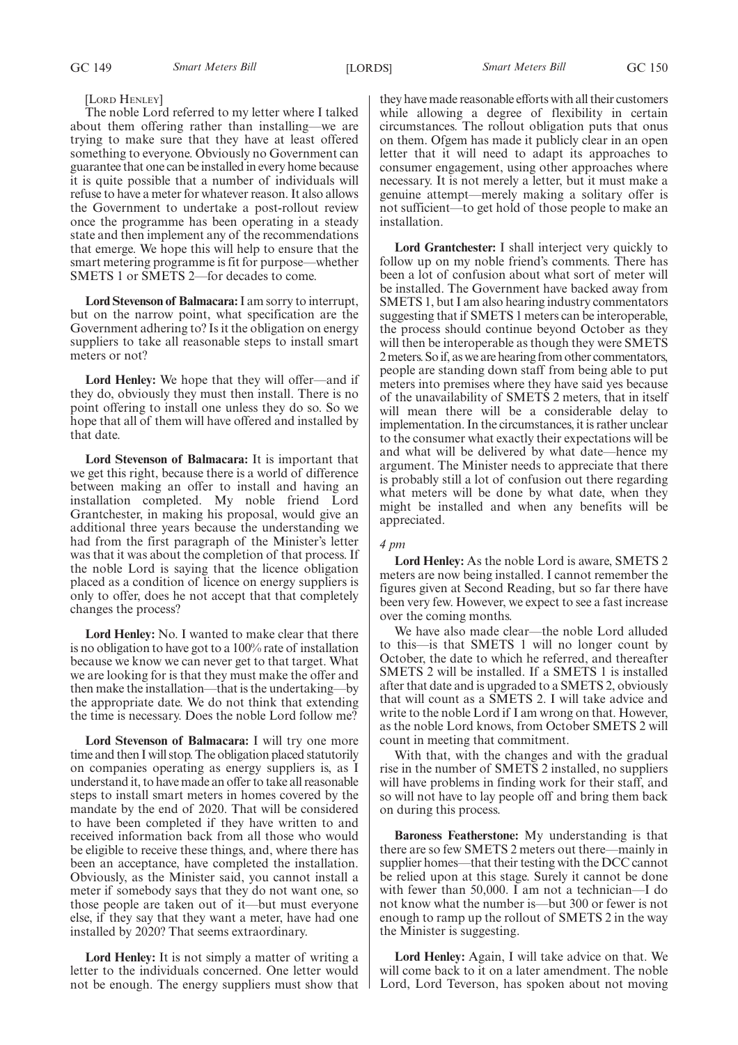[LORD HENLEY]

The noble Lord referred to my letter where I talked about them offering rather than installing—we are trying to make sure that they have at least offered something to everyone. Obviously no Government can guarantee that one can be installed in every home because it is quite possible that a number of individuals will refuse to have a meter for whatever reason. It also allows the Government to undertake a post-rollout review once the programme has been operating in a steady state and then implement any of the recommendations that emerge. We hope this will help to ensure that the smart metering programme is fit for purpose—whether SMETS 1 or SMETS 2—for decades to come.

**Lord Stevenson of Balmacara:** I am sorry to interrupt, but on the narrow point, what specification are the Government adhering to? Is it the obligation on energy suppliers to take all reasonable steps to install smart meters or not?

**Lord Henley:** We hope that they will offer—and if they do, obviously they must then install. There is no point offering to install one unless they do so. So we hope that all of them will have offered and installed by that date.

**Lord Stevenson of Balmacara:** It is important that we get this right, because there is a world of difference between making an offer to install and having an installation completed. My noble friend Lord Grantchester, in making his proposal, would give an additional three years because the understanding we had from the first paragraph of the Minister's letter was that it was about the completion of that process. If the noble Lord is saying that the licence obligation placed as a condition of licence on energy suppliers is only to offer, does he not accept that that completely changes the process?

**Lord Henley:** No. I wanted to make clear that there is no obligation to have got to a 100% rate of installation because we know we can never get to that target. What we are looking for is that they must make the offer and then make the installation—that is the undertaking—by the appropriate date. We do not think that extending the time is necessary. Does the noble Lord follow me?

**Lord Stevenson of Balmacara:** I will try one more time and then I will stop. The obligation placed statutorily on companies operating as energy suppliers is, as I understand it, to have made an offer to take all reasonable steps to install smart meters in homes covered by the mandate by the end of 2020. That will be considered to have been completed if they have written to and received information back from all those who would be eligible to receive these things, and, where there has been an acceptance, have completed the installation. Obviously, as the Minister said, you cannot install a meter if somebody says that they do not want one, so those people are taken out of it—but must everyone else, if they say that they want a meter, have had one installed by 2020? That seems extraordinary.

**Lord Henley:** It is not simply a matter of writing a letter to the individuals concerned. One letter would not be enough. The energy suppliers must show that they have made reasonable efforts with all their customers while allowing a degree of flexibility in certain circumstances. The rollout obligation puts that onus on them. Ofgem has made it publicly clear in an open letter that it will need to adapt its approaches to consumer engagement, using other approaches where necessary. It is not merely a letter, but it must make a genuine attempt—merely making a solitary offer is not sufficient—to get hold of those people to make an installation.

**Lord Grantchester:** I shall interject very quickly to follow up on my noble friend's comments. There has been a lot of confusion about what sort of meter will be installed. The Government have backed away from SMETS 1, but I am also hearing industry commentators suggesting that if SMETS 1 meters can be interoperable, the process should continue beyond October as they will then be interoperable as though they were SMETS 2 meters. So if, as we are hearing from other commentators, people are standing down staff from being able to put meters into premises where they have said yes because of the unavailability of SMETS 2 meters, that in itself will mean there will be a considerable delay to implementation. In the circumstances, it is rather unclear to the consumer what exactly their expectations will be and what will be delivered by what date—hence my argument. The Minister needs to appreciate that there is probably still a lot of confusion out there regarding what meters will be done by what date, when they might be installed and when any benefits will be appreciated.

*4 pm*

**Lord Henley:** As the noble Lord is aware, SMETS 2 meters are now being installed. I cannot remember the figures given at Second Reading, but so far there have been very few. However, we expect to see a fast increase over the coming months.

We have also made clear—the noble Lord alluded to this—is that SMETS 1 will no longer count by October, the date to which he referred, and thereafter SMETS 2 will be installed. If a SMETS 1 is installed after that date and is upgraded to a SMETS 2, obviously that will count as a SMETS 2. I will take advice and write to the noble Lord if I am wrong on that. However, as the noble Lord knows, from October SMETS 2 will count in meeting that commitment.

With that, with the changes and with the gradual rise in the number of SMETS 2 installed, no suppliers will have problems in finding work for their staff, and so will not have to lay people off and bring them back on during this process.

**Baroness Featherstone:** My understanding is that there are so few SMETS 2 meters out there—mainly in supplier homes—that their testing with the DCC cannot be relied upon at this stage. Surely it cannot be done with fewer than 50,000. I am not a technician—I do not know what the number is—but 300 or fewer is not enough to ramp up the rollout of SMETS 2 in the way the Minister is suggesting.

**Lord Henley:** Again, I will take advice on that. We will come back to it on a later amendment. The noble Lord, Lord Teverson, has spoken about not moving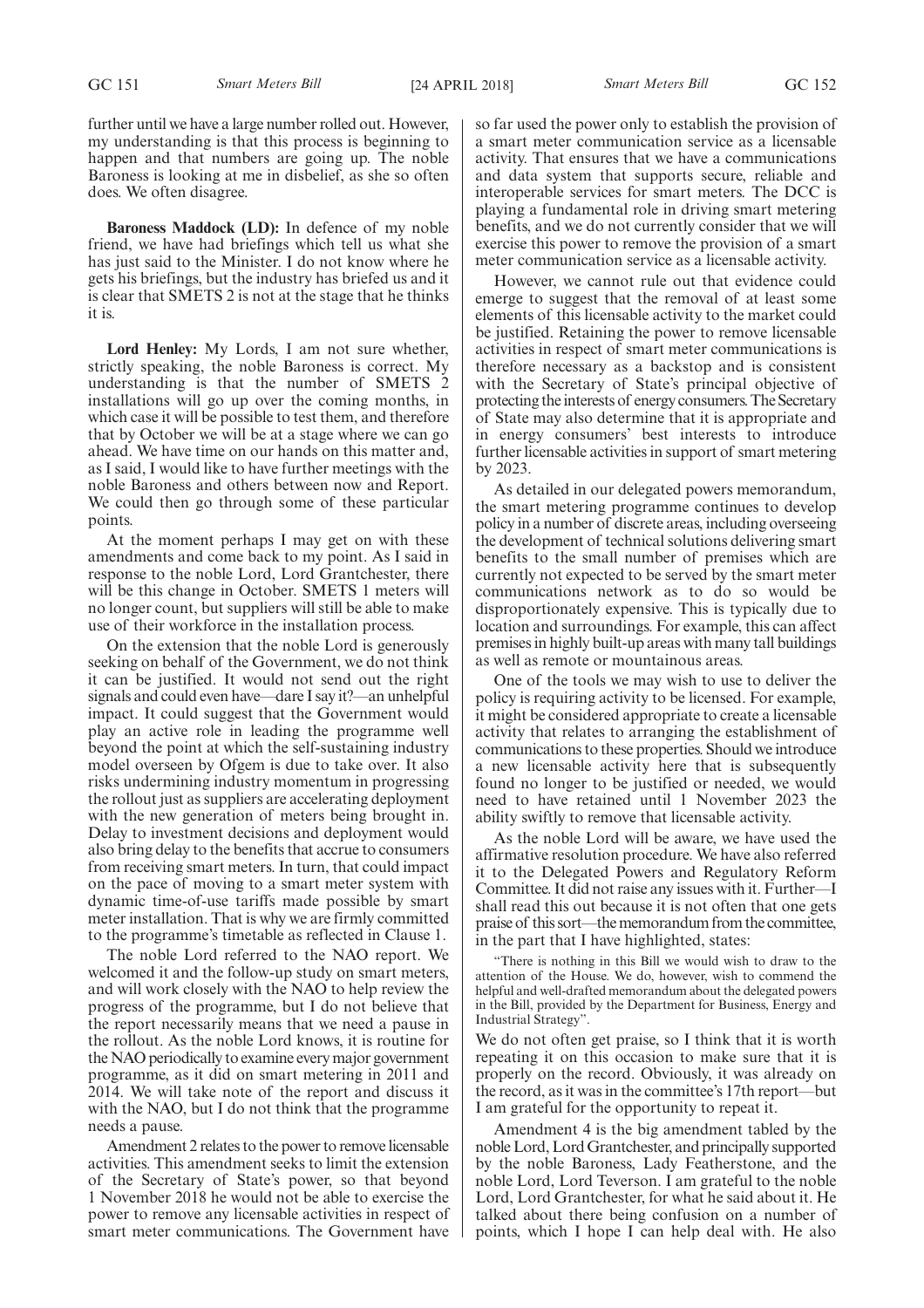further until we have a large number rolled out. However, my understanding is that this process is beginning to happen and that numbers are going up. The noble Baroness is looking at me in disbelief, as she so often does. We often disagree.

**Baroness Maddock (LD):** In defence of my noble friend, we have had briefings which tell us what she has just said to the Minister. I do not know where he gets his briefings, but the industry has briefed us and it is clear that SMETS 2 is not at the stage that he thinks it is.

**Lord Henley:** My Lords, I am not sure whether, strictly speaking, the noble Baroness is correct. My understanding is that the number of SMETS 2 installations will go up over the coming months, in which case it will be possible to test them, and therefore that by October we will be at a stage where we can go ahead. We have time on our hands on this matter and, as I said, I would like to have further meetings with the noble Baroness and others between now and Report. We could then go through some of these particular points.

At the moment perhaps I may get on with these amendments and come back to my point. As I said in response to the noble Lord, Lord Grantchester, there will be this change in October. SMETS 1 meters will no longer count, but suppliers will still be able to make use of their workforce in the installation process.

On the extension that the noble Lord is generously seeking on behalf of the Government, we do not think it can be justified. It would not send out the right signals and could even have—dare I say it?—an unhelpful impact. It could suggest that the Government would play an active role in leading the programme well beyond the point at which the self-sustaining industry model overseen by Ofgem is due to take over. It also risks undermining industry momentum in progressing the rollout just as suppliers are accelerating deployment with the new generation of meters being brought in. Delay to investment decisions and deployment would also bring delay to the benefits that accrue to consumers from receiving smart meters. In turn, that could impact on the pace of moving to a smart meter system with dynamic time-of-use tariffs made possible by smart meter installation. That is why we are firmly committed to the programme's timetable as reflected in Clause 1.

The noble Lord referred to the NAO report. We welcomed it and the follow-up study on smart meters, and will work closely with the NAO to help review the progress of the programme, but I do not believe that the report necessarily means that we need a pause in the rollout. As the noble Lord knows, it is routine for the NAO periodically to examine every major government programme, as it did on smart metering in 2011 and 2014. We will take note of the report and discuss it with the NAO, but I do not think that the programme needs a pause.

Amendment 2 relates to the power to remove licensable activities. This amendment seeks to limit the extension of the Secretary of State's power, so that beyond 1 November 2018 he would not be able to exercise the power to remove any licensable activities in respect of smart meter communications. The Government have so far used the power only to establish the provision of a smart meter communication service as a licensable activity. That ensures that we have a communications and data system that supports secure, reliable and interoperable services for smart meters. The DCC is playing a fundamental role in driving smart metering benefits, and we do not currently consider that we will exercise this power to remove the provision of a smart meter communication service as a licensable activity.

However, we cannot rule out that evidence could emerge to suggest that the removal of at least some elements of this licensable activity to the market could be justified. Retaining the power to remove licensable activities in respect of smart meter communications is therefore necessary as a backstop and is consistent with the Secretary of State's principal objective of protecting the interests of energy consumers. The Secretary of State may also determine that it is appropriate and in energy consumers' best interests to introduce further licensable activities in support of smart metering by 2023.

As detailed in our delegated powers memorandum, the smart metering programme continues to develop policy in a number of discrete areas, including overseeing the development of technical solutions delivering smart benefits to the small number of premises which are currently not expected to be served by the smart meter communications network as to do so would be disproportionately expensive. This is typically due to location and surroundings. For example, this can affect premises in highly built-up areas with many tall buildings as well as remote or mountainous areas.

One of the tools we may wish to use to deliver the policy is requiring activity to be licensed. For example, it might be considered appropriate to create a licensable activity that relates to arranging the establishment of communications to these properties. Should we introduce a new licensable activity here that is subsequently found no longer to be justified or needed, we would need to have retained until 1 November 2023 the ability swiftly to remove that licensable activity.

As the noble Lord will be aware, we have used the affirmative resolution procedure. We have also referred it to the Delegated Powers and Regulatory Reform Committee. It did not raise any issues with it. Further—I shall read this out because it is not often that one gets praise of this sort—the memorandum from the committee, in the part that I have highlighted, states:

"There is nothing in this Bill we would wish to draw to the attention of the House. We do, however, wish to commend the helpful and well-drafted memorandum about the delegated powers in the Bill, provided by the Department for Business, Energy and Industrial Strategy".

We do not often get praise, so I think that it is worth repeating it on this occasion to make sure that it is properly on the record. Obviously, it was already on the record, as it was in the committee's 17th report—but I am grateful for the opportunity to repeat it.

Amendment 4 is the big amendment tabled by the noble Lord, Lord Grantchester, and principally supported by the noble Baroness, Lady Featherstone, and the noble Lord, Lord Teverson. I am grateful to the noble Lord, Lord Grantchester, for what he said about it. He talked about there being confusion on a number of points, which I hope I can help deal with. He also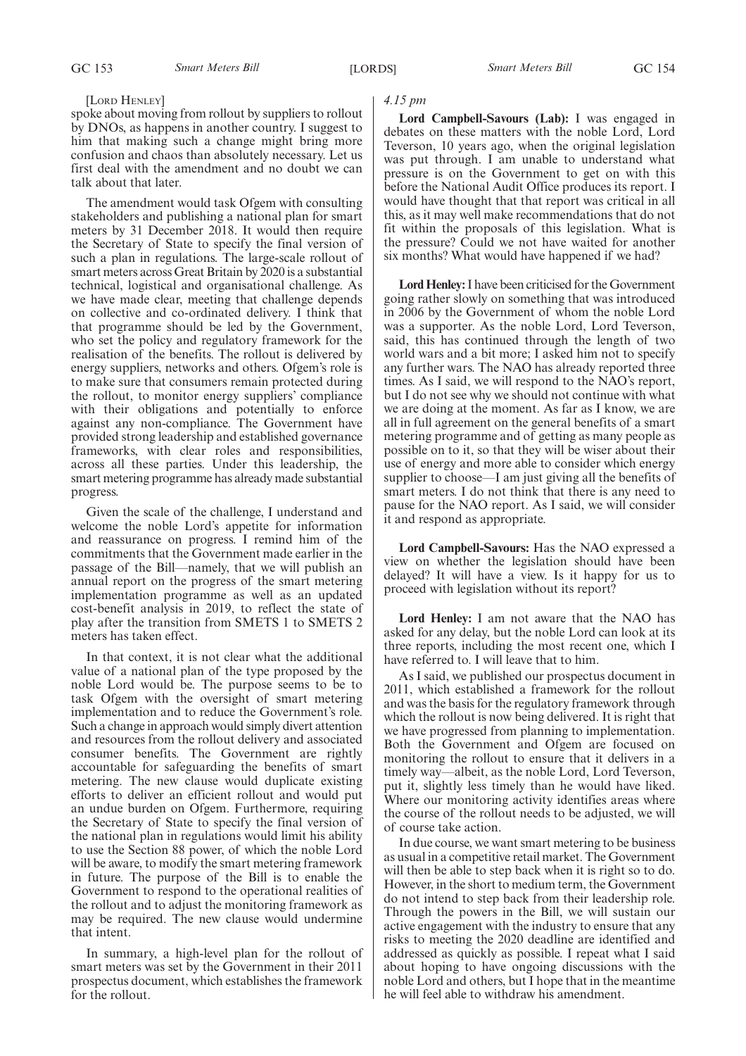[Lord Henley]

spoke about moving from rollout by suppliers to rollout by DNOs, as happens in another country. I suggest to him that making such a change might bring more confusion and chaos than absolutely necessary. Let us first deal with the amendment and no doubt we can talk about that later.

The amendment would task Ofgem with consulting stakeholders and publishing a national plan for smart meters by 31 December 2018. It would then require the Secretary of State to specify the final version of such a plan in regulations. The large-scale rollout of smart meters across Great Britain by 2020 is a substantial technical, logistical and organisational challenge. As we have made clear, meeting that challenge depends on collective and co-ordinated delivery. I think that that programme should be led by the Government, who set the policy and regulatory framework for the realisation of the benefits. The rollout is delivered by energy suppliers, networks and others. Ofgem's role is to make sure that consumers remain protected during the rollout, to monitor energy suppliers' compliance with their obligations and potentially to enforce against any non-compliance. The Government have provided strong leadership and established governance frameworks, with clear roles and responsibilities, across all these parties. Under this leadership, the smart metering programme has already made substantial progress.

Given the scale of the challenge, I understand and welcome the noble Lord's appetite for information and reassurance on progress. I remind him of the commitments that the Government made earlier in the passage of the Bill—namely, that we will publish an annual report on the progress of the smart metering implementation programme as well as an updated cost-benefit analysis in 2019, to reflect the state of play after the transition from SMETS 1 to SMETS 2 meters has taken effect.

In that context, it is not clear what the additional value of a national plan of the type proposed by the noble Lord would be. The purpose seems to be to task Ofgem with the oversight of smart metering implementation and to reduce the Government's role. Such a change in approach would simply divert attention and resources from the rollout delivery and associated consumer benefits. The Government are rightly accountable for safeguarding the benefits of smart metering. The new clause would duplicate existing efforts to deliver an efficient rollout and would put an undue burden on Ofgem. Furthermore, requiring the Secretary of State to specify the final version of the national plan in regulations would limit his ability to use the Section 88 power, of which the noble Lord will be aware, to modify the smart metering framework in future. The purpose of the Bill is to enable the Government to respond to the operational realities of the rollout and to adjust the monitoring framework as may be required. The new clause would undermine that intent.

In summary, a high-level plan for the rollout of smart meters was set by the Government in their 2011 prospectus document, which establishes the framework for the rollout.

*4.15 pm*

**Lord Campbell-Savours (Lab):** I was engaged in debates on these matters with the noble Lord, Lord Teverson, 10 years ago, when the original legislation was put through. I am unable to understand what pressure is on the Government to get on with this before the National Audit Office produces its report. I would have thought that that report was critical in all this, as it may well make recommendations that do not fit within the proposals of this legislation. What is the pressure? Could we not have waited for another six months? What would have happened if we had?

**Lord Henley:** I have been criticised for the Government going rather slowly on something that was introduced in 2006 by the Government of whom the noble Lord was a supporter. As the noble Lord, Lord Teverson, said, this has continued through the length of two world wars and a bit more; I asked him not to specify any further wars. The NAO has already reported three times. As I said, we will respond to the NAO's report, but I do not see why we should not continue with what we are doing at the moment. As far as I know, we are all in full agreement on the general benefits of a smart metering programme and of getting as many people as possible on to it, so that they will be wiser about their use of energy and more able to consider which energy supplier to choose—I am just giving all the benefits of smart meters. I do not think that there is any need to pause for the NAO report. As I said, we will consider it and respond as appropriate.

**Lord Campbell-Savours:** Has the NAO expressed a view on whether the legislation should have been delayed? It will have a view. Is it happy for us to proceed with legislation without its report?

**Lord Henley:** I am not aware that the NAO has asked for any delay, but the noble Lord can look at its three reports, including the most recent one, which I have referred to. I will leave that to him.

As I said, we published our prospectus document in 2011, which established a framework for the rollout and was the basis for the regulatory framework through which the rollout is now being delivered. It is right that we have progressed from planning to implementation. Both the Government and Ofgem are focused on monitoring the rollout to ensure that it delivers in a timely way—albeit, as the noble Lord, Lord Teverson, put it, slightly less timely than he would have liked. Where our monitoring activity identifies areas where the course of the rollout needs to be adjusted, we will of course take action.

In due course, we want smart metering to be business as usual in a competitive retail market. The Government will then be able to step back when it is right so to do. However, in the short to medium term, the Government do not intend to step back from their leadership role. Through the powers in the Bill, we will sustain our active engagement with the industry to ensure that any risks to meeting the 2020 deadline are identified and addressed as quickly as possible. I repeat what I said about hoping to have ongoing discussions with the noble Lord and others, but I hope that in the meantime he will feel able to withdraw his amendment.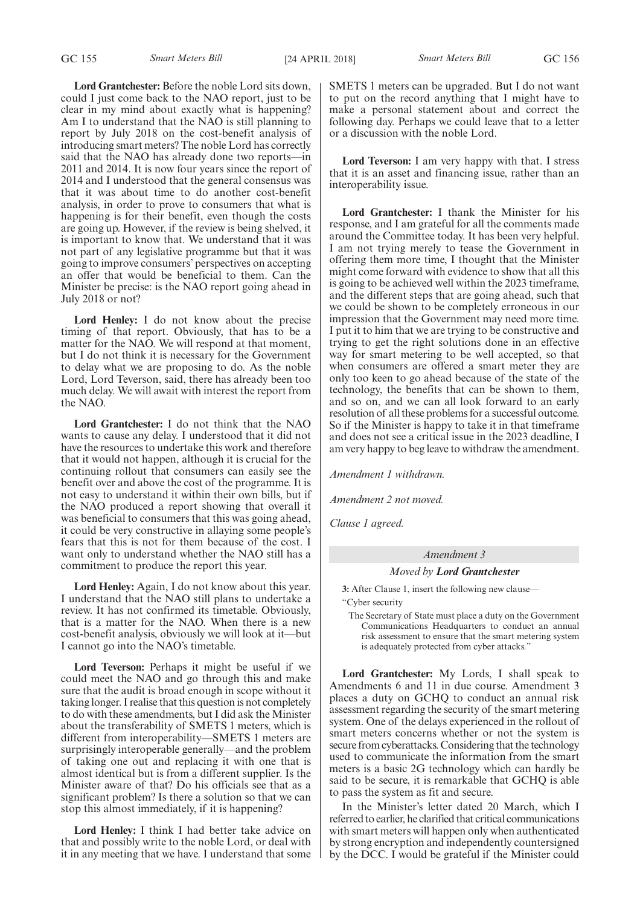**Lord Grantchester:** Before the noble Lord sits down, could I just come back to the NAO report, just to be clear in my mind about exactly what is happening? Am I to understand that the NAO is still planning to report by July 2018 on the cost-benefit analysis of introducing smart meters? The noble Lord has correctly said that the NAO has already done two reports—in 2011 and 2014. It is now four years since the report of 2014 and I understood that the general consensus was that it was about time to do another cost-benefit analysis, in order to prove to consumers that what is happening is for their benefit, even though the costs are going up. However, if the review is being shelved, it is important to know that. We understand that it was not part of any legislative programme but that it was going to improve consumers' perspectives on accepting an offer that would be beneficial to them. Can the Minister be precise: is the NAO report going ahead in July 2018 or not?

**Lord Henley:** I do not know about the precise timing of that report. Obviously, that has to be a matter for the NAO. We will respond at that moment, but I do not think it is necessary for the Government to delay what we are proposing to do. As the noble Lord, Lord Teverson, said, there has already been too much delay. We will await with interest the report from the NAO.

**Lord Grantchester:** I do not think that the NAO wants to cause any delay. I understood that it did not have the resources to undertake this work and therefore that it would not happen, although it is crucial for the continuing rollout that consumers can easily see the benefit over and above the cost of the programme. It is not easy to understand it within their own bills, but if the NAO produced a report showing that overall it was beneficial to consumers that this was going ahead, it could be very constructive in allaying some people's fears that this is not for them because of the cost. I want only to understand whether the NAO still has a commitment to produce the report this year.

**Lord Henley:** Again, I do not know about this year. I understand that the NAO still plans to undertake a review. It has not confirmed its timetable. Obviously, that is a matter for the NAO. When there is a new cost-benefit analysis, obviously we will look at it—but I cannot go into the NAO's timetable.

**Lord Teverson:** Perhaps it might be useful if we could meet the NAO and go through this and make sure that the audit is broad enough in scope without it taking longer. I realise that this question is not completely to do with these amendments, but I did ask the Minister about the transferability of SMETS 1 meters, which is different from interoperability—SMETS 1 meters are surprisingly interoperable generally—and the problem of taking one out and replacing it with one that is almost identical but is from a different supplier. Is the Minister aware of that? Do his officials see that as a significant problem? Is there a solution so that we can stop this almost immediately, if it is happening?

**Lord Henley:** I think I had better take advice on that and possibly write to the noble Lord, or deal with it in any meeting that we have. I understand that some SMETS 1 meters can be upgraded. But I do not want to put on the record anything that I might have to make a personal statement about and correct the following day. Perhaps we could leave that to a letter or a discussion with the noble Lord.

**Lord Teverson:** I am very happy with that. I stress that it is an asset and financing issue, rather than an interoperability issue.

**Lord Grantchester:** I thank the Minister for his response, and I am grateful for all the comments made around the Committee today. It has been very helpful. I am not trying merely to tease the Government in offering them more time, I thought that the Minister might come forward with evidence to show that all this is going to be achieved well within the 2023 timeframe, and the different steps that are going ahead, such that we could be shown to be completely erroneous in our impression that the Government may need more time. I put it to him that we are trying to be constructive and trying to get the right solutions done in an effective way for smart metering to be well accepted, so that when consumers are offered a smart meter they are only too keen to go ahead because of the state of the technology, the benefits that can be shown to them, and so on, and we can all look forward to an early resolution of all these problems for a successful outcome. So if the Minister is happy to take it in that timeframe and does not see a critical issue in the 2023 deadline, I am very happy to beg leave to withdraw the amendment.

*Amendment 1 withdrawn.*

*Amendment 2 not moved.*

*Clause 1 agreed.*

*Amendment 3*

*Moved by* ***Lord Grantchester***

**3:** After Clause 1, insert the following new clause—

"Cyber security

The Secretary of State must place a duty on the Government Communications Headquarters to conduct an annual risk assessment to ensure that the smart metering system is adequately protected from cyber attacks."

**Lord Grantchester:** My Lords, I shall speak to Amendments 6 and 11 in due course. Amendment 3 places a duty on GCHQ to conduct an annual risk assessment regarding the security of the smart metering system. One of the delays experienced in the rollout of smart meters concerns whether or not the system is secure from cyberattacks. Considering that the technology used to communicate the information from the smart meters is a basic 2G technology which can hardly be said to be secure, it is remarkable that GCHQ is able to pass the system as fit and secure.

In the Minister's letter dated 20 March, which I referred to earlier, he clarified that critical communications with smart meters will happen only when authenticated by strong encryption and independently countersigned by the DCC. I would be grateful if the Minister could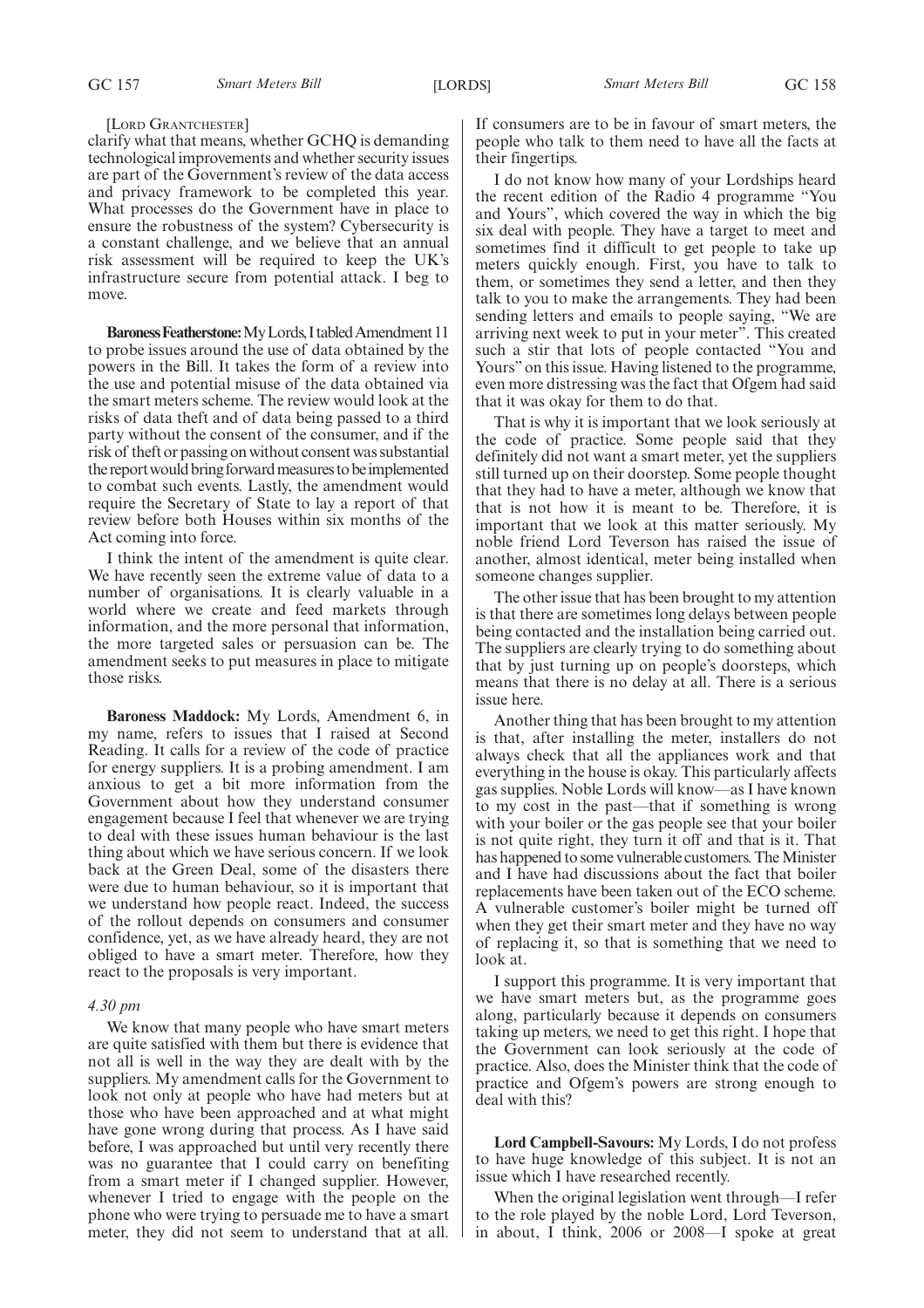[LORD GRANTCHESTER]

clarify what that means, whether GCHQ is demanding technological improvements and whether security issues are part of the Government's review of the data access and privacy framework to be completed this year. What processes do the Government have in place to ensure the robustness of the system? Cybersecurity is a constant challenge, and we believe that an annual risk assessment will be required to keep the UK's infrastructure secure from potential attack. I beg to move.

**Baroness Featherstone:** My Lords, I tabled Amendment 11 to probe issues around the use of data obtained by the powers in the Bill. It takes the form of a review into the use and potential misuse of the data obtained via the smart meters scheme. The review would look at the risks of data theft and of data being passed to a third party without the consent of the consumer, and if the risk of theft or passing on without consent was substantial the report would bring forward measures to be implemented to combat such events. Lastly, the amendment would require the Secretary of State to lay a report of that review before both Houses within six months of the Act coming into force.

I think the intent of the amendment is quite clear. We have recently seen the extreme value of data to a number of organisations. It is clearly valuable in a world where we create and feed markets through information, and the more personal that information, the more targeted sales or persuasion can be. The amendment seeks to put measures in place to mitigate those risks.

**Baroness Maddock:** My Lords, Amendment 6, in my name, refers to issues that I raised at Second Reading. It calls for a review of the code of practice for energy suppliers. It is a probing amendment. I am anxious to get a bit more information from the Government about how they understand consumer engagement because I feel that whenever we are trying to deal with these issues human behaviour is the last thing about which we have serious concern. If we look back at the Green Deal, some of the disasters there were due to human behaviour, so it is important that we understand how people react. Indeed, the success of the rollout depends on consumers and consumer confidence, yet, as we have already heard, they are not obliged to have a smart meter. Therefore, how they react to the proposals is very important.

*4.30 pm*

We know that many people who have smart meters are quite satisfied with them but there is evidence that not all is well in the way they are dealt with by the suppliers. My amendment calls for the Government to look not only at people who have had meters but at those who have been approached and at what might have gone wrong during that process. As I have said before, I was approached but until very recently there was no guarantee that I could carry on benefiting from a smart meter if I changed supplier. However, whenever I tried to engage with the people on the phone who were trying to persuade me to have a smart meter, they did not seem to understand that at all. If consumers are to be in favour of smart meters, the people who talk to them need to have all the facts at their fingertips.

I do not know how many of your Lordships heard the recent edition of the Radio 4 programme "You and Yours", which covered the way in which the big six deal with people. They have a target to meet and sometimes find it difficult to get people to take up meters quickly enough. First, you have to talk to them, or sometimes they send a letter, and then they talk to you to make the arrangements. They had been sending letters and emails to people saying, "We are arriving next week to put in your meter". This created such a stir that lots of people contacted "You and Yours" on this issue. Having listened to the programme, even more distressing was the fact that Ofgem had said that it was okay for them to do that.

That is why it is important that we look seriously at the code of practice. Some people said that they definitely did not want a smart meter, yet the suppliers still turned up on their doorstep. Some people thought that they had to have a meter, although we know that that is not how it is meant to be. Therefore, it is important that we look at this matter seriously. My noble friend Lord Teverson has raised the issue of another, almost identical, meter being installed when someone changes supplier.

The other issue that has been brought to my attention is that there are sometimes long delays between people being contacted and the installation being carried out. The suppliers are clearly trying to do something about that by just turning up on people's doorsteps, which means that there is no delay at all. There is a serious issue here.

Another thing that has been brought to my attention is that, after installing the meter, installers do not always check that all the appliances work and that everything in the house is okay. This particularly affects gas supplies. Noble Lords will know—as I have known to my cost in the past—that if something is wrong with your boiler or the gas people see that your boiler is not quite right, they turn it off and that is it. That has happened to some vulnerable customers. The Minister and I have had discussions about the fact that boiler replacements have been taken out of the ECO scheme. A vulnerable customer's boiler might be turned off when they get their smart meter and they have no way of replacing it, so that is something that we need to look at.

I support this programme. It is very important that we have smart meters but, as the programme goes along, particularly because it depends on consumers taking up meters, we need to get this right. I hope that the Government can look seriously at the code of practice. Also, does the Minister think that the code of practice and Ofgem's powers are strong enough to deal with this?

**Lord Campbell-Savours:** My Lords, I do not profess to have huge knowledge of this subject. It is not an issue which I have researched recently.

When the original legislation went through—I refer to the role played by the noble Lord, Lord Teverson, in about, I think, 2006 or 2008—I spoke at great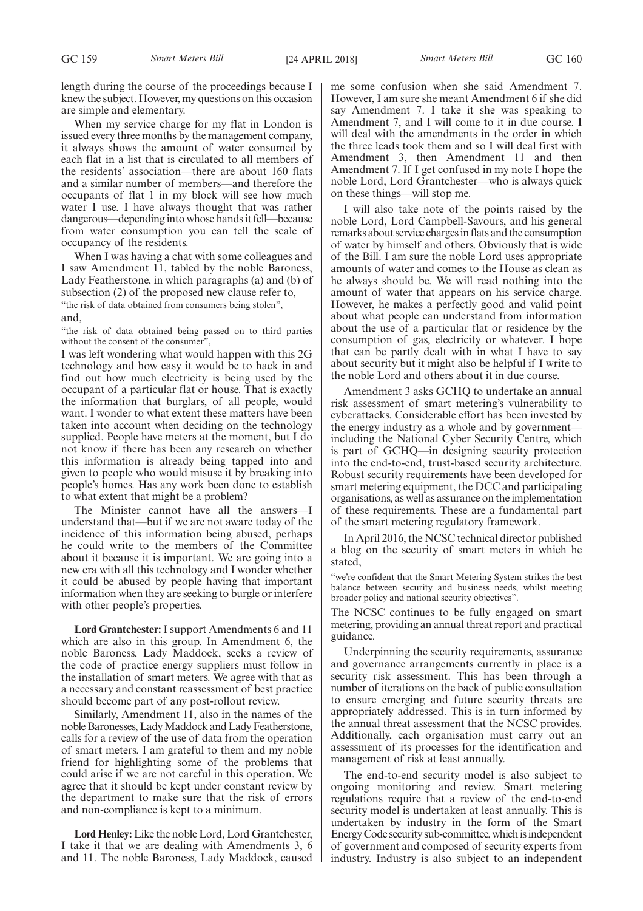length during the course of the proceedings because I knew the subject. However, my questions on this occasion are simple and elementary.

When my service charge for my flat in London is issued every three months by the management company, it always shows the amount of water consumed by each flat in a list that is circulated to all members of the residents' association—there are about 160 flats and a similar number of members—and therefore the occupants of flat 1 in my block will see how much water I use. I have always thought that was rather dangerous—depending into whose hands it fell—because from water consumption you can tell the scale of occupancy of the residents.

When I was having a chat with some colleagues and I saw Amendment 11, tabled by the noble Baroness, Lady Featherstone, in which paragraphs (a) and (b) of subsection (2) of the proposed new clause refer to,

"the risk of data obtained from consumers being stolen",

and,

"the risk of data obtained being passed on to third parties without the consent of the consumer",

I was left wondering what would happen with this 2G technology and how easy it would be to hack in and find out how much electricity is being used by the occupant of a particular flat or house. That is exactly the information that burglars, of all people, would want. I wonder to what extent these matters have been taken into account when deciding on the technology supplied. People have meters at the moment, but I do not know if there has been any research on whether this information is already being tapped into and given to people who would misuse it by breaking into people's homes. Has any work been done to establish to what extent that might be a problem?

The Minister cannot have all the answers—I understand that—but if we are not aware today of the incidence of this information being abused, perhaps he could write to the members of the Committee about it because it is important. We are going into a new era with all this technology and I wonder whether it could be abused by people having that important information when they are seeking to burgle or interfere with other people's properties.

**Lord Grantchester:** I support Amendments 6 and 11 which are also in this group. In Amendment 6, the noble Baroness, Lady Maddock, seeks a review of the code of practice energy suppliers must follow in the installation of smart meters. We agree with that as a necessary and constant reassessment of best practice should become part of any post-rollout review.

Similarly, Amendment 11, also in the names of the noble Baronesses, Lady Maddock and Lady Featherstone, calls for a review of the use of data from the operation of smart meters. I am grateful to them and my noble friend for highlighting some of the problems that could arise if we are not careful in this operation. We agree that it should be kept under constant review by the department to make sure that the risk of errors and non-compliance is kept to a minimum.

**Lord Henley:** Like the noble Lord, Lord Grantchester, I take it that we are dealing with Amendments 3, 6 and 11. The noble Baroness, Lady Maddock, caused me some confusion when she said Amendment 7. However, I am sure she meant Amendment 6 if she did say Amendment 7. I take it she was speaking to Amendment 7, and I will come to it in due course. I will deal with the amendments in the order in which the three leads took them and so I will deal first with Amendment 3, then Amendment 11 and then Amendment 7. If I get confused in my note I hope the noble Lord, Lord Grantchester—who is always quick on these things—will stop me.

I will also take note of the points raised by the noble Lord, Lord Campbell-Savours, and his general remarks about service charges in flats and the consumption of water by himself and others. Obviously that is wide of the Bill. I am sure the noble Lord uses appropriate amounts of water and comes to the House as clean as he always should be. We will read nothing into the amount of water that appears on his service charge. However, he makes a perfectly good and valid point about what people can understand from information about the use of a particular flat or residence by the consumption of gas, electricity or whatever. I hope that can be partly dealt with in what I have to say about security but it might also be helpful if I write to the noble Lord and others about it in due course.

Amendment 3 asks GCHQ to undertake an annual risk assessment of smart metering's vulnerability to cyberattacks. Considerable effort has been invested by the energy industry as a whole and by government—including the National Cyber Security Centre, which is part of GCHQ—in designing security protection into the end-to-end, trust-based security architecture. Robust security requirements have been developed for smart metering equipment, the DCC and participating organisations, as well as assurance on the implementation of these requirements. These are a fundamental part of the smart metering regulatory framework.

In April 2016, the NCSC technical director published a blog on the security of smart meters in which he stated,

"we're confident that the Smart Metering System strikes the best balance between security and business needs, whilst meeting broader policy and national security objectives".

The NCSC continues to be fully engaged on smart metering, providing an annual threat report and practical guidance.

Underpinning the security requirements, assurance and governance arrangements currently in place is a security risk assessment. This has been through a number of iterations on the back of public consultation to ensure emerging and future security threats are appropriately addressed. This is in turn informed by the annual threat assessment that the NCSC provides. Additionally, each organisation must carry out an assessment of its processes for the identification and management of risk at least annually.

The end-to-end security model is also subject to ongoing monitoring and review. Smart metering regulations require that a review of the end-to-end security model is undertaken at least annually. This is undertaken by industry in the form of the Smart Energy Code security sub-committee, which is independent of government and composed of security experts from industry. Industry is also subject to an independent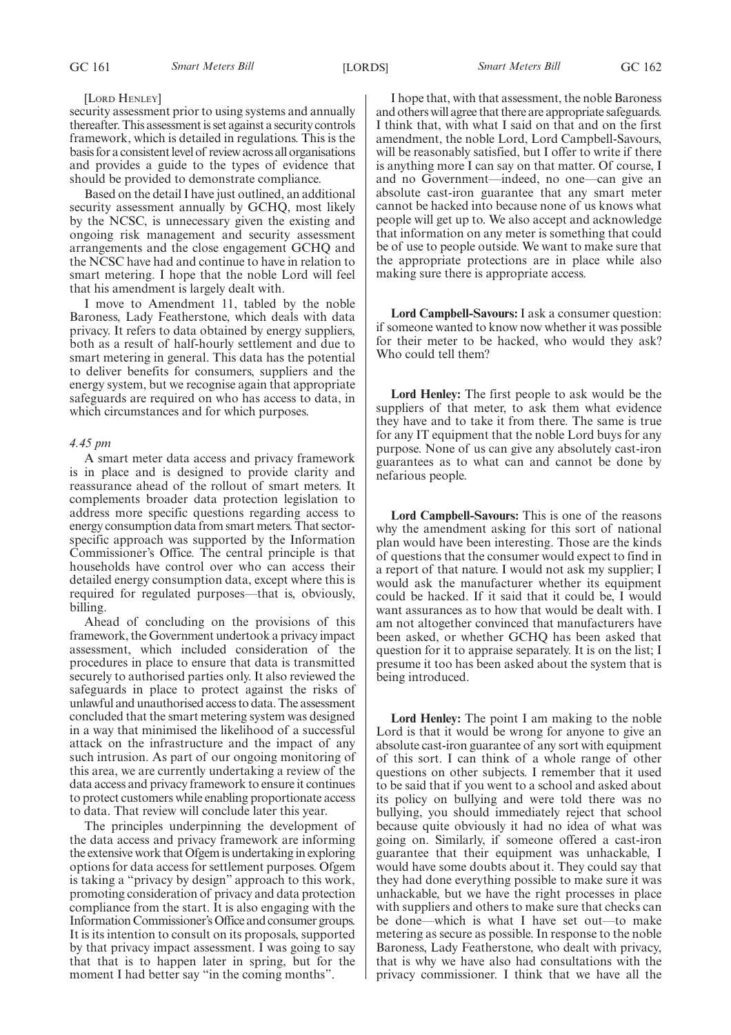[LORD HENLEY]

security assessment prior to using systems and annually thereafter. This assessment is set against a security controls framework, which is detailed in regulations. This is the basis for a consistent level of review across all organisations and provides a guide to the types of evidence that should be provided to demonstrate compliance.

Based on the detail I have just outlined, an additional security assessment annually by GCHQ, most likely by the NCSC, is unnecessary given the existing and ongoing risk management and security assessment arrangements and the close engagement GCHQ and the NCSC have had and continue to have in relation to smart metering. I hope that the noble Lord will feel that his amendment is largely dealt with.

I move to Amendment 11, tabled by the noble Baroness, Lady Featherstone, which deals with data privacy. It refers to data obtained by energy suppliers, both as a result of half-hourly settlement and due to smart metering in general. This data has the potential to deliver benefits for consumers, suppliers and the energy system, but we recognise again that appropriate safeguards are required on who has access to data, in which circumstances and for which purposes.

*4.45 pm*

A smart meter data access and privacy framework is in place and is designed to provide clarity and reassurance ahead of the rollout of smart meters. It complements broader data protection legislation to address more specific questions regarding access to energy consumption data from smart meters. That sector-specific approach was supported by the Information Commissioner's Office. The central principle is that households have control over who can access their detailed energy consumption data, except where this is required for regulated purposes—that is, obviously, billing.

Ahead of concluding on the provisions of this framework, the Government undertook a privacy impact assessment, which included consideration of the procedures in place to ensure that data is transmitted securely to authorised parties only. It also reviewed the safeguards in place to protect against the risks of unlawful and unauthorised access to data. The assessment concluded that the smart metering system was designed in a way that minimised the likelihood of a successful attack on the infrastructure and the impact of any such intrusion. As part of our ongoing monitoring of this area, we are currently undertaking a review of the data access and privacy framework to ensure it continues to protect customers while enabling proportionate access to data. That review will conclude later this year.

The principles underpinning the development of the data access and privacy framework are informing the extensive work that Ofgem is undertaking in exploring options for data access for settlement purposes. Ofgem is taking a "privacy by design" approach to this work, promoting consideration of privacy and data protection compliance from the start. It is also engaging with the Information Commissioner's Office and consumer groups. It is its intention to consult on its proposals, supported by that privacy impact assessment. I was going to say that that is to happen later in spring, but for the moment I had better say "in the coming months".

I hope that, with that assessment, the noble Baroness and others will agree that there are appropriate safeguards. I think that, with what I said on that and on the first amendment, the noble Lord, Lord Campbell-Savours, will be reasonably satisfied, but I offer to write if there is anything more I can say on that matter. Of course, I and no Government—indeed, no one—can give an absolute cast-iron guarantee that any smart meter cannot be hacked into because none of us knows what people will get up to. We also accept and acknowledge that information on any meter is something that could be of use to people outside. We want to make sure that the appropriate protections are in place while also making sure there is appropriate access.

**Lord Campbell-Savours:** I ask a consumer question: if someone wanted to know now whether it was possible for their meter to be hacked, who would they ask? Who could tell them?

**Lord Henley:** The first people to ask would be the suppliers of that meter, to ask them what evidence they have and to take it from there. The same is true for any IT equipment that the noble Lord buys for any purpose. None of us can give any absolutely cast-iron guarantees as to what can and cannot be done by nefarious people.

**Lord Campbell-Savours:** This is one of the reasons why the amendment asking for this sort of national plan would have been interesting. Those are the kinds of questions that the consumer would expect to find in a report of that nature. I would not ask my supplier; I would ask the manufacturer whether its equipment could be hacked. If it said that it could be, I would want assurances as to how that would be dealt with. I am not altogether convinced that manufacturers have been asked, or whether GCHQ has been asked that question for it to appraise separately. It is on the list; I presume it too has been asked about the system that is being introduced.

**Lord Henley:** The point I am making to the noble Lord is that it would be wrong for anyone to give an absolute cast-iron guarantee of any sort with equipment of this sort. I can think of a whole range of other questions on other subjects. I remember that it used to be said that if you went to a school and asked about its policy on bullying and were told there was no bullying, you should immediately reject that school because quite obviously it had no idea of what was going on. Similarly, if someone offered a cast-iron guarantee that their equipment was unhackable, I would have some doubts about it. They could say that they had done everything possible to make sure it was unhackable, but we have the right processes in place with suppliers and others to make sure that checks can be done—which is what I have set out—to make metering as secure as possible. In response to the noble Baroness, Lady Featherstone, who dealt with privacy, that is why we have also had consultations with the privacy commissioner. I think that we have all the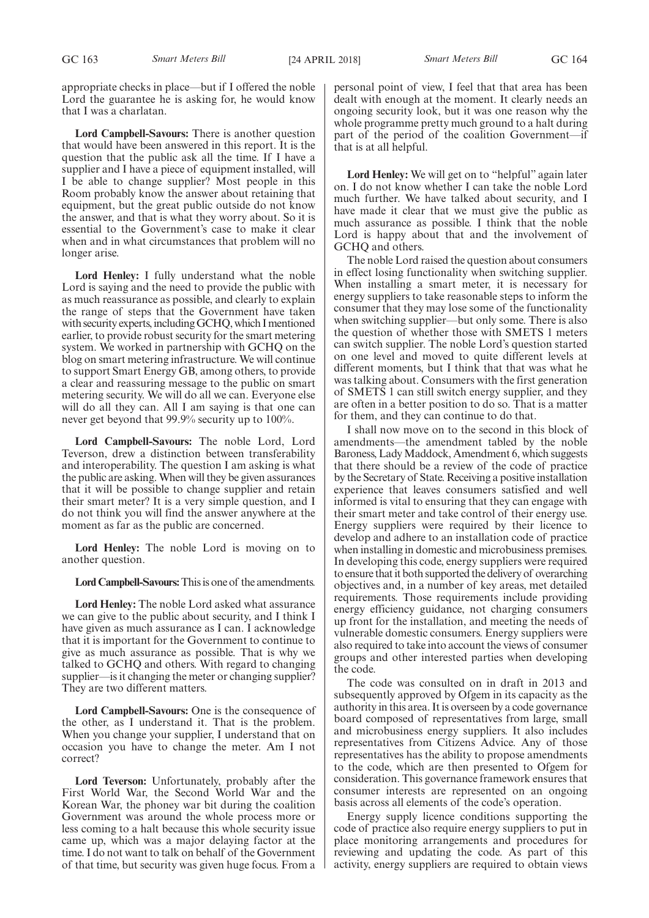appropriate checks in place—but if I offered the noble Lord the guarantee he is asking for, he would know that I was a charlatan.

**Lord Campbell-Savours:** There is another question that would have been answered in this report. It is the question that the public ask all the time. If I have a supplier and I have a piece of equipment installed, will I be able to change supplier? Most people in this Room probably know the answer about retaining that equipment, but the great public outside do not know the answer, and that is what they worry about. So it is essential to the Government's case to make it clear when and in what circumstances that problem will no longer arise.

**Lord Henley:** I fully understand what the noble Lord is saying and the need to provide the public with as much reassurance as possible, and clearly to explain the range of steps that the Government have taken with security experts, including GCHQ, which I mentioned earlier, to provide robust security for the smart metering system. We worked in partnership with GCHQ on the blog on smart metering infrastructure. We will continue to support Smart Energy GB, among others, to provide a clear and reassuring message to the public on smart metering security. We will do all we can. Everyone else will do all they can. All I am saying is that one can never get beyond that 99.9% security up to 100%.

**Lord Campbell-Savours:** The noble Lord, Lord Teverson, drew a distinction between transferability and interoperability. The question I am asking is what the public are asking. When will they be given assurances that it will be possible to change supplier and retain their smart meter? It is a very simple question, and I do not think you will find the answer anywhere at the moment as far as the public are concerned.

**Lord Henley:** The noble Lord is moving on to another question.

**Lord Campbell-Savours:** This is one of the amendments.

**Lord Henley:** The noble Lord asked what assurance we can give to the public about security, and I think I have given as much assurance as I can. I acknowledge that it is important for the Government to continue to give as much assurance as possible. That is why we talked to GCHQ and others. With regard to changing supplier—is it changing the meter or changing supplier? They are two different matters.

**Lord Campbell-Savours:** One is the consequence of the other, as I understand it. That is the problem. When you change your supplier, I understand that on occasion you have to change the meter. Am I not correct?

**Lord Teverson:** Unfortunately, probably after the First World War, the Second World War and the Korean War, the phoney war bit during the coalition Government was around the whole process more or less coming to a halt because this whole security issue came up, which was a major delaying factor at the time. I do not want to talk on behalf of the Government of that time, but security was given huge focus. From a personal point of view, I feel that that area has been dealt with enough at the moment. It clearly needs an ongoing security look, but it was one reason why the whole programme pretty much ground to a halt during part of the period of the coalition Government—if that is at all helpful.

**Lord Henley:** We will get on to "helpful" again later on. I do not know whether I can take the noble Lord much further. We have talked about security, and I have made it clear that we must give the public as much assurance as possible. I think that the noble Lord is happy about that and the involvement of GCHQ and others.

The noble Lord raised the question about consumers in effect losing functionality when switching supplier. When installing a smart meter, it is necessary for energy suppliers to take reasonable steps to inform the consumer that they may lose some of the functionality when switching supplier—but only some. There is also the question of whether those with SMETS 1 meters can switch supplier. The noble Lord's question started on one level and moved to quite different levels at different moments, but I think that that was what he was talking about. Consumers with the first generation of SMETS 1 can still switch energy supplier, and they are often in a better position to do so. That is a matter for them, and they can continue to do that.

I shall now move on to the second in this block of amendments—the amendment tabled by the noble Baroness, Lady Maddock, Amendment 6, which suggests that there should be a review of the code of practice by the Secretary of State. Receiving a positive installation experience that leaves consumers satisfied and well informed is vital to ensuring that they can engage with their smart meter and take control of their energy use. Energy suppliers were required by their licence to develop and adhere to an installation code of practice when installing in domestic and microbusiness premises. In developing this code, energy suppliers were required to ensure that it both supported the delivery of overarching objectives and, in a number of key areas, met detailed requirements. Those requirements include providing energy efficiency guidance, not charging consumers up front for the installation, and meeting the needs of vulnerable domestic consumers. Energy suppliers were also required to take into account the views of consumer groups and other interested parties when developing the code.

The code was consulted on in draft in 2013 and subsequently approved by Ofgem in its capacity as the authority in this area. It is overseen by a code governance board composed of representatives from large, small and microbusiness energy suppliers. It also includes representatives from Citizens Advice. Any of those representatives has the ability to propose amendments to the code, which are then presented to Ofgem for consideration. This governance framework ensures that consumer interests are represented on an ongoing basis across all elements of the code's operation.

Energy supply licence conditions supporting the code of practice also require energy suppliers to put in place monitoring arrangements and procedures for reviewing and updating the code. As part of this activity, energy suppliers are required to obtain views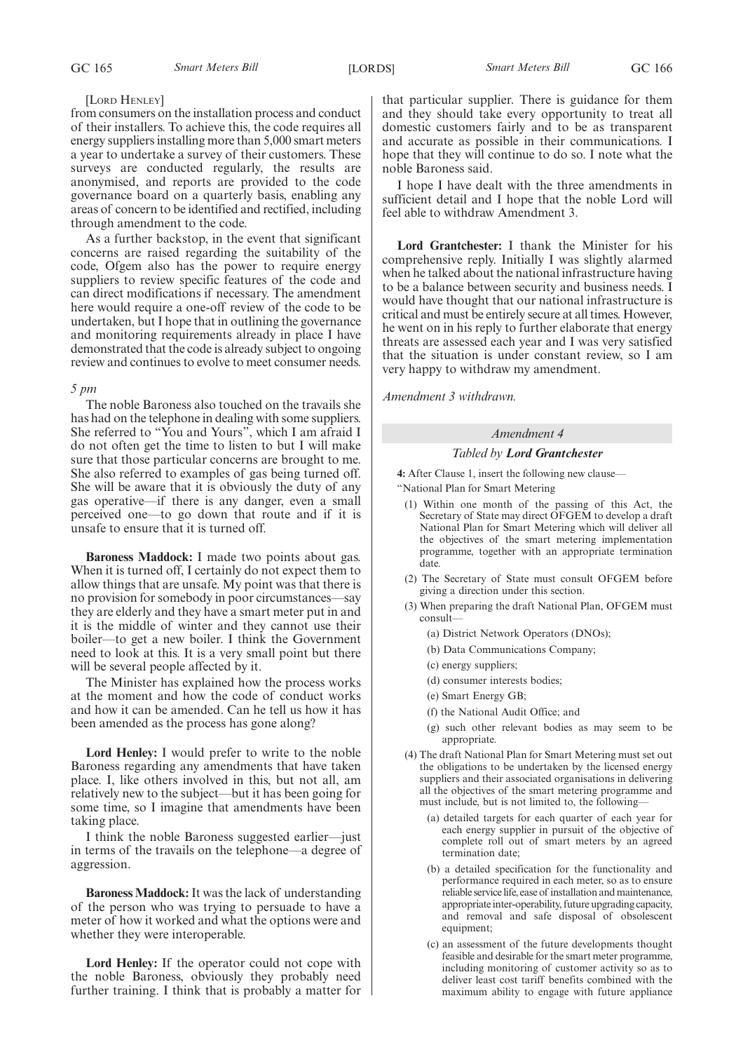[Lord Henley]

from consumers on the installation process and conduct of their installers. To achieve this, the code requires all energy suppliers installing more than 5,000 smart meters a year to undertake a survey of their customers. These surveys are conducted regularly, the results are anonymised, and reports are provided to the code governance board on a quarterly basis, enabling any areas of concern to be identified and rectified, including through amendment to the code.

As a further backstop, in the event that significant concerns are raised regarding the suitability of the code, Ofgem also has the power to require energy suppliers to review specific features of the code and can direct modifications if necessary. The amendment here would require a one-off review of the code to be undertaken, but I hope that in outlining the governance and monitoring requirements already in place I have demonstrated that the code is already subject to ongoing review and continues to evolve to meet consumer needs.

*5 pm*

The noble Baroness also touched on the travails she has had on the telephone in dealing with some suppliers. She referred to "You and Yours", which I am afraid I do not often get the time to listen to but I will make sure that those particular concerns are brought to me. She also referred to examples of gas being turned off. She will be aware that it is obviously the duty of any gas operative—if there is any danger, even a small perceived one—to go down that route and if it is unsafe to ensure that it is turned off.

**Baroness Maddock:** I made two points about gas. When it is turned off, I certainly do not expect them to allow things that are unsafe. My point was that there is no provision for somebody in poor circumstances—say they are elderly and they have a smart meter put in and it is the middle of winter and they cannot use their boiler—to get a new boiler. I think the Government need to look at this. It is a very small point but there will be several people affected by it.

The Minister has explained how the process works at the moment and how the code of conduct works and how it can be amended. Can he tell us how it has been amended as the process has gone along?

**Lord Henley:** I would prefer to write to the noble Baroness regarding any amendments that have taken place. I, like others involved in this, but not all, am relatively new to the subject—but it has been going for some time, so I imagine that amendments have been taking place.

I think the noble Baroness suggested earlier—just in terms of the travails on the telephone—a degree of aggression.

**Baroness Maddock:** It was the lack of understanding of the person who was trying to persuade to have a meter of how it worked and what the options were and whether they were interoperable.

**Lord Henley:** If the operator could not cope with the noble Baroness, obviously they probably need further training. I think that is probably a matter for that particular supplier. There is guidance for them and they should take every opportunity to treat all domestic customers fairly and to be as transparent and accurate as possible in their communications. I hope that they will continue to do so. I note what the noble Baroness said.

I hope I have dealt with the three amendments in sufficient detail and I hope that the noble Lord will feel able to withdraw Amendment 3.

**Lord Grantchester:** I thank the Minister for his comprehensive reply. Initially I was slightly alarmed when he talked about the national infrastructure having to be a balance between security and business needs. I would have thought that our national infrastructure is critical and must be entirely secure at all times. However, he went on in his reply to further elaborate that energy threats are assessed each year and I was very satisfied that the situation is under constant review, so I am very happy to withdraw my amendment.

*Amendment 3 withdrawn.*

*Amendment 4*

*Tabled by **Lord Grantchester***

**4:** After Clause 1, insert the following new clause—

"National Plan for Smart Metering

(1) Within one month of the passing of this Act, the Secretary of State may direct OFGEM to develop a draft National Plan for Smart Metering which will deliver all the objectives of the smart metering implementation programme, together with an appropriate termination date.

(2) The Secretary of State must consult OFGEM before giving a direction under this section.

(3) When preparing the draft National Plan, OFGEM must consult—

(a) District Network Operators (DNOs);

(b) Data Communications Company;

(c) energy suppliers;

(d) consumer interests bodies;

(e) Smart Energy GB;

(f) the National Audit Office; and

(g) such other relevant bodies as may seem to be appropriate.

(4) The draft National Plan for Smart Metering must set out the obligations to be undertaken by the licensed energy suppliers and their associated organisations in delivering all the objectives of the smart metering programme and must include, but is not limited to, the following—

(a) detailed targets for each quarter of each year for each energy supplier in pursuit of the objective of complete roll out of smart meters by an agreed termination date;

(b) a detailed specification for the functionality and performance required in each meter, so as to ensure reliable service life, ease of installation and maintenance, appropriate inter-operability, future upgrading capacity, and removal and safe disposal of obsolescent equipment;

(c) an assessment of the future developments thought feasible and desirable for the smart meter programme, including monitoring of customer activity so as to deliver least cost tariff benefits combined with the maximum ability to engage with future appliance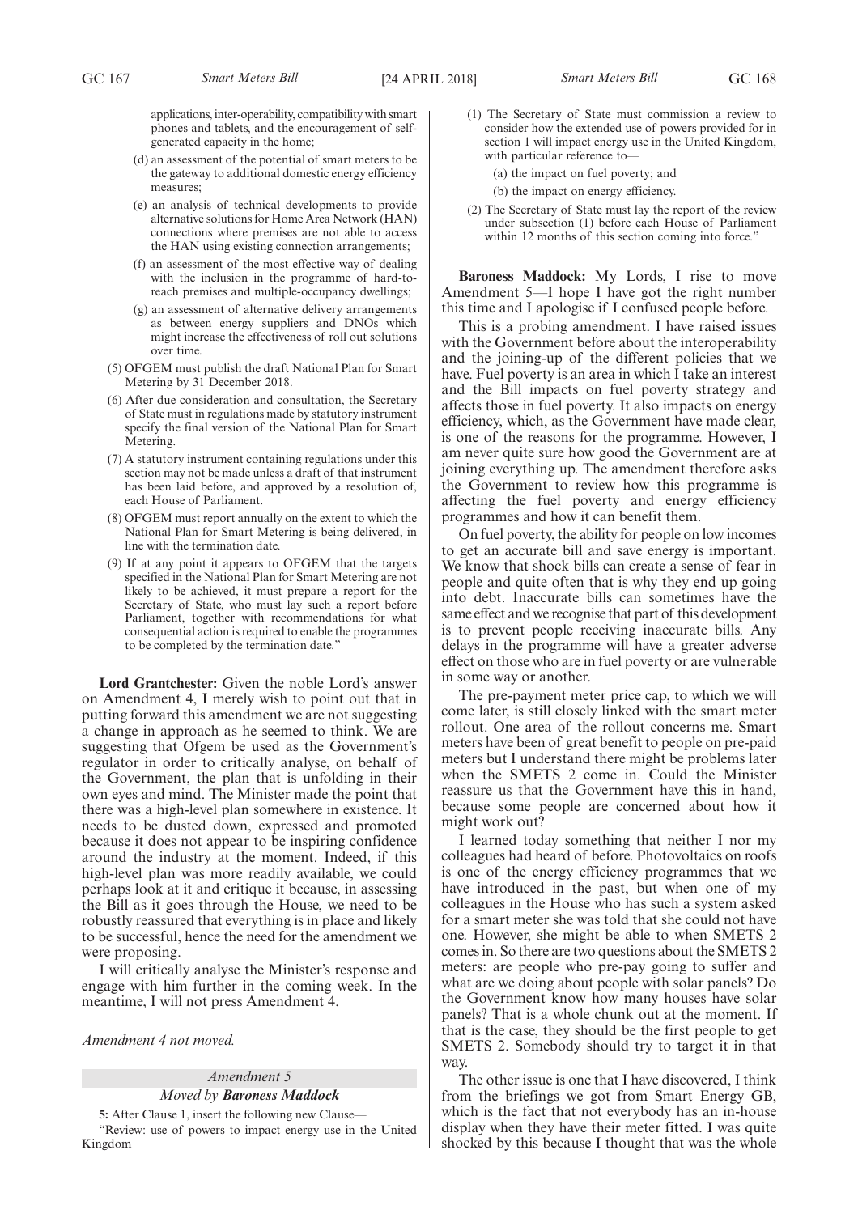applications, inter-operability, compatibility with smart phones and tablets, and the encouragement of self-generated capacity in the home;

(d) an assessment of the potential of smart meters to be the gateway to additional domestic energy efficiency measures;

(e) an analysis of technical developments to provide alternative solutions for Home Area Network (HAN) connections where premises are not able to access the HAN using existing connection arrangements;

(f) an assessment of the most effective way of dealing with the inclusion in the programme of hard-to-reach premises and multiple-occupancy dwellings;

(g) an assessment of alternative delivery arrangements as between energy suppliers and DNOs which might increase the effectiveness of roll out solutions over time.

(5) OFGEM must publish the draft National Plan for Smart Metering by 31 December 2018.

(6) After due consideration and consultation, the Secretary of State must in regulations made by statutory instrument specify the final version of the National Plan for Smart Metering.

(7) A statutory instrument containing regulations under this section may not be made unless a draft of that instrument has been laid before, and approved by a resolution of, each House of Parliament.

(8) OFGEM must report annually on the extent to which the National Plan for Smart Metering is being delivered, in line with the termination date.

(9) If at any point it appears to OFGEM that the targets specified in the National Plan for Smart Metering are not likely to be achieved, it must prepare a report for the Secretary of State, who must lay such a report before Parliament, together with recommendations for what consequential action is required to enable the programmes to be completed by the termination date."

**Lord Grantchester:** Given the noble Lord's answer on Amendment 4, I merely wish to point out that in putting forward this amendment we are not suggesting a change in approach as he seemed to think. We are suggesting that Ofgem be used as the Government's regulator in order to critically analyse, on behalf of the Government, the plan that is unfolding in their own eyes and mind. The Minister made the point that there was a high-level plan somewhere in existence. It needs to be dusted down, expressed and promoted because it does not appear to be inspiring confidence around the industry at the moment. Indeed, if this high-level plan was more readily available, we could perhaps look at it and critique it because, in assessing the Bill as it goes through the House, we need to be robustly reassured that everything is in place and likely to be successful, hence the need for the amendment we were proposing.

I will critically analyse the Minister's response and engage with him further in the coming week. In the meantime, I will not press Amendment 4.

*Amendment 4 not moved.*

*Amendment 5*

*Moved by* ***Baroness Maddock***

**5:** After Clause 1, insert the following new Clause—

"Review: use of powers to impact energy use in the United Kingdom

(1) The Secretary of State must commission a review to consider how the extended use of powers provided for in section 1 will impact energy use in the United Kingdom, with particular reference to—

(a) the impact on fuel poverty; and

(b) the impact on energy efficiency.

(2) The Secretary of State must lay the report of the review under subsection (1) before each House of Parliament within 12 months of this section coming into force."

**Baroness Maddock:** My Lords, I rise to move Amendment 5—I hope I have got the right number this time and I apologise if I confused people before.

This is a probing amendment. I have raised issues with the Government before about the interoperability and the joining-up of the different policies that we have. Fuel poverty is an area in which I take an interest and the Bill impacts on fuel poverty strategy and affects those in fuel poverty. It also impacts on energy efficiency, which, as the Government have made clear, is one of the reasons for the programme. However, I am never quite sure how good the Government are at joining everything up. The amendment therefore asks the Government to review how this programme is affecting the fuel poverty and energy efficiency programmes and how it can benefit them.

On fuel poverty, the ability for people on low incomes to get an accurate bill and save energy is important. We know that shock bills can create a sense of fear in people and quite often that is why they end up going into debt. Inaccurate bills can sometimes have the same effect and we recognise that part of this development is to prevent people receiving inaccurate bills. Any delays in the programme will have a greater adverse effect on those who are in fuel poverty or are vulnerable in some way or another.

The pre-payment meter price cap, to which we will come later, is still closely linked with the smart meter rollout. One area of the rollout concerns me. Smart meters have been of great benefit to people on pre-paid meters but I understand there might be problems later when the SMETS 2 come in. Could the Minister reassure us that the Government have this in hand, because some people are concerned about how it might work out?

I learned today something that neither I nor my colleagues had heard of before. Photovoltaics on roofs is one of the energy efficiency programmes that we have introduced in the past, but when one of my colleagues in the House who has such a system asked for a smart meter she was told that she could not have one. However, she might be able to when SMETS 2 comes in. So there are two questions about the SMETS 2 meters: are people who pre-pay going to suffer and what are we doing about people with solar panels? Do the Government know how many houses have solar panels? That is a whole chunk out at the moment. If that is the case, they should be the first people to get SMETS 2. Somebody should try to target it in that way.

The other issue is one that I have discovered, I think from the briefings we got from Smart Energy GB, which is the fact that not everybody has an in-house display when they have their meter fitted. I was quite shocked by this because I thought that was the whole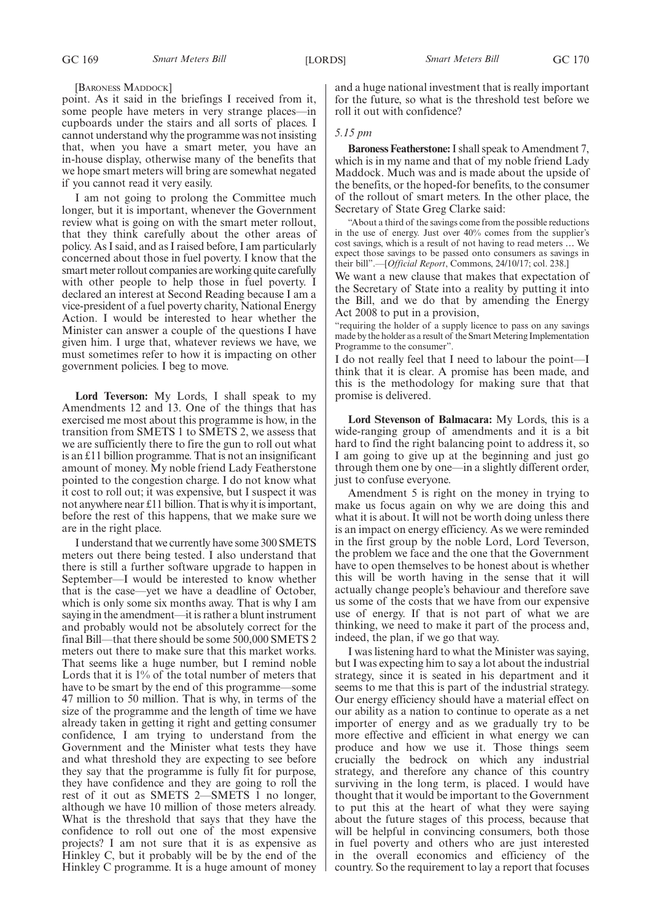[Baroness Maddock]

point. As it said in the briefings I received from it, some people have meters in very strange places—in cupboards under the stairs and all sorts of places. I cannot understand why the programme was not insisting that, when you have a smart meter, you have an in-house display, otherwise many of the benefits that we hope smart meters will bring are somewhat negated if you cannot read it very easily.

I am not going to prolong the Committee much longer, but it is important, whenever the Government review what is going on with the smart meter rollout, that they think carefully about the other areas of policy. As I said, and as I raised before, I am particularly concerned about those in fuel poverty. I know that the smart meter rollout companies are working quite carefully with other people to help those in fuel poverty. I declared an interest at Second Reading because I am a vice-president of a fuel poverty charity, National Energy Action. I would be interested to hear whether the Minister can answer a couple of the questions I have given him. I urge that, whatever reviews we have, we must sometimes refer to how it is impacting on other government policies. I beg to move.

**Lord Teverson:** My Lords, I shall speak to my Amendments 12 and 13. One of the things that has exercised me most about this programme is how, in the transition from SMETS 1 to SMETS 2, we assess that we are sufficiently there to fire the gun to roll out what is an £11 billion programme. That is not an insignificant amount of money. My noble friend Lady Featherstone pointed to the congestion charge. I do not know what it cost to roll out; it was expensive, but I suspect it was not anywhere near £11 billion. That is why it is important, before the rest of this happens, that we make sure we are in the right place.

I understand that we currently have some 300 SMETS meters out there being tested. I also understand that there is still a further software upgrade to happen in September—I would be interested to know whether that is the case—yet we have a deadline of October, which is only some six months away. That is why I am saying in the amendment—it is rather a blunt instrument and probably would not be absolutely correct for the final Bill—that there should be some 500,000 SMETS 2 meters out there to make sure that this market works. That seems like a huge number, but I remind noble Lords that it is 1% of the total number of meters that have to be smart by the end of this programme—some 47 million to 50 million. That is why, in terms of the size of the programme and the length of time we have already taken in getting it right and getting consumer confidence, I am trying to understand from the Government and the Minister what tests they have and what threshold they are expecting to see before they say that the programme is fully fit for purpose, they have confidence and they are going to roll the rest of it out as SMETS 2—SMETS 1 no longer, although we have 10 million of those meters already. What is the threshold that says that they have the confidence to roll out one of the most expensive projects? I am not sure that it is as expensive as Hinkley C, but it probably will be by the end of the Hinkley C programme. It is a huge amount of money and a huge national investment that is really important for the future, so what is the threshold test before we roll it out with confidence?

*5.15 pm*

**Baroness Featherstone:** I shall speak to Amendment 7, which is in my name and that of my noble friend Lady Maddock. Much was and is made about the upside of the benefits, or the hoped-for benefits, to the consumer of the rollout of smart meters. In the other place, the Secretary of State Greg Clarke said:

"About a third of the savings come from the possible reductions in the use of energy. Just over 40% comes from the supplier's cost savings, which is a result of not having to read meters … We expect those savings to be passed onto consumers as savings in their bill".—[*Official Report*, Commons, 24/10/17; col. 238.]

We want a new clause that makes that expectation of the Secretary of State into a reality by putting it into the Bill, and we do that by amending the Energy Act 2008 to put in a provision,

"requiring the holder of a supply licence to pass on any savings made by the holder as a result of the Smart Metering Implementation Programme to the consumer".

I do not really feel that I need to labour the point—I think that it is clear. A promise has been made, and this is the methodology for making sure that that promise is delivered.

**Lord Stevenson of Balmacara:** My Lords, this is a wide-ranging group of amendments and it is a bit hard to find the right balancing point to address it, so I am going to give up at the beginning and just go through them one by one—in a slightly different order, just to confuse everyone.

Amendment 5 is right on the money in trying to make us focus again on why we are doing this and what it is about. It will not be worth doing unless there is an impact on energy efficiency. As we were reminded in the first group by the noble Lord, Lord Teverson, the problem we face and the one that the Government have to open themselves to be honest about is whether this will be worth having in the sense that it will actually change people's behaviour and therefore save us some of the costs that we have from our expensive use of energy. If that is not part of what we are thinking, we need to make it part of the process and, indeed, the plan, if we go that way.

I was listening hard to what the Minister was saying, but I was expecting him to say a lot about the industrial strategy, since it is seated in his department and it seems to me that this is part of the industrial strategy. Our energy efficiency should have a material effect on our ability as a nation to continue to operate as a net importer of energy and as we gradually try to be more effective and efficient in what energy we can produce and how we use it. Those things seem crucially the bedrock on which any industrial strategy, and therefore any chance of this country surviving in the long term, is placed. I would have thought that it would be important to the Government to put this at the heart of what they were saying about the future stages of this process, because that will be helpful in convincing consumers, both those in fuel poverty and others who are just interested in the overall economics and efficiency of the country. So the requirement to lay a report that focuses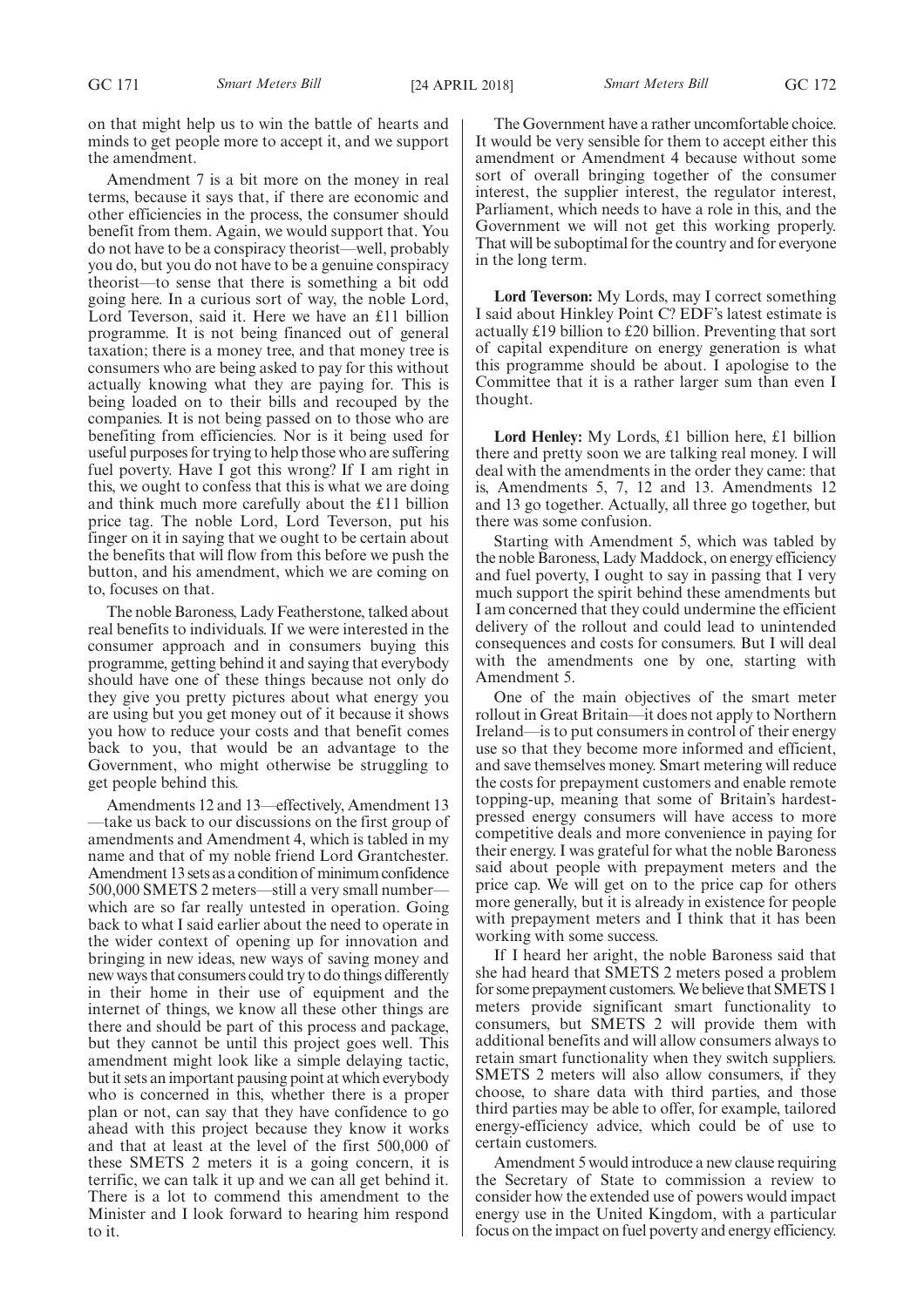on that might help us to win the battle of hearts and minds to get people more to accept it, and we support the amendment.

Amendment 7 is a bit more on the money in real terms, because it says that, if there are economic and other efficiencies in the process, the consumer should benefit from them. Again, we would support that. You do not have to be a conspiracy theorist—well, probably you do, but you do not have to be a genuine conspiracy theorist—to sense that there is something a bit odd going here. In a curious sort of way, the noble Lord, Lord Teverson, said it. Here we have an £11 billion programme. It is not being financed out of general taxation; there is a money tree, and that money tree is consumers who are being asked to pay for this without actually knowing what they are paying for. This is being loaded on to their bills and recouped by the companies. It is not being passed on to those who are benefiting from efficiencies. Nor is it being used for useful purposes for trying to help those who are suffering fuel poverty. Have I got this wrong? If I am right in this, we ought to confess that this is what we are doing and think much more carefully about the £11 billion price tag. The noble Lord, Lord Teverson, put his finger on it in saying that we ought to be certain about the benefits that will flow from this before we push the button, and his amendment, which we are coming on to, focuses on that.

The noble Baroness, Lady Featherstone, talked about real benefits to individuals. If we were interested in the consumer approach and in consumers buying this programme, getting behind it and saying that everybody should have one of these things because not only do they give you pretty pictures about what energy you are using but you get money out of it because it shows you how to reduce your costs and that benefit comes back to you, that would be an advantage to the Government, who might otherwise be struggling to get people behind this.

Amendments 12 and 13—effectively, Amendment 13—take us back to our discussions on the first group of amendments and Amendment 4, which is tabled in my name and that of my noble friend Lord Grantchester. Amendment 13 sets as a condition of minimum confidence 500,000 SMETS 2 meters—still a very small number—which are so far really untested in operation. Going back to what I said earlier about the need to operate in the wider context of opening up for innovation and bringing in new ideas, new ways of saving money and new ways that consumers could try to do things differently in their home in their use of equipment and the internet of things, we know all these other things are there and should be part of this process and package, but they cannot be until this project goes well. This amendment might look like a simple delaying tactic, but it sets an important pausing point at which everybody who is concerned in this, whether there is a proper plan or not, can say that they have confidence to go ahead with this project because they know it works and that at least at the level of the first 500,000 of these SMETS 2 meters it is a going concern, it is terrific, we can talk it up and we can all get behind it. There is a lot to commend this amendment to the Minister and I look forward to hearing him respond to it.

The Government have a rather uncomfortable choice. It would be very sensible for them to accept either this amendment or Amendment 4 because without some sort of overall bringing together of the consumer interest, the supplier interest, the regulator interest, Parliament, which needs to have a role in this, and the Government we will not get this working properly. That will be suboptimal for the country and for everyone in the long term.

**Lord Teverson:** My Lords, may I correct something I said about Hinkley Point C? EDF's latest estimate is actually £19 billion to £20 billion. Preventing that sort of capital expenditure on energy generation is what this programme should be about. I apologise to the Committee that it is a rather larger sum than even I thought.

**Lord Henley:** My Lords, £1 billion here, £1 billion there and pretty soon we are talking real money. I will deal with the amendments in the order they came: that is, Amendments 5, 7, 12 and 13. Amendments 12 and 13 go together. Actually, all three go together, but there was some confusion.

Starting with Amendment 5, which was tabled by the noble Baroness, Lady Maddock, on energy efficiency and fuel poverty, I ought to say in passing that I very much support the spirit behind these amendments but I am concerned that they could undermine the efficient delivery of the rollout and could lead to unintended consequences and costs for consumers. But I will deal with the amendments one by one, starting with Amendment 5.

One of the main objectives of the smart meter rollout in Great Britain—it does not apply to Northern Ireland—is to put consumers in control of their energy use so that they become more informed and efficient, and save themselves money. Smart metering will reduce the costs for prepayment customers and enable remote topping-up, meaning that some of Britain's hardest-pressed energy consumers will have access to more competitive deals and more convenience in paying for their energy. I was grateful for what the noble Baroness said about people with prepayment meters and the price cap. We will get on to the price cap for others more generally, but it is already in existence for people with prepayment meters and I think that it has been working with some success.

If I heard her aright, the noble Baroness said that she had heard that SMETS 2 meters posed a problem for some prepayment customers. We believe that SMETS 1 meters provide significant smart functionality to consumers, but SMETS 2 will provide them with additional benefits and will allow consumers always to retain smart functionality when they switch suppliers. SMETS 2 meters will also allow consumers, if they choose, to share data with third parties, and those third parties may be able to offer, for example, tailored energy-efficiency advice, which could be of use to certain customers.

Amendment 5 would introduce a new clause requiring the Secretary of State to commission a review to consider how the extended use of powers would impact energy use in the United Kingdom, with a particular focus on the impact on fuel poverty and energy efficiency.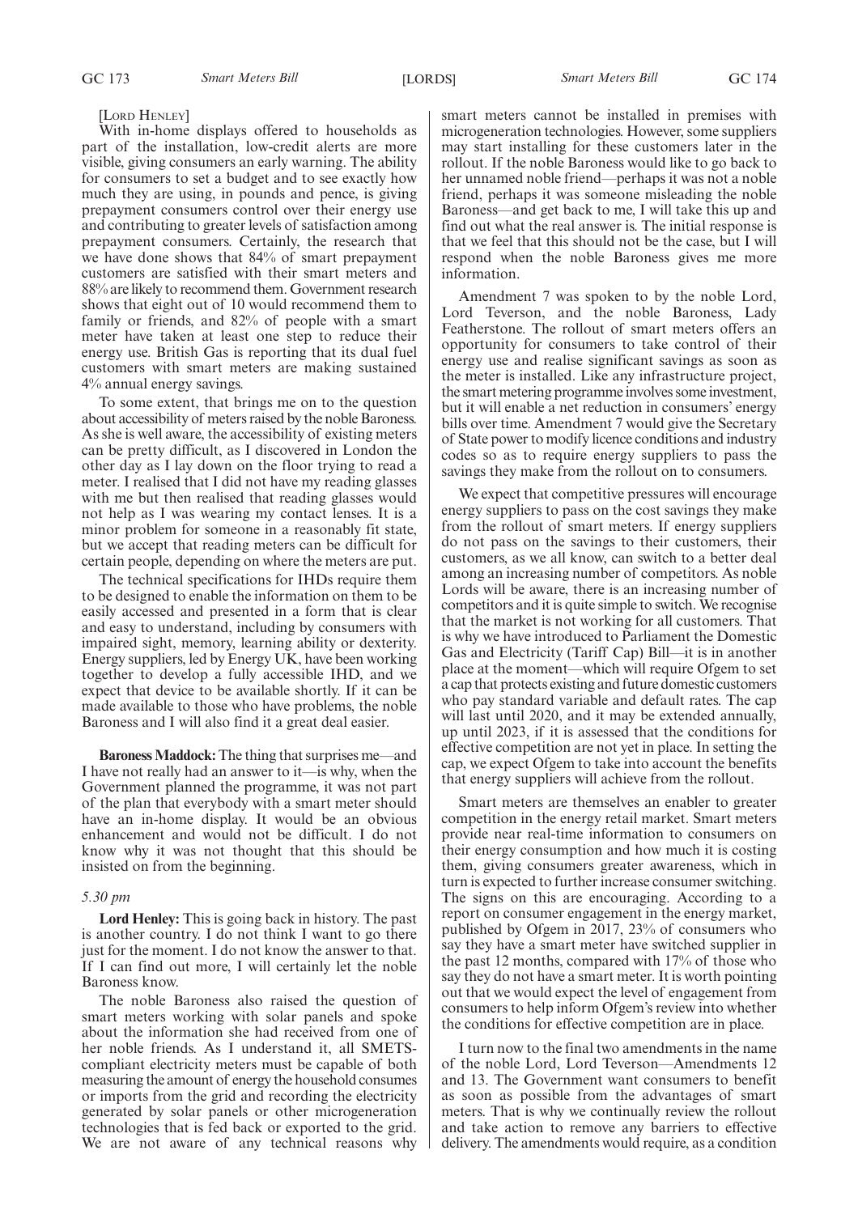[LORD HENLEY]

With in-home displays offered to households as part of the installation, low-credit alerts are more visible, giving consumers an early warning. The ability for consumers to set a budget and to see exactly how much they are using, in pounds and pence, is giving prepayment consumers control over their energy use and contributing to greater levels of satisfaction among prepayment consumers. Certainly, the research that we have done shows that 84% of smart prepayment customers are satisfied with their smart meters and 88% are likely to recommend them. Government research shows that eight out of 10 would recommend them to family or friends, and 82% of people with a smart meter have taken at least one step to reduce their energy use. British Gas is reporting that its dual fuel customers with smart meters are making sustained 4% annual energy savings.

To some extent, that brings me on to the question about accessibility of meters raised by the noble Baroness. As she is well aware, the accessibility of existing meters can be pretty difficult, as I discovered in London the other day as I lay down on the floor trying to read a meter. I realised that I did not have my reading glasses with me but then realised that reading glasses would not help as I was wearing my contact lenses. It is a minor problem for someone in a reasonably fit state, but we accept that reading meters can be difficult for certain people, depending on where the meters are put.

The technical specifications for IHDs require them to be designed to enable the information on them to be easily accessed and presented in a form that is clear and easy to understand, including by consumers with impaired sight, memory, learning ability or dexterity. Energy suppliers, led by Energy UK, have been working together to develop a fully accessible IHD, and we expect that device to be available shortly. If it can be made available to those who have problems, the noble Baroness and I will also find it a great deal easier.

**Baroness Maddock:** The thing that surprises me—and I have not really had an answer to it—is why, when the Government planned the programme, it was not part of the plan that everybody with a smart meter should have an in-home display. It would be an obvious enhancement and would not be difficult. I do not know why it was not thought that this should be insisted on from the beginning.

*5.30 pm*

**Lord Henley:** This is going back in history. The past is another country. I do not think I want to go there just for the moment. I do not know the answer to that. If I can find out more, I will certainly let the noble Baroness know.

The noble Baroness also raised the question of smart meters working with solar panels and spoke about the information she had received from one of her noble friends. As I understand it, all SMETS-compliant electricity meters must be capable of both measuring the amount of energy the household consumes or imports from the grid and recording the electricity generated by solar panels or other microgeneration technologies that is fed back or exported to the grid. We are not aware of any technical reasons why smart meters cannot be installed in premises with microgeneration technologies. However, some suppliers may start installing for these customers later in the rollout. If the noble Baroness would like to go back to her unnamed noble friend—perhaps it was not a noble friend, perhaps it was someone misleading the noble Baroness—and get back to me, I will take this up and find out what the real answer is. The initial response is that we feel that this should not be the case, but I will respond when the noble Baroness gives me more information.

Amendment 7 was spoken to by the noble Lord, Lord Teverson, and the noble Baroness, Lady Featherstone. The rollout of smart meters offers an opportunity for consumers to take control of their energy use and realise significant savings as soon as the meter is installed. Like any infrastructure project, the smart metering programme involves some investment, but it will enable a net reduction in consumers' energy bills over time. Amendment 7 would give the Secretary of State power to modify licence conditions and industry codes so as to require energy suppliers to pass the savings they make from the rollout on to consumers.

We expect that competitive pressures will encourage energy suppliers to pass on the cost savings they make from the rollout of smart meters. If energy suppliers do not pass on the savings to their customers, their customers, as we all know, can switch to a better deal among an increasing number of competitors. As noble Lords will be aware, there is an increasing number of competitors and it is quite simple to switch. We recognise that the market is not working for all customers. That is why we have introduced to Parliament the Domestic Gas and Electricity (Tariff Cap) Bill—it is in another place at the moment—which will require Ofgem to set a cap that protects existing and future domestic customers who pay standard variable and default rates. The cap will last until 2020, and it may be extended annually, up until 2023, if it is assessed that the conditions for effective competition are not yet in place. In setting the cap, we expect Ofgem to take into account the benefits that energy suppliers will achieve from the rollout.

Smart meters are themselves an enabler to greater competition in the energy retail market. Smart meters provide near real-time information to consumers on their energy consumption and how much it is costing them, giving consumers greater awareness, which in turn is expected to further increase consumer switching. The signs on this are encouraging. According to a report on consumer engagement in the energy market, published by Ofgem in 2017, 23% of consumers who say they have a smart meter have switched supplier in the past 12 months, compared with 17% of those who say they do not have a smart meter. It is worth pointing out that we would expect the level of engagement from consumers to help inform Ofgem's review into whether the conditions for effective competition are in place.

I turn now to the final two amendments in the name of the noble Lord, Lord Teverson—Amendments 12 and 13. The Government want consumers to benefit as soon as possible from the advantages of smart meters. That is why we continually review the rollout and take action to remove any barriers to effective delivery. The amendments would require, as a condition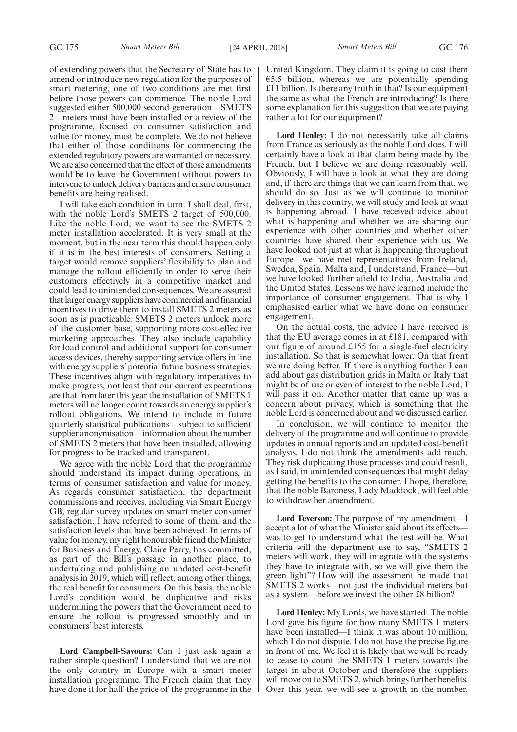of extending powers that the Secretary of State has to amend or introduce new regulation for the purposes of smart metering, one of two conditions are met first before those powers can commence. The noble Lord suggested either 500,000 second generation—SMETS 2—meters must have been installed or a review of the programme, focused on consumer satisfaction and value for money, must be complete. We do not believe that either of those conditions for commencing the extended regulatory powers are warranted or necessary. We are also concerned that the effect of those amendments would be to leave the Government without powers to intervene to unlock delivery barriers and ensure consumer benefits are being realised.

I will take each condition in turn. I shall deal, first, with the noble Lord's SMETS 2 target of 500,000. Like the noble Lord, we want to see the SMETS 2 meter installation accelerated. It is very small at the moment, but in the near term this should happen only if it is in the best interests of consumers. Setting a target would remove suppliers' flexibility to plan and manage the rollout efficiently in order to serve their customers effectively in a competitive market and could lead to unintended consequences. We are assured that larger energy suppliers have commercial and financial incentives to drive them to install SMETS 2 meters as soon as is practicable. SMETS 2 meters unlock more of the customer base, supporting more cost-effective marketing approaches. They also include capability for load control and additional support for consumer access devices, thereby supporting service offers in line with energy suppliers' potential future business strategies. These incentives align with regulatory imperatives to make progress, not least that our current expectations are that from later this year the installation of SMETS 1 meters will no longer count towards an energy supplier's rollout obligations. We intend to include in future quarterly statistical publications—subject to sufficient supplier anonymisation—information about the number of SMETS 2 meters that have been installed, allowing for progress to be tracked and transparent.

We agree with the noble Lord that the programme should understand its impact during operations, in terms of consumer satisfaction and value for money. As regards consumer satisfaction, the department commissions and receives, including via Smart Energy GB, regular survey updates on smart meter consumer satisfaction. I have referred to some of them, and the satisfaction levels that have been achieved. In terms of value for money, my right honourable friend the Minister for Business and Energy, Claire Perry, has committed, as part of the Bill's passage in another place, to undertaking and publishing an updated cost-benefit analysis in 2019, which will reflect, among other things, the real benefit for consumers. On this basis, the noble Lord's condition would be duplicative and risks undermining the powers that the Government need to ensure the rollout is progressed smoothly and in consumers' best interests.

**Lord Campbell-Savours:** Can I just ask again a rather simple question? I understand that we are not the only country in Europe with a smart meter installation programme. The French claim that they have done it for half the price of the programme in the United Kingdom. They claim it is going to cost them €5.5 billion, whereas we are potentially spending £11 billion. Is there any truth in that? Is our equipment the same as what the French are introducing? Is there some explanation for this suggestion that we are paying rather a lot for our equipment?

**Lord Henley:** I do not necessarily take all claims from France as seriously as the noble Lord does. I will certainly have a look at that claim being made by the French, but I believe we are doing reasonably well. Obviously, I will have a look at what they are doing and, if there are things that we can learn from that, we should do so. Just as we will continue to monitor delivery in this country, we will study and look at what is happening abroad. I have received advice about what is happening and whether we are sharing our experience with other countries and whether other countries have shared their experience with us. We have looked not just at what is happening throughout Europe—we have met representatives from Ireland, Sweden, Spain, Malta and, I understand, France—but we have looked further afield to India, Australia and the United States. Lessons we have learned include the importance of consumer engagement. That is why I emphasised earlier what we have done on consumer engagement.

On the actual costs, the advice I have received is that the EU average comes in at £181, compared with our figure of around £155 for a single-fuel electricity installation. So that is somewhat lower. On that front we are doing better. If there is anything further I can add about gas distribution grids in Malta or Italy that might be of use or even of interest to the noble Lord, I will pass it on. Another matter that came up was a concern about privacy, which is something that the noble Lord is concerned about and we discussed earlier.

In conclusion, we will continue to monitor the delivery of the programme and will continue to provide updates in annual reports and an updated cost-benefit analysis. I do not think the amendments add much. They risk duplicating those processes and could result, as I said, in unintended consequences that might delay getting the benefits to the consumer. I hope, therefore, that the noble Baroness, Lady Maddock, will feel able to withdraw her amendment.

**Lord Teverson:** The purpose of my amendment—I accept a lot of what the Minister said about its effects—was to get to understand what the test will be. What criteria will the department use to say, "SMETS 2 meters will work, they will integrate with the systems they have to integrate with, so we will give them the green light"? How will the assessment be made that SMETS 2 works—not just the individual meters but as a system—before we invest the other £8 billion?

**Lord Henley:** My Lords, we have started. The noble Lord gave his figure for how many SMETS 1 meters have been installed—I think it was about 10 million, which I do not dispute. I do not have the precise figure in front of me. We feel it is likely that we will be ready to cease to count the SMETS 1 meters towards the target in about October and therefore the suppliers will move on to SMETS 2, which brings further benefits. Over this year, we will see a growth in the number.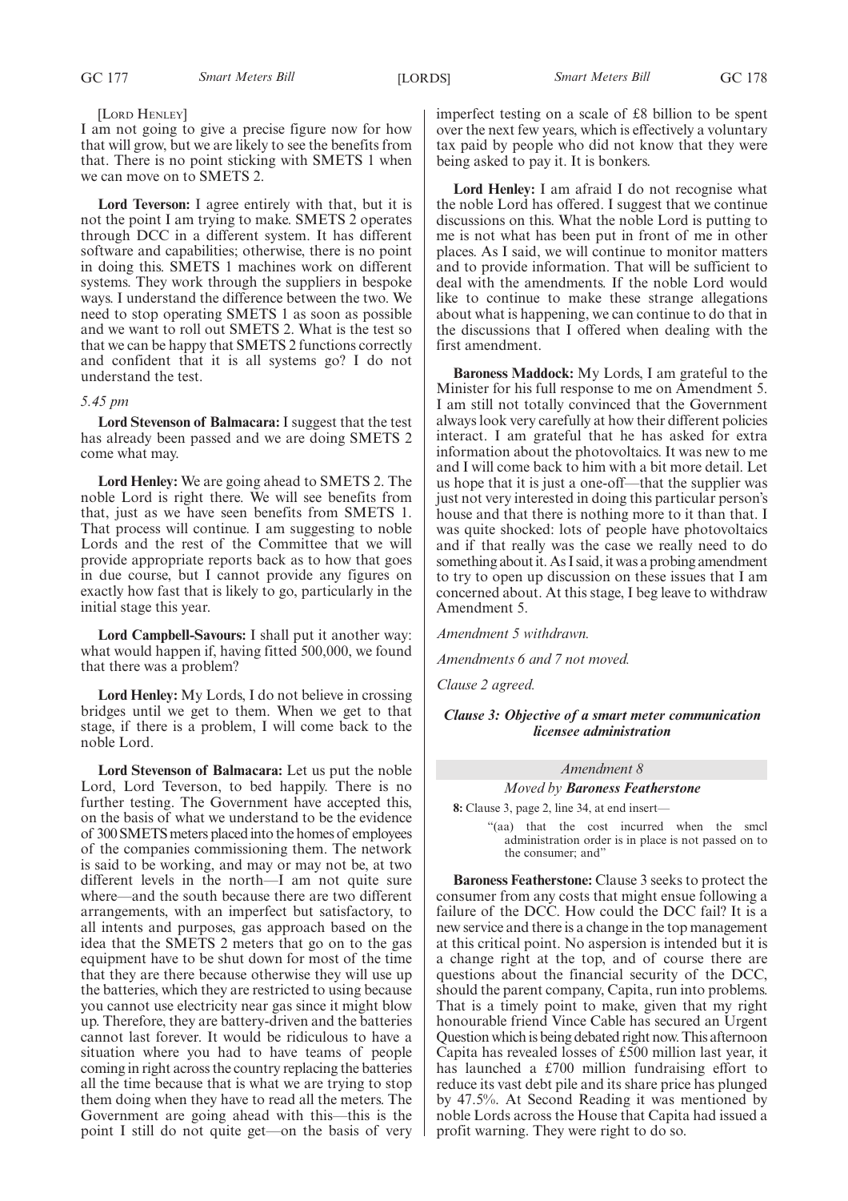[Lord Henley]

I am not going to give a precise figure now for how that will grow, but we are likely to see the benefits from that. There is no point sticking with SMETS 1 when we can move on to SMETS 2.

**Lord Teverson:** I agree entirely with that, but it is not the point I am trying to make. SMETS 2 operates through DCC in a different system. It has different software and capabilities; otherwise, there is no point in doing this. SMETS 1 machines work on different systems. They work through the suppliers in bespoke ways. I understand the difference between the two. We need to stop operating SMETS 1 as soon as possible and we want to roll out SMETS 2. What is the test so that we can be happy that SMETS 2 functions correctly and confident that it is all systems go? I do not understand the test.

*5.45 pm*

**Lord Stevenson of Balmacara:** I suggest that the test has already been passed and we are doing SMETS 2 come what may.

**Lord Henley:** We are going ahead to SMETS 2. The noble Lord is right there. We will see benefits from that, just as we have seen benefits from SMETS 1. That process will continue. I am suggesting to noble Lords and the rest of the Committee that we will provide appropriate reports back as to how that goes in due course, but I cannot provide any figures on exactly how fast that is likely to go, particularly in the initial stage this year.

**Lord Campbell-Savours:** I shall put it another way: what would happen if, having fitted 500,000, we found that there was a problem?

**Lord Henley:** My Lords, I do not believe in crossing bridges until we get to them. When we get to that stage, if there is a problem, I will come back to the noble Lord.

**Lord Stevenson of Balmacara:** Let us put the noble Lord, Lord Teverson, to bed happily. There is no further testing. The Government have accepted this, on the basis of what we understand to be the evidence of 300 SMETS meters placed into the homes of employees of the companies commissioning them. The network is said to be working, and may or may not be, at two different levels in the north—I am not quite sure where—and the south because there are two different arrangements, with an imperfect but satisfactory, to all intents and purposes, gas approach based on the idea that the SMETS 2 meters that go on to the gas equipment have to be shut down for most of the time that they are there because otherwise they will use up the batteries, which they are restricted to using because you cannot use electricity near gas since it might blow up. Therefore, they are battery-driven and the batteries cannot last forever. It would be ridiculous to have a situation where you had to have teams of people coming in right across the country replacing the batteries all the time because that is what we are trying to stop them doing when they have to read all the meters. The Government are going ahead with this—this is the point I still do not quite get—on the basis of very imperfect testing on a scale of £8 billion to be spent over the next few years, which is effectively a voluntary tax paid by people who did not know that they were being asked to pay it. It is bonkers.

**Lord Henley:** I am afraid I do not recognise what the noble Lord has offered. I suggest that we continue discussions on this. What the noble Lord is putting to me is not what has been put in front of me in other places. As I said, we will continue to monitor matters and to provide information. That will be sufficient to deal with the amendments. If the noble Lord would like to continue to make these strange allegations about what is happening, we can continue to do that in the discussions that I offered when dealing with the first amendment.

**Baroness Maddock:** My Lords, I am grateful to the Minister for his full response to me on Amendment 5. I am still not totally convinced that the Government always look very carefully at how their different policies interact. I am grateful that he has asked for extra information about the photovoltaics. It was new to me and I will come back to him with a bit more detail. Let us hope that it is just a one-off—that the supplier was just not very interested in doing this particular person's house and that there is nothing more to it than that. I was quite shocked: lots of people have photovoltaics and if that really was the case we really need to do something about it. As I said, it was a probing amendment to try to open up discussion on these issues that I am concerned about. At this stage, I beg leave to withdraw Amendment 5.

*Amendment 5 withdrawn.*

*Amendments 6 and 7 not moved.*

*Clause 2 agreed.*

***Clause 3: Objective of a smart meter communication licensee administration***

*Amendment 8*

*Moved by* ***Baroness Featherstone***

**8:** Clause 3, page 2, line 34, at end insert—

> "(aa) that the cost incurred when the smcl administration order is in place is not passed on to the consumer; and"

**Baroness Featherstone:** Clause 3 seeks to protect the consumer from any costs that might ensue following a failure of the DCC. How could the DCC fail? It is a new service and there is a change in the top management at this critical point. No aspersion is intended but it is a change right at the top, and of course there are questions about the financial security of the DCC, should the parent company, Capita, run into problems. That is a timely point to make, given that my right honourable friend Vince Cable has secured an Urgent Question which is being debated right now. This afternoon Capita has revealed losses of £500 million last year, it has launched a £700 million fundraising effort to reduce its vast debt pile and its share price has plunged by 47.5%. At Second Reading it was mentioned by noble Lords across the House that Capita had issued a profit warning. They were right to do so.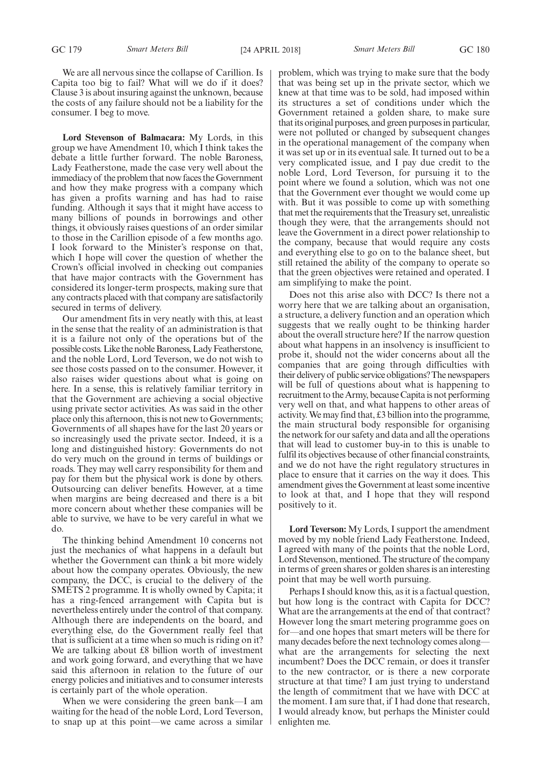We are all nervous since the collapse of Carillion. Is Capita too big to fail? What will we do if it does? Clause 3 is about insuring against the unknown, because the costs of any failure should not be a liability for the consumer. I beg to move.

**Lord Stevenson of Balmacara:** My Lords, in this group we have Amendment 10, which I think takes the debate a little further forward. The noble Baroness, Lady Featherstone, made the case very well about the immediacy of the problem that now faces the Government and how they make progress with a company which has given a profits warning and has had to raise funding. Although it says that it might have access to many billions of pounds in borrowings and other things, it obviously raises questions of an order similar to those in the Carillion episode of a few months ago. I look forward to the Minister's response on that, which I hope will cover the question of whether the Crown's official involved in checking out companies that have major contracts with the Government has considered its longer-term prospects, making sure that any contracts placed with that company are satisfactorily secured in terms of delivery.

Our amendment fits in very neatly with this, at least in the sense that the reality of an administration is that it is a failure not only of the operations but of the possible costs. Like the noble Baroness, Lady Featherstone, and the noble Lord, Lord Teverson, we do not wish to see those costs passed on to the consumer. However, it also raises wider questions about what is going on here. In a sense, this is relatively familiar territory in that the Government are achieving a social objective using private sector activities. As was said in the other place only this afternoon, this is not new to Governments; Governments of all shapes have for the last 20 years or so increasingly used the private sector. Indeed, it is a long and distinguished history: Governments do not do very much on the ground in terms of buildings or roads. They may well carry responsibility for them and pay for them but the physical work is done by others. Outsourcing can deliver benefits. However, at a time when margins are being decreased and there is a bit more concern about whether these companies will be able to survive, we have to be very careful in what we do.

The thinking behind Amendment 10 concerns not just the mechanics of what happens in a default but whether the Government can think a bit more widely about how the company operates. Obviously, the new company, the DCC, is crucial to the delivery of the SMETS 2 programme. It is wholly owned by Capita; it has a ring-fenced arrangement with Capita but is nevertheless entirely under the control of that company. Although there are independents on the board, and everything else, do the Government really feel that that is sufficient at a time when so much is riding on it? We are talking about £8 billion worth of investment and work going forward, and everything that we have said this afternoon in relation to the future of our energy policies and initiatives and to consumer interests is certainly part of the whole operation.

When we were considering the green bank—I am waiting for the head of the noble Lord, Lord Teverson, to snap up at this point—we came across a similar problem, which was trying to make sure that the body that was being set up in the private sector, which we knew at that time was to be sold, had imposed within its structures a set of conditions under which the Government retained a golden share, to make sure that its original purposes, and green purposes in particular, were not polluted or changed by subsequent changes in the operational management of the company when it was set up or in its eventual sale. It turned out to be a very complicated issue, and I pay due credit to the noble Lord, Lord Teverson, for pursuing it to the point where we found a solution, which was not one that the Government ever thought we would come up with. But it was possible to come up with something that met the requirements that the Treasury set, unrealistic though they were, that the arrangements should not leave the Government in a direct power relationship to the company, because that would require any costs and everything else to go on to the balance sheet, but still retained the ability of the company to operate so that the green objectives were retained and operated. I am simplifying to make the point.

Does not this arise also with DCC? Is there not a worry here that we are talking about an organisation, a structure, a delivery function and an operation which suggests that we really ought to be thinking harder about the overall structure here? If the narrow question about what happens in an insolvency is insufficient to probe it, should not the wider concerns about all the companies that are going through difficulties with their delivery of public service obligations? The newspapers will be full of questions about what is happening to recruitment to the Army, because Capita is not performing very well on that, and what happens to other areas of activity. We may find that, £3 billion into the programme, the main structural body responsible for organising the network for our safety and data and all the operations that will lead to customer buy-in to this is unable to fulfil its objectives because of other financial constraints, and we do not have the right regulatory structures in place to ensure that it carries on the way it does. This amendment gives the Government at least some incentive to look at that, and I hope that they will respond positively to it.

**Lord Teverson:** My Lords, I support the amendment moved by my noble friend Lady Featherstone. Indeed, I agreed with many of the points that the noble Lord, Lord Stevenson, mentioned. The structure of the company in terms of green shares or golden shares is an interesting point that may be well worth pursuing.

Perhaps I should know this, as it is a factual question, but how long is the contract with Capita for DCC? What are the arrangements at the end of that contract? However long the smart metering programme goes on for—and one hopes that smart meters will be there for many decades before the next technology comes along—what are the arrangements for selecting the next incumbent? Does the DCC remain, or does it transfer to the new contractor, or is there a new corporate structure at that time? I am just trying to understand the length of commitment that we have with DCC at the moment. I am sure that, if I had done that research, I would already know, but perhaps the Minister could enlighten me.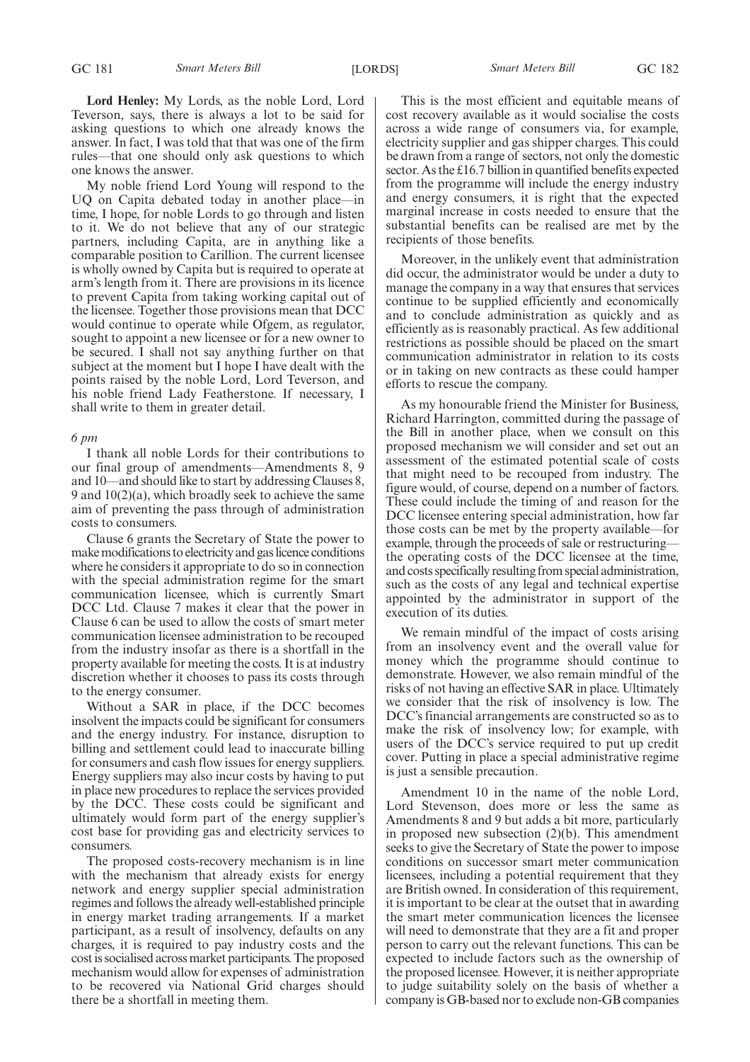**Lord Henley:** My Lords, as the noble Lord, Lord Teverson, says, there is always a lot to be said for asking questions to which one already knows the answer. In fact, I was told that that was one of the firm rules—that one should only ask questions to which one knows the answer.

My noble friend Lord Young will respond to the UQ on Capita debated today in another place—in time, I hope, for noble Lords to go through and listen to it. We do not believe that any of our strategic partners, including Capita, are in anything like a comparable position to Carillion. The current licensee is wholly owned by Capita but is required to operate at arm's length from it. There are provisions in its licence to prevent Capita from taking working capital out of the licensee. Together those provisions mean that DCC would continue to operate while Ofgem, as regulator, sought to appoint a new licensee or for a new owner to be secured. I shall not say anything further on that subject at the moment but I hope I have dealt with the points raised by the noble Lord, Lord Teverson, and his noble friend Lady Featherstone. If necessary, I shall write to them in greater detail.

*6 pm*

I thank all noble Lords for their contributions to our final group of amendments—Amendments 8, 9 and 10—and should like to start by addressing Clauses 8, 9 and 10(2)(a), which broadly seek to achieve the same aim of preventing the pass through of administration costs to consumers.

Clause 6 grants the Secretary of State the power to make modifications to electricity and gas licence conditions where he considers it appropriate to do so in connection with the special administration regime for the smart communication licensee, which is currently Smart DCC Ltd. Clause 7 makes it clear that the power in Clause 6 can be used to allow the costs of smart meter communication licensee administration to be recouped from the industry insofar as there is a shortfall in the property available for meeting the costs. It is at industry discretion whether it chooses to pass its costs through to the energy consumer.

Without a SAR in place, if the DCC becomes insolvent the impacts could be significant for consumers and the energy industry. For instance, disruption to billing and settlement could lead to inaccurate billing for consumers and cash flow issues for energy suppliers. Energy suppliers may also incur costs by having to put in place new procedures to replace the services provided by the DCC. These costs could be significant and ultimately would form part of the energy supplier's cost base for providing gas and electricity services to consumers.

The proposed costs-recovery mechanism is in line with the mechanism that already exists for energy network and energy supplier special administration regimes and follows the already well-established principle in energy market trading arrangements. If a market participant, as a result of insolvency, defaults on any charges, it is required to pay industry costs and the cost is socialised across market participants. The proposed mechanism would allow for expenses of administration to be recovered via National Grid charges should there be a shortfall in meeting them.

This is the most efficient and equitable means of cost recovery available as it would socialise the costs across a wide range of consumers via, for example, electricity supplier and gas shipper charges. This could be drawn from a range of sectors, not only the domestic sector. As the £16.7 billion in quantified benefits expected from the programme will include the energy industry and energy consumers, it is right that the expected marginal increase in costs needed to ensure that the substantial benefits can be realised are met by the recipients of those benefits.

Moreover, in the unlikely event that administration did occur, the administrator would be under a duty to manage the company in a way that ensures that services continue to be supplied efficiently and economically and to conclude administration as quickly and as efficiently as is reasonably practical. As few additional restrictions as possible should be placed on the smart communication administrator in relation to its costs or in taking on new contracts as these could hamper efforts to rescue the company.

As my honourable friend the Minister for Business, Richard Harrington, committed during the passage of the Bill in another place, when we consult on this proposed mechanism we will consider and set out an assessment of the estimated potential scale of costs that might need to be recouped from industry. The figure would, of course, depend on a number of factors. These could include the timing of and reason for the DCC licensee entering special administration, how far those costs can be met by the property available—for example, through the proceeds of sale or restructuring—the operating costs of the DCC licensee at the time, and costs specifically resulting from special administration, such as the costs of any legal and technical expertise appointed by the administrator in support of the execution of its duties.

We remain mindful of the impact of costs arising from an insolvency event and the overall value for money which the programme should continue to demonstrate. However, we also remain mindful of the risks of not having an effective SAR in place. Ultimately we consider that the risk of insolvency is low. The DCC's financial arrangements are constructed so as to make the risk of insolvency low; for example, with users of the DCC's service required to put up credit cover. Putting in place a special administrative regime is just a sensible precaution.

Amendment 10 in the name of the noble Lord, Lord Stevenson, does more or less the same as Amendments 8 and 9 but adds a bit more, particularly in proposed new subsection (2)(b). This amendment seeks to give the Secretary of State the power to impose conditions on successor smart meter communication licensees, including a potential requirement that they are British owned. In consideration of this requirement, it is important to be clear at the outset that in awarding the smart meter communication licences the licensee will need to demonstrate that they are a fit and proper person to carry out the relevant functions. This can be expected to include factors such as the ownership of the proposed licensee. However, it is neither appropriate to judge suitability solely on the basis of whether a company is GB-based nor to exclude non-GB companies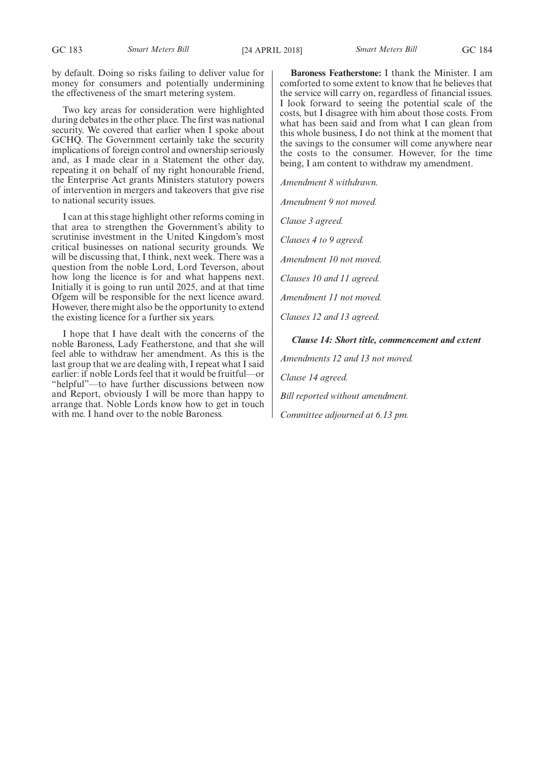by default. Doing so risks failing to deliver value for money for consumers and potentially undermining the effectiveness of the smart metering system.

Two key areas for consideration were highlighted during debates in the other place. The first was national security. We covered that earlier when I spoke about GCHQ. The Government certainly take the security implications of foreign control and ownership seriously and, as I made clear in a Statement the other day, repeating it on behalf of my right honourable friend, the Enterprise Act grants Ministers statutory powers of intervention in mergers and takeovers that give rise to national security issues.

I can at this stage highlight other reforms coming in that area to strengthen the Government's ability to scrutinise investment in the United Kingdom's most critical businesses on national security grounds. We will be discussing that, I think, next week. There was a question from the noble Lord, Lord Teverson, about how long the licence is for and what happens next. Initially it is going to run until 2025, and at that time Ofgem will be responsible for the next licence award. However, there might also be the opportunity to extend the existing licence for a further six years.

I hope that I have dealt with the concerns of the noble Baroness, Lady Featherstone, and that she will feel able to withdraw her amendment. As this is the last group that we are dealing with, I repeat what I said earlier: if noble Lords feel that it would be fruitful—or "helpful"—to have further discussions between now and Report, obviously I will be more than happy to arrange that. Noble Lords know how to get in touch with me. I hand over to the noble Baroness.

**Baroness Featherstone:** I thank the Minister. I am comforted to some extent to know that he believes that the service will carry on, regardless of financial issues. I look forward to seeing the potential scale of the costs, but I disagree with him about those costs. From what has been said and from what I can glean from this whole business, I do not think at the moment that the savings to the consumer will come anywhere near the costs to the consumer. However, for the time being, I am content to withdraw my amendment.

*Amendment 8 withdrawn.*

*Amendment 9 not moved.*

*Clause 3 agreed.*

*Clauses 4 to 9 agreed.*

*Amendment 10 not moved.*

*Clauses 10 and 11 agreed.*

*Amendment 11 not moved.*

*Clauses 12 and 13 agreed.*

***Clause 14: Short title, commencement and extent***

*Amendments 12 and 13 not moved.*

*Clause 14 agreed.*

*Bill reported without amendment.*

*Committee adjourned at 6.13 pm.*